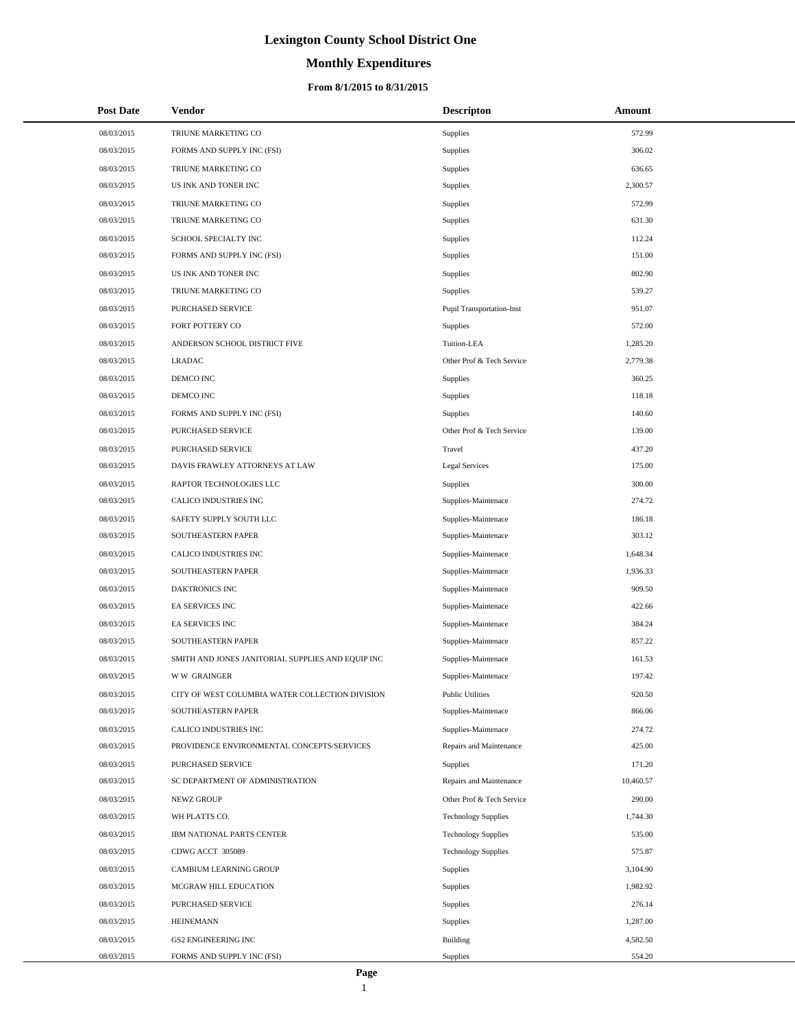# Lexington County School District One

## Monthly Expenditures

### From 8/1/2015 to 8/31/2015

| Post Date | Vendor | Descripton | Amount |
|---|---|---|---|
| 08/03/2015 | TRIUNE MARKETING CO | Supplies | 572.99 |
| 08/03/2015 | FORMS AND SUPPLY INC (FSI) | Supplies | 306.02 |
| 08/03/2015 | TRIUNE MARKETING CO | Supplies | 636.65 |
| 08/03/2015 | US INK AND TONER INC | Supplies | 2,300.57 |
| 08/03/2015 | TRIUNE MARKETING CO | Supplies | 572.99 |
| 08/03/2015 | TRIUNE MARKETING CO | Supplies | 631.30 |
| 08/03/2015 | SCHOOL SPECIALTY INC | Supplies | 112.24 |
| 08/03/2015 | FORMS AND SUPPLY INC (FSI) | Supplies | 151.00 |
| 08/03/2015 | US INK AND TONER INC | Supplies | 802.90 |
| 08/03/2015 | TRIUNE MARKETING CO | Supplies | 539.27 |
| 08/03/2015 | PURCHASED SERVICE | Pupil Transportation-Inst | 951.07 |
| 08/03/2015 | FORT POTTERY CO | Supplies | 572.00 |
| 08/03/2015 | ANDERSON SCHOOL DISTRICT FIVE | Tuition-LEA | 1,285.20 |
| 08/03/2015 | LRADAC | Other Prof & Tech Service | 2,779.38 |
| 08/03/2015 | DEMCO INC | Supplies | 360.25 |
| 08/03/2015 | DEMCO INC | Supplies | 118.18 |
| 08/03/2015 | FORMS AND SUPPLY INC (FSI) | Supplies | 140.60 |
| 08/03/2015 | PURCHASED SERVICE | Other Prof & Tech Service | 139.00 |
| 08/03/2015 | PURCHASED SERVICE | Travel | 437.20 |
| 08/03/2015 | DAVIS FRAWLEY ATTORNEYS AT LAW | Legal Services | 175.00 |
| 08/03/2015 | RAPTOR TECHNOLOGIES LLC | Supplies | 300.00 |
| 08/03/2015 | CALICO INDUSTRIES INC | Supplies-Maintenace | 274.72 |
| 08/03/2015 | SAFETY SUPPLY SOUTH LLC | Supplies-Maintenace | 186.18 |
| 08/03/2015 | SOUTHEASTERN PAPER | Supplies-Maintenace | 303.12 |
| 08/03/2015 | CALICO INDUSTRIES INC | Supplies-Maintenace | 1,648.34 |
| 08/03/2015 | SOUTHEASTERN PAPER | Supplies-Maintenace | 1,936.33 |
| 08/03/2015 | DAKTRONICS INC | Supplies-Maintenace | 909.50 |
| 08/03/2015 | EA SERVICES INC | Supplies-Maintenace | 422.66 |
| 08/03/2015 | EA SERVICES INC | Supplies-Maintenace | 384.24 |
| 08/03/2015 | SOUTHEASTERN PAPER | Supplies-Maintenace | 857.22 |
| 08/03/2015 | SMITH AND JONES JANITORIAL SUPPLIES AND EQUIP INC | Supplies-Maintenace | 161.53 |
| 08/03/2015 | W W GRAINGER | Supplies-Maintenace | 197.42 |
| 08/03/2015 | CITY OF WEST COLUMBIA WATER COLLECTION DIVISION | Public Utilities | 920.50 |
| 08/03/2015 | SOUTHEASTERN PAPER | Supplies-Maintenace | 866.06 |
| 08/03/2015 | CALICO INDUSTRIES INC | Supplies-Maintenace | 274.72 |
| 08/03/2015 | PROVIDENCE ENVIRONMENTAL CONCEPTS/SERVICES | Repairs and Maintenance | 425.00 |
| 08/03/2015 | PURCHASED SERVICE | Supplies | 171.20 |
| 08/03/2015 | SC DEPARTMENT OF ADMINISTRATION | Repairs and Maintenance | 10,460.57 |
| 08/03/2015 | NEWZ GROUP | Other Prof & Tech Service | 290.00 |
| 08/03/2015 | WH PLATTS CO. | Technology Supplies | 1,744.30 |
| 08/03/2015 | IBM NATIONAL PARTS CENTER | Technology Supplies | 535.00 |
| 08/03/2015 | CDWG ACCT 305089 | Technology Supplies | 575.87 |
| 08/03/2015 | CAMBIUM LEARNING GROUP | Supplies | 3,104.90 |
| 08/03/2015 | MCGRAW HILL EDUCATION | Supplies | 1,982.92 |
| 08/03/2015 | PURCHASED SERVICE | Supplies | 276.14 |
| 08/03/2015 | HEINEMANN | Supplies | 1,287.00 |
| 08/03/2015 | GS2 ENGINEERING INC | Building | 4,582.50 |
| 08/03/2015 | FORMS AND SUPPLY INC (FSI) | Supplies | 554.20 |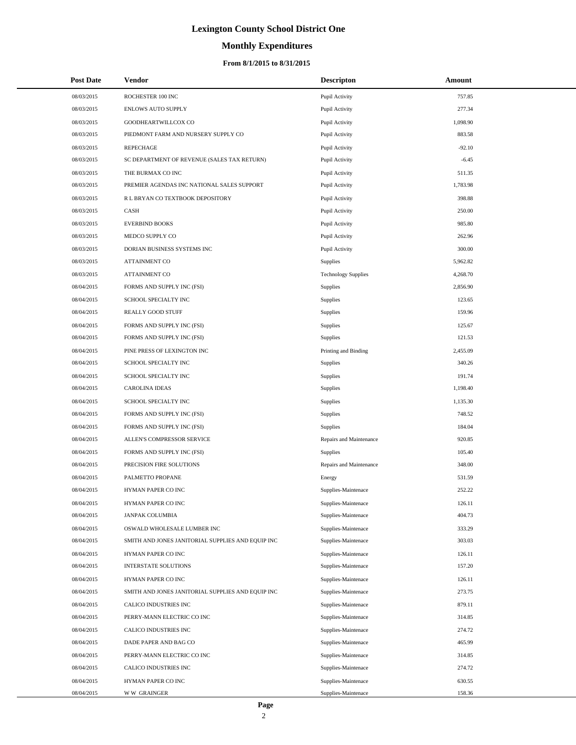# Lexington County School District One

## Monthly Expenditures

### From 8/1/2015 to 8/31/2015

| Post Date | Vendor | Descripton | Amount |
|---|---|---|---|
| 08/03/2015 | ROCHESTER 100 INC | Pupil Activity | 757.85 |
| 08/03/2015 | ENLOWS AUTO SUPPLY | Pupil Activity | 277.34 |
| 08/03/2015 | GOODHEARTWILLCOX CO | Pupil Activity | 1,098.90 |
| 08/03/2015 | PIEDMONT FARM AND NURSERY SUPPLY CO | Pupil Activity | 883.58 |
| 08/03/2015 | REPECHAGE | Pupil Activity | -92.10 |
| 08/03/2015 | SC DEPARTMENT OF REVENUE (SALES TAX RETURN) | Pupil Activity | -6.45 |
| 08/03/2015 | THE BURMAX CO INC | Pupil Activity | 511.35 |
| 08/03/2015 | PREMIER AGENDAS INC NATIONAL SALES SUPPORT | Pupil Activity | 1,783.98 |
| 08/03/2015 | R L BRYAN CO TEXTBOOK DEPOSITORY | Pupil Activity | 398.88 |
| 08/03/2015 | CASH | Pupil Activity | 250.00 |
| 08/03/2015 | EVERBIND BOOKS | Pupil Activity | 985.80 |
| 08/03/2015 | MEDCO SUPPLY CO | Pupil Activity | 262.96 |
| 08/03/2015 | DORIAN BUSINESS SYSTEMS INC | Pupil Activity | 300.00 |
| 08/03/2015 | ATTAINMENT CO | Supplies | 5,962.82 |
| 08/03/2015 | ATTAINMENT CO | Technology Supplies | 4,268.70 |
| 08/04/2015 | FORMS AND SUPPLY INC (FSI) | Supplies | 2,856.90 |
| 08/04/2015 | SCHOOL SPECIALTY INC | Supplies | 123.65 |
| 08/04/2015 | REALLY GOOD STUFF | Supplies | 159.96 |
| 08/04/2015 | FORMS AND SUPPLY INC (FSI) | Supplies | 125.67 |
| 08/04/2015 | FORMS AND SUPPLY INC (FSI) | Supplies | 121.53 |
| 08/04/2015 | PINE PRESS OF LEXINGTON INC | Printing and Binding | 2,455.09 |
| 08/04/2015 | SCHOOL SPECIALTY INC | Supplies | 340.26 |
| 08/04/2015 | SCHOOL SPECIALTY INC | Supplies | 191.74 |
| 08/04/2015 | CAROLINA IDEAS | Supplies | 1,198.40 |
| 08/04/2015 | SCHOOL SPECIALTY INC | Supplies | 1,135.30 |
| 08/04/2015 | FORMS AND SUPPLY INC (FSI) | Supplies | 748.52 |
| 08/04/2015 | FORMS AND SUPPLY INC (FSI) | Supplies | 184.04 |
| 08/04/2015 | ALLEN'S COMPRESSOR SERVICE | Repairs and Maintenance | 920.85 |
| 08/04/2015 | FORMS AND SUPPLY INC (FSI) | Supplies | 105.40 |
| 08/04/2015 | PRECISION FIRE SOLUTIONS | Repairs and Maintenance | 348.00 |
| 08/04/2015 | PALMETTO PROPANE | Energy | 531.59 |
| 08/04/2015 | HYMAN PAPER CO INC | Supplies-Maintenace | 252.22 |
| 08/04/2015 | HYMAN PAPER CO INC | Supplies-Maintenace | 126.11 |
| 08/04/2015 | JANPAK COLUMBIA | Supplies-Maintenace | 404.73 |
| 08/04/2015 | OSWALD WHOLESALE LUMBER INC | Supplies-Maintenace | 333.29 |
| 08/04/2015 | SMITH AND JONES JANITORIAL SUPPLIES AND EQUIP INC | Supplies-Maintenace | 303.03 |
| 08/04/2015 | HYMAN PAPER CO INC | Supplies-Maintenace | 126.11 |
| 08/04/2015 | INTERSTATE SOLUTIONS | Supplies-Maintenace | 157.20 |
| 08/04/2015 | HYMAN PAPER CO INC | Supplies-Maintenace | 126.11 |
| 08/04/2015 | SMITH AND JONES JANITORIAL SUPPLIES AND EQUIP INC | Supplies-Maintenace | 273.75 |
| 08/04/2015 | CALICO INDUSTRIES INC | Supplies-Maintenace | 879.11 |
| 08/04/2015 | PERRY-MANN ELECTRIC CO INC | Supplies-Maintenace | 314.85 |
| 08/04/2015 | CALICO INDUSTRIES INC | Supplies-Maintenace | 274.72 |
| 08/04/2015 | DADE PAPER AND BAG CO | Supplies-Maintenace | 465.99 |
| 08/04/2015 | PERRY-MANN ELECTRIC CO INC | Supplies-Maintenace | 314.85 |
| 08/04/2015 | CALICO INDUSTRIES INC | Supplies-Maintenace | 274.72 |
| 08/04/2015 | HYMAN PAPER CO INC | Supplies-Maintenace | 630.55 |
| 08/04/2015 | W W GRAINGER | Supplies-Maintenace | 158.36 |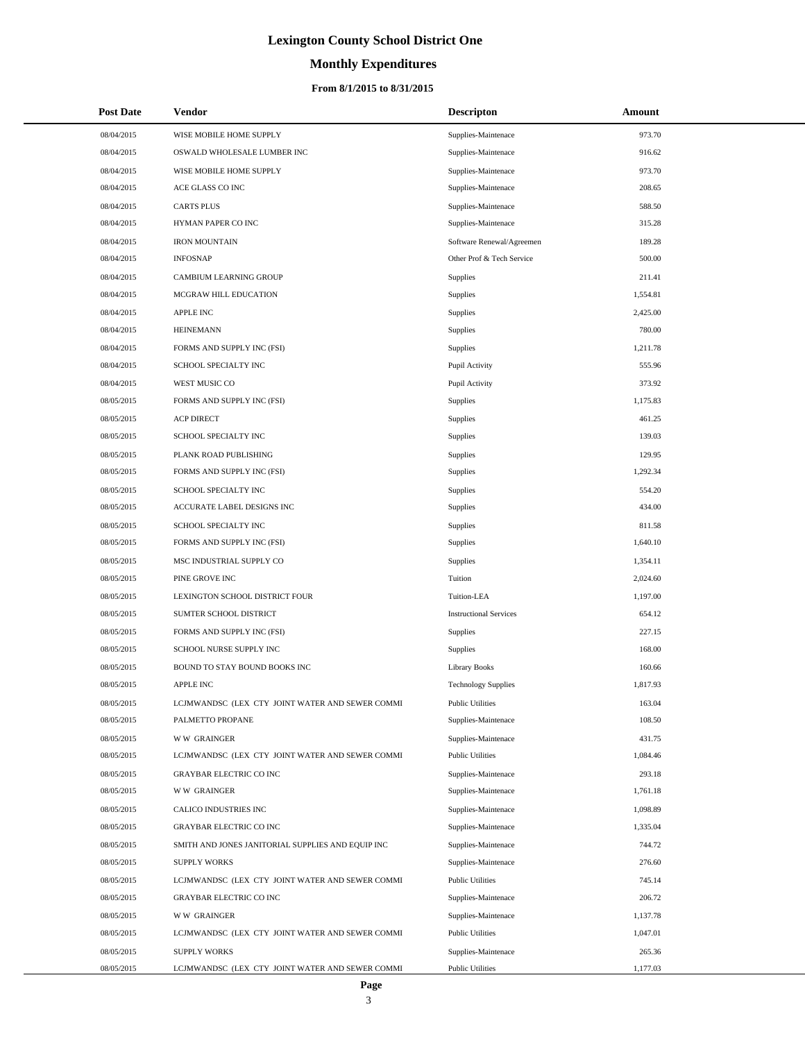# Lexington County School District One

## Monthly Expenditures

### From 8/1/2015 to 8/31/2015

| Post Date | Vendor | Descripton | Amount |
|---|---|---|---|
| 08/04/2015 | WISE MOBILE HOME SUPPLY | Supplies-Maintenace | 973.70 |
| 08/04/2015 | OSWALD WHOLESALE LUMBER INC | Supplies-Maintenace | 916.62 |
| 08/04/2015 | WISE MOBILE HOME SUPPLY | Supplies-Maintenace | 973.70 |
| 08/04/2015 | ACE GLASS CO INC | Supplies-Maintenace | 208.65 |
| 08/04/2015 | CARTS PLUS | Supplies-Maintenace | 588.50 |
| 08/04/2015 | HYMAN PAPER CO INC | Supplies-Maintenace | 315.28 |
| 08/04/2015 | IRON MOUNTAIN | Software Renewal/Agreemen | 189.28 |
| 08/04/2015 | INFOSNAP | Other Prof & Tech Service | 500.00 |
| 08/04/2015 | CAMBIUM LEARNING GROUP | Supplies | 211.41 |
| 08/04/2015 | MCGRAW HILL EDUCATION | Supplies | 1,554.81 |
| 08/04/2015 | APPLE INC | Supplies | 2,425.00 |
| 08/04/2015 | HEINEMANN | Supplies | 780.00 |
| 08/04/2015 | FORMS AND SUPPLY INC (FSI) | Supplies | 1,211.78 |
| 08/04/2015 | SCHOOL SPECIALTY INC | Pupil Activity | 555.96 |
| 08/04/2015 | WEST MUSIC CO | Pupil Activity | 373.92 |
| 08/05/2015 | FORMS AND SUPPLY INC (FSI) | Supplies | 1,175.83 |
| 08/05/2015 | ACP DIRECT | Supplies | 461.25 |
| 08/05/2015 | SCHOOL SPECIALTY INC | Supplies | 139.03 |
| 08/05/2015 | PLANK ROAD PUBLISHING | Supplies | 129.95 |
| 08/05/2015 | FORMS AND SUPPLY INC (FSI) | Supplies | 1,292.34 |
| 08/05/2015 | SCHOOL SPECIALTY INC | Supplies | 554.20 |
| 08/05/2015 | ACCURATE LABEL DESIGNS INC | Supplies | 434.00 |
| 08/05/2015 | SCHOOL SPECIALTY INC | Supplies | 811.58 |
| 08/05/2015 | FORMS AND SUPPLY INC (FSI) | Supplies | 1,640.10 |
| 08/05/2015 | MSC INDUSTRIAL SUPPLY CO | Supplies | 1,354.11 |
| 08/05/2015 | PINE GROVE INC | Tuition | 2,024.60 |
| 08/05/2015 | LEXINGTON SCHOOL DISTRICT FOUR | Tuition-LEA | 1,197.00 |
| 08/05/2015 | SUMTER SCHOOL DISTRICT | Instructional Services | 654.12 |
| 08/05/2015 | FORMS AND SUPPLY INC (FSI) | Supplies | 227.15 |
| 08/05/2015 | SCHOOL NURSE SUPPLY INC | Supplies | 168.00 |
| 08/05/2015 | BOUND TO STAY BOUND BOOKS INC | Library Books | 160.66 |
| 08/05/2015 | APPLE INC | Technology Supplies | 1,817.93 |
| 08/05/2015 | LCJMWANDSC (LEX CTY JOINT WATER AND SEWER COMMI | Public Utilities | 163.04 |
| 08/05/2015 | PALMETTO PROPANE | Supplies-Maintenace | 108.50 |
| 08/05/2015 | W W GRAINGER | Supplies-Maintenace | 431.75 |
| 08/05/2015 | LCJMWANDSC (LEX CTY JOINT WATER AND SEWER COMMI | Public Utilities | 1,084.46 |
| 08/05/2015 | GRAYBAR ELECTRIC CO INC | Supplies-Maintenace | 293.18 |
| 08/05/2015 | W W GRAINGER | Supplies-Maintenace | 1,761.18 |
| 08/05/2015 | CALICO INDUSTRIES INC | Supplies-Maintenace | 1,098.89 |
| 08/05/2015 | GRAYBAR ELECTRIC CO INC | Supplies-Maintenace | 1,335.04 |
| 08/05/2015 | SMITH AND JONES JANITORIAL SUPPLIES AND EQUIP INC | Supplies-Maintenace | 744.72 |
| 08/05/2015 | SUPPLY WORKS | Supplies-Maintenace | 276.60 |
| 08/05/2015 | LCJMWANDSC (LEX CTY JOINT WATER AND SEWER COMMI | Public Utilities | 745.14 |
| 08/05/2015 | GRAYBAR ELECTRIC CO INC | Supplies-Maintenace | 206.72 |
| 08/05/2015 | W W GRAINGER | Supplies-Maintenace | 1,137.78 |
| 08/05/2015 | LCJMWANDSC (LEX CTY JOINT WATER AND SEWER COMMI | Public Utilities | 1,047.01 |
| 08/05/2015 | SUPPLY WORKS | Supplies-Maintenace | 265.36 |
| 08/05/2015 | LCJMWANDSC (LEX CTY JOINT WATER AND SEWER COMMI | Public Utilities | 1,177.03 |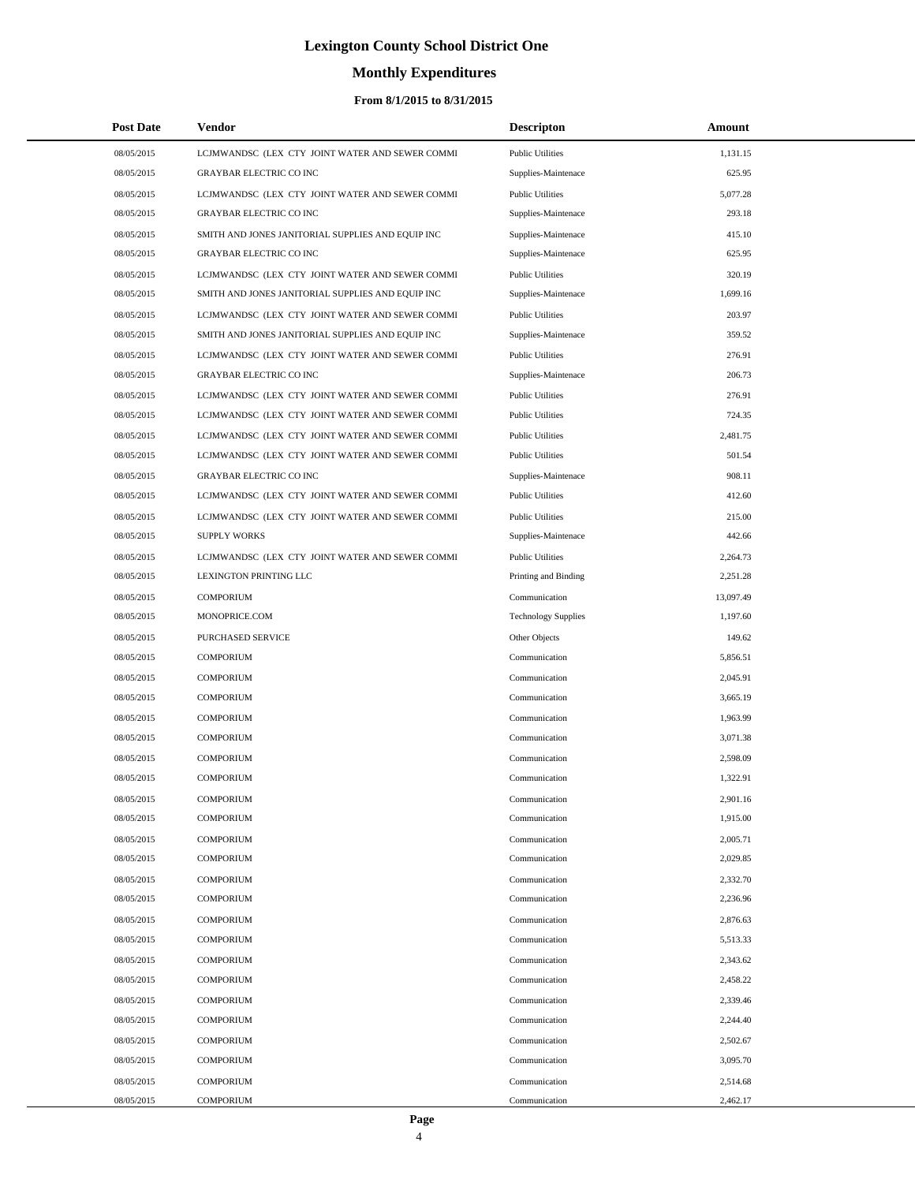# Lexington County School District One

## Monthly Expenditures

### From 8/1/2015 to 8/31/2015

| Post Date | Vendor | Descripton | Amount |
|---|---|---|---|
| 08/05/2015 | LCJMWANDSC (LEX CTY JOINT WATER AND SEWER COMMI | Public Utilities | 1,131.15 |
| 08/05/2015 | GRAYBAR ELECTRIC CO INC | Supplies-Maintenace | 625.95 |
| 08/05/2015 | LCJMWANDSC (LEX CTY JOINT WATER AND SEWER COMMI | Public Utilities | 5,077.28 |
| 08/05/2015 | GRAYBAR ELECTRIC CO INC | Supplies-Maintenace | 293.18 |
| 08/05/2015 | SMITH AND JONES JANITORIAL SUPPLIES AND EQUIP INC | Supplies-Maintenace | 415.10 |
| 08/05/2015 | GRAYBAR ELECTRIC CO INC | Supplies-Maintenace | 625.95 |
| 08/05/2015 | LCJMWANDSC (LEX CTY JOINT WATER AND SEWER COMMI | Public Utilities | 320.19 |
| 08/05/2015 | SMITH AND JONES JANITORIAL SUPPLIES AND EQUIP INC | Supplies-Maintenace | 1,699.16 |
| 08/05/2015 | LCJMWANDSC (LEX CTY JOINT WATER AND SEWER COMMI | Public Utilities | 203.97 |
| 08/05/2015 | SMITH AND JONES JANITORIAL SUPPLIES AND EQUIP INC | Supplies-Maintenace | 359.52 |
| 08/05/2015 | LCJMWANDSC (LEX CTY JOINT WATER AND SEWER COMMI | Public Utilities | 276.91 |
| 08/05/2015 | GRAYBAR ELECTRIC CO INC | Supplies-Maintenace | 206.73 |
| 08/05/2015 | LCJMWANDSC (LEX CTY JOINT WATER AND SEWER COMMI | Public Utilities | 276.91 |
| 08/05/2015 | LCJMWANDSC (LEX CTY JOINT WATER AND SEWER COMMI | Public Utilities | 724.35 |
| 08/05/2015 | LCJMWANDSC (LEX CTY JOINT WATER AND SEWER COMMI | Public Utilities | 2,481.75 |
| 08/05/2015 | LCJMWANDSC (LEX CTY JOINT WATER AND SEWER COMMI | Public Utilities | 501.54 |
| 08/05/2015 | GRAYBAR ELECTRIC CO INC | Supplies-Maintenace | 908.11 |
| 08/05/2015 | LCJMWANDSC (LEX CTY JOINT WATER AND SEWER COMMI | Public Utilities | 412.60 |
| 08/05/2015 | LCJMWANDSC (LEX CTY JOINT WATER AND SEWER COMMI | Public Utilities | 215.00 |
| 08/05/2015 | SUPPLY WORKS | Supplies-Maintenace | 442.66 |
| 08/05/2015 | LCJMWANDSC (LEX CTY JOINT WATER AND SEWER COMMI | Public Utilities | 2,264.73 |
| 08/05/2015 | LEXINGTON PRINTING LLC | Printing and Binding | 2,251.28 |
| 08/05/2015 | COMPORIUM | Communication | 13,097.49 |
| 08/05/2015 | MONOPRICE.COM | Technology Supplies | 1,197.60 |
| 08/05/2015 | PURCHASED SERVICE | Other Objects | 149.62 |
| 08/05/2015 | COMPORIUM | Communication | 5,856.51 |
| 08/05/2015 | COMPORIUM | Communication | 2,045.91 |
| 08/05/2015 | COMPORIUM | Communication | 3,665.19 |
| 08/05/2015 | COMPORIUM | Communication | 1,963.99 |
| 08/05/2015 | COMPORIUM | Communication | 3,071.38 |
| 08/05/2015 | COMPORIUM | Communication | 2,598.09 |
| 08/05/2015 | COMPORIUM | Communication | 1,322.91 |
| 08/05/2015 | COMPORIUM | Communication | 2,901.16 |
| 08/05/2015 | COMPORIUM | Communication | 1,915.00 |
| 08/05/2015 | COMPORIUM | Communication | 2,005.71 |
| 08/05/2015 | COMPORIUM | Communication | 2,029.85 |
| 08/05/2015 | COMPORIUM | Communication | 2,332.70 |
| 08/05/2015 | COMPORIUM | Communication | 2,236.96 |
| 08/05/2015 | COMPORIUM | Communication | 2,876.63 |
| 08/05/2015 | COMPORIUM | Communication | 5,513.33 |
| 08/05/2015 | COMPORIUM | Communication | 2,343.62 |
| 08/05/2015 | COMPORIUM | Communication | 2,458.22 |
| 08/05/2015 | COMPORIUM | Communication | 2,339.46 |
| 08/05/2015 | COMPORIUM | Communication | 2,244.40 |
| 08/05/2015 | COMPORIUM | Communication | 2,502.67 |
| 08/05/2015 | COMPORIUM | Communication | 3,095.70 |
| 08/05/2015 | COMPORIUM | Communication | 2,514.68 |
| 08/05/2015 | COMPORIUM | Communication | 2,462.17 |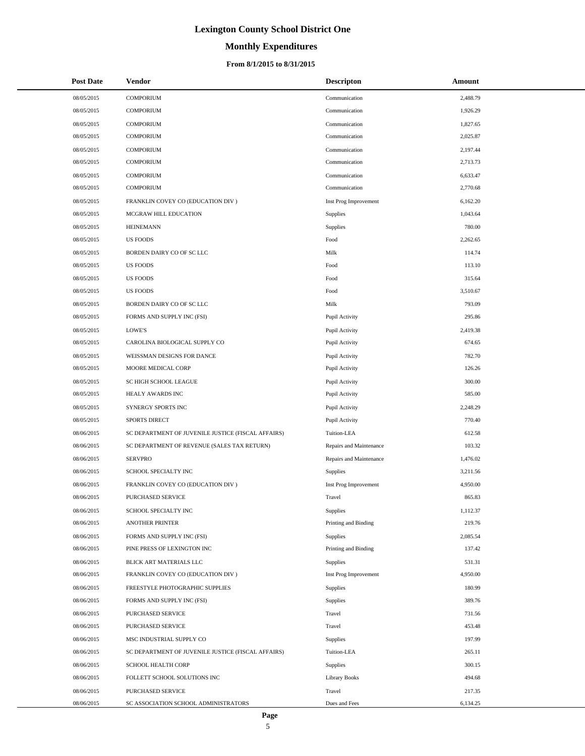# Lexington County School District One

## Monthly Expenditures

### From 8/1/2015 to 8/31/2015

| Post Date | Vendor | Descripton | Amount |
|---|---|---|---|
| 08/05/2015 | COMPORIUM | Communication | 2,488.79 |
| 08/05/2015 | COMPORIUM | Communication | 1,926.29 |
| 08/05/2015 | COMPORIUM | Communication | 1,827.65 |
| 08/05/2015 | COMPORIUM | Communication | 2,025.87 |
| 08/05/2015 | COMPORIUM | Communication | 2,197.44 |
| 08/05/2015 | COMPORIUM | Communication | 2,713.73 |
| 08/05/2015 | COMPORIUM | Communication | 6,633.47 |
| 08/05/2015 | COMPORIUM | Communication | 2,770.68 |
| 08/05/2015 | FRANKLIN COVEY CO (EDUCATION DIV ) | Inst Prog Improvement | 6,162.20 |
| 08/05/2015 | MCGRAW HILL EDUCATION | Supplies | 1,043.64 |
| 08/05/2015 | HEINEMANN | Supplies | 780.00 |
| 08/05/2015 | US FOODS | Food | 2,262.65 |
| 08/05/2015 | BORDEN DAIRY CO OF SC LLC | Milk | 114.74 |
| 08/05/2015 | US FOODS | Food | 113.10 |
| 08/05/2015 | US FOODS | Food | 315.64 |
| 08/05/2015 | US FOODS | Food | 3,510.67 |
| 08/05/2015 | BORDEN DAIRY CO OF SC LLC | Milk | 793.09 |
| 08/05/2015 | FORMS AND SUPPLY INC (FSI) | Pupil Activity | 295.86 |
| 08/05/2015 | LOWE'S | Pupil Activity | 2,419.38 |
| 08/05/2015 | CAROLINA BIOLOGICAL SUPPLY CO | Pupil Activity | 674.65 |
| 08/05/2015 | WEISSMAN DESIGNS FOR DANCE | Pupil Activity | 782.70 |
| 08/05/2015 | MOORE MEDICAL CORP | Pupil Activity | 126.26 |
| 08/05/2015 | SC HIGH SCHOOL LEAGUE | Pupil Activity | 300.00 |
| 08/05/2015 | HEALY AWARDS INC | Pupil Activity | 585.00 |
| 08/05/2015 | SYNERGY SPORTS INC | Pupil Activity | 2,248.29 |
| 08/05/2015 | SPORTS DIRECT | Pupil Activity | 770.40 |
| 08/06/2015 | SC DEPARTMENT OF JUVENILE JUSTICE (FISCAL AFFAIRS) | Tuition-LEA | 612.58 |
| 08/06/2015 | SC DEPARTMENT OF REVENUE (SALES TAX RETURN) | Repairs and Maintenance | 103.32 |
| 08/06/2015 | SERVPRO | Repairs and Maintenance | 1,476.02 |
| 08/06/2015 | SCHOOL SPECIALTY INC | Supplies | 3,211.56 |
| 08/06/2015 | FRANKLIN COVEY CO (EDUCATION DIV ) | Inst Prog Improvement | 4,950.00 |
| 08/06/2015 | PURCHASED SERVICE | Travel | 865.83 |
| 08/06/2015 | SCHOOL SPECIALTY INC | Supplies | 1,112.37 |
| 08/06/2015 | ANOTHER PRINTER | Printing and Binding | 219.76 |
| 08/06/2015 | FORMS AND SUPPLY INC (FSI) | Supplies | 2,085.54 |
| 08/06/2015 | PINE PRESS OF LEXINGTON INC | Printing and Binding | 137.42 |
| 08/06/2015 | BLICK ART MATERIALS LLC | Supplies | 531.31 |
| 08/06/2015 | FRANKLIN COVEY CO (EDUCATION DIV ) | Inst Prog Improvement | 4,950.00 |
| 08/06/2015 | FREESTYLE PHOTOGRAPHIC SUPPLIES | Supplies | 180.99 |
| 08/06/2015 | FORMS AND SUPPLY INC (FSI) | Supplies | 389.76 |
| 08/06/2015 | PURCHASED SERVICE | Travel | 731.56 |
| 08/06/2015 | PURCHASED SERVICE | Travel | 453.48 |
| 08/06/2015 | MSC INDUSTRIAL SUPPLY CO | Supplies | 197.99 |
| 08/06/2015 | SC DEPARTMENT OF JUVENILE JUSTICE (FISCAL AFFAIRS) | Tuition-LEA | 265.11 |
| 08/06/2015 | SCHOOL HEALTH CORP | Supplies | 300.15 |
| 08/06/2015 | FOLLETT SCHOOL SOLUTIONS INC | Library Books | 494.68 |
| 08/06/2015 | PURCHASED SERVICE | Travel | 217.35 |
| 08/06/2015 | SC ASSOCIATION SCHOOL ADMINISTRATORS | Dues and Fees | 6,134.25 |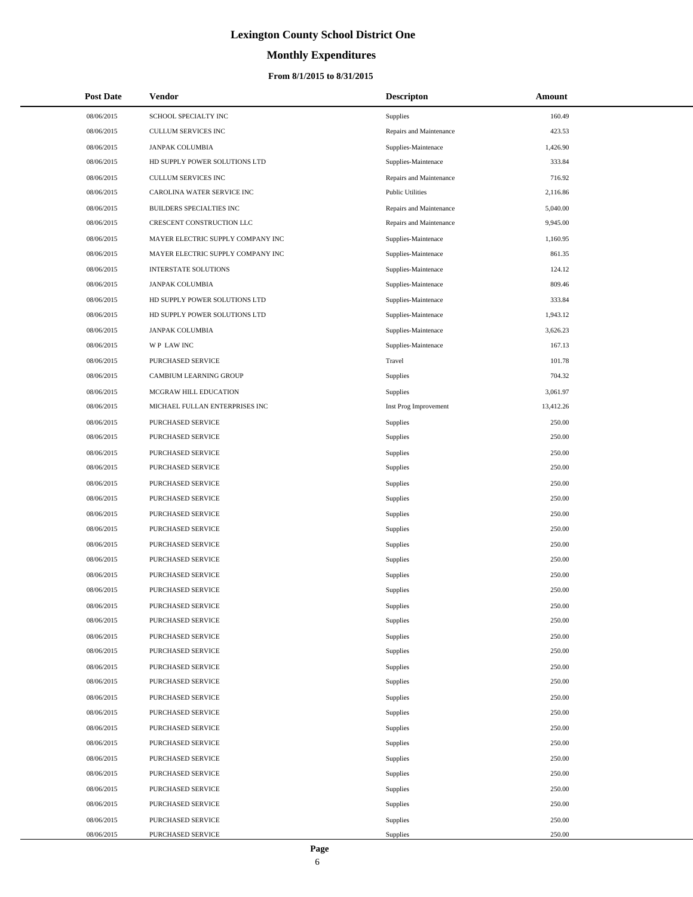# Lexington County School District One

## Monthly Expenditures

### From 8/1/2015 to 8/31/2015

| Post Date | Vendor | Descripton | Amount |
|---|---|---|---|
| 08/06/2015 | SCHOOL SPECIALTY INC | Supplies | 160.49 |
| 08/06/2015 | CULLUM SERVICES INC | Repairs and Maintenance | 423.53 |
| 08/06/2015 | JANPAK COLUMBIA | Supplies-Maintenace | 1,426.90 |
| 08/06/2015 | HD SUPPLY POWER SOLUTIONS LTD | Supplies-Maintenace | 333.84 |
| 08/06/2015 | CULLUM SERVICES INC | Repairs and Maintenance | 716.92 |
| 08/06/2015 | CAROLINA WATER SERVICE INC | Public Utilities | 2,116.86 |
| 08/06/2015 | BUILDERS SPECIALTIES INC | Repairs and Maintenance | 5,040.00 |
| 08/06/2015 | CRESCENT CONSTRUCTION LLC | Repairs and Maintenance | 9,945.00 |
| 08/06/2015 | MAYER ELECTRIC SUPPLY COMPANY INC | Supplies-Maintenace | 1,160.95 |
| 08/06/2015 | MAYER ELECTRIC SUPPLY COMPANY INC | Supplies-Maintenace | 861.35 |
| 08/06/2015 | INTERSTATE SOLUTIONS | Supplies-Maintenace | 124.12 |
| 08/06/2015 | JANPAK COLUMBIA | Supplies-Maintenace | 809.46 |
| 08/06/2015 | HD SUPPLY POWER SOLUTIONS LTD | Supplies-Maintenace | 333.84 |
| 08/06/2015 | HD SUPPLY POWER SOLUTIONS LTD | Supplies-Maintenace | 1,943.12 |
| 08/06/2015 | JANPAK COLUMBIA | Supplies-Maintenace | 3,626.23 |
| 08/06/2015 | W P LAW INC | Supplies-Maintenace | 167.13 |
| 08/06/2015 | PURCHASED SERVICE | Travel | 101.78 |
| 08/06/2015 | CAMBIUM LEARNING GROUP | Supplies | 704.32 |
| 08/06/2015 | MCGRAW HILL EDUCATION | Supplies | 3,061.97 |
| 08/06/2015 | MICHAEL FULLAN ENTERPRISES INC | Inst Prog Improvement | 13,412.26 |
| 08/06/2015 | PURCHASED SERVICE | Supplies | 250.00 |
| 08/06/2015 | PURCHASED SERVICE | Supplies | 250.00 |
| 08/06/2015 | PURCHASED SERVICE | Supplies | 250.00 |
| 08/06/2015 | PURCHASED SERVICE | Supplies | 250.00 |
| 08/06/2015 | PURCHASED SERVICE | Supplies | 250.00 |
| 08/06/2015 | PURCHASED SERVICE | Supplies | 250.00 |
| 08/06/2015 | PURCHASED SERVICE | Supplies | 250.00 |
| 08/06/2015 | PURCHASED SERVICE | Supplies | 250.00 |
| 08/06/2015 | PURCHASED SERVICE | Supplies | 250.00 |
| 08/06/2015 | PURCHASED SERVICE | Supplies | 250.00 |
| 08/06/2015 | PURCHASED SERVICE | Supplies | 250.00 |
| 08/06/2015 | PURCHASED SERVICE | Supplies | 250.00 |
| 08/06/2015 | PURCHASED SERVICE | Supplies | 250.00 |
| 08/06/2015 | PURCHASED SERVICE | Supplies | 250.00 |
| 08/06/2015 | PURCHASED SERVICE | Supplies | 250.00 |
| 08/06/2015 | PURCHASED SERVICE | Supplies | 250.00 |
| 08/06/2015 | PURCHASED SERVICE | Supplies | 250.00 |
| 08/06/2015 | PURCHASED SERVICE | Supplies | 250.00 |
| 08/06/2015 | PURCHASED SERVICE | Supplies | 250.00 |
| 08/06/2015 | PURCHASED SERVICE | Supplies | 250.00 |
| 08/06/2015 | PURCHASED SERVICE | Supplies | 250.00 |
| 08/06/2015 | PURCHASED SERVICE | Supplies | 250.00 |
| 08/06/2015 | PURCHASED SERVICE | Supplies | 250.00 |
| 08/06/2015 | PURCHASED SERVICE | Supplies | 250.00 |
| 08/06/2015 | PURCHASED SERVICE | Supplies | 250.00 |
| 08/06/2015 | PURCHASED SERVICE | Supplies | 250.00 |
| 08/06/2015 | PURCHASED SERVICE | Supplies | 250.00 |
| 08/06/2015 | PURCHASED SERVICE | Supplies | 250.00 |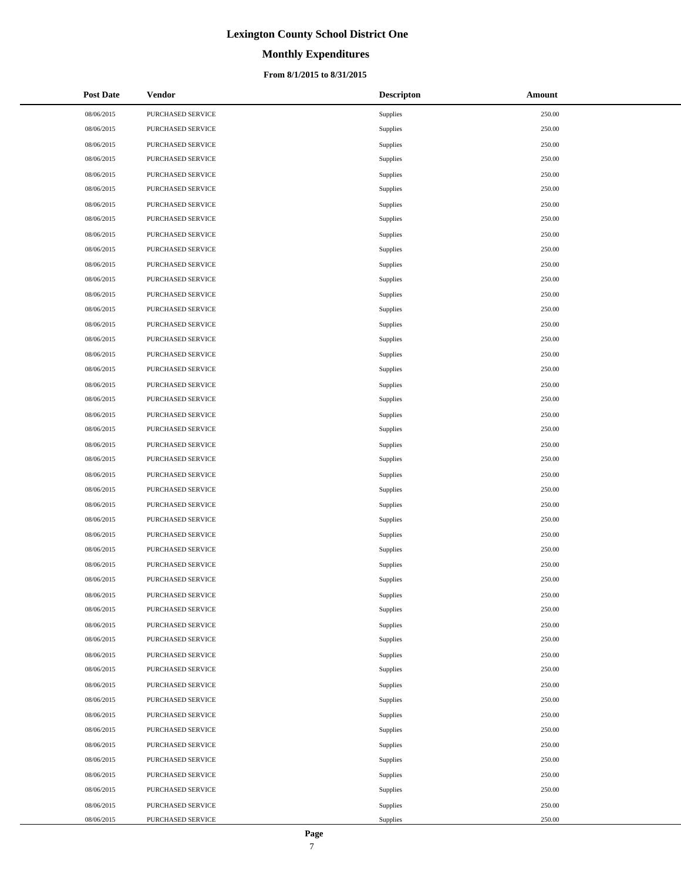# Lexington County School District One

## Monthly Expenditures

### From 8/1/2015 to 8/31/2015

| Post Date | Vendor | Descripton | Amount |
|---|---|---|---|
| 08/06/2015 | PURCHASED SERVICE | Supplies | 250.00 |
| 08/06/2015 | PURCHASED SERVICE | Supplies | 250.00 |
| 08/06/2015 | PURCHASED SERVICE | Supplies | 250.00 |
| 08/06/2015 | PURCHASED SERVICE | Supplies | 250.00 |
| 08/06/2015 | PURCHASED SERVICE | Supplies | 250.00 |
| 08/06/2015 | PURCHASED SERVICE | Supplies | 250.00 |
| 08/06/2015 | PURCHASED SERVICE | Supplies | 250.00 |
| 08/06/2015 | PURCHASED SERVICE | Supplies | 250.00 |
| 08/06/2015 | PURCHASED SERVICE | Supplies | 250.00 |
| 08/06/2015 | PURCHASED SERVICE | Supplies | 250.00 |
| 08/06/2015 | PURCHASED SERVICE | Supplies | 250.00 |
| 08/06/2015 | PURCHASED SERVICE | Supplies | 250.00 |
| 08/06/2015 | PURCHASED SERVICE | Supplies | 250.00 |
| 08/06/2015 | PURCHASED SERVICE | Supplies | 250.00 |
| 08/06/2015 | PURCHASED SERVICE | Supplies | 250.00 |
| 08/06/2015 | PURCHASED SERVICE | Supplies | 250.00 |
| 08/06/2015 | PURCHASED SERVICE | Supplies | 250.00 |
| 08/06/2015 | PURCHASED SERVICE | Supplies | 250.00 |
| 08/06/2015 | PURCHASED SERVICE | Supplies | 250.00 |
| 08/06/2015 | PURCHASED SERVICE | Supplies | 250.00 |
| 08/06/2015 | PURCHASED SERVICE | Supplies | 250.00 |
| 08/06/2015 | PURCHASED SERVICE | Supplies | 250.00 |
| 08/06/2015 | PURCHASED SERVICE | Supplies | 250.00 |
| 08/06/2015 | PURCHASED SERVICE | Supplies | 250.00 |
| 08/06/2015 | PURCHASED SERVICE | Supplies | 250.00 |
| 08/06/2015 | PURCHASED SERVICE | Supplies | 250.00 |
| 08/06/2015 | PURCHASED SERVICE | Supplies | 250.00 |
| 08/06/2015 | PURCHASED SERVICE | Supplies | 250.00 |
| 08/06/2015 | PURCHASED SERVICE | Supplies | 250.00 |
| 08/06/2015 | PURCHASED SERVICE | Supplies | 250.00 |
| 08/06/2015 | PURCHASED SERVICE | Supplies | 250.00 |
| 08/06/2015 | PURCHASED SERVICE | Supplies | 250.00 |
| 08/06/2015 | PURCHASED SERVICE | Supplies | 250.00 |
| 08/06/2015 | PURCHASED SERVICE | Supplies | 250.00 |
| 08/06/2015 | PURCHASED SERVICE | Supplies | 250.00 |
| 08/06/2015 | PURCHASED SERVICE | Supplies | 250.00 |
| 08/06/2015 | PURCHASED SERVICE | Supplies | 250.00 |
| 08/06/2015 | PURCHASED SERVICE | Supplies | 250.00 |
| 08/06/2015 | PURCHASED SERVICE | Supplies | 250.00 |
| 08/06/2015 | PURCHASED SERVICE | Supplies | 250.00 |
| 08/06/2015 | PURCHASED SERVICE | Supplies | 250.00 |
| 08/06/2015 | PURCHASED SERVICE | Supplies | 250.00 |
| 08/06/2015 | PURCHASED SERVICE | Supplies | 250.00 |
| 08/06/2015 | PURCHASED SERVICE | Supplies | 250.00 |
| 08/06/2015 | PURCHASED SERVICE | Supplies | 250.00 |
| 08/06/2015 | PURCHASED SERVICE | Supplies | 250.00 |
| 08/06/2015 | PURCHASED SERVICE | Supplies | 250.00 |
| 08/06/2015 | PURCHASED SERVICE | Supplies | 250.00 |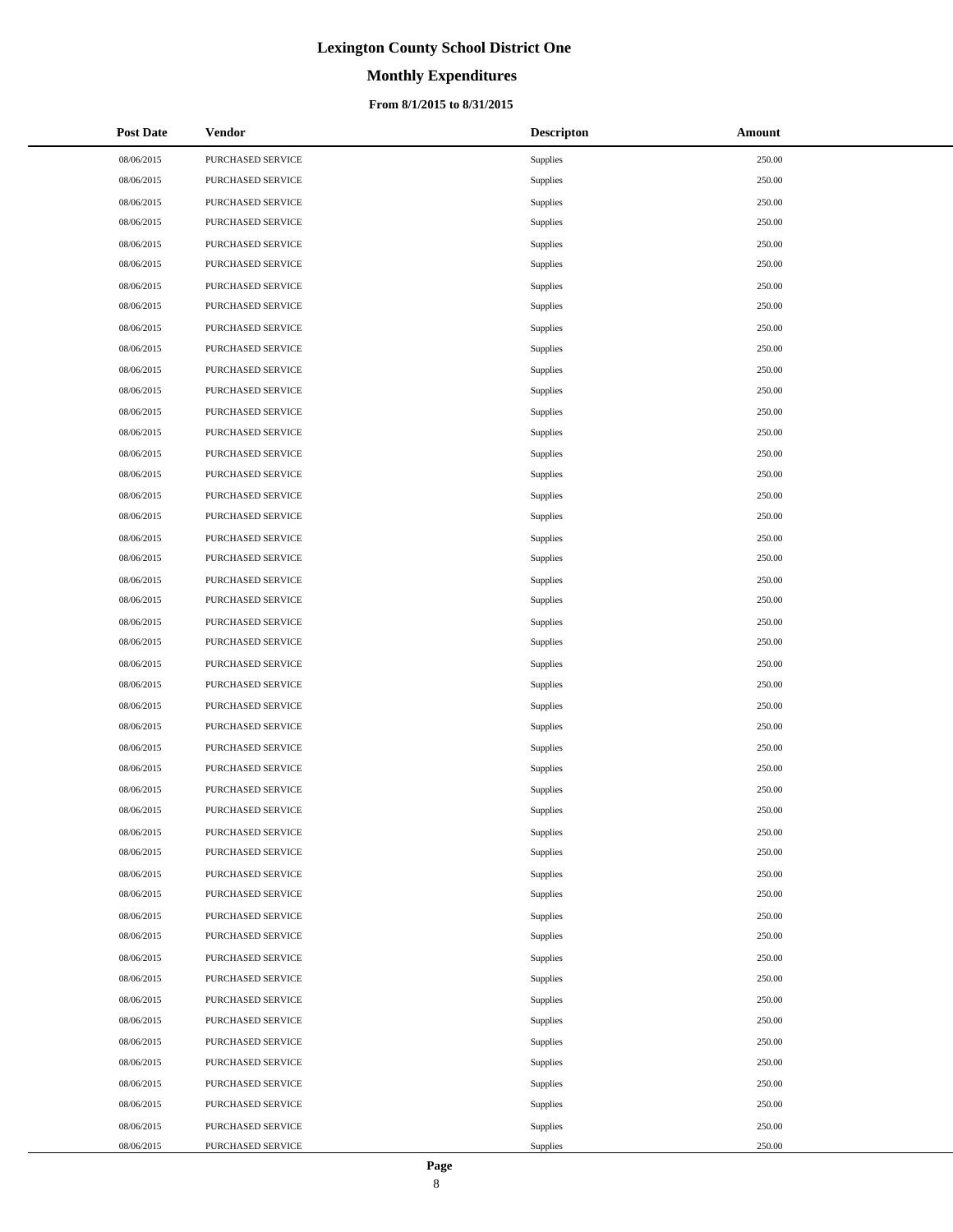# Lexington County School District One

## Monthly Expenditures

### From 8/1/2015 to 8/31/2015

| Post Date | Vendor | Descripton | Amount |
|---|---|---|---|
| 08/06/2015 | PURCHASED SERVICE | Supplies | 250.00 |
| 08/06/2015 | PURCHASED SERVICE | Supplies | 250.00 |
| 08/06/2015 | PURCHASED SERVICE | Supplies | 250.00 |
| 08/06/2015 | PURCHASED SERVICE | Supplies | 250.00 |
| 08/06/2015 | PURCHASED SERVICE | Supplies | 250.00 |
| 08/06/2015 | PURCHASED SERVICE | Supplies | 250.00 |
| 08/06/2015 | PURCHASED SERVICE | Supplies | 250.00 |
| 08/06/2015 | PURCHASED SERVICE | Supplies | 250.00 |
| 08/06/2015 | PURCHASED SERVICE | Supplies | 250.00 |
| 08/06/2015 | PURCHASED SERVICE | Supplies | 250.00 |
| 08/06/2015 | PURCHASED SERVICE | Supplies | 250.00 |
| 08/06/2015 | PURCHASED SERVICE | Supplies | 250.00 |
| 08/06/2015 | PURCHASED SERVICE | Supplies | 250.00 |
| 08/06/2015 | PURCHASED SERVICE | Supplies | 250.00 |
| 08/06/2015 | PURCHASED SERVICE | Supplies | 250.00 |
| 08/06/2015 | PURCHASED SERVICE | Supplies | 250.00 |
| 08/06/2015 | PURCHASED SERVICE | Supplies | 250.00 |
| 08/06/2015 | PURCHASED SERVICE | Supplies | 250.00 |
| 08/06/2015 | PURCHASED SERVICE | Supplies | 250.00 |
| 08/06/2015 | PURCHASED SERVICE | Supplies | 250.00 |
| 08/06/2015 | PURCHASED SERVICE | Supplies | 250.00 |
| 08/06/2015 | PURCHASED SERVICE | Supplies | 250.00 |
| 08/06/2015 | PURCHASED SERVICE | Supplies | 250.00 |
| 08/06/2015 | PURCHASED SERVICE | Supplies | 250.00 |
| 08/06/2015 | PURCHASED SERVICE | Supplies | 250.00 |
| 08/06/2015 | PURCHASED SERVICE | Supplies | 250.00 |
| 08/06/2015 | PURCHASED SERVICE | Supplies | 250.00 |
| 08/06/2015 | PURCHASED SERVICE | Supplies | 250.00 |
| 08/06/2015 | PURCHASED SERVICE | Supplies | 250.00 |
| 08/06/2015 | PURCHASED SERVICE | Supplies | 250.00 |
| 08/06/2015 | PURCHASED SERVICE | Supplies | 250.00 |
| 08/06/2015 | PURCHASED SERVICE | Supplies | 250.00 |
| 08/06/2015 | PURCHASED SERVICE | Supplies | 250.00 |
| 08/06/2015 | PURCHASED SERVICE | Supplies | 250.00 |
| 08/06/2015 | PURCHASED SERVICE | Supplies | 250.00 |
| 08/06/2015 | PURCHASED SERVICE | Supplies | 250.00 |
| 08/06/2015 | PURCHASED SERVICE | Supplies | 250.00 |
| 08/06/2015 | PURCHASED SERVICE | Supplies | 250.00 |
| 08/06/2015 | PURCHASED SERVICE | Supplies | 250.00 |
| 08/06/2015 | PURCHASED SERVICE | Supplies | 250.00 |
| 08/06/2015 | PURCHASED SERVICE | Supplies | 250.00 |
| 08/06/2015 | PURCHASED SERVICE | Supplies | 250.00 |
| 08/06/2015 | PURCHASED SERVICE | Supplies | 250.00 |
| 08/06/2015 | PURCHASED SERVICE | Supplies | 250.00 |
| 08/06/2015 | PURCHASED SERVICE | Supplies | 250.00 |
| 08/06/2015 | PURCHASED SERVICE | Supplies | 250.00 |
| 08/06/2015 | PURCHASED SERVICE | Supplies | 250.00 |
| 08/06/2015 | PURCHASED SERVICE | Supplies | 250.00 |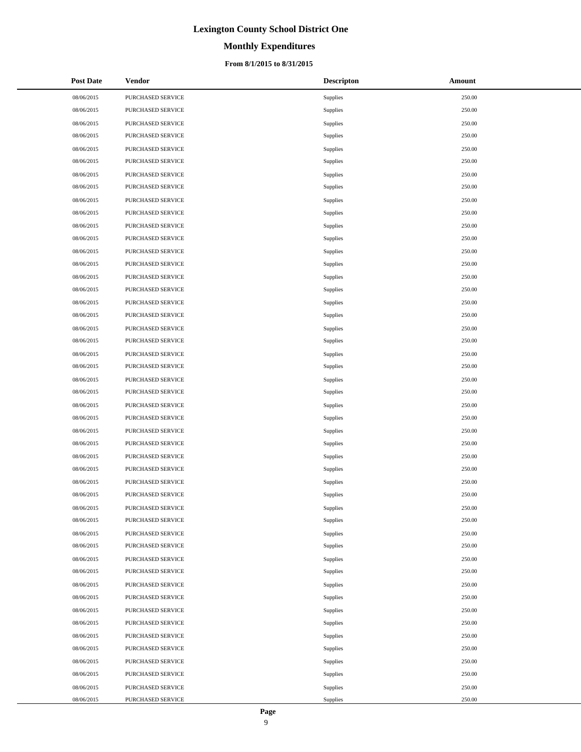# Lexington County School District One

## Monthly Expenditures

### From 8/1/2015 to 8/31/2015

| Post Date | Vendor | Descripton | Amount |
|---|---|---|---|
| 08/06/2015 | PURCHASED SERVICE | Supplies | 250.00 |
| 08/06/2015 | PURCHASED SERVICE | Supplies | 250.00 |
| 08/06/2015 | PURCHASED SERVICE | Supplies | 250.00 |
| 08/06/2015 | PURCHASED SERVICE | Supplies | 250.00 |
| 08/06/2015 | PURCHASED SERVICE | Supplies | 250.00 |
| 08/06/2015 | PURCHASED SERVICE | Supplies | 250.00 |
| 08/06/2015 | PURCHASED SERVICE | Supplies | 250.00 |
| 08/06/2015 | PURCHASED SERVICE | Supplies | 250.00 |
| 08/06/2015 | PURCHASED SERVICE | Supplies | 250.00 |
| 08/06/2015 | PURCHASED SERVICE | Supplies | 250.00 |
| 08/06/2015 | PURCHASED SERVICE | Supplies | 250.00 |
| 08/06/2015 | PURCHASED SERVICE | Supplies | 250.00 |
| 08/06/2015 | PURCHASED SERVICE | Supplies | 250.00 |
| 08/06/2015 | PURCHASED SERVICE | Supplies | 250.00 |
| 08/06/2015 | PURCHASED SERVICE | Supplies | 250.00 |
| 08/06/2015 | PURCHASED SERVICE | Supplies | 250.00 |
| 08/06/2015 | PURCHASED SERVICE | Supplies | 250.00 |
| 08/06/2015 | PURCHASED SERVICE | Supplies | 250.00 |
| 08/06/2015 | PURCHASED SERVICE | Supplies | 250.00 |
| 08/06/2015 | PURCHASED SERVICE | Supplies | 250.00 |
| 08/06/2015 | PURCHASED SERVICE | Supplies | 250.00 |
| 08/06/2015 | PURCHASED SERVICE | Supplies | 250.00 |
| 08/06/2015 | PURCHASED SERVICE | Supplies | 250.00 |
| 08/06/2015 | PURCHASED SERVICE | Supplies | 250.00 |
| 08/06/2015 | PURCHASED SERVICE | Supplies | 250.00 |
| 08/06/2015 | PURCHASED SERVICE | Supplies | 250.00 |
| 08/06/2015 | PURCHASED SERVICE | Supplies | 250.00 |
| 08/06/2015 | PURCHASED SERVICE | Supplies | 250.00 |
| 08/06/2015 | PURCHASED SERVICE | Supplies | 250.00 |
| 08/06/2015 | PURCHASED SERVICE | Supplies | 250.00 |
| 08/06/2015 | PURCHASED SERVICE | Supplies | 250.00 |
| 08/06/2015 | PURCHASED SERVICE | Supplies | 250.00 |
| 08/06/2015 | PURCHASED SERVICE | Supplies | 250.00 |
| 08/06/2015 | PURCHASED SERVICE | Supplies | 250.00 |
| 08/06/2015 | PURCHASED SERVICE | Supplies | 250.00 |
| 08/06/2015 | PURCHASED SERVICE | Supplies | 250.00 |
| 08/06/2015 | PURCHASED SERVICE | Supplies | 250.00 |
| 08/06/2015 | PURCHASED SERVICE | Supplies | 250.00 |
| 08/06/2015 | PURCHASED SERVICE | Supplies | 250.00 |
| 08/06/2015 | PURCHASED SERVICE | Supplies | 250.00 |
| 08/06/2015 | PURCHASED SERVICE | Supplies | 250.00 |
| 08/06/2015 | PURCHASED SERVICE | Supplies | 250.00 |
| 08/06/2015 | PURCHASED SERVICE | Supplies | 250.00 |
| 08/06/2015 | PURCHASED SERVICE | Supplies | 250.00 |
| 08/06/2015 | PURCHASED SERVICE | Supplies | 250.00 |
| 08/06/2015 | PURCHASED SERVICE | Supplies | 250.00 |
| 08/06/2015 | PURCHASED SERVICE | Supplies | 250.00 |
| 08/06/2015 | PURCHASED SERVICE | Supplies | 250.00 |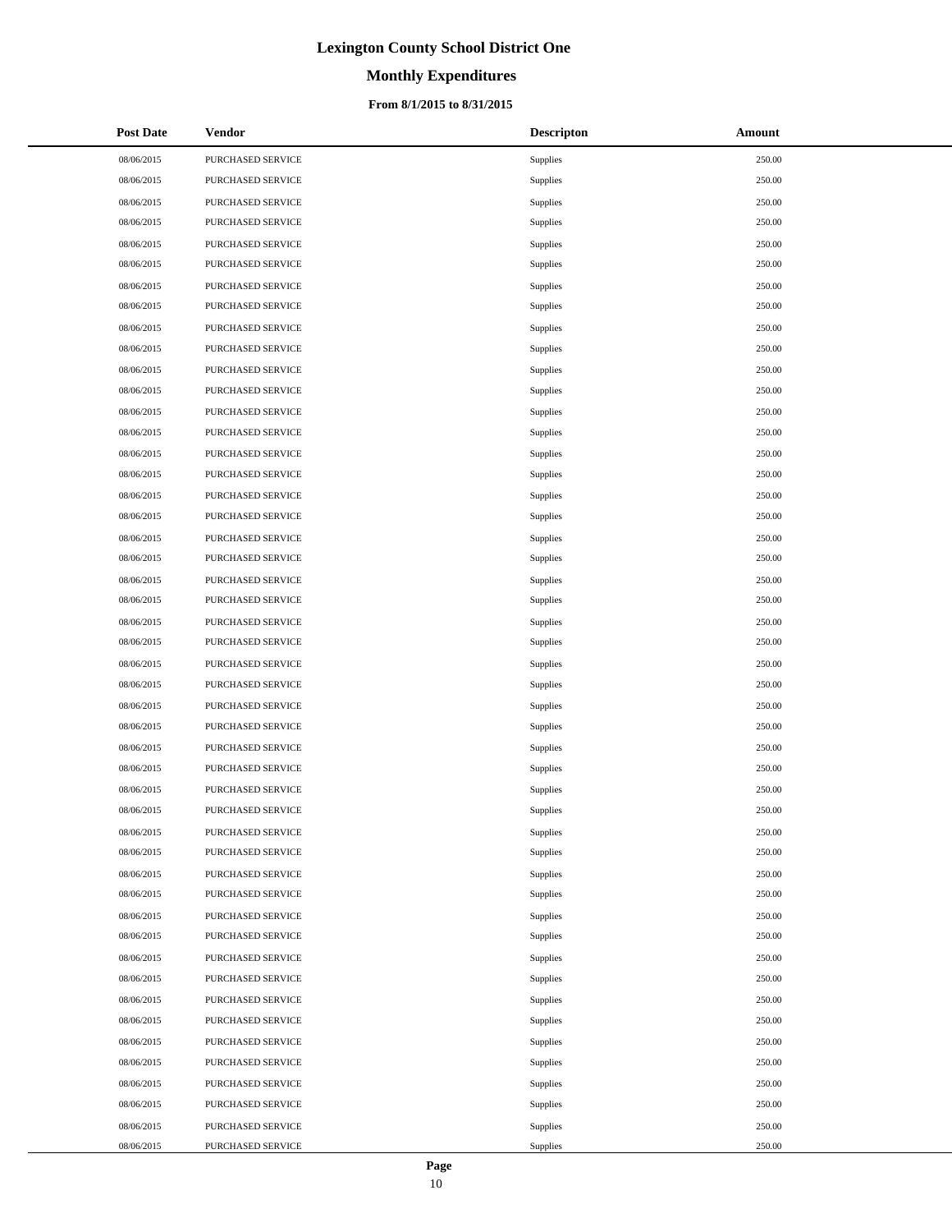# Lexington County School District One

## Monthly Expenditures

### From 8/1/2015 to 8/31/2015

| Post Date | Vendor | Descripton | Amount |
|---|---|---|---|
| 08/06/2015 | PURCHASED SERVICE | Supplies | 250.00 |
| 08/06/2015 | PURCHASED SERVICE | Supplies | 250.00 |
| 08/06/2015 | PURCHASED SERVICE | Supplies | 250.00 |
| 08/06/2015 | PURCHASED SERVICE | Supplies | 250.00 |
| 08/06/2015 | PURCHASED SERVICE | Supplies | 250.00 |
| 08/06/2015 | PURCHASED SERVICE | Supplies | 250.00 |
| 08/06/2015 | PURCHASED SERVICE | Supplies | 250.00 |
| 08/06/2015 | PURCHASED SERVICE | Supplies | 250.00 |
| 08/06/2015 | PURCHASED SERVICE | Supplies | 250.00 |
| 08/06/2015 | PURCHASED SERVICE | Supplies | 250.00 |
| 08/06/2015 | PURCHASED SERVICE | Supplies | 250.00 |
| 08/06/2015 | PURCHASED SERVICE | Supplies | 250.00 |
| 08/06/2015 | PURCHASED SERVICE | Supplies | 250.00 |
| 08/06/2015 | PURCHASED SERVICE | Supplies | 250.00 |
| 08/06/2015 | PURCHASED SERVICE | Supplies | 250.00 |
| 08/06/2015 | PURCHASED SERVICE | Supplies | 250.00 |
| 08/06/2015 | PURCHASED SERVICE | Supplies | 250.00 |
| 08/06/2015 | PURCHASED SERVICE | Supplies | 250.00 |
| 08/06/2015 | PURCHASED SERVICE | Supplies | 250.00 |
| 08/06/2015 | PURCHASED SERVICE | Supplies | 250.00 |
| 08/06/2015 | PURCHASED SERVICE | Supplies | 250.00 |
| 08/06/2015 | PURCHASED SERVICE | Supplies | 250.00 |
| 08/06/2015 | PURCHASED SERVICE | Supplies | 250.00 |
| 08/06/2015 | PURCHASED SERVICE | Supplies | 250.00 |
| 08/06/2015 | PURCHASED SERVICE | Supplies | 250.00 |
| 08/06/2015 | PURCHASED SERVICE | Supplies | 250.00 |
| 08/06/2015 | PURCHASED SERVICE | Supplies | 250.00 |
| 08/06/2015 | PURCHASED SERVICE | Supplies | 250.00 |
| 08/06/2015 | PURCHASED SERVICE | Supplies | 250.00 |
| 08/06/2015 | PURCHASED SERVICE | Supplies | 250.00 |
| 08/06/2015 | PURCHASED SERVICE | Supplies | 250.00 |
| 08/06/2015 | PURCHASED SERVICE | Supplies | 250.00 |
| 08/06/2015 | PURCHASED SERVICE | Supplies | 250.00 |
| 08/06/2015 | PURCHASED SERVICE | Supplies | 250.00 |
| 08/06/2015 | PURCHASED SERVICE | Supplies | 250.00 |
| 08/06/2015 | PURCHASED SERVICE | Supplies | 250.00 |
| 08/06/2015 | PURCHASED SERVICE | Supplies | 250.00 |
| 08/06/2015 | PURCHASED SERVICE | Supplies | 250.00 |
| 08/06/2015 | PURCHASED SERVICE | Supplies | 250.00 |
| 08/06/2015 | PURCHASED SERVICE | Supplies | 250.00 |
| 08/06/2015 | PURCHASED SERVICE | Supplies | 250.00 |
| 08/06/2015 | PURCHASED SERVICE | Supplies | 250.00 |
| 08/06/2015 | PURCHASED SERVICE | Supplies | 250.00 |
| 08/06/2015 | PURCHASED SERVICE | Supplies | 250.00 |
| 08/06/2015 | PURCHASED SERVICE | Supplies | 250.00 |
| 08/06/2015 | PURCHASED SERVICE | Supplies | 250.00 |
| 08/06/2015 | PURCHASED SERVICE | Supplies | 250.00 |
| 08/06/2015 | PURCHASED SERVICE | Supplies | 250.00 |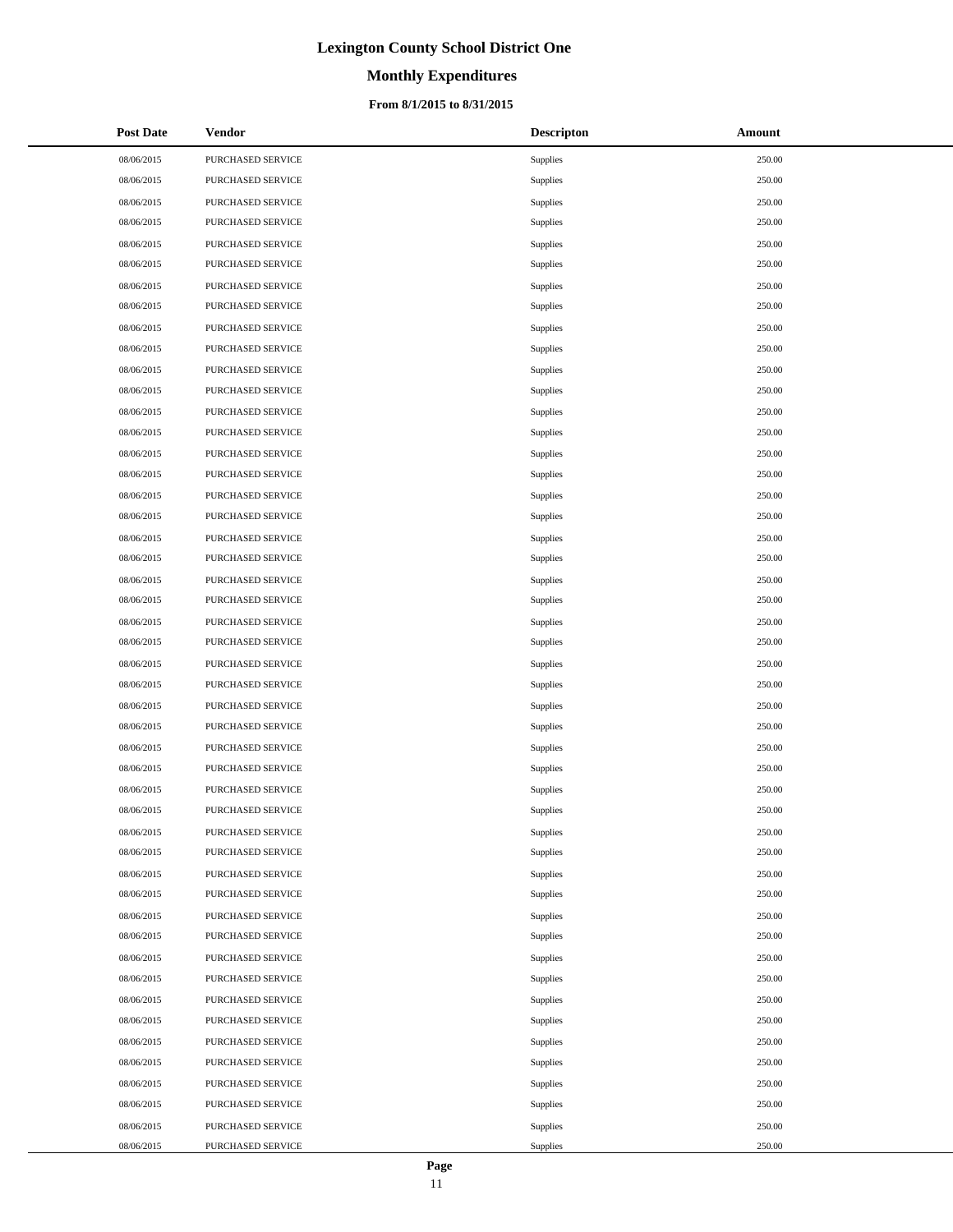# Lexington County School District One

## Monthly Expenditures

### From 8/1/2015 to 8/31/2015

| Post Date | Vendor | Descripton | Amount |
|---|---|---|---|
| 08/06/2015 | PURCHASED SERVICE | Supplies | 250.00 |
| 08/06/2015 | PURCHASED SERVICE | Supplies | 250.00 |
| 08/06/2015 | PURCHASED SERVICE | Supplies | 250.00 |
| 08/06/2015 | PURCHASED SERVICE | Supplies | 250.00 |
| 08/06/2015 | PURCHASED SERVICE | Supplies | 250.00 |
| 08/06/2015 | PURCHASED SERVICE | Supplies | 250.00 |
| 08/06/2015 | PURCHASED SERVICE | Supplies | 250.00 |
| 08/06/2015 | PURCHASED SERVICE | Supplies | 250.00 |
| 08/06/2015 | PURCHASED SERVICE | Supplies | 250.00 |
| 08/06/2015 | PURCHASED SERVICE | Supplies | 250.00 |
| 08/06/2015 | PURCHASED SERVICE | Supplies | 250.00 |
| 08/06/2015 | PURCHASED SERVICE | Supplies | 250.00 |
| 08/06/2015 | PURCHASED SERVICE | Supplies | 250.00 |
| 08/06/2015 | PURCHASED SERVICE | Supplies | 250.00 |
| 08/06/2015 | PURCHASED SERVICE | Supplies | 250.00 |
| 08/06/2015 | PURCHASED SERVICE | Supplies | 250.00 |
| 08/06/2015 | PURCHASED SERVICE | Supplies | 250.00 |
| 08/06/2015 | PURCHASED SERVICE | Supplies | 250.00 |
| 08/06/2015 | PURCHASED SERVICE | Supplies | 250.00 |
| 08/06/2015 | PURCHASED SERVICE | Supplies | 250.00 |
| 08/06/2015 | PURCHASED SERVICE | Supplies | 250.00 |
| 08/06/2015 | PURCHASED SERVICE | Supplies | 250.00 |
| 08/06/2015 | PURCHASED SERVICE | Supplies | 250.00 |
| 08/06/2015 | PURCHASED SERVICE | Supplies | 250.00 |
| 08/06/2015 | PURCHASED SERVICE | Supplies | 250.00 |
| 08/06/2015 | PURCHASED SERVICE | Supplies | 250.00 |
| 08/06/2015 | PURCHASED SERVICE | Supplies | 250.00 |
| 08/06/2015 | PURCHASED SERVICE | Supplies | 250.00 |
| 08/06/2015 | PURCHASED SERVICE | Supplies | 250.00 |
| 08/06/2015 | PURCHASED SERVICE | Supplies | 250.00 |
| 08/06/2015 | PURCHASED SERVICE | Supplies | 250.00 |
| 08/06/2015 | PURCHASED SERVICE | Supplies | 250.00 |
| 08/06/2015 | PURCHASED SERVICE | Supplies | 250.00 |
| 08/06/2015 | PURCHASED SERVICE | Supplies | 250.00 |
| 08/06/2015 | PURCHASED SERVICE | Supplies | 250.00 |
| 08/06/2015 | PURCHASED SERVICE | Supplies | 250.00 |
| 08/06/2015 | PURCHASED SERVICE | Supplies | 250.00 |
| 08/06/2015 | PURCHASED SERVICE | Supplies | 250.00 |
| 08/06/2015 | PURCHASED SERVICE | Supplies | 250.00 |
| 08/06/2015 | PURCHASED SERVICE | Supplies | 250.00 |
| 08/06/2015 | PURCHASED SERVICE | Supplies | 250.00 |
| 08/06/2015 | PURCHASED SERVICE | Supplies | 250.00 |
| 08/06/2015 | PURCHASED SERVICE | Supplies | 250.00 |
| 08/06/2015 | PURCHASED SERVICE | Supplies | 250.00 |
| 08/06/2015 | PURCHASED SERVICE | Supplies | 250.00 |
| 08/06/2015 | PURCHASED SERVICE | Supplies | 250.00 |
| 08/06/2015 | PURCHASED SERVICE | Supplies | 250.00 |
| 08/06/2015 | PURCHASED SERVICE | Supplies | 250.00 |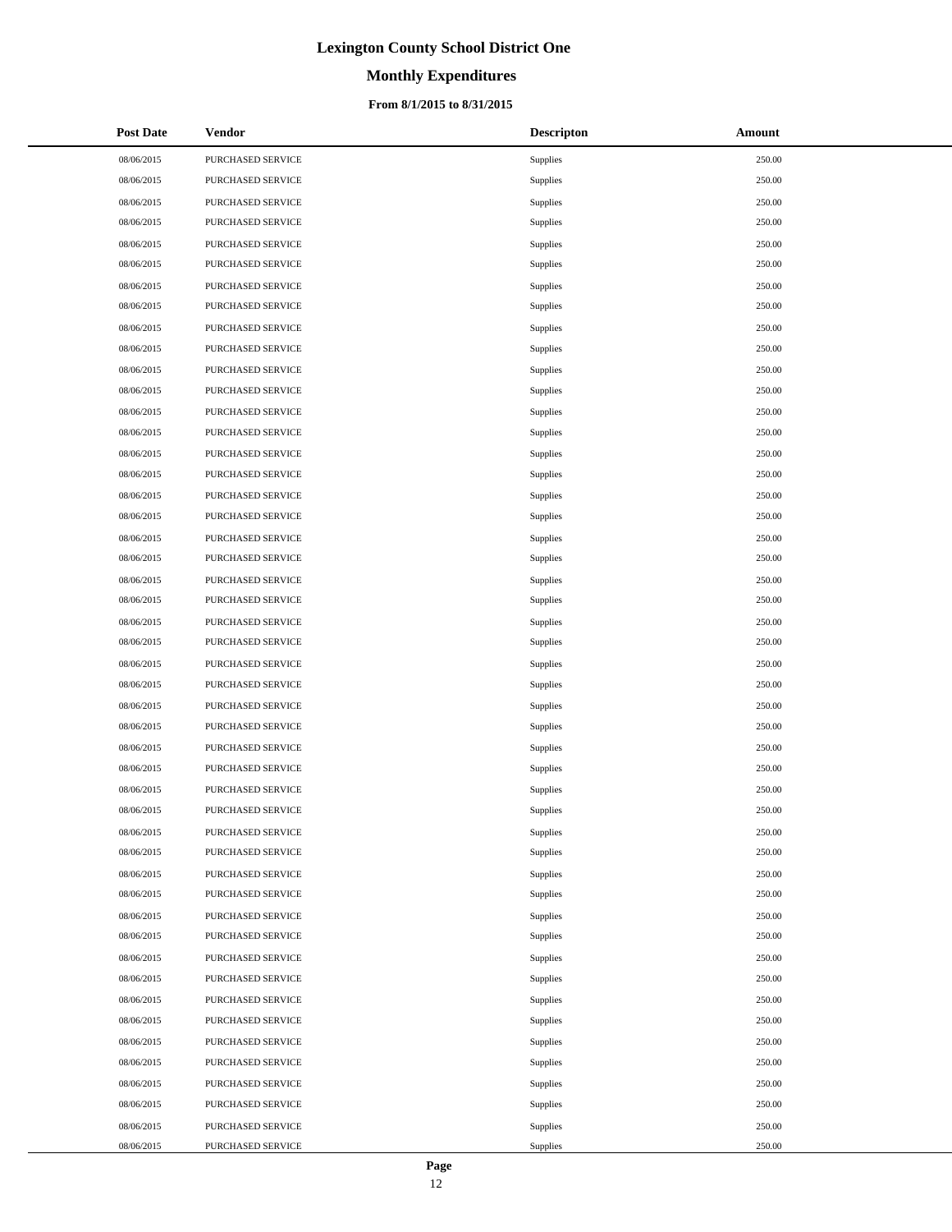# Lexington County School District One

## Monthly Expenditures

### From 8/1/2015 to 8/31/2015

| Post Date | Vendor | Descripton | Amount |
|---|---|---|---|
| 08/06/2015 | PURCHASED SERVICE | Supplies | 250.00 |
| 08/06/2015 | PURCHASED SERVICE | Supplies | 250.00 |
| 08/06/2015 | PURCHASED SERVICE | Supplies | 250.00 |
| 08/06/2015 | PURCHASED SERVICE | Supplies | 250.00 |
| 08/06/2015 | PURCHASED SERVICE | Supplies | 250.00 |
| 08/06/2015 | PURCHASED SERVICE | Supplies | 250.00 |
| 08/06/2015 | PURCHASED SERVICE | Supplies | 250.00 |
| 08/06/2015 | PURCHASED SERVICE | Supplies | 250.00 |
| 08/06/2015 | PURCHASED SERVICE | Supplies | 250.00 |
| 08/06/2015 | PURCHASED SERVICE | Supplies | 250.00 |
| 08/06/2015 | PURCHASED SERVICE | Supplies | 250.00 |
| 08/06/2015 | PURCHASED SERVICE | Supplies | 250.00 |
| 08/06/2015 | PURCHASED SERVICE | Supplies | 250.00 |
| 08/06/2015 | PURCHASED SERVICE | Supplies | 250.00 |
| 08/06/2015 | PURCHASED SERVICE | Supplies | 250.00 |
| 08/06/2015 | PURCHASED SERVICE | Supplies | 250.00 |
| 08/06/2015 | PURCHASED SERVICE | Supplies | 250.00 |
| 08/06/2015 | PURCHASED SERVICE | Supplies | 250.00 |
| 08/06/2015 | PURCHASED SERVICE | Supplies | 250.00 |
| 08/06/2015 | PURCHASED SERVICE | Supplies | 250.00 |
| 08/06/2015 | PURCHASED SERVICE | Supplies | 250.00 |
| 08/06/2015 | PURCHASED SERVICE | Supplies | 250.00 |
| 08/06/2015 | PURCHASED SERVICE | Supplies | 250.00 |
| 08/06/2015 | PURCHASED SERVICE | Supplies | 250.00 |
| 08/06/2015 | PURCHASED SERVICE | Supplies | 250.00 |
| 08/06/2015 | PURCHASED SERVICE | Supplies | 250.00 |
| 08/06/2015 | PURCHASED SERVICE | Supplies | 250.00 |
| 08/06/2015 | PURCHASED SERVICE | Supplies | 250.00 |
| 08/06/2015 | PURCHASED SERVICE | Supplies | 250.00 |
| 08/06/2015 | PURCHASED SERVICE | Supplies | 250.00 |
| 08/06/2015 | PURCHASED SERVICE | Supplies | 250.00 |
| 08/06/2015 | PURCHASED SERVICE | Supplies | 250.00 |
| 08/06/2015 | PURCHASED SERVICE | Supplies | 250.00 |
| 08/06/2015 | PURCHASED SERVICE | Supplies | 250.00 |
| 08/06/2015 | PURCHASED SERVICE | Supplies | 250.00 |
| 08/06/2015 | PURCHASED SERVICE | Supplies | 250.00 |
| 08/06/2015 | PURCHASED SERVICE | Supplies | 250.00 |
| 08/06/2015 | PURCHASED SERVICE | Supplies | 250.00 |
| 08/06/2015 | PURCHASED SERVICE | Supplies | 250.00 |
| 08/06/2015 | PURCHASED SERVICE | Supplies | 250.00 |
| 08/06/2015 | PURCHASED SERVICE | Supplies | 250.00 |
| 08/06/2015 | PURCHASED SERVICE | Supplies | 250.00 |
| 08/06/2015 | PURCHASED SERVICE | Supplies | 250.00 |
| 08/06/2015 | PURCHASED SERVICE | Supplies | 250.00 |
| 08/06/2015 | PURCHASED SERVICE | Supplies | 250.00 |
| 08/06/2015 | PURCHASED SERVICE | Supplies | 250.00 |
| 08/06/2015 | PURCHASED SERVICE | Supplies | 250.00 |
| 08/06/2015 | PURCHASED SERVICE | Supplies | 250.00 |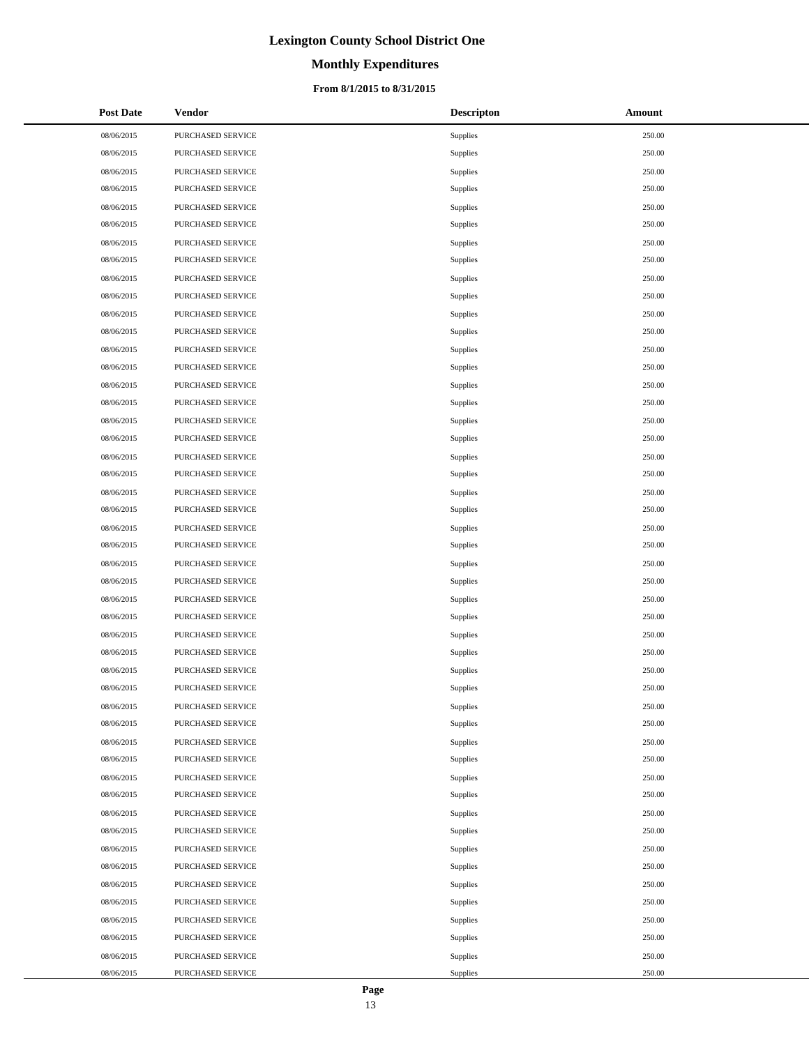# Lexington County School District One

## Monthly Expenditures

### From 8/1/2015 to 8/31/2015

| Post Date | Vendor | Descripton | Amount |
|---|---|---|---|
| 08/06/2015 | PURCHASED SERVICE | Supplies | 250.00 |
| 08/06/2015 | PURCHASED SERVICE | Supplies | 250.00 |
| 08/06/2015 | PURCHASED SERVICE | Supplies | 250.00 |
| 08/06/2015 | PURCHASED SERVICE | Supplies | 250.00 |
| 08/06/2015 | PURCHASED SERVICE | Supplies | 250.00 |
| 08/06/2015 | PURCHASED SERVICE | Supplies | 250.00 |
| 08/06/2015 | PURCHASED SERVICE | Supplies | 250.00 |
| 08/06/2015 | PURCHASED SERVICE | Supplies | 250.00 |
| 08/06/2015 | PURCHASED SERVICE | Supplies | 250.00 |
| 08/06/2015 | PURCHASED SERVICE | Supplies | 250.00 |
| 08/06/2015 | PURCHASED SERVICE | Supplies | 250.00 |
| 08/06/2015 | PURCHASED SERVICE | Supplies | 250.00 |
| 08/06/2015 | PURCHASED SERVICE | Supplies | 250.00 |
| 08/06/2015 | PURCHASED SERVICE | Supplies | 250.00 |
| 08/06/2015 | PURCHASED SERVICE | Supplies | 250.00 |
| 08/06/2015 | PURCHASED SERVICE | Supplies | 250.00 |
| 08/06/2015 | PURCHASED SERVICE | Supplies | 250.00 |
| 08/06/2015 | PURCHASED SERVICE | Supplies | 250.00 |
| 08/06/2015 | PURCHASED SERVICE | Supplies | 250.00 |
| 08/06/2015 | PURCHASED SERVICE | Supplies | 250.00 |
| 08/06/2015 | PURCHASED SERVICE | Supplies | 250.00 |
| 08/06/2015 | PURCHASED SERVICE | Supplies | 250.00 |
| 08/06/2015 | PURCHASED SERVICE | Supplies | 250.00 |
| 08/06/2015 | PURCHASED SERVICE | Supplies | 250.00 |
| 08/06/2015 | PURCHASED SERVICE | Supplies | 250.00 |
| 08/06/2015 | PURCHASED SERVICE | Supplies | 250.00 |
| 08/06/2015 | PURCHASED SERVICE | Supplies | 250.00 |
| 08/06/2015 | PURCHASED SERVICE | Supplies | 250.00 |
| 08/06/2015 | PURCHASED SERVICE | Supplies | 250.00 |
| 08/06/2015 | PURCHASED SERVICE | Supplies | 250.00 |
| 08/06/2015 | PURCHASED SERVICE | Supplies | 250.00 |
| 08/06/2015 | PURCHASED SERVICE | Supplies | 250.00 |
| 08/06/2015 | PURCHASED SERVICE | Supplies | 250.00 |
| 08/06/2015 | PURCHASED SERVICE | Supplies | 250.00 |
| 08/06/2015 | PURCHASED SERVICE | Supplies | 250.00 |
| 08/06/2015 | PURCHASED SERVICE | Supplies | 250.00 |
| 08/06/2015 | PURCHASED SERVICE | Supplies | 250.00 |
| 08/06/2015 | PURCHASED SERVICE | Supplies | 250.00 |
| 08/06/2015 | PURCHASED SERVICE | Supplies | 250.00 |
| 08/06/2015 | PURCHASED SERVICE | Supplies | 250.00 |
| 08/06/2015 | PURCHASED SERVICE | Supplies | 250.00 |
| 08/06/2015 | PURCHASED SERVICE | Supplies | 250.00 |
| 08/06/2015 | PURCHASED SERVICE | Supplies | 250.00 |
| 08/06/2015 | PURCHASED SERVICE | Supplies | 250.00 |
| 08/06/2015 | PURCHASED SERVICE | Supplies | 250.00 |
| 08/06/2015 | PURCHASED SERVICE | Supplies | 250.00 |
| 08/06/2015 | PURCHASED SERVICE | Supplies | 250.00 |
| 08/06/2015 | PURCHASED SERVICE | Supplies | 250.00 |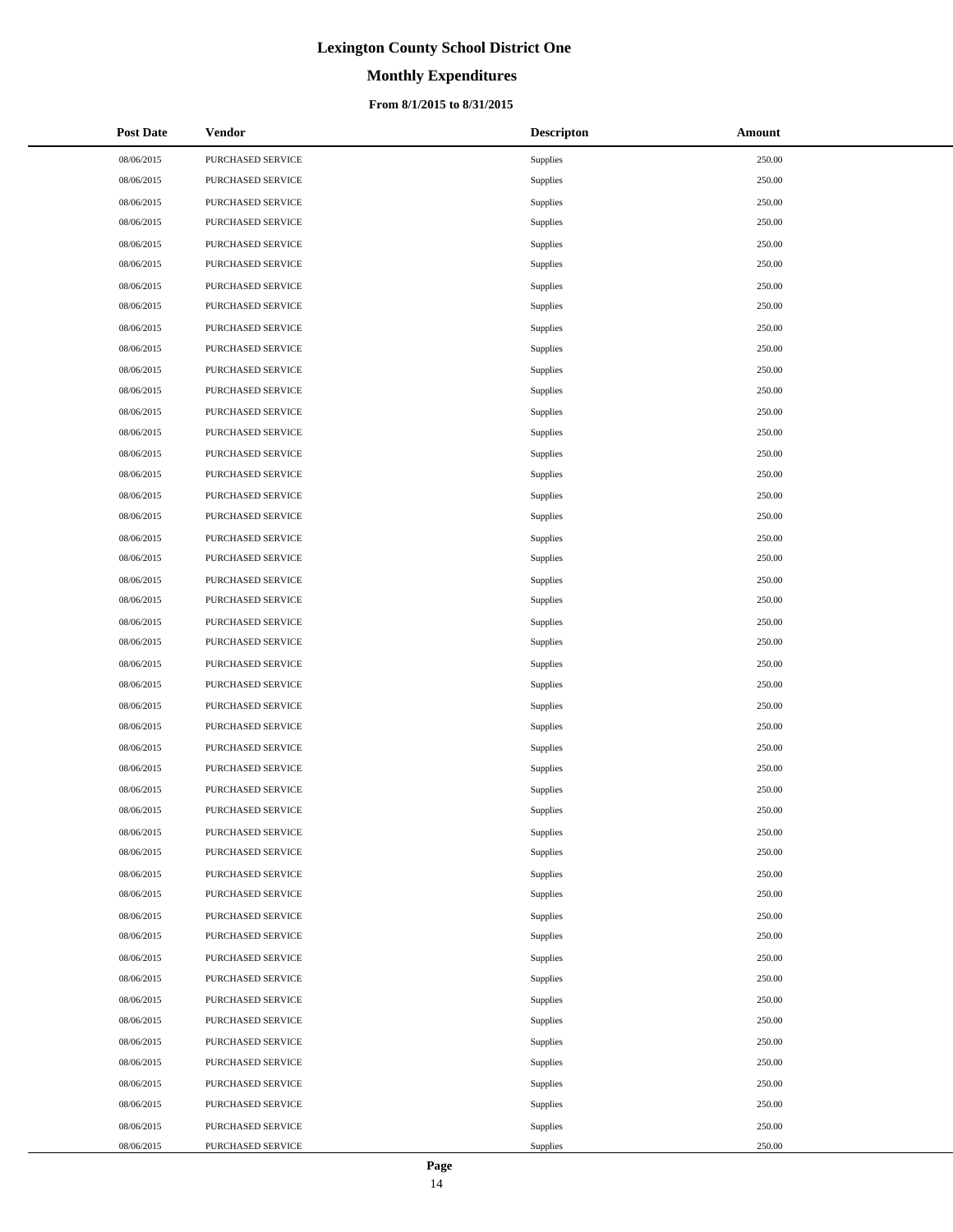# Lexington County School District One

## Monthly Expenditures

### From 8/1/2015 to 8/31/2015

| Post Date | Vendor | Descripton | Amount |
|---|---|---|---|
| 08/06/2015 | PURCHASED SERVICE | Supplies | 250.00 |
| 08/06/2015 | PURCHASED SERVICE | Supplies | 250.00 |
| 08/06/2015 | PURCHASED SERVICE | Supplies | 250.00 |
| 08/06/2015 | PURCHASED SERVICE | Supplies | 250.00 |
| 08/06/2015 | PURCHASED SERVICE | Supplies | 250.00 |
| 08/06/2015 | PURCHASED SERVICE | Supplies | 250.00 |
| 08/06/2015 | PURCHASED SERVICE | Supplies | 250.00 |
| 08/06/2015 | PURCHASED SERVICE | Supplies | 250.00 |
| 08/06/2015 | PURCHASED SERVICE | Supplies | 250.00 |
| 08/06/2015 | PURCHASED SERVICE | Supplies | 250.00 |
| 08/06/2015 | PURCHASED SERVICE | Supplies | 250.00 |
| 08/06/2015 | PURCHASED SERVICE | Supplies | 250.00 |
| 08/06/2015 | PURCHASED SERVICE | Supplies | 250.00 |
| 08/06/2015 | PURCHASED SERVICE | Supplies | 250.00 |
| 08/06/2015 | PURCHASED SERVICE | Supplies | 250.00 |
| 08/06/2015 | PURCHASED SERVICE | Supplies | 250.00 |
| 08/06/2015 | PURCHASED SERVICE | Supplies | 250.00 |
| 08/06/2015 | PURCHASED SERVICE | Supplies | 250.00 |
| 08/06/2015 | PURCHASED SERVICE | Supplies | 250.00 |
| 08/06/2015 | PURCHASED SERVICE | Supplies | 250.00 |
| 08/06/2015 | PURCHASED SERVICE | Supplies | 250.00 |
| 08/06/2015 | PURCHASED SERVICE | Supplies | 250.00 |
| 08/06/2015 | PURCHASED SERVICE | Supplies | 250.00 |
| 08/06/2015 | PURCHASED SERVICE | Supplies | 250.00 |
| 08/06/2015 | PURCHASED SERVICE | Supplies | 250.00 |
| 08/06/2015 | PURCHASED SERVICE | Supplies | 250.00 |
| 08/06/2015 | PURCHASED SERVICE | Supplies | 250.00 |
| 08/06/2015 | PURCHASED SERVICE | Supplies | 250.00 |
| 08/06/2015 | PURCHASED SERVICE | Supplies | 250.00 |
| 08/06/2015 | PURCHASED SERVICE | Supplies | 250.00 |
| 08/06/2015 | PURCHASED SERVICE | Supplies | 250.00 |
| 08/06/2015 | PURCHASED SERVICE | Supplies | 250.00 |
| 08/06/2015 | PURCHASED SERVICE | Supplies | 250.00 |
| 08/06/2015 | PURCHASED SERVICE | Supplies | 250.00 |
| 08/06/2015 | PURCHASED SERVICE | Supplies | 250.00 |
| 08/06/2015 | PURCHASED SERVICE | Supplies | 250.00 |
| 08/06/2015 | PURCHASED SERVICE | Supplies | 250.00 |
| 08/06/2015 | PURCHASED SERVICE | Supplies | 250.00 |
| 08/06/2015 | PURCHASED SERVICE | Supplies | 250.00 |
| 08/06/2015 | PURCHASED SERVICE | Supplies | 250.00 |
| 08/06/2015 | PURCHASED SERVICE | Supplies | 250.00 |
| 08/06/2015 | PURCHASED SERVICE | Supplies | 250.00 |
| 08/06/2015 | PURCHASED SERVICE | Supplies | 250.00 |
| 08/06/2015 | PURCHASED SERVICE | Supplies | 250.00 |
| 08/06/2015 | PURCHASED SERVICE | Supplies | 250.00 |
| 08/06/2015 | PURCHASED SERVICE | Supplies | 250.00 |
| 08/06/2015 | PURCHASED SERVICE | Supplies | 250.00 |
| 08/06/2015 | PURCHASED SERVICE | Supplies | 250.00 |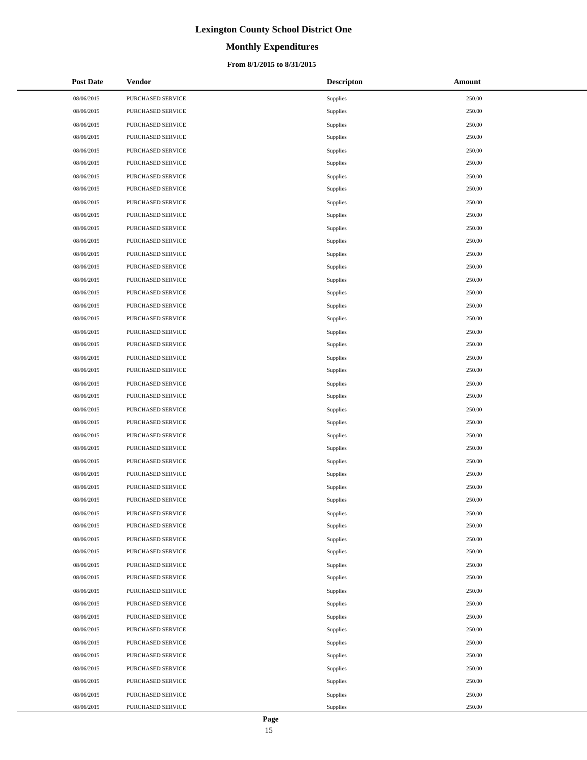# Lexington County School District One

## Monthly Expenditures

### From 8/1/2015 to 8/31/2015

| Post Date | Vendor | Descripton | Amount |
|---|---|---|---|
| 08/06/2015 | PURCHASED SERVICE | Supplies | 250.00 |
| 08/06/2015 | PURCHASED SERVICE | Supplies | 250.00 |
| 08/06/2015 | PURCHASED SERVICE | Supplies | 250.00 |
| 08/06/2015 | PURCHASED SERVICE | Supplies | 250.00 |
| 08/06/2015 | PURCHASED SERVICE | Supplies | 250.00 |
| 08/06/2015 | PURCHASED SERVICE | Supplies | 250.00 |
| 08/06/2015 | PURCHASED SERVICE | Supplies | 250.00 |
| 08/06/2015 | PURCHASED SERVICE | Supplies | 250.00 |
| 08/06/2015 | PURCHASED SERVICE | Supplies | 250.00 |
| 08/06/2015 | PURCHASED SERVICE | Supplies | 250.00 |
| 08/06/2015 | PURCHASED SERVICE | Supplies | 250.00 |
| 08/06/2015 | PURCHASED SERVICE | Supplies | 250.00 |
| 08/06/2015 | PURCHASED SERVICE | Supplies | 250.00 |
| 08/06/2015 | PURCHASED SERVICE | Supplies | 250.00 |
| 08/06/2015 | PURCHASED SERVICE | Supplies | 250.00 |
| 08/06/2015 | PURCHASED SERVICE | Supplies | 250.00 |
| 08/06/2015 | PURCHASED SERVICE | Supplies | 250.00 |
| 08/06/2015 | PURCHASED SERVICE | Supplies | 250.00 |
| 08/06/2015 | PURCHASED SERVICE | Supplies | 250.00 |
| 08/06/2015 | PURCHASED SERVICE | Supplies | 250.00 |
| 08/06/2015 | PURCHASED SERVICE | Supplies | 250.00 |
| 08/06/2015 | PURCHASED SERVICE | Supplies | 250.00 |
| 08/06/2015 | PURCHASED SERVICE | Supplies | 250.00 |
| 08/06/2015 | PURCHASED SERVICE | Supplies | 250.00 |
| 08/06/2015 | PURCHASED SERVICE | Supplies | 250.00 |
| 08/06/2015 | PURCHASED SERVICE | Supplies | 250.00 |
| 08/06/2015 | PURCHASED SERVICE | Supplies | 250.00 |
| 08/06/2015 | PURCHASED SERVICE | Supplies | 250.00 |
| 08/06/2015 | PURCHASED SERVICE | Supplies | 250.00 |
| 08/06/2015 | PURCHASED SERVICE | Supplies | 250.00 |
| 08/06/2015 | PURCHASED SERVICE | Supplies | 250.00 |
| 08/06/2015 | PURCHASED SERVICE | Supplies | 250.00 |
| 08/06/2015 | PURCHASED SERVICE | Supplies | 250.00 |
| 08/06/2015 | PURCHASED SERVICE | Supplies | 250.00 |
| 08/06/2015 | PURCHASED SERVICE | Supplies | 250.00 |
| 08/06/2015 | PURCHASED SERVICE | Supplies | 250.00 |
| 08/06/2015 | PURCHASED SERVICE | Supplies | 250.00 |
| 08/06/2015 | PURCHASED SERVICE | Supplies | 250.00 |
| 08/06/2015 | PURCHASED SERVICE | Supplies | 250.00 |
| 08/06/2015 | PURCHASED SERVICE | Supplies | 250.00 |
| 08/06/2015 | PURCHASED SERVICE | Supplies | 250.00 |
| 08/06/2015 | PURCHASED SERVICE | Supplies | 250.00 |
| 08/06/2015 | PURCHASED SERVICE | Supplies | 250.00 |
| 08/06/2015 | PURCHASED SERVICE | Supplies | 250.00 |
| 08/06/2015 | PURCHASED SERVICE | Supplies | 250.00 |
| 08/06/2015 | PURCHASED SERVICE | Supplies | 250.00 |
| 08/06/2015 | PURCHASED SERVICE | Supplies | 250.00 |
| 08/06/2015 | PURCHASED SERVICE | Supplies | 250.00 |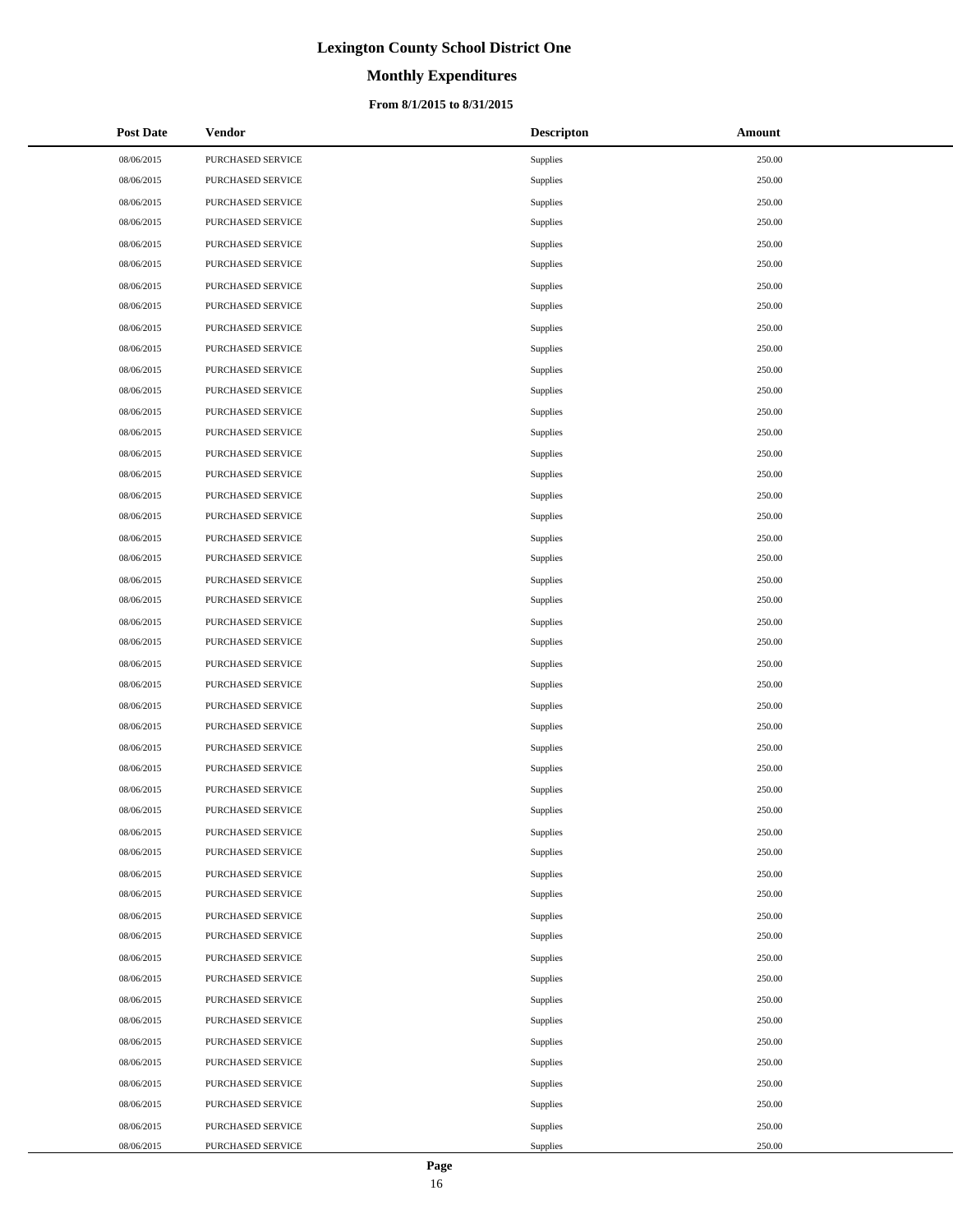# Lexington County School District One

## Monthly Expenditures

### From 8/1/2015 to 8/31/2015

| Post Date | Vendor | Descripton | Amount |
|---|---|---|---|
| 08/06/2015 | PURCHASED SERVICE | Supplies | 250.00 |
| 08/06/2015 | PURCHASED SERVICE | Supplies | 250.00 |
| 08/06/2015 | PURCHASED SERVICE | Supplies | 250.00 |
| 08/06/2015 | PURCHASED SERVICE | Supplies | 250.00 |
| 08/06/2015 | PURCHASED SERVICE | Supplies | 250.00 |
| 08/06/2015 | PURCHASED SERVICE | Supplies | 250.00 |
| 08/06/2015 | PURCHASED SERVICE | Supplies | 250.00 |
| 08/06/2015 | PURCHASED SERVICE | Supplies | 250.00 |
| 08/06/2015 | PURCHASED SERVICE | Supplies | 250.00 |
| 08/06/2015 | PURCHASED SERVICE | Supplies | 250.00 |
| 08/06/2015 | PURCHASED SERVICE | Supplies | 250.00 |
| 08/06/2015 | PURCHASED SERVICE | Supplies | 250.00 |
| 08/06/2015 | PURCHASED SERVICE | Supplies | 250.00 |
| 08/06/2015 | PURCHASED SERVICE | Supplies | 250.00 |
| 08/06/2015 | PURCHASED SERVICE | Supplies | 250.00 |
| 08/06/2015 | PURCHASED SERVICE | Supplies | 250.00 |
| 08/06/2015 | PURCHASED SERVICE | Supplies | 250.00 |
| 08/06/2015 | PURCHASED SERVICE | Supplies | 250.00 |
| 08/06/2015 | PURCHASED SERVICE | Supplies | 250.00 |
| 08/06/2015 | PURCHASED SERVICE | Supplies | 250.00 |
| 08/06/2015 | PURCHASED SERVICE | Supplies | 250.00 |
| 08/06/2015 | PURCHASED SERVICE | Supplies | 250.00 |
| 08/06/2015 | PURCHASED SERVICE | Supplies | 250.00 |
| 08/06/2015 | PURCHASED SERVICE | Supplies | 250.00 |
| 08/06/2015 | PURCHASED SERVICE | Supplies | 250.00 |
| 08/06/2015 | PURCHASED SERVICE | Supplies | 250.00 |
| 08/06/2015 | PURCHASED SERVICE | Supplies | 250.00 |
| 08/06/2015 | PURCHASED SERVICE | Supplies | 250.00 |
| 08/06/2015 | PURCHASED SERVICE | Supplies | 250.00 |
| 08/06/2015 | PURCHASED SERVICE | Supplies | 250.00 |
| 08/06/2015 | PURCHASED SERVICE | Supplies | 250.00 |
| 08/06/2015 | PURCHASED SERVICE | Supplies | 250.00 |
| 08/06/2015 | PURCHASED SERVICE | Supplies | 250.00 |
| 08/06/2015 | PURCHASED SERVICE | Supplies | 250.00 |
| 08/06/2015 | PURCHASED SERVICE | Supplies | 250.00 |
| 08/06/2015 | PURCHASED SERVICE | Supplies | 250.00 |
| 08/06/2015 | PURCHASED SERVICE | Supplies | 250.00 |
| 08/06/2015 | PURCHASED SERVICE | Supplies | 250.00 |
| 08/06/2015 | PURCHASED SERVICE | Supplies | 250.00 |
| 08/06/2015 | PURCHASED SERVICE | Supplies | 250.00 |
| 08/06/2015 | PURCHASED SERVICE | Supplies | 250.00 |
| 08/06/2015 | PURCHASED SERVICE | Supplies | 250.00 |
| 08/06/2015 | PURCHASED SERVICE | Supplies | 250.00 |
| 08/06/2015 | PURCHASED SERVICE | Supplies | 250.00 |
| 08/06/2015 | PURCHASED SERVICE | Supplies | 250.00 |
| 08/06/2015 | PURCHASED SERVICE | Supplies | 250.00 |
| 08/06/2015 | PURCHASED SERVICE | Supplies | 250.00 |
| 08/06/2015 | PURCHASED SERVICE | Supplies | 250.00 |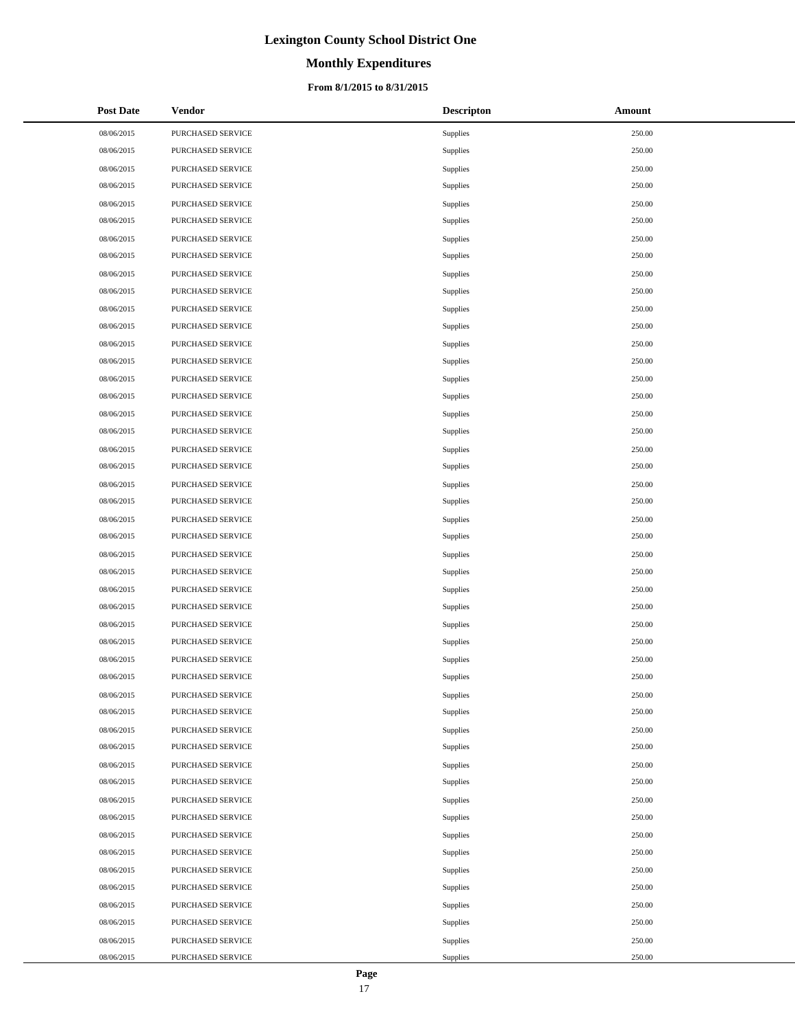# Lexington County School District One

## Monthly Expenditures

### From 8/1/2015 to 8/31/2015

| Post Date | Vendor | Descripton | Amount |
|---|---|---|---|
| 08/06/2015 | PURCHASED SERVICE | Supplies | 250.00 |
| 08/06/2015 | PURCHASED SERVICE | Supplies | 250.00 |
| 08/06/2015 | PURCHASED SERVICE | Supplies | 250.00 |
| 08/06/2015 | PURCHASED SERVICE | Supplies | 250.00 |
| 08/06/2015 | PURCHASED SERVICE | Supplies | 250.00 |
| 08/06/2015 | PURCHASED SERVICE | Supplies | 250.00 |
| 08/06/2015 | PURCHASED SERVICE | Supplies | 250.00 |
| 08/06/2015 | PURCHASED SERVICE | Supplies | 250.00 |
| 08/06/2015 | PURCHASED SERVICE | Supplies | 250.00 |
| 08/06/2015 | PURCHASED SERVICE | Supplies | 250.00 |
| 08/06/2015 | PURCHASED SERVICE | Supplies | 250.00 |
| 08/06/2015 | PURCHASED SERVICE | Supplies | 250.00 |
| 08/06/2015 | PURCHASED SERVICE | Supplies | 250.00 |
| 08/06/2015 | PURCHASED SERVICE | Supplies | 250.00 |
| 08/06/2015 | PURCHASED SERVICE | Supplies | 250.00 |
| 08/06/2015 | PURCHASED SERVICE | Supplies | 250.00 |
| 08/06/2015 | PURCHASED SERVICE | Supplies | 250.00 |
| 08/06/2015 | PURCHASED SERVICE | Supplies | 250.00 |
| 08/06/2015 | PURCHASED SERVICE | Supplies | 250.00 |
| 08/06/2015 | PURCHASED SERVICE | Supplies | 250.00 |
| 08/06/2015 | PURCHASED SERVICE | Supplies | 250.00 |
| 08/06/2015 | PURCHASED SERVICE | Supplies | 250.00 |
| 08/06/2015 | PURCHASED SERVICE | Supplies | 250.00 |
| 08/06/2015 | PURCHASED SERVICE | Supplies | 250.00 |
| 08/06/2015 | PURCHASED SERVICE | Supplies | 250.00 |
| 08/06/2015 | PURCHASED SERVICE | Supplies | 250.00 |
| 08/06/2015 | PURCHASED SERVICE | Supplies | 250.00 |
| 08/06/2015 | PURCHASED SERVICE | Supplies | 250.00 |
| 08/06/2015 | PURCHASED SERVICE | Supplies | 250.00 |
| 08/06/2015 | PURCHASED SERVICE | Supplies | 250.00 |
| 08/06/2015 | PURCHASED SERVICE | Supplies | 250.00 |
| 08/06/2015 | PURCHASED SERVICE | Supplies | 250.00 |
| 08/06/2015 | PURCHASED SERVICE | Supplies | 250.00 |
| 08/06/2015 | PURCHASED SERVICE | Supplies | 250.00 |
| 08/06/2015 | PURCHASED SERVICE | Supplies | 250.00 |
| 08/06/2015 | PURCHASED SERVICE | Supplies | 250.00 |
| 08/06/2015 | PURCHASED SERVICE | Supplies | 250.00 |
| 08/06/2015 | PURCHASED SERVICE | Supplies | 250.00 |
| 08/06/2015 | PURCHASED SERVICE | Supplies | 250.00 |
| 08/06/2015 | PURCHASED SERVICE | Supplies | 250.00 |
| 08/06/2015 | PURCHASED SERVICE | Supplies | 250.00 |
| 08/06/2015 | PURCHASED SERVICE | Supplies | 250.00 |
| 08/06/2015 | PURCHASED SERVICE | Supplies | 250.00 |
| 08/06/2015 | PURCHASED SERVICE | Supplies | 250.00 |
| 08/06/2015 | PURCHASED SERVICE | Supplies | 250.00 |
| 08/06/2015 | PURCHASED SERVICE | Supplies | 250.00 |
| 08/06/2015 | PURCHASED SERVICE | Supplies | 250.00 |
| 08/06/2015 | PURCHASED SERVICE | Supplies | 250.00 |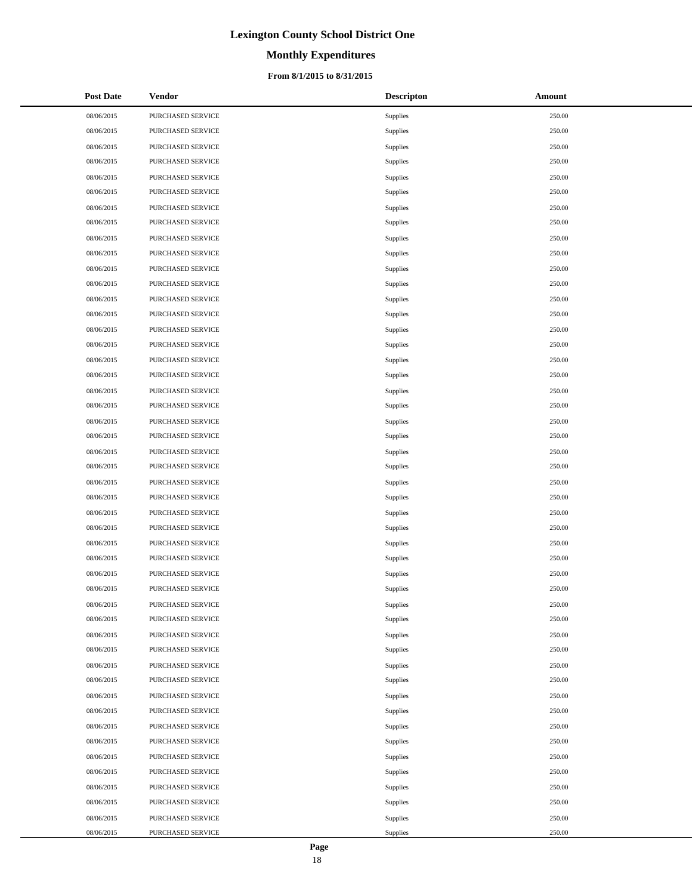# Lexington County School District One

## Monthly Expenditures

### From 8/1/2015 to 8/31/2015

| Post Date | Vendor | Descripton | Amount |
|---|---|---|---|
| 08/06/2015 | PURCHASED SERVICE | Supplies | 250.00 |
| 08/06/2015 | PURCHASED SERVICE | Supplies | 250.00 |
| 08/06/2015 | PURCHASED SERVICE | Supplies | 250.00 |
| 08/06/2015 | PURCHASED SERVICE | Supplies | 250.00 |
| 08/06/2015 | PURCHASED SERVICE | Supplies | 250.00 |
| 08/06/2015 | PURCHASED SERVICE | Supplies | 250.00 |
| 08/06/2015 | PURCHASED SERVICE | Supplies | 250.00 |
| 08/06/2015 | PURCHASED SERVICE | Supplies | 250.00 |
| 08/06/2015 | PURCHASED SERVICE | Supplies | 250.00 |
| 08/06/2015 | PURCHASED SERVICE | Supplies | 250.00 |
| 08/06/2015 | PURCHASED SERVICE | Supplies | 250.00 |
| 08/06/2015 | PURCHASED SERVICE | Supplies | 250.00 |
| 08/06/2015 | PURCHASED SERVICE | Supplies | 250.00 |
| 08/06/2015 | PURCHASED SERVICE | Supplies | 250.00 |
| 08/06/2015 | PURCHASED SERVICE | Supplies | 250.00 |
| 08/06/2015 | PURCHASED SERVICE | Supplies | 250.00 |
| 08/06/2015 | PURCHASED SERVICE | Supplies | 250.00 |
| 08/06/2015 | PURCHASED SERVICE | Supplies | 250.00 |
| 08/06/2015 | PURCHASED SERVICE | Supplies | 250.00 |
| 08/06/2015 | PURCHASED SERVICE | Supplies | 250.00 |
| 08/06/2015 | PURCHASED SERVICE | Supplies | 250.00 |
| 08/06/2015 | PURCHASED SERVICE | Supplies | 250.00 |
| 08/06/2015 | PURCHASED SERVICE | Supplies | 250.00 |
| 08/06/2015 | PURCHASED SERVICE | Supplies | 250.00 |
| 08/06/2015 | PURCHASED SERVICE | Supplies | 250.00 |
| 08/06/2015 | PURCHASED SERVICE | Supplies | 250.00 |
| 08/06/2015 | PURCHASED SERVICE | Supplies | 250.00 |
| 08/06/2015 | PURCHASED SERVICE | Supplies | 250.00 |
| 08/06/2015 | PURCHASED SERVICE | Supplies | 250.00 |
| 08/06/2015 | PURCHASED SERVICE | Supplies | 250.00 |
| 08/06/2015 | PURCHASED SERVICE | Supplies | 250.00 |
| 08/06/2015 | PURCHASED SERVICE | Supplies | 250.00 |
| 08/06/2015 | PURCHASED SERVICE | Supplies | 250.00 |
| 08/06/2015 | PURCHASED SERVICE | Supplies | 250.00 |
| 08/06/2015 | PURCHASED SERVICE | Supplies | 250.00 |
| 08/06/2015 | PURCHASED SERVICE | Supplies | 250.00 |
| 08/06/2015 | PURCHASED SERVICE | Supplies | 250.00 |
| 08/06/2015 | PURCHASED SERVICE | Supplies | 250.00 |
| 08/06/2015 | PURCHASED SERVICE | Supplies | 250.00 |
| 08/06/2015 | PURCHASED SERVICE | Supplies | 250.00 |
| 08/06/2015 | PURCHASED SERVICE | Supplies | 250.00 |
| 08/06/2015 | PURCHASED SERVICE | Supplies | 250.00 |
| 08/06/2015 | PURCHASED SERVICE | Supplies | 250.00 |
| 08/06/2015 | PURCHASED SERVICE | Supplies | 250.00 |
| 08/06/2015 | PURCHASED SERVICE | Supplies | 250.00 |
| 08/06/2015 | PURCHASED SERVICE | Supplies | 250.00 |
| 08/06/2015 | PURCHASED SERVICE | Supplies | 250.00 |
| 08/06/2015 | PURCHASED SERVICE | Supplies | 250.00 |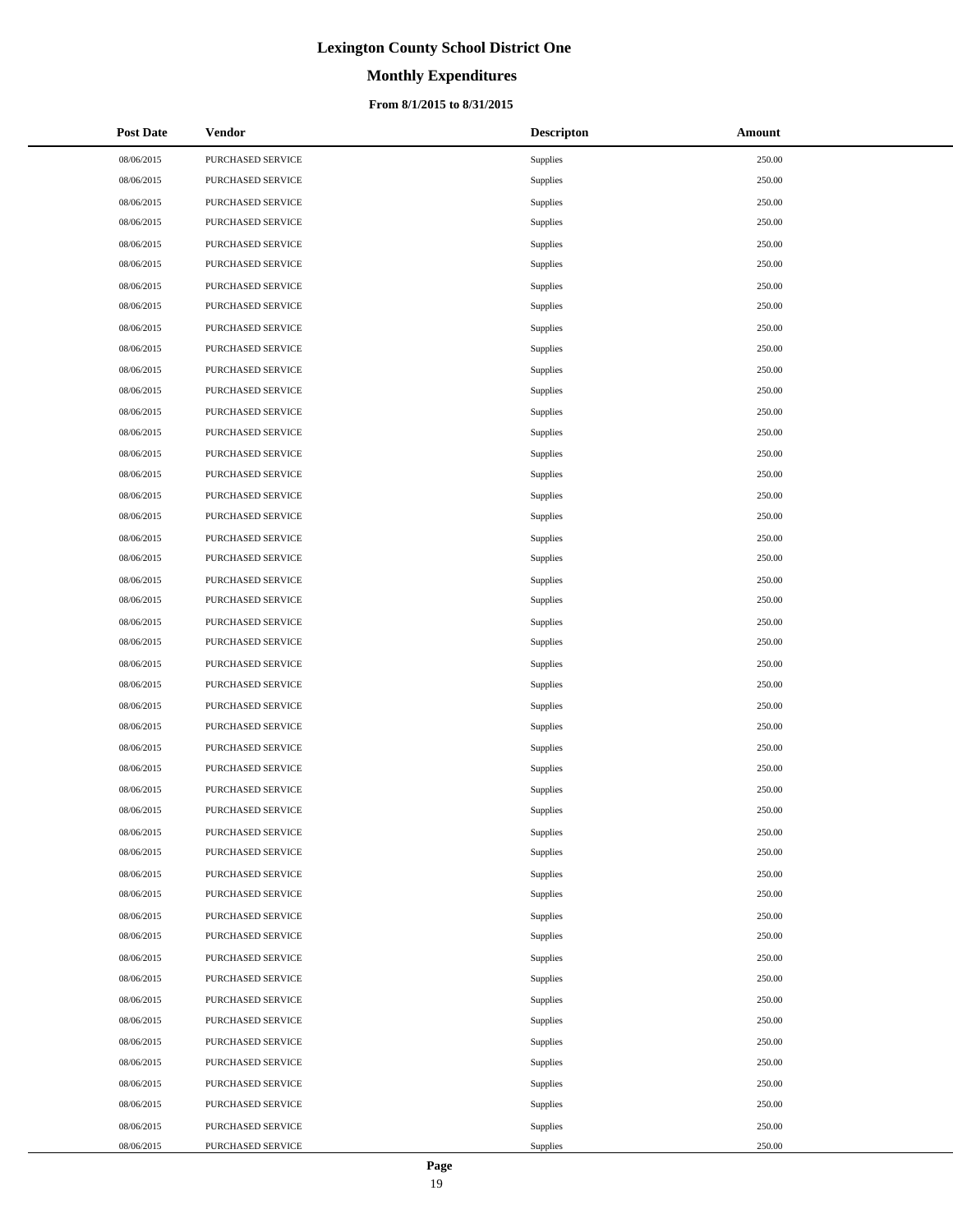# Lexington County School District One

## Monthly Expenditures

### From 8/1/2015 to 8/31/2015

| Post Date | Vendor | Descripton | Amount |
|---|---|---|---|
| 08/06/2015 | PURCHASED SERVICE | Supplies | 250.00 |
| 08/06/2015 | PURCHASED SERVICE | Supplies | 250.00 |
| 08/06/2015 | PURCHASED SERVICE | Supplies | 250.00 |
| 08/06/2015 | PURCHASED SERVICE | Supplies | 250.00 |
| 08/06/2015 | PURCHASED SERVICE | Supplies | 250.00 |
| 08/06/2015 | PURCHASED SERVICE | Supplies | 250.00 |
| 08/06/2015 | PURCHASED SERVICE | Supplies | 250.00 |
| 08/06/2015 | PURCHASED SERVICE | Supplies | 250.00 |
| 08/06/2015 | PURCHASED SERVICE | Supplies | 250.00 |
| 08/06/2015 | PURCHASED SERVICE | Supplies | 250.00 |
| 08/06/2015 | PURCHASED SERVICE | Supplies | 250.00 |
| 08/06/2015 | PURCHASED SERVICE | Supplies | 250.00 |
| 08/06/2015 | PURCHASED SERVICE | Supplies | 250.00 |
| 08/06/2015 | PURCHASED SERVICE | Supplies | 250.00 |
| 08/06/2015 | PURCHASED SERVICE | Supplies | 250.00 |
| 08/06/2015 | PURCHASED SERVICE | Supplies | 250.00 |
| 08/06/2015 | PURCHASED SERVICE | Supplies | 250.00 |
| 08/06/2015 | PURCHASED SERVICE | Supplies | 250.00 |
| 08/06/2015 | PURCHASED SERVICE | Supplies | 250.00 |
| 08/06/2015 | PURCHASED SERVICE | Supplies | 250.00 |
| 08/06/2015 | PURCHASED SERVICE | Supplies | 250.00 |
| 08/06/2015 | PURCHASED SERVICE | Supplies | 250.00 |
| 08/06/2015 | PURCHASED SERVICE | Supplies | 250.00 |
| 08/06/2015 | PURCHASED SERVICE | Supplies | 250.00 |
| 08/06/2015 | PURCHASED SERVICE | Supplies | 250.00 |
| 08/06/2015 | PURCHASED SERVICE | Supplies | 250.00 |
| 08/06/2015 | PURCHASED SERVICE | Supplies | 250.00 |
| 08/06/2015 | PURCHASED SERVICE | Supplies | 250.00 |
| 08/06/2015 | PURCHASED SERVICE | Supplies | 250.00 |
| 08/06/2015 | PURCHASED SERVICE | Supplies | 250.00 |
| 08/06/2015 | PURCHASED SERVICE | Supplies | 250.00 |
| 08/06/2015 | PURCHASED SERVICE | Supplies | 250.00 |
| 08/06/2015 | PURCHASED SERVICE | Supplies | 250.00 |
| 08/06/2015 | PURCHASED SERVICE | Supplies | 250.00 |
| 08/06/2015 | PURCHASED SERVICE | Supplies | 250.00 |
| 08/06/2015 | PURCHASED SERVICE | Supplies | 250.00 |
| 08/06/2015 | PURCHASED SERVICE | Supplies | 250.00 |
| 08/06/2015 | PURCHASED SERVICE | Supplies | 250.00 |
| 08/06/2015 | PURCHASED SERVICE | Supplies | 250.00 |
| 08/06/2015 | PURCHASED SERVICE | Supplies | 250.00 |
| 08/06/2015 | PURCHASED SERVICE | Supplies | 250.00 |
| 08/06/2015 | PURCHASED SERVICE | Supplies | 250.00 |
| 08/06/2015 | PURCHASED SERVICE | Supplies | 250.00 |
| 08/06/2015 | PURCHASED SERVICE | Supplies | 250.00 |
| 08/06/2015 | PURCHASED SERVICE | Supplies | 250.00 |
| 08/06/2015 | PURCHASED SERVICE | Supplies | 250.00 |
| 08/06/2015 | PURCHASED SERVICE | Supplies | 250.00 |
| 08/06/2015 | PURCHASED SERVICE | Supplies | 250.00 |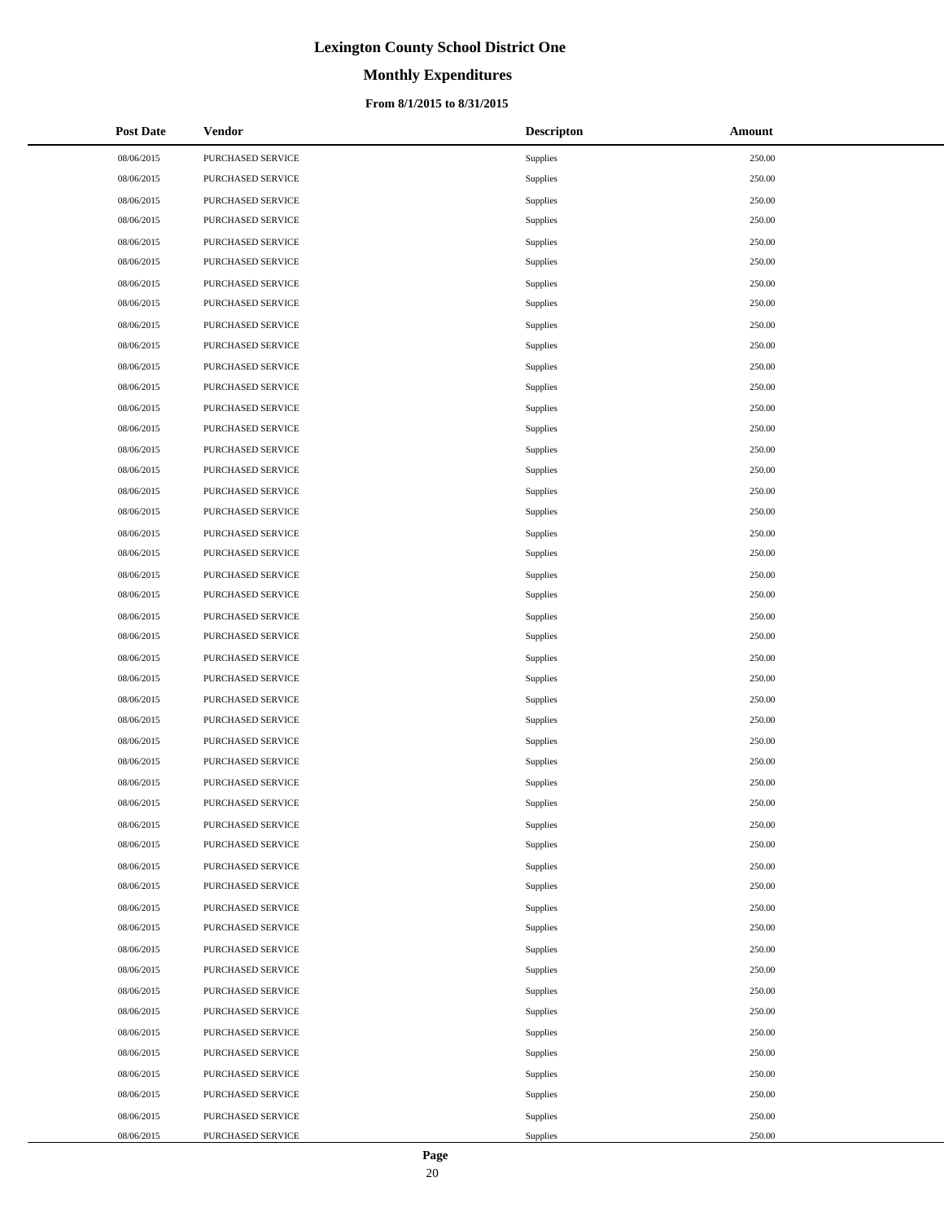# Lexington County School District One

## Monthly Expenditures

### From 8/1/2015 to 8/31/2015

| Post Date | Vendor | Descripton | Amount |
|---|---|---|---|
| 08/06/2015 | PURCHASED SERVICE | Supplies | 250.00 |
| 08/06/2015 | PURCHASED SERVICE | Supplies | 250.00 |
| 08/06/2015 | PURCHASED SERVICE | Supplies | 250.00 |
| 08/06/2015 | PURCHASED SERVICE | Supplies | 250.00 |
| 08/06/2015 | PURCHASED SERVICE | Supplies | 250.00 |
| 08/06/2015 | PURCHASED SERVICE | Supplies | 250.00 |
| 08/06/2015 | PURCHASED SERVICE | Supplies | 250.00 |
| 08/06/2015 | PURCHASED SERVICE | Supplies | 250.00 |
| 08/06/2015 | PURCHASED SERVICE | Supplies | 250.00 |
| 08/06/2015 | PURCHASED SERVICE | Supplies | 250.00 |
| 08/06/2015 | PURCHASED SERVICE | Supplies | 250.00 |
| 08/06/2015 | PURCHASED SERVICE | Supplies | 250.00 |
| 08/06/2015 | PURCHASED SERVICE | Supplies | 250.00 |
| 08/06/2015 | PURCHASED SERVICE | Supplies | 250.00 |
| 08/06/2015 | PURCHASED SERVICE | Supplies | 250.00 |
| 08/06/2015 | PURCHASED SERVICE | Supplies | 250.00 |
| 08/06/2015 | PURCHASED SERVICE | Supplies | 250.00 |
| 08/06/2015 | PURCHASED SERVICE | Supplies | 250.00 |
| 08/06/2015 | PURCHASED SERVICE | Supplies | 250.00 |
| 08/06/2015 | PURCHASED SERVICE | Supplies | 250.00 |
| 08/06/2015 | PURCHASED SERVICE | Supplies | 250.00 |
| 08/06/2015 | PURCHASED SERVICE | Supplies | 250.00 |
| 08/06/2015 | PURCHASED SERVICE | Supplies | 250.00 |
| 08/06/2015 | PURCHASED SERVICE | Supplies | 250.00 |
| 08/06/2015 | PURCHASED SERVICE | Supplies | 250.00 |
| 08/06/2015 | PURCHASED SERVICE | Supplies | 250.00 |
| 08/06/2015 | PURCHASED SERVICE | Supplies | 250.00 |
| 08/06/2015 | PURCHASED SERVICE | Supplies | 250.00 |
| 08/06/2015 | PURCHASED SERVICE | Supplies | 250.00 |
| 08/06/2015 | PURCHASED SERVICE | Supplies | 250.00 |
| 08/06/2015 | PURCHASED SERVICE | Supplies | 250.00 |
| 08/06/2015 | PURCHASED SERVICE | Supplies | 250.00 |
| 08/06/2015 | PURCHASED SERVICE | Supplies | 250.00 |
| 08/06/2015 | PURCHASED SERVICE | Supplies | 250.00 |
| 08/06/2015 | PURCHASED SERVICE | Supplies | 250.00 |
| 08/06/2015 | PURCHASED SERVICE | Supplies | 250.00 |
| 08/06/2015 | PURCHASED SERVICE | Supplies | 250.00 |
| 08/06/2015 | PURCHASED SERVICE | Supplies | 250.00 |
| 08/06/2015 | PURCHASED SERVICE | Supplies | 250.00 |
| 08/06/2015 | PURCHASED SERVICE | Supplies | 250.00 |
| 08/06/2015 | PURCHASED SERVICE | Supplies | 250.00 |
| 08/06/2015 | PURCHASED SERVICE | Supplies | 250.00 |
| 08/06/2015 | PURCHASED SERVICE | Supplies | 250.00 |
| 08/06/2015 | PURCHASED SERVICE | Supplies | 250.00 |
| 08/06/2015 | PURCHASED SERVICE | Supplies | 250.00 |
| 08/06/2015 | PURCHASED SERVICE | Supplies | 250.00 |
| 08/06/2015 | PURCHASED SERVICE | Supplies | 250.00 |
| 08/06/2015 | PURCHASED SERVICE | Supplies | 250.00 |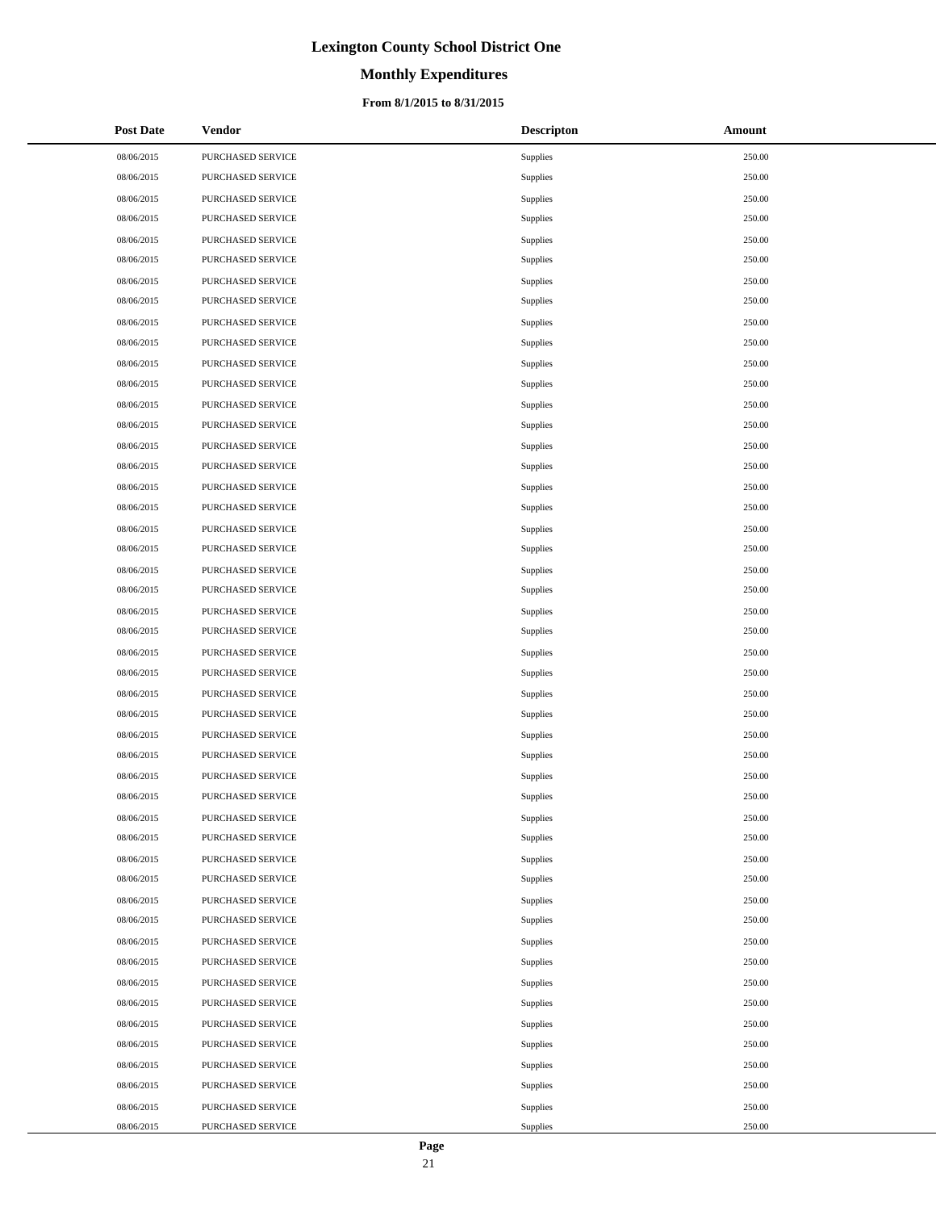# Lexington County School District One

## Monthly Expenditures

### From 8/1/2015 to 8/31/2015

| Post Date | Vendor | Descripton | Amount |
|---|---|---|---|
| 08/06/2015 | PURCHASED SERVICE | Supplies | 250.00 |
| 08/06/2015 | PURCHASED SERVICE | Supplies | 250.00 |
| 08/06/2015 | PURCHASED SERVICE | Supplies | 250.00 |
| 08/06/2015 | PURCHASED SERVICE | Supplies | 250.00 |
| 08/06/2015 | PURCHASED SERVICE | Supplies | 250.00 |
| 08/06/2015 | PURCHASED SERVICE | Supplies | 250.00 |
| 08/06/2015 | PURCHASED SERVICE | Supplies | 250.00 |
| 08/06/2015 | PURCHASED SERVICE | Supplies | 250.00 |
| 08/06/2015 | PURCHASED SERVICE | Supplies | 250.00 |
| 08/06/2015 | PURCHASED SERVICE | Supplies | 250.00 |
| 08/06/2015 | PURCHASED SERVICE | Supplies | 250.00 |
| 08/06/2015 | PURCHASED SERVICE | Supplies | 250.00 |
| 08/06/2015 | PURCHASED SERVICE | Supplies | 250.00 |
| 08/06/2015 | PURCHASED SERVICE | Supplies | 250.00 |
| 08/06/2015 | PURCHASED SERVICE | Supplies | 250.00 |
| 08/06/2015 | PURCHASED SERVICE | Supplies | 250.00 |
| 08/06/2015 | PURCHASED SERVICE | Supplies | 250.00 |
| 08/06/2015 | PURCHASED SERVICE | Supplies | 250.00 |
| 08/06/2015 | PURCHASED SERVICE | Supplies | 250.00 |
| 08/06/2015 | PURCHASED SERVICE | Supplies | 250.00 |
| 08/06/2015 | PURCHASED SERVICE | Supplies | 250.00 |
| 08/06/2015 | PURCHASED SERVICE | Supplies | 250.00 |
| 08/06/2015 | PURCHASED SERVICE | Supplies | 250.00 |
| 08/06/2015 | PURCHASED SERVICE | Supplies | 250.00 |
| 08/06/2015 | PURCHASED SERVICE | Supplies | 250.00 |
| 08/06/2015 | PURCHASED SERVICE | Supplies | 250.00 |
| 08/06/2015 | PURCHASED SERVICE | Supplies | 250.00 |
| 08/06/2015 | PURCHASED SERVICE | Supplies | 250.00 |
| 08/06/2015 | PURCHASED SERVICE | Supplies | 250.00 |
| 08/06/2015 | PURCHASED SERVICE | Supplies | 250.00 |
| 08/06/2015 | PURCHASED SERVICE | Supplies | 250.00 |
| 08/06/2015 | PURCHASED SERVICE | Supplies | 250.00 |
| 08/06/2015 | PURCHASED SERVICE | Supplies | 250.00 |
| 08/06/2015 | PURCHASED SERVICE | Supplies | 250.00 |
| 08/06/2015 | PURCHASED SERVICE | Supplies | 250.00 |
| 08/06/2015 | PURCHASED SERVICE | Supplies | 250.00 |
| 08/06/2015 | PURCHASED SERVICE | Supplies | 250.00 |
| 08/06/2015 | PURCHASED SERVICE | Supplies | 250.00 |
| 08/06/2015 | PURCHASED SERVICE | Supplies | 250.00 |
| 08/06/2015 | PURCHASED SERVICE | Supplies | 250.00 |
| 08/06/2015 | PURCHASED SERVICE | Supplies | 250.00 |
| 08/06/2015 | PURCHASED SERVICE | Supplies | 250.00 |
| 08/06/2015 | PURCHASED SERVICE | Supplies | 250.00 |
| 08/06/2015 | PURCHASED SERVICE | Supplies | 250.00 |
| 08/06/2015 | PURCHASED SERVICE | Supplies | 250.00 |
| 08/06/2015 | PURCHASED SERVICE | Supplies | 250.00 |
| 08/06/2015 | PURCHASED SERVICE | Supplies | 250.00 |
| 08/06/2015 | PURCHASED SERVICE | Supplies | 250.00 |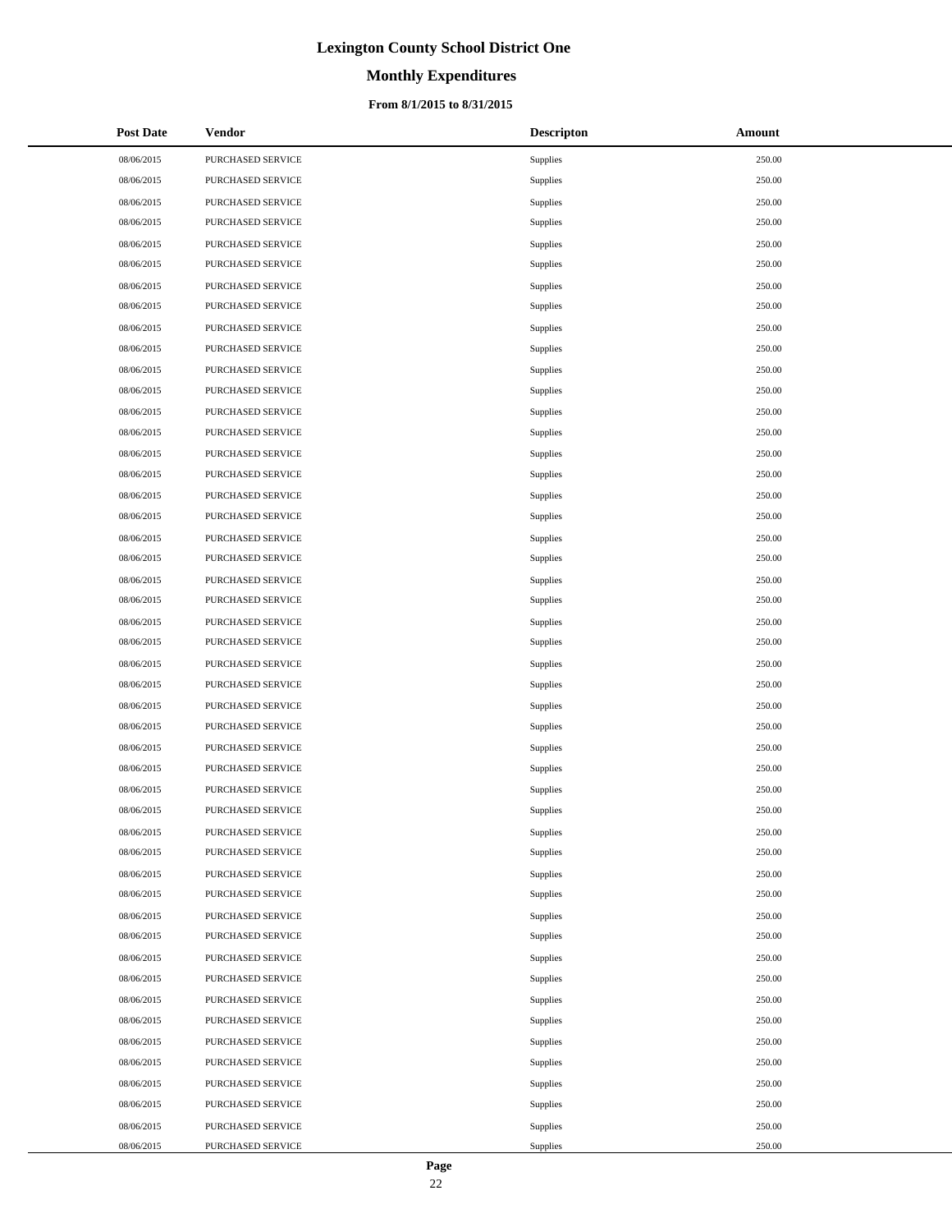# Lexington County School District One

## Monthly Expenditures

### From 8/1/2015 to 8/31/2015

| Post Date | Vendor | Descripton | Amount |
|---|---|---|---|
| 08/06/2015 | PURCHASED SERVICE | Supplies | 250.00 |
| 08/06/2015 | PURCHASED SERVICE | Supplies | 250.00 |
| 08/06/2015 | PURCHASED SERVICE | Supplies | 250.00 |
| 08/06/2015 | PURCHASED SERVICE | Supplies | 250.00 |
| 08/06/2015 | PURCHASED SERVICE | Supplies | 250.00 |
| 08/06/2015 | PURCHASED SERVICE | Supplies | 250.00 |
| 08/06/2015 | PURCHASED SERVICE | Supplies | 250.00 |
| 08/06/2015 | PURCHASED SERVICE | Supplies | 250.00 |
| 08/06/2015 | PURCHASED SERVICE | Supplies | 250.00 |
| 08/06/2015 | PURCHASED SERVICE | Supplies | 250.00 |
| 08/06/2015 | PURCHASED SERVICE | Supplies | 250.00 |
| 08/06/2015 | PURCHASED SERVICE | Supplies | 250.00 |
| 08/06/2015 | PURCHASED SERVICE | Supplies | 250.00 |
| 08/06/2015 | PURCHASED SERVICE | Supplies | 250.00 |
| 08/06/2015 | PURCHASED SERVICE | Supplies | 250.00 |
| 08/06/2015 | PURCHASED SERVICE | Supplies | 250.00 |
| 08/06/2015 | PURCHASED SERVICE | Supplies | 250.00 |
| 08/06/2015 | PURCHASED SERVICE | Supplies | 250.00 |
| 08/06/2015 | PURCHASED SERVICE | Supplies | 250.00 |
| 08/06/2015 | PURCHASED SERVICE | Supplies | 250.00 |
| 08/06/2015 | PURCHASED SERVICE | Supplies | 250.00 |
| 08/06/2015 | PURCHASED SERVICE | Supplies | 250.00 |
| 08/06/2015 | PURCHASED SERVICE | Supplies | 250.00 |
| 08/06/2015 | PURCHASED SERVICE | Supplies | 250.00 |
| 08/06/2015 | PURCHASED SERVICE | Supplies | 250.00 |
| 08/06/2015 | PURCHASED SERVICE | Supplies | 250.00 |
| 08/06/2015 | PURCHASED SERVICE | Supplies | 250.00 |
| 08/06/2015 | PURCHASED SERVICE | Supplies | 250.00 |
| 08/06/2015 | PURCHASED SERVICE | Supplies | 250.00 |
| 08/06/2015 | PURCHASED SERVICE | Supplies | 250.00 |
| 08/06/2015 | PURCHASED SERVICE | Supplies | 250.00 |
| 08/06/2015 | PURCHASED SERVICE | Supplies | 250.00 |
| 08/06/2015 | PURCHASED SERVICE | Supplies | 250.00 |
| 08/06/2015 | PURCHASED SERVICE | Supplies | 250.00 |
| 08/06/2015 | PURCHASED SERVICE | Supplies | 250.00 |
| 08/06/2015 | PURCHASED SERVICE | Supplies | 250.00 |
| 08/06/2015 | PURCHASED SERVICE | Supplies | 250.00 |
| 08/06/2015 | PURCHASED SERVICE | Supplies | 250.00 |
| 08/06/2015 | PURCHASED SERVICE | Supplies | 250.00 |
| 08/06/2015 | PURCHASED SERVICE | Supplies | 250.00 |
| 08/06/2015 | PURCHASED SERVICE | Supplies | 250.00 |
| 08/06/2015 | PURCHASED SERVICE | Supplies | 250.00 |
| 08/06/2015 | PURCHASED SERVICE | Supplies | 250.00 |
| 08/06/2015 | PURCHASED SERVICE | Supplies | 250.00 |
| 08/06/2015 | PURCHASED SERVICE | Supplies | 250.00 |
| 08/06/2015 | PURCHASED SERVICE | Supplies | 250.00 |
| 08/06/2015 | PURCHASED SERVICE | Supplies | 250.00 |
| 08/06/2015 | PURCHASED SERVICE | Supplies | 250.00 |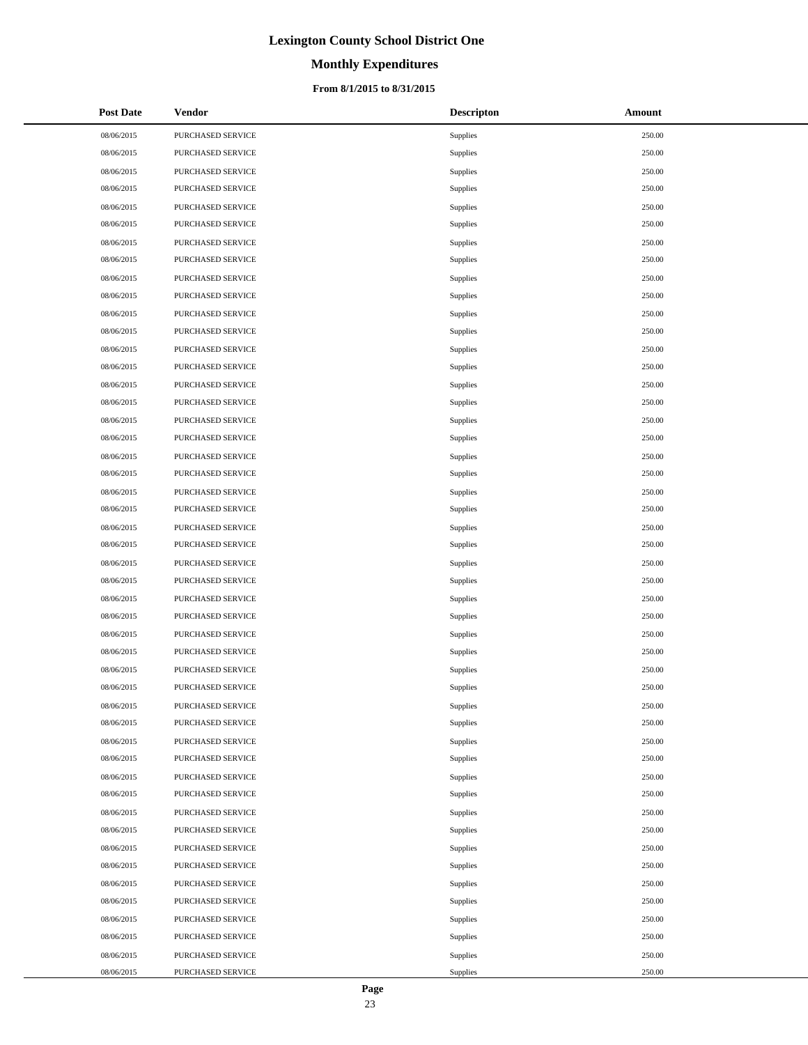# Lexington County School District One

## Monthly Expenditures

### From 8/1/2015 to 8/31/2015

| Post Date | Vendor | Descripton | Amount |
|---|---|---|---|
| 08/06/2015 | PURCHASED SERVICE | Supplies | 250.00 |
| 08/06/2015 | PURCHASED SERVICE | Supplies | 250.00 |
| 08/06/2015 | PURCHASED SERVICE | Supplies | 250.00 |
| 08/06/2015 | PURCHASED SERVICE | Supplies | 250.00 |
| 08/06/2015 | PURCHASED SERVICE | Supplies | 250.00 |
| 08/06/2015 | PURCHASED SERVICE | Supplies | 250.00 |
| 08/06/2015 | PURCHASED SERVICE | Supplies | 250.00 |
| 08/06/2015 | PURCHASED SERVICE | Supplies | 250.00 |
| 08/06/2015 | PURCHASED SERVICE | Supplies | 250.00 |
| 08/06/2015 | PURCHASED SERVICE | Supplies | 250.00 |
| 08/06/2015 | PURCHASED SERVICE | Supplies | 250.00 |
| 08/06/2015 | PURCHASED SERVICE | Supplies | 250.00 |
| 08/06/2015 | PURCHASED SERVICE | Supplies | 250.00 |
| 08/06/2015 | PURCHASED SERVICE | Supplies | 250.00 |
| 08/06/2015 | PURCHASED SERVICE | Supplies | 250.00 |
| 08/06/2015 | PURCHASED SERVICE | Supplies | 250.00 |
| 08/06/2015 | PURCHASED SERVICE | Supplies | 250.00 |
| 08/06/2015 | PURCHASED SERVICE | Supplies | 250.00 |
| 08/06/2015 | PURCHASED SERVICE | Supplies | 250.00 |
| 08/06/2015 | PURCHASED SERVICE | Supplies | 250.00 |
| 08/06/2015 | PURCHASED SERVICE | Supplies | 250.00 |
| 08/06/2015 | PURCHASED SERVICE | Supplies | 250.00 |
| 08/06/2015 | PURCHASED SERVICE | Supplies | 250.00 |
| 08/06/2015 | PURCHASED SERVICE | Supplies | 250.00 |
| 08/06/2015 | PURCHASED SERVICE | Supplies | 250.00 |
| 08/06/2015 | PURCHASED SERVICE | Supplies | 250.00 |
| 08/06/2015 | PURCHASED SERVICE | Supplies | 250.00 |
| 08/06/2015 | PURCHASED SERVICE | Supplies | 250.00 |
| 08/06/2015 | PURCHASED SERVICE | Supplies | 250.00 |
| 08/06/2015 | PURCHASED SERVICE | Supplies | 250.00 |
| 08/06/2015 | PURCHASED SERVICE | Supplies | 250.00 |
| 08/06/2015 | PURCHASED SERVICE | Supplies | 250.00 |
| 08/06/2015 | PURCHASED SERVICE | Supplies | 250.00 |
| 08/06/2015 | PURCHASED SERVICE | Supplies | 250.00 |
| 08/06/2015 | PURCHASED SERVICE | Supplies | 250.00 |
| 08/06/2015 | PURCHASED SERVICE | Supplies | 250.00 |
| 08/06/2015 | PURCHASED SERVICE | Supplies | 250.00 |
| 08/06/2015 | PURCHASED SERVICE | Supplies | 250.00 |
| 08/06/2015 | PURCHASED SERVICE | Supplies | 250.00 |
| 08/06/2015 | PURCHASED SERVICE | Supplies | 250.00 |
| 08/06/2015 | PURCHASED SERVICE | Supplies | 250.00 |
| 08/06/2015 | PURCHASED SERVICE | Supplies | 250.00 |
| 08/06/2015 | PURCHASED SERVICE | Supplies | 250.00 |
| 08/06/2015 | PURCHASED SERVICE | Supplies | 250.00 |
| 08/06/2015 | PURCHASED SERVICE | Supplies | 250.00 |
| 08/06/2015 | PURCHASED SERVICE | Supplies | 250.00 |
| 08/06/2015 | PURCHASED SERVICE | Supplies | 250.00 |
| 08/06/2015 | PURCHASED SERVICE | Supplies | 250.00 |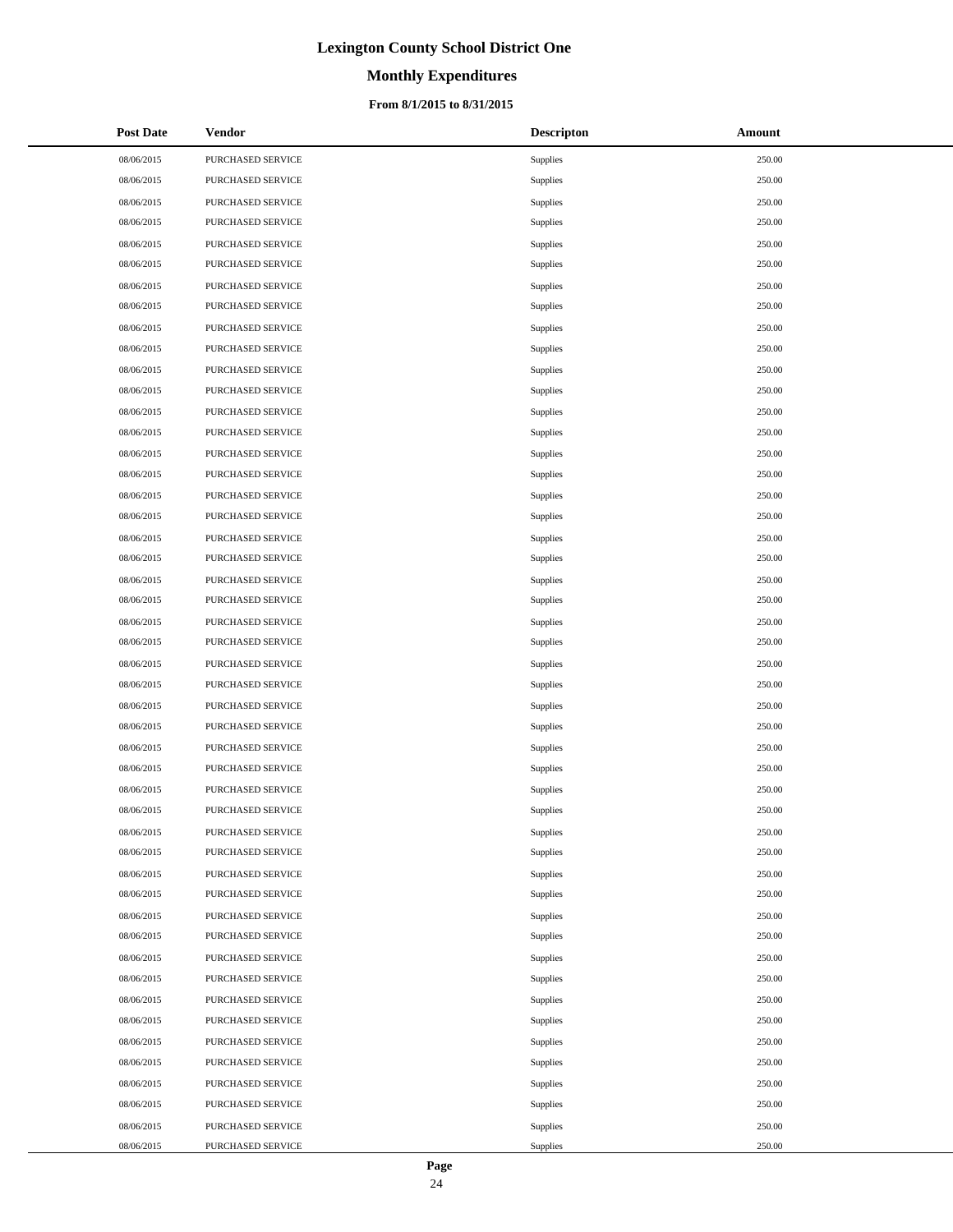# Lexington County School District One

## Monthly Expenditures

### From 8/1/2015 to 8/31/2015

| Post Date | Vendor | Descripton | Amount |
|---|---|---|---|
| 08/06/2015 | PURCHASED SERVICE | Supplies | 250.00 |
| 08/06/2015 | PURCHASED SERVICE | Supplies | 250.00 |
| 08/06/2015 | PURCHASED SERVICE | Supplies | 250.00 |
| 08/06/2015 | PURCHASED SERVICE | Supplies | 250.00 |
| 08/06/2015 | PURCHASED SERVICE | Supplies | 250.00 |
| 08/06/2015 | PURCHASED SERVICE | Supplies | 250.00 |
| 08/06/2015 | PURCHASED SERVICE | Supplies | 250.00 |
| 08/06/2015 | PURCHASED SERVICE | Supplies | 250.00 |
| 08/06/2015 | PURCHASED SERVICE | Supplies | 250.00 |
| 08/06/2015 | PURCHASED SERVICE | Supplies | 250.00 |
| 08/06/2015 | PURCHASED SERVICE | Supplies | 250.00 |
| 08/06/2015 | PURCHASED SERVICE | Supplies | 250.00 |
| 08/06/2015 | PURCHASED SERVICE | Supplies | 250.00 |
| 08/06/2015 | PURCHASED SERVICE | Supplies | 250.00 |
| 08/06/2015 | PURCHASED SERVICE | Supplies | 250.00 |
| 08/06/2015 | PURCHASED SERVICE | Supplies | 250.00 |
| 08/06/2015 | PURCHASED SERVICE | Supplies | 250.00 |
| 08/06/2015 | PURCHASED SERVICE | Supplies | 250.00 |
| 08/06/2015 | PURCHASED SERVICE | Supplies | 250.00 |
| 08/06/2015 | PURCHASED SERVICE | Supplies | 250.00 |
| 08/06/2015 | PURCHASED SERVICE | Supplies | 250.00 |
| 08/06/2015 | PURCHASED SERVICE | Supplies | 250.00 |
| 08/06/2015 | PURCHASED SERVICE | Supplies | 250.00 |
| 08/06/2015 | PURCHASED SERVICE | Supplies | 250.00 |
| 08/06/2015 | PURCHASED SERVICE | Supplies | 250.00 |
| 08/06/2015 | PURCHASED SERVICE | Supplies | 250.00 |
| 08/06/2015 | PURCHASED SERVICE | Supplies | 250.00 |
| 08/06/2015 | PURCHASED SERVICE | Supplies | 250.00 |
| 08/06/2015 | PURCHASED SERVICE | Supplies | 250.00 |
| 08/06/2015 | PURCHASED SERVICE | Supplies | 250.00 |
| 08/06/2015 | PURCHASED SERVICE | Supplies | 250.00 |
| 08/06/2015 | PURCHASED SERVICE | Supplies | 250.00 |
| 08/06/2015 | PURCHASED SERVICE | Supplies | 250.00 |
| 08/06/2015 | PURCHASED SERVICE | Supplies | 250.00 |
| 08/06/2015 | PURCHASED SERVICE | Supplies | 250.00 |
| 08/06/2015 | PURCHASED SERVICE | Supplies | 250.00 |
| 08/06/2015 | PURCHASED SERVICE | Supplies | 250.00 |
| 08/06/2015 | PURCHASED SERVICE | Supplies | 250.00 |
| 08/06/2015 | PURCHASED SERVICE | Supplies | 250.00 |
| 08/06/2015 | PURCHASED SERVICE | Supplies | 250.00 |
| 08/06/2015 | PURCHASED SERVICE | Supplies | 250.00 |
| 08/06/2015 | PURCHASED SERVICE | Supplies | 250.00 |
| 08/06/2015 | PURCHASED SERVICE | Supplies | 250.00 |
| 08/06/2015 | PURCHASED SERVICE | Supplies | 250.00 |
| 08/06/2015 | PURCHASED SERVICE | Supplies | 250.00 |
| 08/06/2015 | PURCHASED SERVICE | Supplies | 250.00 |
| 08/06/2015 | PURCHASED SERVICE | Supplies | 250.00 |
| 08/06/2015 | PURCHASED SERVICE | Supplies | 250.00 |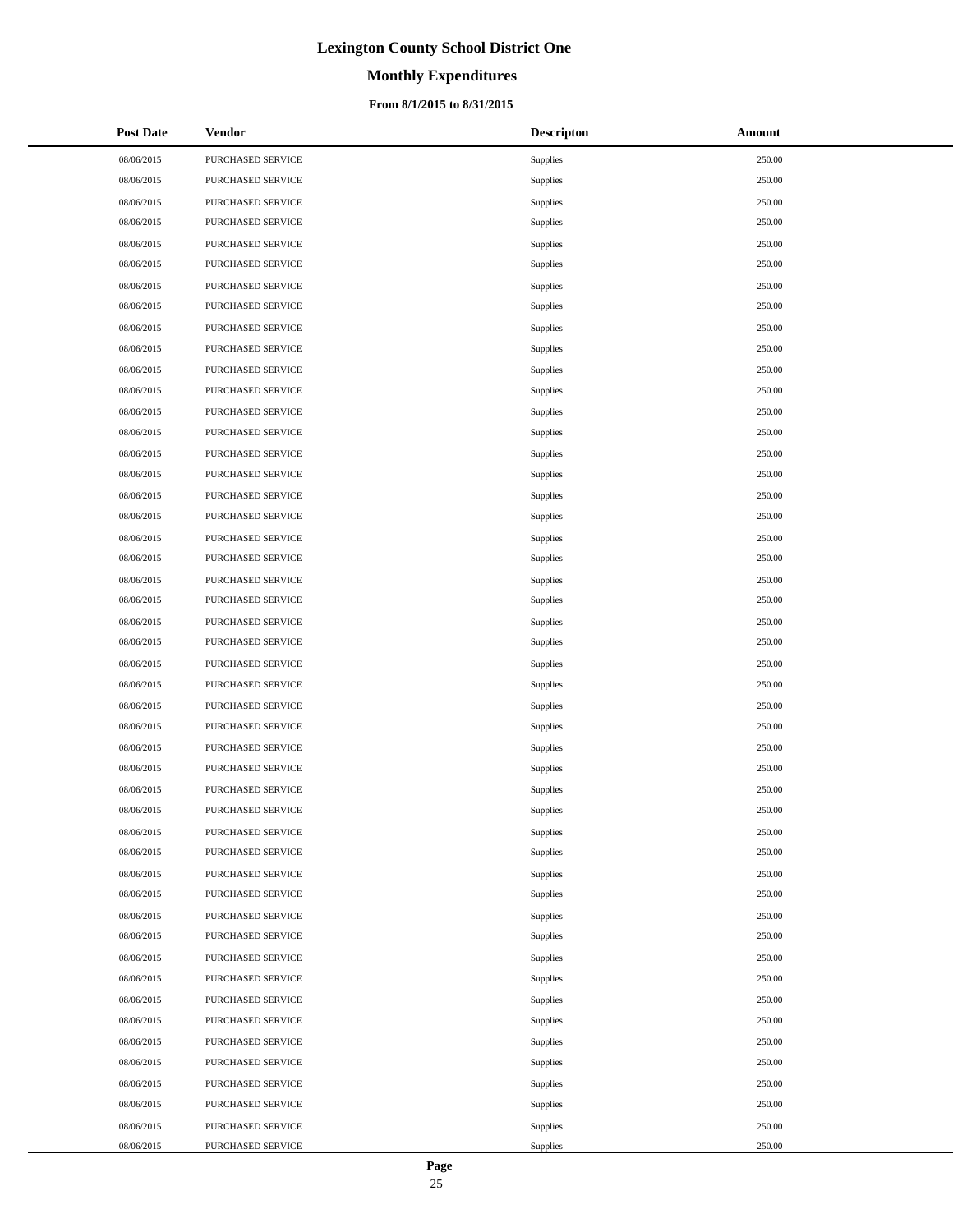# Lexington County School District One

## Monthly Expenditures

### From 8/1/2015 to 8/31/2015

| Post Date | Vendor | Descripton | Amount |
|---|---|---|---|
| 08/06/2015 | PURCHASED SERVICE | Supplies | 250.00 |
| 08/06/2015 | PURCHASED SERVICE | Supplies | 250.00 |
| 08/06/2015 | PURCHASED SERVICE | Supplies | 250.00 |
| 08/06/2015 | PURCHASED SERVICE | Supplies | 250.00 |
| 08/06/2015 | PURCHASED SERVICE | Supplies | 250.00 |
| 08/06/2015 | PURCHASED SERVICE | Supplies | 250.00 |
| 08/06/2015 | PURCHASED SERVICE | Supplies | 250.00 |
| 08/06/2015 | PURCHASED SERVICE | Supplies | 250.00 |
| 08/06/2015 | PURCHASED SERVICE | Supplies | 250.00 |
| 08/06/2015 | PURCHASED SERVICE | Supplies | 250.00 |
| 08/06/2015 | PURCHASED SERVICE | Supplies | 250.00 |
| 08/06/2015 | PURCHASED SERVICE | Supplies | 250.00 |
| 08/06/2015 | PURCHASED SERVICE | Supplies | 250.00 |
| 08/06/2015 | PURCHASED SERVICE | Supplies | 250.00 |
| 08/06/2015 | PURCHASED SERVICE | Supplies | 250.00 |
| 08/06/2015 | PURCHASED SERVICE | Supplies | 250.00 |
| 08/06/2015 | PURCHASED SERVICE | Supplies | 250.00 |
| 08/06/2015 | PURCHASED SERVICE | Supplies | 250.00 |
| 08/06/2015 | PURCHASED SERVICE | Supplies | 250.00 |
| 08/06/2015 | PURCHASED SERVICE | Supplies | 250.00 |
| 08/06/2015 | PURCHASED SERVICE | Supplies | 250.00 |
| 08/06/2015 | PURCHASED SERVICE | Supplies | 250.00 |
| 08/06/2015 | PURCHASED SERVICE | Supplies | 250.00 |
| 08/06/2015 | PURCHASED SERVICE | Supplies | 250.00 |
| 08/06/2015 | PURCHASED SERVICE | Supplies | 250.00 |
| 08/06/2015 | PURCHASED SERVICE | Supplies | 250.00 |
| 08/06/2015 | PURCHASED SERVICE | Supplies | 250.00 |
| 08/06/2015 | PURCHASED SERVICE | Supplies | 250.00 |
| 08/06/2015 | PURCHASED SERVICE | Supplies | 250.00 |
| 08/06/2015 | PURCHASED SERVICE | Supplies | 250.00 |
| 08/06/2015 | PURCHASED SERVICE | Supplies | 250.00 |
| 08/06/2015 | PURCHASED SERVICE | Supplies | 250.00 |
| 08/06/2015 | PURCHASED SERVICE | Supplies | 250.00 |
| 08/06/2015 | PURCHASED SERVICE | Supplies | 250.00 |
| 08/06/2015 | PURCHASED SERVICE | Supplies | 250.00 |
| 08/06/2015 | PURCHASED SERVICE | Supplies | 250.00 |
| 08/06/2015 | PURCHASED SERVICE | Supplies | 250.00 |
| 08/06/2015 | PURCHASED SERVICE | Supplies | 250.00 |
| 08/06/2015 | PURCHASED SERVICE | Supplies | 250.00 |
| 08/06/2015 | PURCHASED SERVICE | Supplies | 250.00 |
| 08/06/2015 | PURCHASED SERVICE | Supplies | 250.00 |
| 08/06/2015 | PURCHASED SERVICE | Supplies | 250.00 |
| 08/06/2015 | PURCHASED SERVICE | Supplies | 250.00 |
| 08/06/2015 | PURCHASED SERVICE | Supplies | 250.00 |
| 08/06/2015 | PURCHASED SERVICE | Supplies | 250.00 |
| 08/06/2015 | PURCHASED SERVICE | Supplies | 250.00 |
| 08/06/2015 | PURCHASED SERVICE | Supplies | 250.00 |
| 08/06/2015 | PURCHASED SERVICE | Supplies | 250.00 |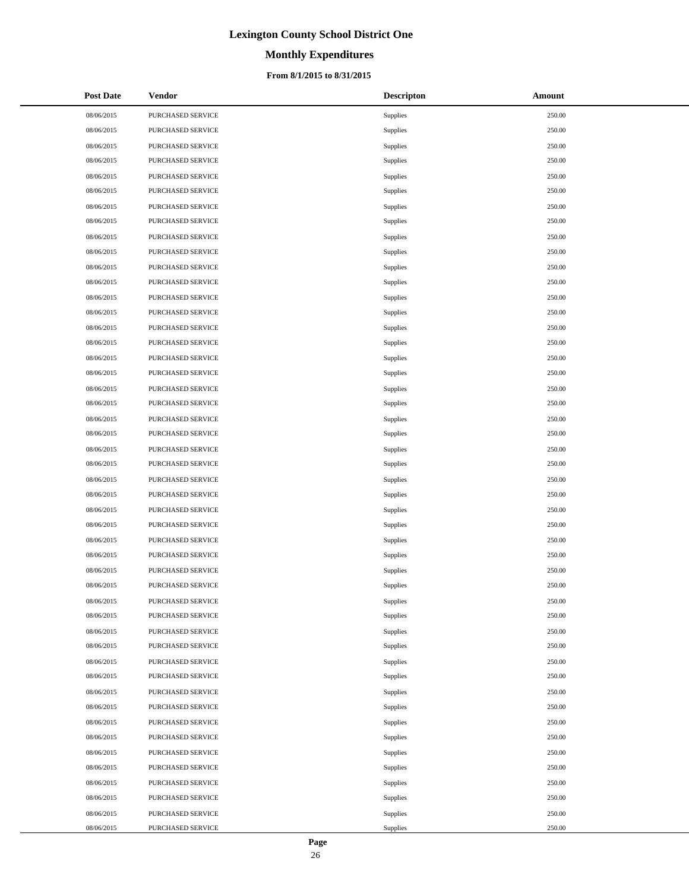# Lexington County School District One

## Monthly Expenditures

### From 8/1/2015 to 8/31/2015

| Post Date | Vendor | Descripton | Amount |
|---|---|---|---|
| 08/06/2015 | PURCHASED SERVICE | Supplies | 250.00 |
| 08/06/2015 | PURCHASED SERVICE | Supplies | 250.00 |
| 08/06/2015 | PURCHASED SERVICE | Supplies | 250.00 |
| 08/06/2015 | PURCHASED SERVICE | Supplies | 250.00 |
| 08/06/2015 | PURCHASED SERVICE | Supplies | 250.00 |
| 08/06/2015 | PURCHASED SERVICE | Supplies | 250.00 |
| 08/06/2015 | PURCHASED SERVICE | Supplies | 250.00 |
| 08/06/2015 | PURCHASED SERVICE | Supplies | 250.00 |
| 08/06/2015 | PURCHASED SERVICE | Supplies | 250.00 |
| 08/06/2015 | PURCHASED SERVICE | Supplies | 250.00 |
| 08/06/2015 | PURCHASED SERVICE | Supplies | 250.00 |
| 08/06/2015 | PURCHASED SERVICE | Supplies | 250.00 |
| 08/06/2015 | PURCHASED SERVICE | Supplies | 250.00 |
| 08/06/2015 | PURCHASED SERVICE | Supplies | 250.00 |
| 08/06/2015 | PURCHASED SERVICE | Supplies | 250.00 |
| 08/06/2015 | PURCHASED SERVICE | Supplies | 250.00 |
| 08/06/2015 | PURCHASED SERVICE | Supplies | 250.00 |
| 08/06/2015 | PURCHASED SERVICE | Supplies | 250.00 |
| 08/06/2015 | PURCHASED SERVICE | Supplies | 250.00 |
| 08/06/2015 | PURCHASED SERVICE | Supplies | 250.00 |
| 08/06/2015 | PURCHASED SERVICE | Supplies | 250.00 |
| 08/06/2015 | PURCHASED SERVICE | Supplies | 250.00 |
| 08/06/2015 | PURCHASED SERVICE | Supplies | 250.00 |
| 08/06/2015 | PURCHASED SERVICE | Supplies | 250.00 |
| 08/06/2015 | PURCHASED SERVICE | Supplies | 250.00 |
| 08/06/2015 | PURCHASED SERVICE | Supplies | 250.00 |
| 08/06/2015 | PURCHASED SERVICE | Supplies | 250.00 |
| 08/06/2015 | PURCHASED SERVICE | Supplies | 250.00 |
| 08/06/2015 | PURCHASED SERVICE | Supplies | 250.00 |
| 08/06/2015 | PURCHASED SERVICE | Supplies | 250.00 |
| 08/06/2015 | PURCHASED SERVICE | Supplies | 250.00 |
| 08/06/2015 | PURCHASED SERVICE | Supplies | 250.00 |
| 08/06/2015 | PURCHASED SERVICE | Supplies | 250.00 |
| 08/06/2015 | PURCHASED SERVICE | Supplies | 250.00 |
| 08/06/2015 | PURCHASED SERVICE | Supplies | 250.00 |
| 08/06/2015 | PURCHASED SERVICE | Supplies | 250.00 |
| 08/06/2015 | PURCHASED SERVICE | Supplies | 250.00 |
| 08/06/2015 | PURCHASED SERVICE | Supplies | 250.00 |
| 08/06/2015 | PURCHASED SERVICE | Supplies | 250.00 |
| 08/06/2015 | PURCHASED SERVICE | Supplies | 250.00 |
| 08/06/2015 | PURCHASED SERVICE | Supplies | 250.00 |
| 08/06/2015 | PURCHASED SERVICE | Supplies | 250.00 |
| 08/06/2015 | PURCHASED SERVICE | Supplies | 250.00 |
| 08/06/2015 | PURCHASED SERVICE | Supplies | 250.00 |
| 08/06/2015 | PURCHASED SERVICE | Supplies | 250.00 |
| 08/06/2015 | PURCHASED SERVICE | Supplies | 250.00 |
| 08/06/2015 | PURCHASED SERVICE | Supplies | 250.00 |
| 08/06/2015 | PURCHASED SERVICE | Supplies | 250.00 |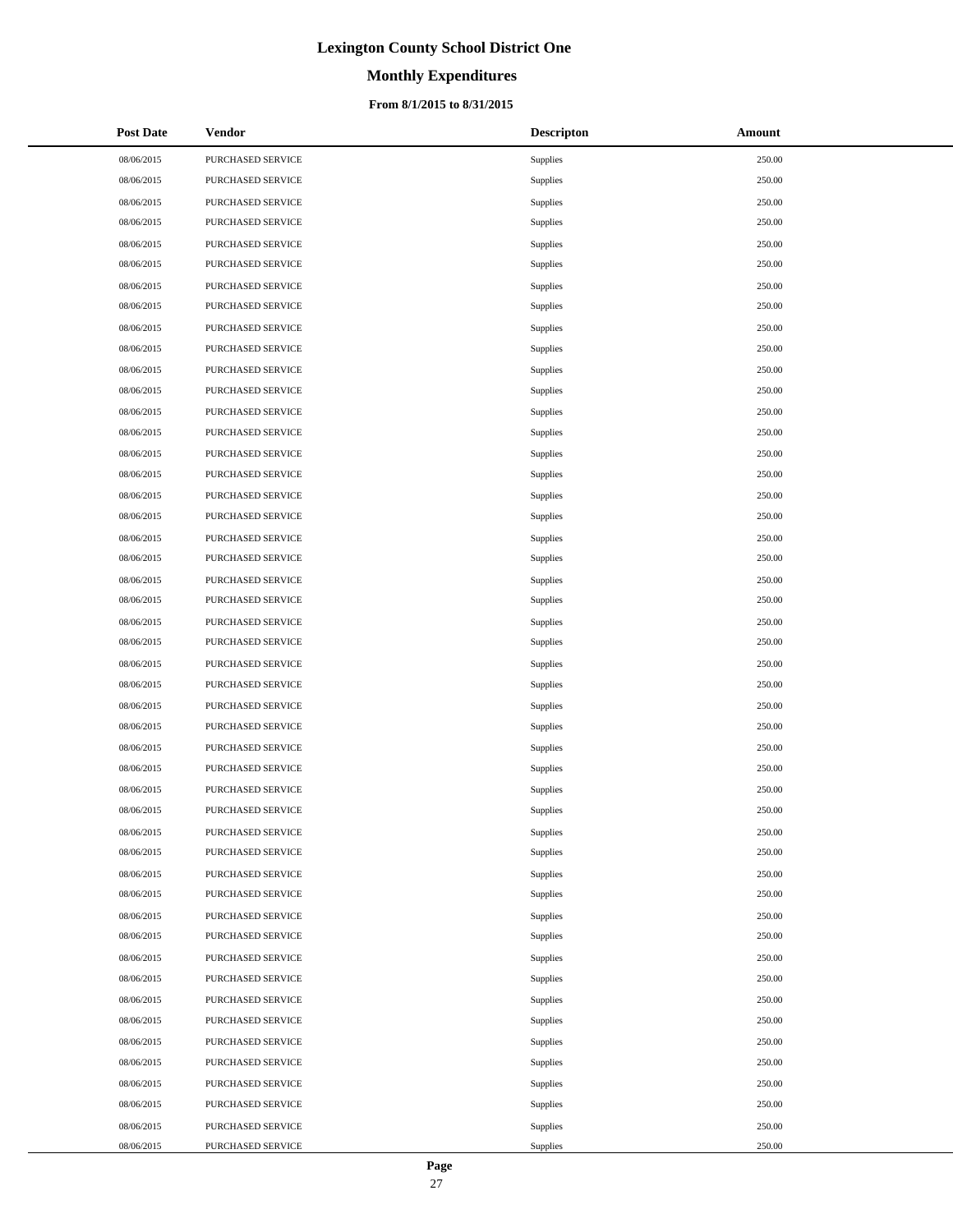# Lexington County School District One

## Monthly Expenditures

### From 8/1/2015 to 8/31/2015

| Post Date | Vendor | Descripton | Amount |
|---|---|---|---|
| 08/06/2015 | PURCHASED SERVICE | Supplies | 250.00 |
| 08/06/2015 | PURCHASED SERVICE | Supplies | 250.00 |
| 08/06/2015 | PURCHASED SERVICE | Supplies | 250.00 |
| 08/06/2015 | PURCHASED SERVICE | Supplies | 250.00 |
| 08/06/2015 | PURCHASED SERVICE | Supplies | 250.00 |
| 08/06/2015 | PURCHASED SERVICE | Supplies | 250.00 |
| 08/06/2015 | PURCHASED SERVICE | Supplies | 250.00 |
| 08/06/2015 | PURCHASED SERVICE | Supplies | 250.00 |
| 08/06/2015 | PURCHASED SERVICE | Supplies | 250.00 |
| 08/06/2015 | PURCHASED SERVICE | Supplies | 250.00 |
| 08/06/2015 | PURCHASED SERVICE | Supplies | 250.00 |
| 08/06/2015 | PURCHASED SERVICE | Supplies | 250.00 |
| 08/06/2015 | PURCHASED SERVICE | Supplies | 250.00 |
| 08/06/2015 | PURCHASED SERVICE | Supplies | 250.00 |
| 08/06/2015 | PURCHASED SERVICE | Supplies | 250.00 |
| 08/06/2015 | PURCHASED SERVICE | Supplies | 250.00 |
| 08/06/2015 | PURCHASED SERVICE | Supplies | 250.00 |
| 08/06/2015 | PURCHASED SERVICE | Supplies | 250.00 |
| 08/06/2015 | PURCHASED SERVICE | Supplies | 250.00 |
| 08/06/2015 | PURCHASED SERVICE | Supplies | 250.00 |
| 08/06/2015 | PURCHASED SERVICE | Supplies | 250.00 |
| 08/06/2015 | PURCHASED SERVICE | Supplies | 250.00 |
| 08/06/2015 | PURCHASED SERVICE | Supplies | 250.00 |
| 08/06/2015 | PURCHASED SERVICE | Supplies | 250.00 |
| 08/06/2015 | PURCHASED SERVICE | Supplies | 250.00 |
| 08/06/2015 | PURCHASED SERVICE | Supplies | 250.00 |
| 08/06/2015 | PURCHASED SERVICE | Supplies | 250.00 |
| 08/06/2015 | PURCHASED SERVICE | Supplies | 250.00 |
| 08/06/2015 | PURCHASED SERVICE | Supplies | 250.00 |
| 08/06/2015 | PURCHASED SERVICE | Supplies | 250.00 |
| 08/06/2015 | PURCHASED SERVICE | Supplies | 250.00 |
| 08/06/2015 | PURCHASED SERVICE | Supplies | 250.00 |
| 08/06/2015 | PURCHASED SERVICE | Supplies | 250.00 |
| 08/06/2015 | PURCHASED SERVICE | Supplies | 250.00 |
| 08/06/2015 | PURCHASED SERVICE | Supplies | 250.00 |
| 08/06/2015 | PURCHASED SERVICE | Supplies | 250.00 |
| 08/06/2015 | PURCHASED SERVICE | Supplies | 250.00 |
| 08/06/2015 | PURCHASED SERVICE | Supplies | 250.00 |
| 08/06/2015 | PURCHASED SERVICE | Supplies | 250.00 |
| 08/06/2015 | PURCHASED SERVICE | Supplies | 250.00 |
| 08/06/2015 | PURCHASED SERVICE | Supplies | 250.00 |
| 08/06/2015 | PURCHASED SERVICE | Supplies | 250.00 |
| 08/06/2015 | PURCHASED SERVICE | Supplies | 250.00 |
| 08/06/2015 | PURCHASED SERVICE | Supplies | 250.00 |
| 08/06/2015 | PURCHASED SERVICE | Supplies | 250.00 |
| 08/06/2015 | PURCHASED SERVICE | Supplies | 250.00 |
| 08/06/2015 | PURCHASED SERVICE | Supplies | 250.00 |
| 08/06/2015 | PURCHASED SERVICE | Supplies | 250.00 |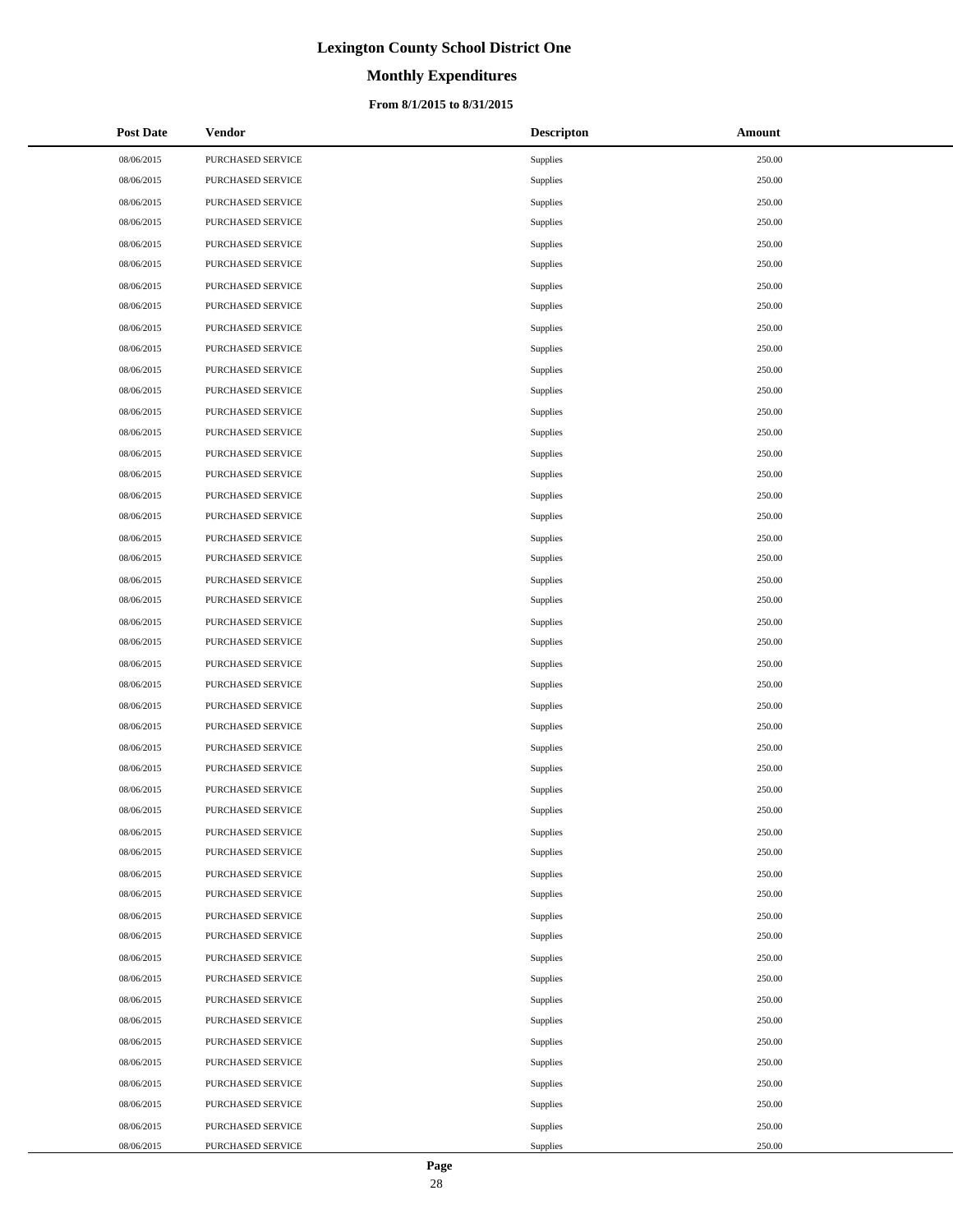# Lexington County School District One

## Monthly Expenditures

### From 8/1/2015 to 8/31/2015

| Post Date | Vendor | Descripton | Amount |
|---|---|---|---|
| 08/06/2015 | PURCHASED SERVICE | Supplies | 250.00 |
| 08/06/2015 | PURCHASED SERVICE | Supplies | 250.00 |
| 08/06/2015 | PURCHASED SERVICE | Supplies | 250.00 |
| 08/06/2015 | PURCHASED SERVICE | Supplies | 250.00 |
| 08/06/2015 | PURCHASED SERVICE | Supplies | 250.00 |
| 08/06/2015 | PURCHASED SERVICE | Supplies | 250.00 |
| 08/06/2015 | PURCHASED SERVICE | Supplies | 250.00 |
| 08/06/2015 | PURCHASED SERVICE | Supplies | 250.00 |
| 08/06/2015 | PURCHASED SERVICE | Supplies | 250.00 |
| 08/06/2015 | PURCHASED SERVICE | Supplies | 250.00 |
| 08/06/2015 | PURCHASED SERVICE | Supplies | 250.00 |
| 08/06/2015 | PURCHASED SERVICE | Supplies | 250.00 |
| 08/06/2015 | PURCHASED SERVICE | Supplies | 250.00 |
| 08/06/2015 | PURCHASED SERVICE | Supplies | 250.00 |
| 08/06/2015 | PURCHASED SERVICE | Supplies | 250.00 |
| 08/06/2015 | PURCHASED SERVICE | Supplies | 250.00 |
| 08/06/2015 | PURCHASED SERVICE | Supplies | 250.00 |
| 08/06/2015 | PURCHASED SERVICE | Supplies | 250.00 |
| 08/06/2015 | PURCHASED SERVICE | Supplies | 250.00 |
| 08/06/2015 | PURCHASED SERVICE | Supplies | 250.00 |
| 08/06/2015 | PURCHASED SERVICE | Supplies | 250.00 |
| 08/06/2015 | PURCHASED SERVICE | Supplies | 250.00 |
| 08/06/2015 | PURCHASED SERVICE | Supplies | 250.00 |
| 08/06/2015 | PURCHASED SERVICE | Supplies | 250.00 |
| 08/06/2015 | PURCHASED SERVICE | Supplies | 250.00 |
| 08/06/2015 | PURCHASED SERVICE | Supplies | 250.00 |
| 08/06/2015 | PURCHASED SERVICE | Supplies | 250.00 |
| 08/06/2015 | PURCHASED SERVICE | Supplies | 250.00 |
| 08/06/2015 | PURCHASED SERVICE | Supplies | 250.00 |
| 08/06/2015 | PURCHASED SERVICE | Supplies | 250.00 |
| 08/06/2015 | PURCHASED SERVICE | Supplies | 250.00 |
| 08/06/2015 | PURCHASED SERVICE | Supplies | 250.00 |
| 08/06/2015 | PURCHASED SERVICE | Supplies | 250.00 |
| 08/06/2015 | PURCHASED SERVICE | Supplies | 250.00 |
| 08/06/2015 | PURCHASED SERVICE | Supplies | 250.00 |
| 08/06/2015 | PURCHASED SERVICE | Supplies | 250.00 |
| 08/06/2015 | PURCHASED SERVICE | Supplies | 250.00 |
| 08/06/2015 | PURCHASED SERVICE | Supplies | 250.00 |
| 08/06/2015 | PURCHASED SERVICE | Supplies | 250.00 |
| 08/06/2015 | PURCHASED SERVICE | Supplies | 250.00 |
| 08/06/2015 | PURCHASED SERVICE | Supplies | 250.00 |
| 08/06/2015 | PURCHASED SERVICE | Supplies | 250.00 |
| 08/06/2015 | PURCHASED SERVICE | Supplies | 250.00 |
| 08/06/2015 | PURCHASED SERVICE | Supplies | 250.00 |
| 08/06/2015 | PURCHASED SERVICE | Supplies | 250.00 |
| 08/06/2015 | PURCHASED SERVICE | Supplies | 250.00 |
| 08/06/2015 | PURCHASED SERVICE | Supplies | 250.00 |
| 08/06/2015 | PURCHASED SERVICE | Supplies | 250.00 |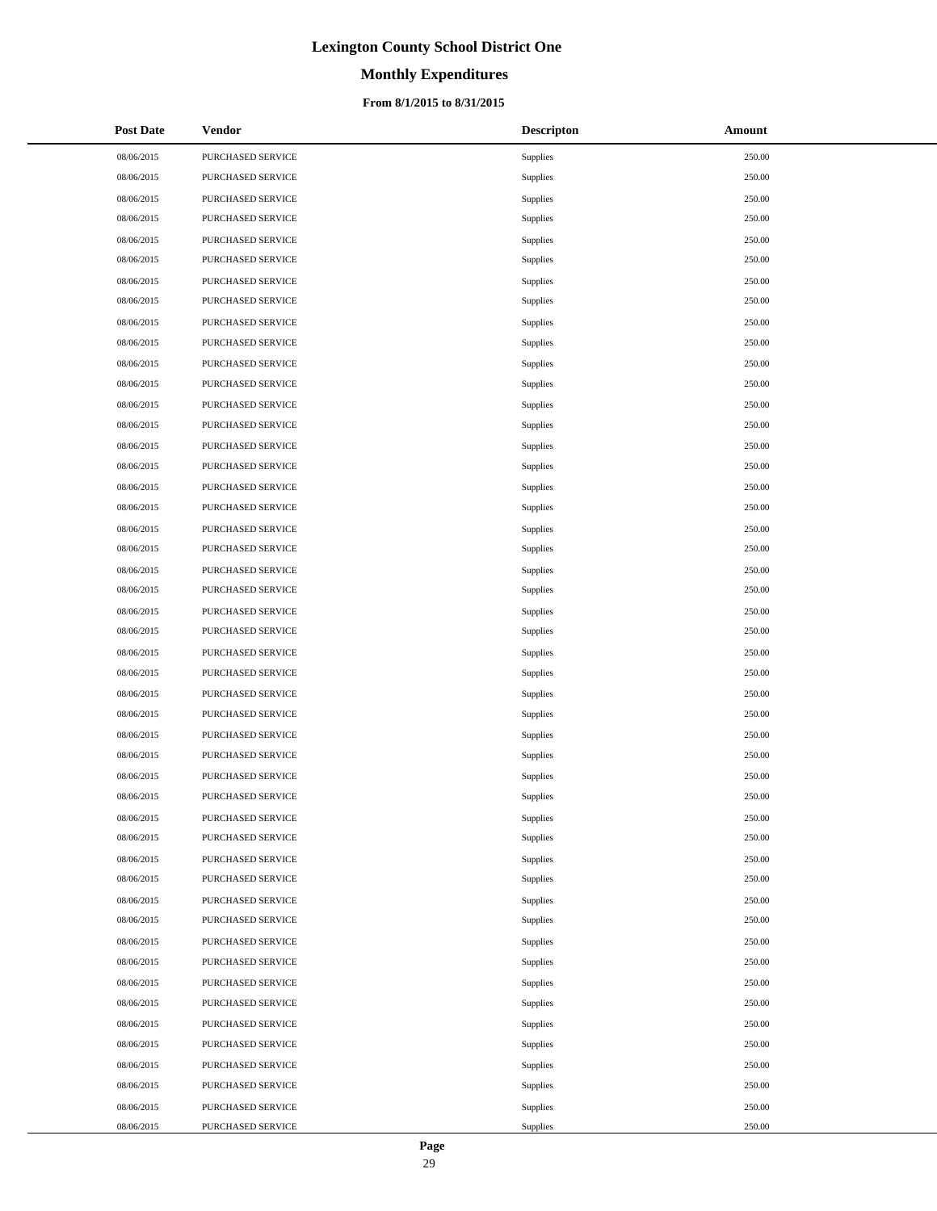# Lexington County School District One

## Monthly Expenditures

### From 8/1/2015 to 8/31/2015

| Post Date | Vendor | Descripton | Amount |
|---|---|---|---|
| 08/06/2015 | PURCHASED SERVICE | Supplies | 250.00 |
| 08/06/2015 | PURCHASED SERVICE | Supplies | 250.00 |
| 08/06/2015 | PURCHASED SERVICE | Supplies | 250.00 |
| 08/06/2015 | PURCHASED SERVICE | Supplies | 250.00 |
| 08/06/2015 | PURCHASED SERVICE | Supplies | 250.00 |
| 08/06/2015 | PURCHASED SERVICE | Supplies | 250.00 |
| 08/06/2015 | PURCHASED SERVICE | Supplies | 250.00 |
| 08/06/2015 | PURCHASED SERVICE | Supplies | 250.00 |
| 08/06/2015 | PURCHASED SERVICE | Supplies | 250.00 |
| 08/06/2015 | PURCHASED SERVICE | Supplies | 250.00 |
| 08/06/2015 | PURCHASED SERVICE | Supplies | 250.00 |
| 08/06/2015 | PURCHASED SERVICE | Supplies | 250.00 |
| 08/06/2015 | PURCHASED SERVICE | Supplies | 250.00 |
| 08/06/2015 | PURCHASED SERVICE | Supplies | 250.00 |
| 08/06/2015 | PURCHASED SERVICE | Supplies | 250.00 |
| 08/06/2015 | PURCHASED SERVICE | Supplies | 250.00 |
| 08/06/2015 | PURCHASED SERVICE | Supplies | 250.00 |
| 08/06/2015 | PURCHASED SERVICE | Supplies | 250.00 |
| 08/06/2015 | PURCHASED SERVICE | Supplies | 250.00 |
| 08/06/2015 | PURCHASED SERVICE | Supplies | 250.00 |
| 08/06/2015 | PURCHASED SERVICE | Supplies | 250.00 |
| 08/06/2015 | PURCHASED SERVICE | Supplies | 250.00 |
| 08/06/2015 | PURCHASED SERVICE | Supplies | 250.00 |
| 08/06/2015 | PURCHASED SERVICE | Supplies | 250.00 |
| 08/06/2015 | PURCHASED SERVICE | Supplies | 250.00 |
| 08/06/2015 | PURCHASED SERVICE | Supplies | 250.00 |
| 08/06/2015 | PURCHASED SERVICE | Supplies | 250.00 |
| 08/06/2015 | PURCHASED SERVICE | Supplies | 250.00 |
| 08/06/2015 | PURCHASED SERVICE | Supplies | 250.00 |
| 08/06/2015 | PURCHASED SERVICE | Supplies | 250.00 |
| 08/06/2015 | PURCHASED SERVICE | Supplies | 250.00 |
| 08/06/2015 | PURCHASED SERVICE | Supplies | 250.00 |
| 08/06/2015 | PURCHASED SERVICE | Supplies | 250.00 |
| 08/06/2015 | PURCHASED SERVICE | Supplies | 250.00 |
| 08/06/2015 | PURCHASED SERVICE | Supplies | 250.00 |
| 08/06/2015 | PURCHASED SERVICE | Supplies | 250.00 |
| 08/06/2015 | PURCHASED SERVICE | Supplies | 250.00 |
| 08/06/2015 | PURCHASED SERVICE | Supplies | 250.00 |
| 08/06/2015 | PURCHASED SERVICE | Supplies | 250.00 |
| 08/06/2015 | PURCHASED SERVICE | Supplies | 250.00 |
| 08/06/2015 | PURCHASED SERVICE | Supplies | 250.00 |
| 08/06/2015 | PURCHASED SERVICE | Supplies | 250.00 |
| 08/06/2015 | PURCHASED SERVICE | Supplies | 250.00 |
| 08/06/2015 | PURCHASED SERVICE | Supplies | 250.00 |
| 08/06/2015 | PURCHASED SERVICE | Supplies | 250.00 |
| 08/06/2015 | PURCHASED SERVICE | Supplies | 250.00 |
| 08/06/2015 | PURCHASED SERVICE | Supplies | 250.00 |
| 08/06/2015 | PURCHASED SERVICE | Supplies | 250.00 |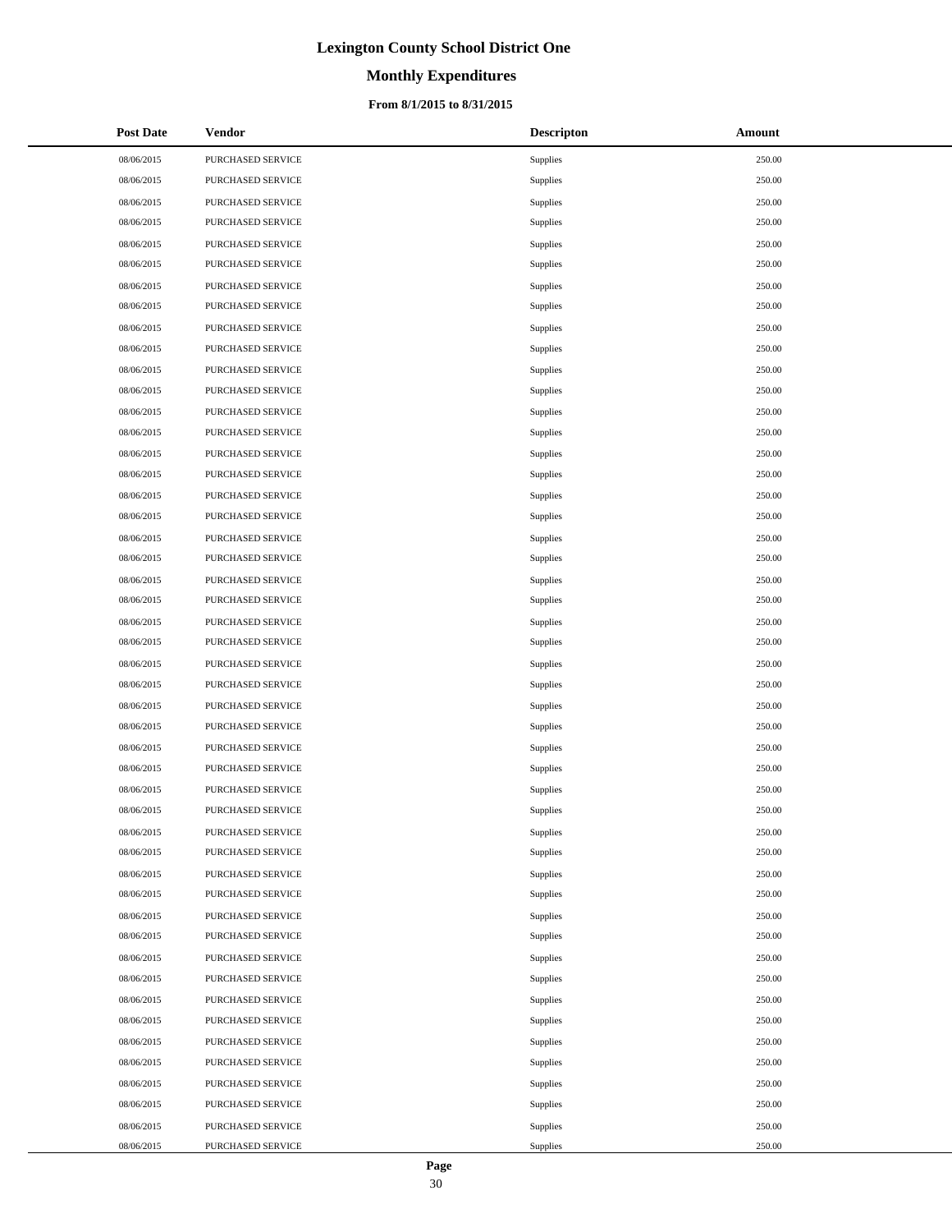# Lexington County School District One

## Monthly Expenditures

### From 8/1/2015 to 8/31/2015

| Post Date | Vendor | Descripton | Amount |
|---|---|---|---|
| 08/06/2015 | PURCHASED SERVICE | Supplies | 250.00 |
| 08/06/2015 | PURCHASED SERVICE | Supplies | 250.00 |
| 08/06/2015 | PURCHASED SERVICE | Supplies | 250.00 |
| 08/06/2015 | PURCHASED SERVICE | Supplies | 250.00 |
| 08/06/2015 | PURCHASED SERVICE | Supplies | 250.00 |
| 08/06/2015 | PURCHASED SERVICE | Supplies | 250.00 |
| 08/06/2015 | PURCHASED SERVICE | Supplies | 250.00 |
| 08/06/2015 | PURCHASED SERVICE | Supplies | 250.00 |
| 08/06/2015 | PURCHASED SERVICE | Supplies | 250.00 |
| 08/06/2015 | PURCHASED SERVICE | Supplies | 250.00 |
| 08/06/2015 | PURCHASED SERVICE | Supplies | 250.00 |
| 08/06/2015 | PURCHASED SERVICE | Supplies | 250.00 |
| 08/06/2015 | PURCHASED SERVICE | Supplies | 250.00 |
| 08/06/2015 | PURCHASED SERVICE | Supplies | 250.00 |
| 08/06/2015 | PURCHASED SERVICE | Supplies | 250.00 |
| 08/06/2015 | PURCHASED SERVICE | Supplies | 250.00 |
| 08/06/2015 | PURCHASED SERVICE | Supplies | 250.00 |
| 08/06/2015 | PURCHASED SERVICE | Supplies | 250.00 |
| 08/06/2015 | PURCHASED SERVICE | Supplies | 250.00 |
| 08/06/2015 | PURCHASED SERVICE | Supplies | 250.00 |
| 08/06/2015 | PURCHASED SERVICE | Supplies | 250.00 |
| 08/06/2015 | PURCHASED SERVICE | Supplies | 250.00 |
| 08/06/2015 | PURCHASED SERVICE | Supplies | 250.00 |
| 08/06/2015 | PURCHASED SERVICE | Supplies | 250.00 |
| 08/06/2015 | PURCHASED SERVICE | Supplies | 250.00 |
| 08/06/2015 | PURCHASED SERVICE | Supplies | 250.00 |
| 08/06/2015 | PURCHASED SERVICE | Supplies | 250.00 |
| 08/06/2015 | PURCHASED SERVICE | Supplies | 250.00 |
| 08/06/2015 | PURCHASED SERVICE | Supplies | 250.00 |
| 08/06/2015 | PURCHASED SERVICE | Supplies | 250.00 |
| 08/06/2015 | PURCHASED SERVICE | Supplies | 250.00 |
| 08/06/2015 | PURCHASED SERVICE | Supplies | 250.00 |
| 08/06/2015 | PURCHASED SERVICE | Supplies | 250.00 |
| 08/06/2015 | PURCHASED SERVICE | Supplies | 250.00 |
| 08/06/2015 | PURCHASED SERVICE | Supplies | 250.00 |
| 08/06/2015 | PURCHASED SERVICE | Supplies | 250.00 |
| 08/06/2015 | PURCHASED SERVICE | Supplies | 250.00 |
| 08/06/2015 | PURCHASED SERVICE | Supplies | 250.00 |
| 08/06/2015 | PURCHASED SERVICE | Supplies | 250.00 |
| 08/06/2015 | PURCHASED SERVICE | Supplies | 250.00 |
| 08/06/2015 | PURCHASED SERVICE | Supplies | 250.00 |
| 08/06/2015 | PURCHASED SERVICE | Supplies | 250.00 |
| 08/06/2015 | PURCHASED SERVICE | Supplies | 250.00 |
| 08/06/2015 | PURCHASED SERVICE | Supplies | 250.00 |
| 08/06/2015 | PURCHASED SERVICE | Supplies | 250.00 |
| 08/06/2015 | PURCHASED SERVICE | Supplies | 250.00 |
| 08/06/2015 | PURCHASED SERVICE | Supplies | 250.00 |
| 08/06/2015 | PURCHASED SERVICE | Supplies | 250.00 |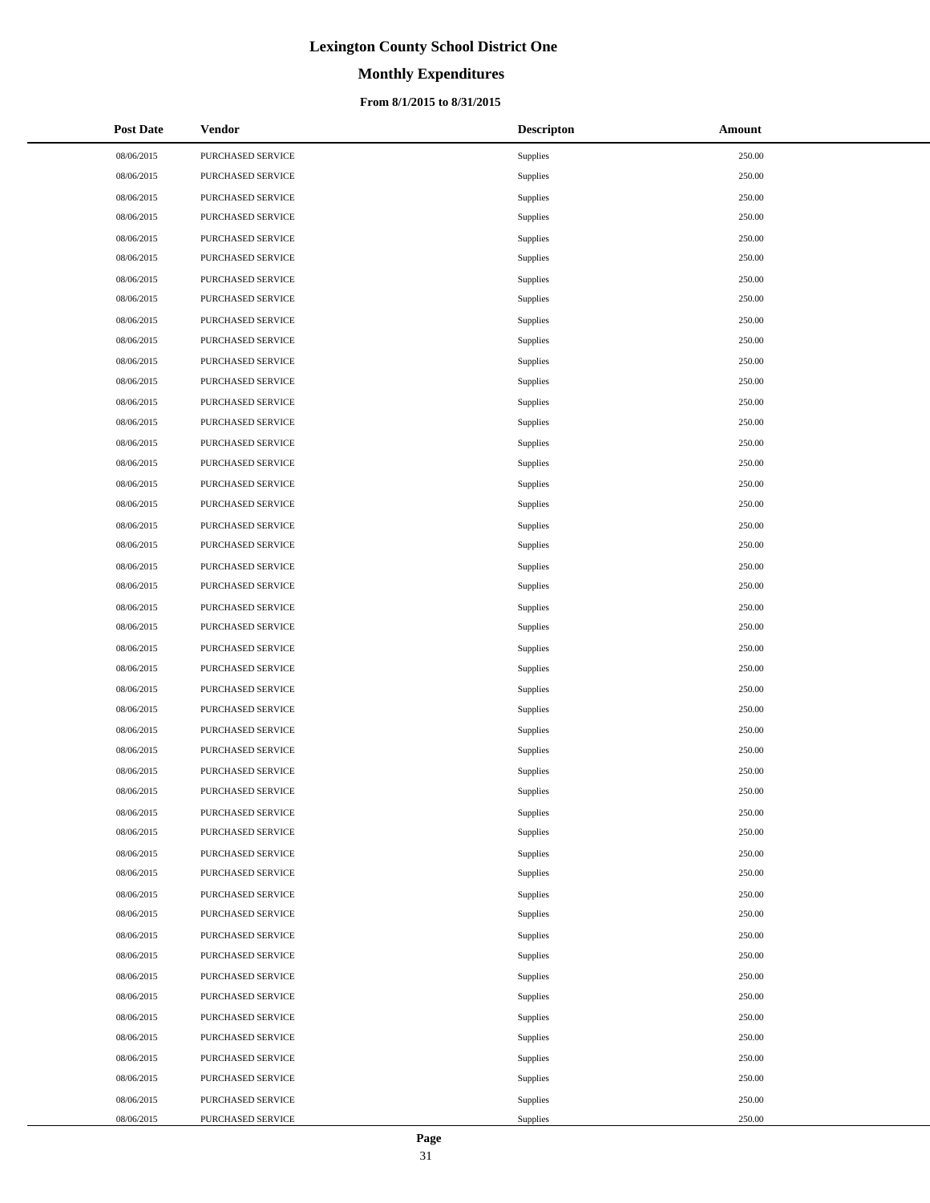# Lexington County School District One

## Monthly Expenditures

### From 8/1/2015 to 8/31/2015

| Post Date | Vendor | Descripton | Amount |
|---|---|---|---|
| 08/06/2015 | PURCHASED SERVICE | Supplies | 250.00 |
| 08/06/2015 | PURCHASED SERVICE | Supplies | 250.00 |
| 08/06/2015 | PURCHASED SERVICE | Supplies | 250.00 |
| 08/06/2015 | PURCHASED SERVICE | Supplies | 250.00 |
| 08/06/2015 | PURCHASED SERVICE | Supplies | 250.00 |
| 08/06/2015 | PURCHASED SERVICE | Supplies | 250.00 |
| 08/06/2015 | PURCHASED SERVICE | Supplies | 250.00 |
| 08/06/2015 | PURCHASED SERVICE | Supplies | 250.00 |
| 08/06/2015 | PURCHASED SERVICE | Supplies | 250.00 |
| 08/06/2015 | PURCHASED SERVICE | Supplies | 250.00 |
| 08/06/2015 | PURCHASED SERVICE | Supplies | 250.00 |
| 08/06/2015 | PURCHASED SERVICE | Supplies | 250.00 |
| 08/06/2015 | PURCHASED SERVICE | Supplies | 250.00 |
| 08/06/2015 | PURCHASED SERVICE | Supplies | 250.00 |
| 08/06/2015 | PURCHASED SERVICE | Supplies | 250.00 |
| 08/06/2015 | PURCHASED SERVICE | Supplies | 250.00 |
| 08/06/2015 | PURCHASED SERVICE | Supplies | 250.00 |
| 08/06/2015 | PURCHASED SERVICE | Supplies | 250.00 |
| 08/06/2015 | PURCHASED SERVICE | Supplies | 250.00 |
| 08/06/2015 | PURCHASED SERVICE | Supplies | 250.00 |
| 08/06/2015 | PURCHASED SERVICE | Supplies | 250.00 |
| 08/06/2015 | PURCHASED SERVICE | Supplies | 250.00 |
| 08/06/2015 | PURCHASED SERVICE | Supplies | 250.00 |
| 08/06/2015 | PURCHASED SERVICE | Supplies | 250.00 |
| 08/06/2015 | PURCHASED SERVICE | Supplies | 250.00 |
| 08/06/2015 | PURCHASED SERVICE | Supplies | 250.00 |
| 08/06/2015 | PURCHASED SERVICE | Supplies | 250.00 |
| 08/06/2015 | PURCHASED SERVICE | Supplies | 250.00 |
| 08/06/2015 | PURCHASED SERVICE | Supplies | 250.00 |
| 08/06/2015 | PURCHASED SERVICE | Supplies | 250.00 |
| 08/06/2015 | PURCHASED SERVICE | Supplies | 250.00 |
| 08/06/2015 | PURCHASED SERVICE | Supplies | 250.00 |
| 08/06/2015 | PURCHASED SERVICE | Supplies | 250.00 |
| 08/06/2015 | PURCHASED SERVICE | Supplies | 250.00 |
| 08/06/2015 | PURCHASED SERVICE | Supplies | 250.00 |
| 08/06/2015 | PURCHASED SERVICE | Supplies | 250.00 |
| 08/06/2015 | PURCHASED SERVICE | Supplies | 250.00 |
| 08/06/2015 | PURCHASED SERVICE | Supplies | 250.00 |
| 08/06/2015 | PURCHASED SERVICE | Supplies | 250.00 |
| 08/06/2015 | PURCHASED SERVICE | Supplies | 250.00 |
| 08/06/2015 | PURCHASED SERVICE | Supplies | 250.00 |
| 08/06/2015 | PURCHASED SERVICE | Supplies | 250.00 |
| 08/06/2015 | PURCHASED SERVICE | Supplies | 250.00 |
| 08/06/2015 | PURCHASED SERVICE | Supplies | 250.00 |
| 08/06/2015 | PURCHASED SERVICE | Supplies | 250.00 |
| 08/06/2015 | PURCHASED SERVICE | Supplies | 250.00 |
| 08/06/2015 | PURCHASED SERVICE | Supplies | 250.00 |
| 08/06/2015 | PURCHASED SERVICE | Supplies | 250.00 |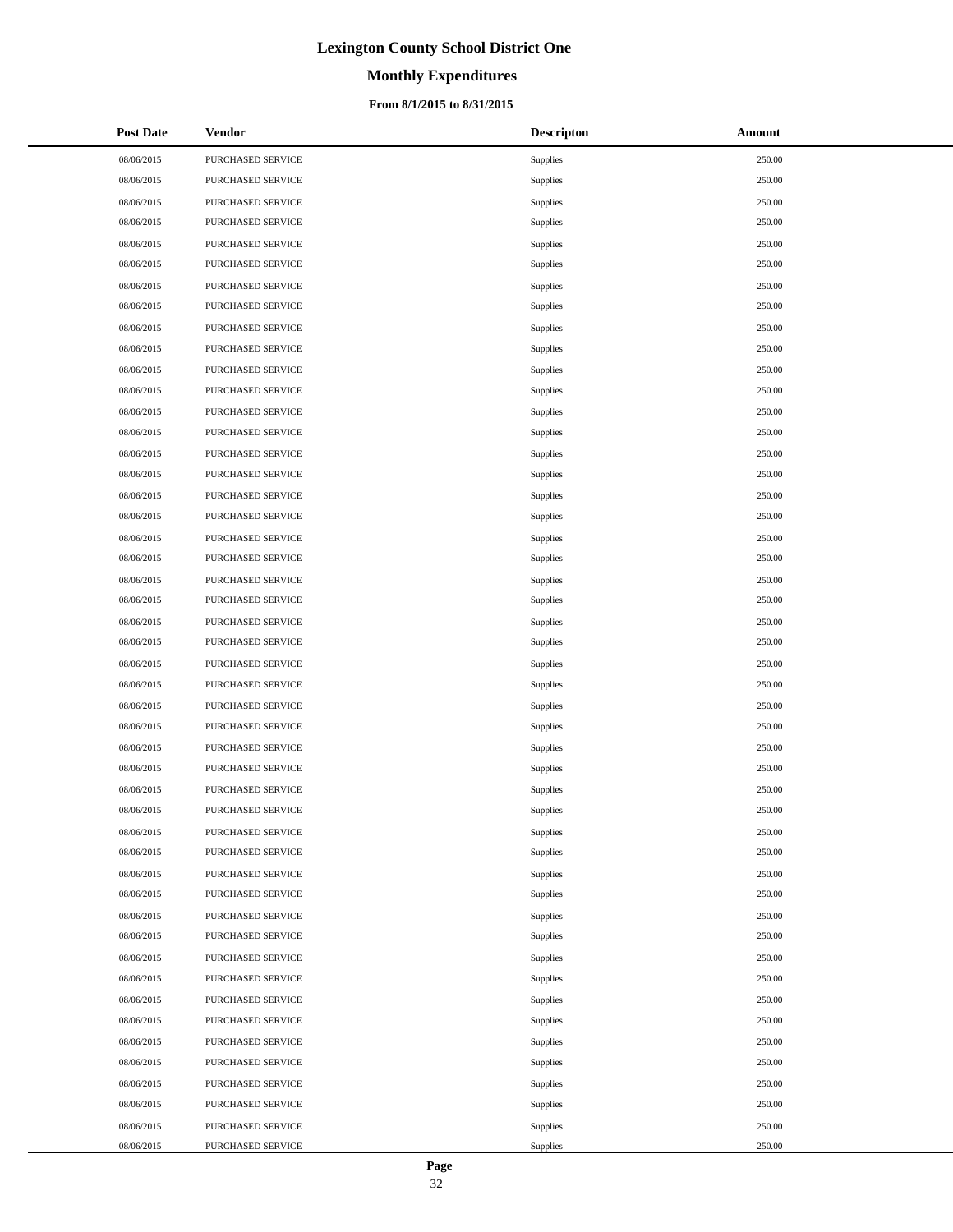# Lexington County School District One

## Monthly Expenditures

### From 8/1/2015 to 8/31/2015

| Post Date | Vendor | Descripton | Amount |
|---|---|---|---|
| 08/06/2015 | PURCHASED SERVICE | Supplies | 250.00 |
| 08/06/2015 | PURCHASED SERVICE | Supplies | 250.00 |
| 08/06/2015 | PURCHASED SERVICE | Supplies | 250.00 |
| 08/06/2015 | PURCHASED SERVICE | Supplies | 250.00 |
| 08/06/2015 | PURCHASED SERVICE | Supplies | 250.00 |
| 08/06/2015 | PURCHASED SERVICE | Supplies | 250.00 |
| 08/06/2015 | PURCHASED SERVICE | Supplies | 250.00 |
| 08/06/2015 | PURCHASED SERVICE | Supplies | 250.00 |
| 08/06/2015 | PURCHASED SERVICE | Supplies | 250.00 |
| 08/06/2015 | PURCHASED SERVICE | Supplies | 250.00 |
| 08/06/2015 | PURCHASED SERVICE | Supplies | 250.00 |
| 08/06/2015 | PURCHASED SERVICE | Supplies | 250.00 |
| 08/06/2015 | PURCHASED SERVICE | Supplies | 250.00 |
| 08/06/2015 | PURCHASED SERVICE | Supplies | 250.00 |
| 08/06/2015 | PURCHASED SERVICE | Supplies | 250.00 |
| 08/06/2015 | PURCHASED SERVICE | Supplies | 250.00 |
| 08/06/2015 | PURCHASED SERVICE | Supplies | 250.00 |
| 08/06/2015 | PURCHASED SERVICE | Supplies | 250.00 |
| 08/06/2015 | PURCHASED SERVICE | Supplies | 250.00 |
| 08/06/2015 | PURCHASED SERVICE | Supplies | 250.00 |
| 08/06/2015 | PURCHASED SERVICE | Supplies | 250.00 |
| 08/06/2015 | PURCHASED SERVICE | Supplies | 250.00 |
| 08/06/2015 | PURCHASED SERVICE | Supplies | 250.00 |
| 08/06/2015 | PURCHASED SERVICE | Supplies | 250.00 |
| 08/06/2015 | PURCHASED SERVICE | Supplies | 250.00 |
| 08/06/2015 | PURCHASED SERVICE | Supplies | 250.00 |
| 08/06/2015 | PURCHASED SERVICE | Supplies | 250.00 |
| 08/06/2015 | PURCHASED SERVICE | Supplies | 250.00 |
| 08/06/2015 | PURCHASED SERVICE | Supplies | 250.00 |
| 08/06/2015 | PURCHASED SERVICE | Supplies | 250.00 |
| 08/06/2015 | PURCHASED SERVICE | Supplies | 250.00 |
| 08/06/2015 | PURCHASED SERVICE | Supplies | 250.00 |
| 08/06/2015 | PURCHASED SERVICE | Supplies | 250.00 |
| 08/06/2015 | PURCHASED SERVICE | Supplies | 250.00 |
| 08/06/2015 | PURCHASED SERVICE | Supplies | 250.00 |
| 08/06/2015 | PURCHASED SERVICE | Supplies | 250.00 |
| 08/06/2015 | PURCHASED SERVICE | Supplies | 250.00 |
| 08/06/2015 | PURCHASED SERVICE | Supplies | 250.00 |
| 08/06/2015 | PURCHASED SERVICE | Supplies | 250.00 |
| 08/06/2015 | PURCHASED SERVICE | Supplies | 250.00 |
| 08/06/2015 | PURCHASED SERVICE | Supplies | 250.00 |
| 08/06/2015 | PURCHASED SERVICE | Supplies | 250.00 |
| 08/06/2015 | PURCHASED SERVICE | Supplies | 250.00 |
| 08/06/2015 | PURCHASED SERVICE | Supplies | 250.00 |
| 08/06/2015 | PURCHASED SERVICE | Supplies | 250.00 |
| 08/06/2015 | PURCHASED SERVICE | Supplies | 250.00 |
| 08/06/2015 | PURCHASED SERVICE | Supplies | 250.00 |
| 08/06/2015 | PURCHASED SERVICE | Supplies | 250.00 |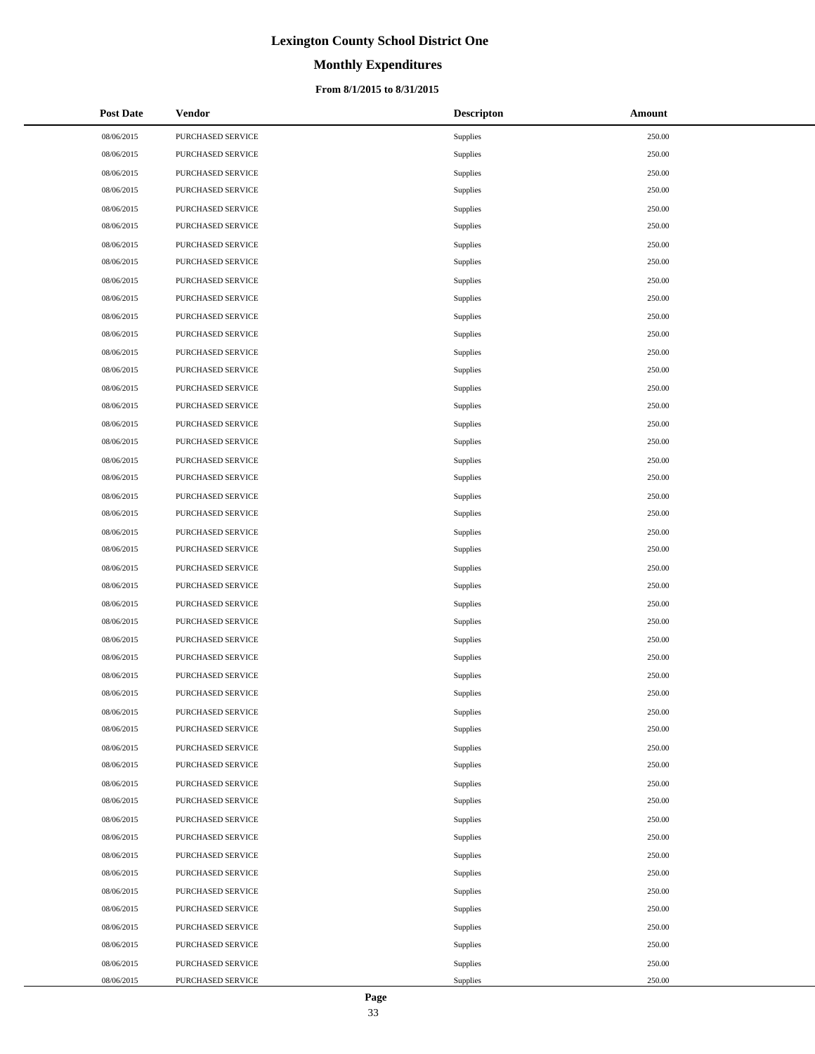# Lexington County School District One

## Monthly Expenditures

### From 8/1/2015 to 8/31/2015

| Post Date | Vendor | Descripton | Amount |
|---|---|---|---|
| 08/06/2015 | PURCHASED SERVICE | Supplies | 250.00 |
| 08/06/2015 | PURCHASED SERVICE | Supplies | 250.00 |
| 08/06/2015 | PURCHASED SERVICE | Supplies | 250.00 |
| 08/06/2015 | PURCHASED SERVICE | Supplies | 250.00 |
| 08/06/2015 | PURCHASED SERVICE | Supplies | 250.00 |
| 08/06/2015 | PURCHASED SERVICE | Supplies | 250.00 |
| 08/06/2015 | PURCHASED SERVICE | Supplies | 250.00 |
| 08/06/2015 | PURCHASED SERVICE | Supplies | 250.00 |
| 08/06/2015 | PURCHASED SERVICE | Supplies | 250.00 |
| 08/06/2015 | PURCHASED SERVICE | Supplies | 250.00 |
| 08/06/2015 | PURCHASED SERVICE | Supplies | 250.00 |
| 08/06/2015 | PURCHASED SERVICE | Supplies | 250.00 |
| 08/06/2015 | PURCHASED SERVICE | Supplies | 250.00 |
| 08/06/2015 | PURCHASED SERVICE | Supplies | 250.00 |
| 08/06/2015 | PURCHASED SERVICE | Supplies | 250.00 |
| 08/06/2015 | PURCHASED SERVICE | Supplies | 250.00 |
| 08/06/2015 | PURCHASED SERVICE | Supplies | 250.00 |
| 08/06/2015 | PURCHASED SERVICE | Supplies | 250.00 |
| 08/06/2015 | PURCHASED SERVICE | Supplies | 250.00 |
| 08/06/2015 | PURCHASED SERVICE | Supplies | 250.00 |
| 08/06/2015 | PURCHASED SERVICE | Supplies | 250.00 |
| 08/06/2015 | PURCHASED SERVICE | Supplies | 250.00 |
| 08/06/2015 | PURCHASED SERVICE | Supplies | 250.00 |
| 08/06/2015 | PURCHASED SERVICE | Supplies | 250.00 |
| 08/06/2015 | PURCHASED SERVICE | Supplies | 250.00 |
| 08/06/2015 | PURCHASED SERVICE | Supplies | 250.00 |
| 08/06/2015 | PURCHASED SERVICE | Supplies | 250.00 |
| 08/06/2015 | PURCHASED SERVICE | Supplies | 250.00 |
| 08/06/2015 | PURCHASED SERVICE | Supplies | 250.00 |
| 08/06/2015 | PURCHASED SERVICE | Supplies | 250.00 |
| 08/06/2015 | PURCHASED SERVICE | Supplies | 250.00 |
| 08/06/2015 | PURCHASED SERVICE | Supplies | 250.00 |
| 08/06/2015 | PURCHASED SERVICE | Supplies | 250.00 |
| 08/06/2015 | PURCHASED SERVICE | Supplies | 250.00 |
| 08/06/2015 | PURCHASED SERVICE | Supplies | 250.00 |
| 08/06/2015 | PURCHASED SERVICE | Supplies | 250.00 |
| 08/06/2015 | PURCHASED SERVICE | Supplies | 250.00 |
| 08/06/2015 | PURCHASED SERVICE | Supplies | 250.00 |
| 08/06/2015 | PURCHASED SERVICE | Supplies | 250.00 |
| 08/06/2015 | PURCHASED SERVICE | Supplies | 250.00 |
| 08/06/2015 | PURCHASED SERVICE | Supplies | 250.00 |
| 08/06/2015 | PURCHASED SERVICE | Supplies | 250.00 |
| 08/06/2015 | PURCHASED SERVICE | Supplies | 250.00 |
| 08/06/2015 | PURCHASED SERVICE | Supplies | 250.00 |
| 08/06/2015 | PURCHASED SERVICE | Supplies | 250.00 |
| 08/06/2015 | PURCHASED SERVICE | Supplies | 250.00 |
| 08/06/2015 | PURCHASED SERVICE | Supplies | 250.00 |
| 08/06/2015 | PURCHASED SERVICE | Supplies | 250.00 |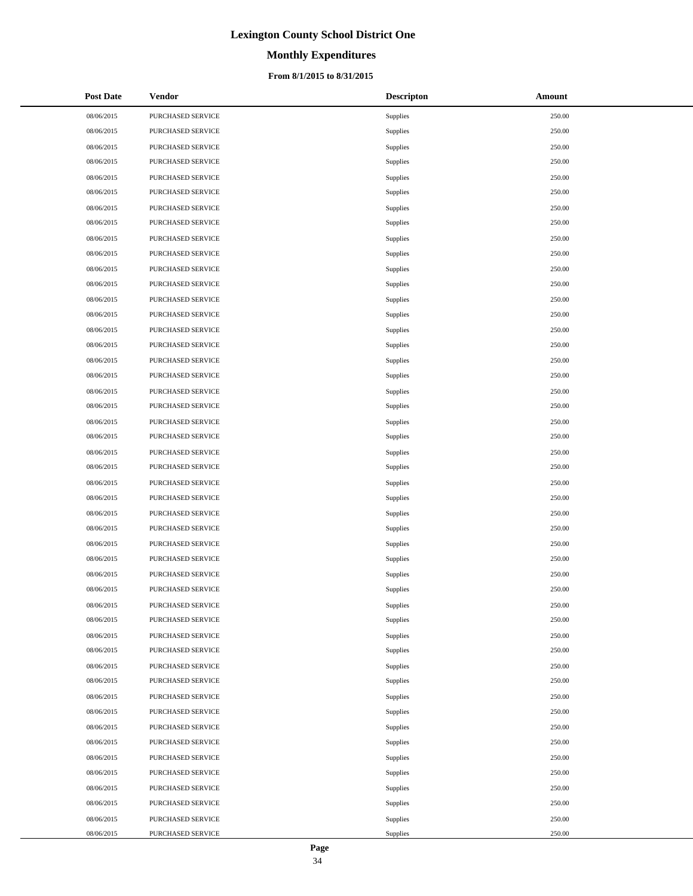# Lexington County School District One

## Monthly Expenditures

### From 8/1/2015 to 8/31/2015

| Post Date | Vendor | Descripton | Amount |
|---|---|---|---|
| 08/06/2015 | PURCHASED SERVICE | Supplies | 250.00 |
| 08/06/2015 | PURCHASED SERVICE | Supplies | 250.00 |
| 08/06/2015 | PURCHASED SERVICE | Supplies | 250.00 |
| 08/06/2015 | PURCHASED SERVICE | Supplies | 250.00 |
| 08/06/2015 | PURCHASED SERVICE | Supplies | 250.00 |
| 08/06/2015 | PURCHASED SERVICE | Supplies | 250.00 |
| 08/06/2015 | PURCHASED SERVICE | Supplies | 250.00 |
| 08/06/2015 | PURCHASED SERVICE | Supplies | 250.00 |
| 08/06/2015 | PURCHASED SERVICE | Supplies | 250.00 |
| 08/06/2015 | PURCHASED SERVICE | Supplies | 250.00 |
| 08/06/2015 | PURCHASED SERVICE | Supplies | 250.00 |
| 08/06/2015 | PURCHASED SERVICE | Supplies | 250.00 |
| 08/06/2015 | PURCHASED SERVICE | Supplies | 250.00 |
| 08/06/2015 | PURCHASED SERVICE | Supplies | 250.00 |
| 08/06/2015 | PURCHASED SERVICE | Supplies | 250.00 |
| 08/06/2015 | PURCHASED SERVICE | Supplies | 250.00 |
| 08/06/2015 | PURCHASED SERVICE | Supplies | 250.00 |
| 08/06/2015 | PURCHASED SERVICE | Supplies | 250.00 |
| 08/06/2015 | PURCHASED SERVICE | Supplies | 250.00 |
| 08/06/2015 | PURCHASED SERVICE | Supplies | 250.00 |
| 08/06/2015 | PURCHASED SERVICE | Supplies | 250.00 |
| 08/06/2015 | PURCHASED SERVICE | Supplies | 250.00 |
| 08/06/2015 | PURCHASED SERVICE | Supplies | 250.00 |
| 08/06/2015 | PURCHASED SERVICE | Supplies | 250.00 |
| 08/06/2015 | PURCHASED SERVICE | Supplies | 250.00 |
| 08/06/2015 | PURCHASED SERVICE | Supplies | 250.00 |
| 08/06/2015 | PURCHASED SERVICE | Supplies | 250.00 |
| 08/06/2015 | PURCHASED SERVICE | Supplies | 250.00 |
| 08/06/2015 | PURCHASED SERVICE | Supplies | 250.00 |
| 08/06/2015 | PURCHASED SERVICE | Supplies | 250.00 |
| 08/06/2015 | PURCHASED SERVICE | Supplies | 250.00 |
| 08/06/2015 | PURCHASED SERVICE | Supplies | 250.00 |
| 08/06/2015 | PURCHASED SERVICE | Supplies | 250.00 |
| 08/06/2015 | PURCHASED SERVICE | Supplies | 250.00 |
| 08/06/2015 | PURCHASED SERVICE | Supplies | 250.00 |
| 08/06/2015 | PURCHASED SERVICE | Supplies | 250.00 |
| 08/06/2015 | PURCHASED SERVICE | Supplies | 250.00 |
| 08/06/2015 | PURCHASED SERVICE | Supplies | 250.00 |
| 08/06/2015 | PURCHASED SERVICE | Supplies | 250.00 |
| 08/06/2015 | PURCHASED SERVICE | Supplies | 250.00 |
| 08/06/2015 | PURCHASED SERVICE | Supplies | 250.00 |
| 08/06/2015 | PURCHASED SERVICE | Supplies | 250.00 |
| 08/06/2015 | PURCHASED SERVICE | Supplies | 250.00 |
| 08/06/2015 | PURCHASED SERVICE | Supplies | 250.00 |
| 08/06/2015 | PURCHASED SERVICE | Supplies | 250.00 |
| 08/06/2015 | PURCHASED SERVICE | Supplies | 250.00 |
| 08/06/2015 | PURCHASED SERVICE | Supplies | 250.00 |
| 08/06/2015 | PURCHASED SERVICE | Supplies | 250.00 |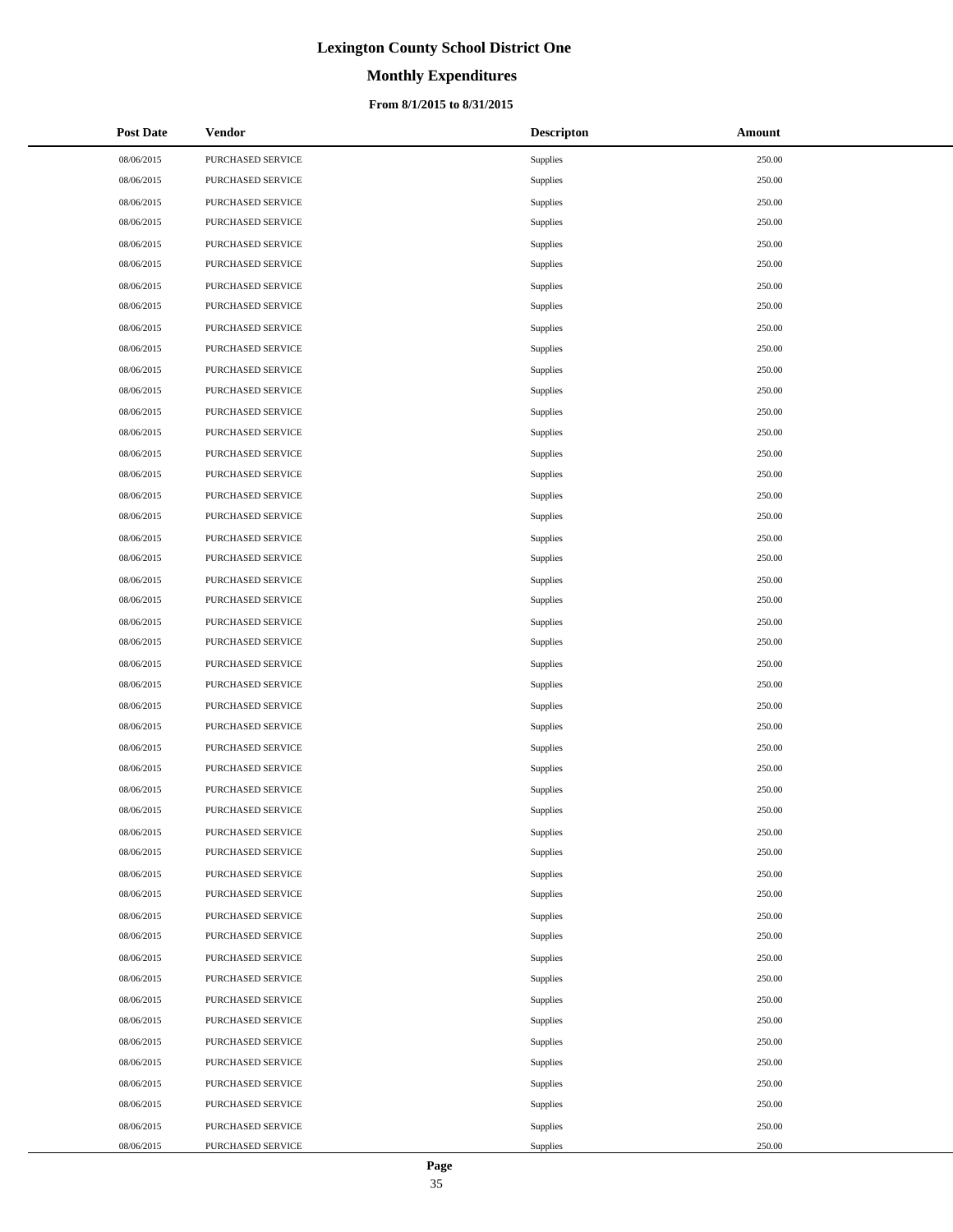# Lexington County School District One

## Monthly Expenditures

### From 8/1/2015 to 8/31/2015

| Post Date | Vendor | Descripton | Amount |
|---|---|---|---|
| 08/06/2015 | PURCHASED SERVICE | Supplies | 250.00 |
| 08/06/2015 | PURCHASED SERVICE | Supplies | 250.00 |
| 08/06/2015 | PURCHASED SERVICE | Supplies | 250.00 |
| 08/06/2015 | PURCHASED SERVICE | Supplies | 250.00 |
| 08/06/2015 | PURCHASED SERVICE | Supplies | 250.00 |
| 08/06/2015 | PURCHASED SERVICE | Supplies | 250.00 |
| 08/06/2015 | PURCHASED SERVICE | Supplies | 250.00 |
| 08/06/2015 | PURCHASED SERVICE | Supplies | 250.00 |
| 08/06/2015 | PURCHASED SERVICE | Supplies | 250.00 |
| 08/06/2015 | PURCHASED SERVICE | Supplies | 250.00 |
| 08/06/2015 | PURCHASED SERVICE | Supplies | 250.00 |
| 08/06/2015 | PURCHASED SERVICE | Supplies | 250.00 |
| 08/06/2015 | PURCHASED SERVICE | Supplies | 250.00 |
| 08/06/2015 | PURCHASED SERVICE | Supplies | 250.00 |
| 08/06/2015 | PURCHASED SERVICE | Supplies | 250.00 |
| 08/06/2015 | PURCHASED SERVICE | Supplies | 250.00 |
| 08/06/2015 | PURCHASED SERVICE | Supplies | 250.00 |
| 08/06/2015 | PURCHASED SERVICE | Supplies | 250.00 |
| 08/06/2015 | PURCHASED SERVICE | Supplies | 250.00 |
| 08/06/2015 | PURCHASED SERVICE | Supplies | 250.00 |
| 08/06/2015 | PURCHASED SERVICE | Supplies | 250.00 |
| 08/06/2015 | PURCHASED SERVICE | Supplies | 250.00 |
| 08/06/2015 | PURCHASED SERVICE | Supplies | 250.00 |
| 08/06/2015 | PURCHASED SERVICE | Supplies | 250.00 |
| 08/06/2015 | PURCHASED SERVICE | Supplies | 250.00 |
| 08/06/2015 | PURCHASED SERVICE | Supplies | 250.00 |
| 08/06/2015 | PURCHASED SERVICE | Supplies | 250.00 |
| 08/06/2015 | PURCHASED SERVICE | Supplies | 250.00 |
| 08/06/2015 | PURCHASED SERVICE | Supplies | 250.00 |
| 08/06/2015 | PURCHASED SERVICE | Supplies | 250.00 |
| 08/06/2015 | PURCHASED SERVICE | Supplies | 250.00 |
| 08/06/2015 | PURCHASED SERVICE | Supplies | 250.00 |
| 08/06/2015 | PURCHASED SERVICE | Supplies | 250.00 |
| 08/06/2015 | PURCHASED SERVICE | Supplies | 250.00 |
| 08/06/2015 | PURCHASED SERVICE | Supplies | 250.00 |
| 08/06/2015 | PURCHASED SERVICE | Supplies | 250.00 |
| 08/06/2015 | PURCHASED SERVICE | Supplies | 250.00 |
| 08/06/2015 | PURCHASED SERVICE | Supplies | 250.00 |
| 08/06/2015 | PURCHASED SERVICE | Supplies | 250.00 |
| 08/06/2015 | PURCHASED SERVICE | Supplies | 250.00 |
| 08/06/2015 | PURCHASED SERVICE | Supplies | 250.00 |
| 08/06/2015 | PURCHASED SERVICE | Supplies | 250.00 |
| 08/06/2015 | PURCHASED SERVICE | Supplies | 250.00 |
| 08/06/2015 | PURCHASED SERVICE | Supplies | 250.00 |
| 08/06/2015 | PURCHASED SERVICE | Supplies | 250.00 |
| 08/06/2015 | PURCHASED SERVICE | Supplies | 250.00 |
| 08/06/2015 | PURCHASED SERVICE | Supplies | 250.00 |
| 08/06/2015 | PURCHASED SERVICE | Supplies | 250.00 |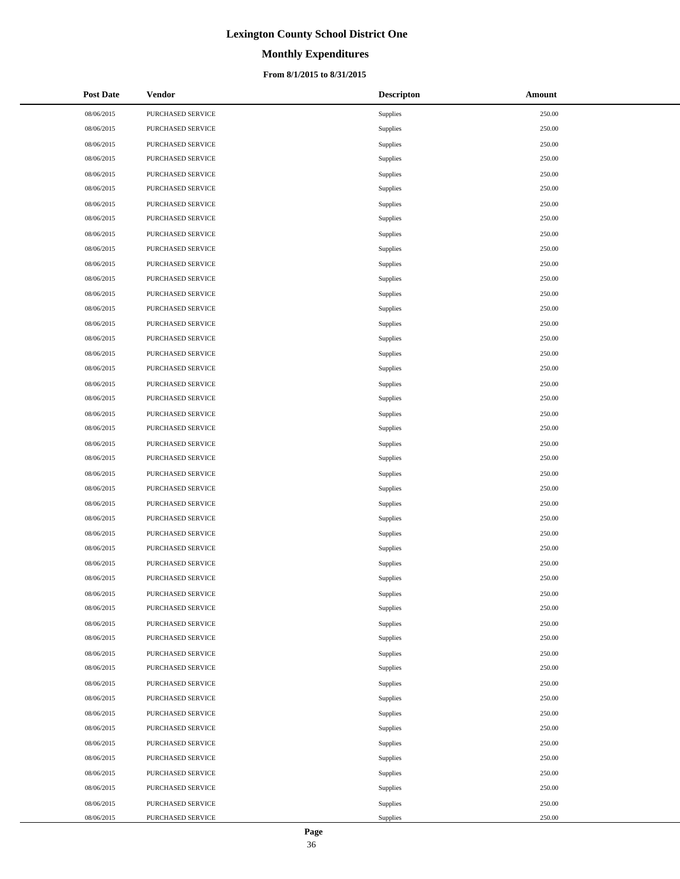# Lexington County School District One

## Monthly Expenditures

### From 8/1/2015 to 8/31/2015

| Post Date | Vendor | Descripton | Amount |
|---|---|---|---|
| 08/06/2015 | PURCHASED SERVICE | Supplies | 250.00 |
| 08/06/2015 | PURCHASED SERVICE | Supplies | 250.00 |
| 08/06/2015 | PURCHASED SERVICE | Supplies | 250.00 |
| 08/06/2015 | PURCHASED SERVICE | Supplies | 250.00 |
| 08/06/2015 | PURCHASED SERVICE | Supplies | 250.00 |
| 08/06/2015 | PURCHASED SERVICE | Supplies | 250.00 |
| 08/06/2015 | PURCHASED SERVICE | Supplies | 250.00 |
| 08/06/2015 | PURCHASED SERVICE | Supplies | 250.00 |
| 08/06/2015 | PURCHASED SERVICE | Supplies | 250.00 |
| 08/06/2015 | PURCHASED SERVICE | Supplies | 250.00 |
| 08/06/2015 | PURCHASED SERVICE | Supplies | 250.00 |
| 08/06/2015 | PURCHASED SERVICE | Supplies | 250.00 |
| 08/06/2015 | PURCHASED SERVICE | Supplies | 250.00 |
| 08/06/2015 | PURCHASED SERVICE | Supplies | 250.00 |
| 08/06/2015 | PURCHASED SERVICE | Supplies | 250.00 |
| 08/06/2015 | PURCHASED SERVICE | Supplies | 250.00 |
| 08/06/2015 | PURCHASED SERVICE | Supplies | 250.00 |
| 08/06/2015 | PURCHASED SERVICE | Supplies | 250.00 |
| 08/06/2015 | PURCHASED SERVICE | Supplies | 250.00 |
| 08/06/2015 | PURCHASED SERVICE | Supplies | 250.00 |
| 08/06/2015 | PURCHASED SERVICE | Supplies | 250.00 |
| 08/06/2015 | PURCHASED SERVICE | Supplies | 250.00 |
| 08/06/2015 | PURCHASED SERVICE | Supplies | 250.00 |
| 08/06/2015 | PURCHASED SERVICE | Supplies | 250.00 |
| 08/06/2015 | PURCHASED SERVICE | Supplies | 250.00 |
| 08/06/2015 | PURCHASED SERVICE | Supplies | 250.00 |
| 08/06/2015 | PURCHASED SERVICE | Supplies | 250.00 |
| 08/06/2015 | PURCHASED SERVICE | Supplies | 250.00 |
| 08/06/2015 | PURCHASED SERVICE | Supplies | 250.00 |
| 08/06/2015 | PURCHASED SERVICE | Supplies | 250.00 |
| 08/06/2015 | PURCHASED SERVICE | Supplies | 250.00 |
| 08/06/2015 | PURCHASED SERVICE | Supplies | 250.00 |
| 08/06/2015 | PURCHASED SERVICE | Supplies | 250.00 |
| 08/06/2015 | PURCHASED SERVICE | Supplies | 250.00 |
| 08/06/2015 | PURCHASED SERVICE | Supplies | 250.00 |
| 08/06/2015 | PURCHASED SERVICE | Supplies | 250.00 |
| 08/06/2015 | PURCHASED SERVICE | Supplies | 250.00 |
| 08/06/2015 | PURCHASED SERVICE | Supplies | 250.00 |
| 08/06/2015 | PURCHASED SERVICE | Supplies | 250.00 |
| 08/06/2015 | PURCHASED SERVICE | Supplies | 250.00 |
| 08/06/2015 | PURCHASED SERVICE | Supplies | 250.00 |
| 08/06/2015 | PURCHASED SERVICE | Supplies | 250.00 |
| 08/06/2015 | PURCHASED SERVICE | Supplies | 250.00 |
| 08/06/2015 | PURCHASED SERVICE | Supplies | 250.00 |
| 08/06/2015 | PURCHASED SERVICE | Supplies | 250.00 |
| 08/06/2015 | PURCHASED SERVICE | Supplies | 250.00 |
| 08/06/2015 | PURCHASED SERVICE | Supplies | 250.00 |
| 08/06/2015 | PURCHASED SERVICE | Supplies | 250.00 |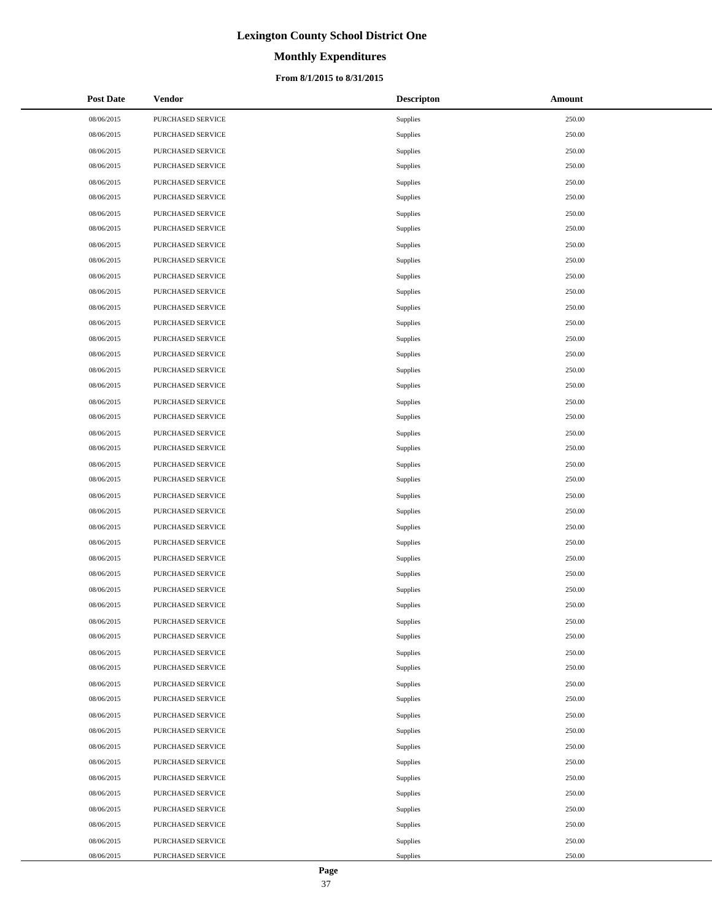# Lexington County School District One

## Monthly Expenditures

### From 8/1/2015 to 8/31/2015

| Post Date | Vendor | Descripton | Amount |
|---|---|---|---|
| 08/06/2015 | PURCHASED SERVICE | Supplies | 250.00 |
| 08/06/2015 | PURCHASED SERVICE | Supplies | 250.00 |
| 08/06/2015 | PURCHASED SERVICE | Supplies | 250.00 |
| 08/06/2015 | PURCHASED SERVICE | Supplies | 250.00 |
| 08/06/2015 | PURCHASED SERVICE | Supplies | 250.00 |
| 08/06/2015 | PURCHASED SERVICE | Supplies | 250.00 |
| 08/06/2015 | PURCHASED SERVICE | Supplies | 250.00 |
| 08/06/2015 | PURCHASED SERVICE | Supplies | 250.00 |
| 08/06/2015 | PURCHASED SERVICE | Supplies | 250.00 |
| 08/06/2015 | PURCHASED SERVICE | Supplies | 250.00 |
| 08/06/2015 | PURCHASED SERVICE | Supplies | 250.00 |
| 08/06/2015 | PURCHASED SERVICE | Supplies | 250.00 |
| 08/06/2015 | PURCHASED SERVICE | Supplies | 250.00 |
| 08/06/2015 | PURCHASED SERVICE | Supplies | 250.00 |
| 08/06/2015 | PURCHASED SERVICE | Supplies | 250.00 |
| 08/06/2015 | PURCHASED SERVICE | Supplies | 250.00 |
| 08/06/2015 | PURCHASED SERVICE | Supplies | 250.00 |
| 08/06/2015 | PURCHASED SERVICE | Supplies | 250.00 |
| 08/06/2015 | PURCHASED SERVICE | Supplies | 250.00 |
| 08/06/2015 | PURCHASED SERVICE | Supplies | 250.00 |
| 08/06/2015 | PURCHASED SERVICE | Supplies | 250.00 |
| 08/06/2015 | PURCHASED SERVICE | Supplies | 250.00 |
| 08/06/2015 | PURCHASED SERVICE | Supplies | 250.00 |
| 08/06/2015 | PURCHASED SERVICE | Supplies | 250.00 |
| 08/06/2015 | PURCHASED SERVICE | Supplies | 250.00 |
| 08/06/2015 | PURCHASED SERVICE | Supplies | 250.00 |
| 08/06/2015 | PURCHASED SERVICE | Supplies | 250.00 |
| 08/06/2015 | PURCHASED SERVICE | Supplies | 250.00 |
| 08/06/2015 | PURCHASED SERVICE | Supplies | 250.00 |
| 08/06/2015 | PURCHASED SERVICE | Supplies | 250.00 |
| 08/06/2015 | PURCHASED SERVICE | Supplies | 250.00 |
| 08/06/2015 | PURCHASED SERVICE | Supplies | 250.00 |
| 08/06/2015 | PURCHASED SERVICE | Supplies | 250.00 |
| 08/06/2015 | PURCHASED SERVICE | Supplies | 250.00 |
| 08/06/2015 | PURCHASED SERVICE | Supplies | 250.00 |
| 08/06/2015 | PURCHASED SERVICE | Supplies | 250.00 |
| 08/06/2015 | PURCHASED SERVICE | Supplies | 250.00 |
| 08/06/2015 | PURCHASED SERVICE | Supplies | 250.00 |
| 08/06/2015 | PURCHASED SERVICE | Supplies | 250.00 |
| 08/06/2015 | PURCHASED SERVICE | Supplies | 250.00 |
| 08/06/2015 | PURCHASED SERVICE | Supplies | 250.00 |
| 08/06/2015 | PURCHASED SERVICE | Supplies | 250.00 |
| 08/06/2015 | PURCHASED SERVICE | Supplies | 250.00 |
| 08/06/2015 | PURCHASED SERVICE | Supplies | 250.00 |
| 08/06/2015 | PURCHASED SERVICE | Supplies | 250.00 |
| 08/06/2015 | PURCHASED SERVICE | Supplies | 250.00 |
| 08/06/2015 | PURCHASED SERVICE | Supplies | 250.00 |
| 08/06/2015 | PURCHASED SERVICE | Supplies | 250.00 |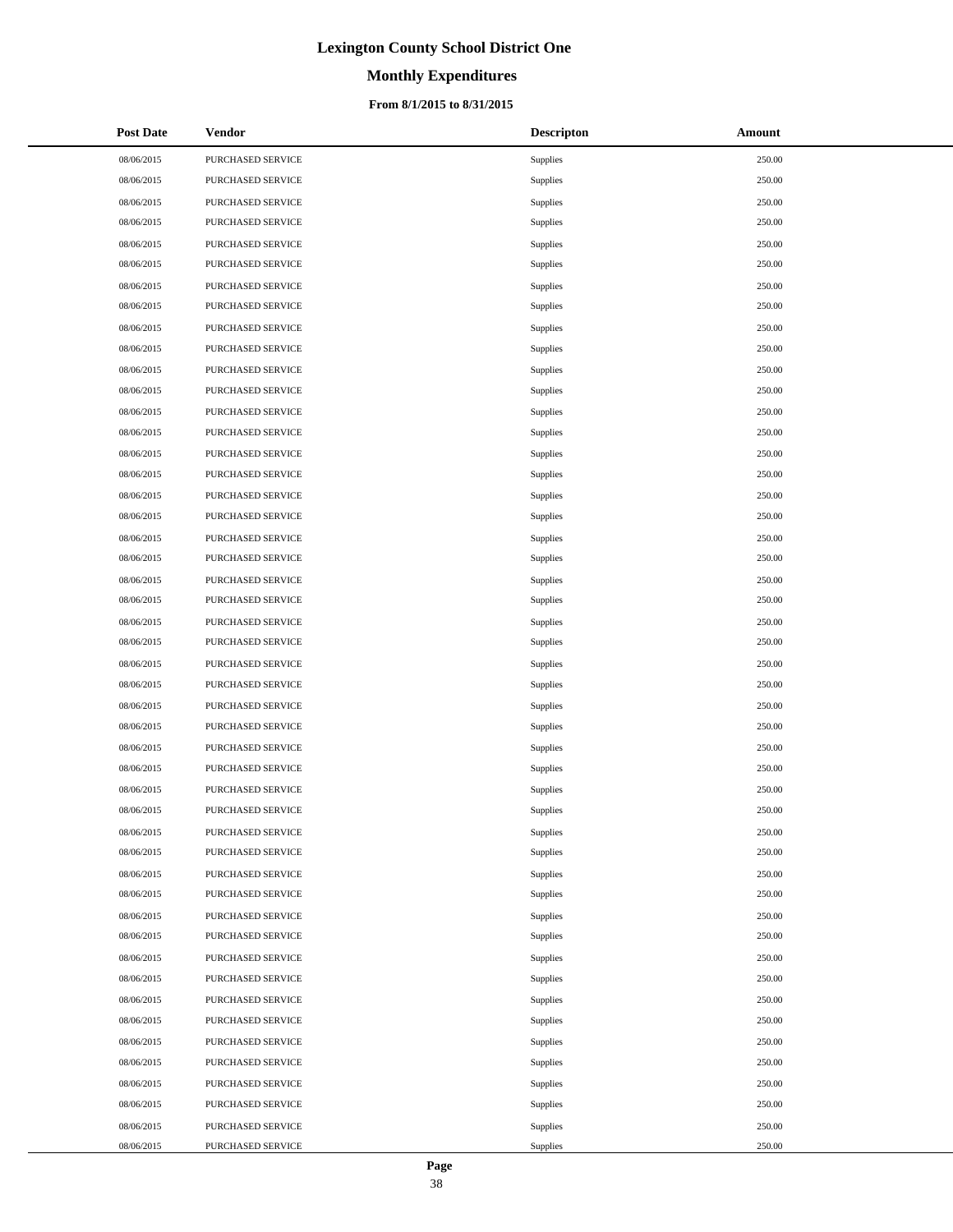# Lexington County School District One

## Monthly Expenditures

### From 8/1/2015 to 8/31/2015

| Post Date | Vendor | Descripton | Amount |
|---|---|---|---|
| 08/06/2015 | PURCHASED SERVICE | Supplies | 250.00 |
| 08/06/2015 | PURCHASED SERVICE | Supplies | 250.00 |
| 08/06/2015 | PURCHASED SERVICE | Supplies | 250.00 |
| 08/06/2015 | PURCHASED SERVICE | Supplies | 250.00 |
| 08/06/2015 | PURCHASED SERVICE | Supplies | 250.00 |
| 08/06/2015 | PURCHASED SERVICE | Supplies | 250.00 |
| 08/06/2015 | PURCHASED SERVICE | Supplies | 250.00 |
| 08/06/2015 | PURCHASED SERVICE | Supplies | 250.00 |
| 08/06/2015 | PURCHASED SERVICE | Supplies | 250.00 |
| 08/06/2015 | PURCHASED SERVICE | Supplies | 250.00 |
| 08/06/2015 | PURCHASED SERVICE | Supplies | 250.00 |
| 08/06/2015 | PURCHASED SERVICE | Supplies | 250.00 |
| 08/06/2015 | PURCHASED SERVICE | Supplies | 250.00 |
| 08/06/2015 | PURCHASED SERVICE | Supplies | 250.00 |
| 08/06/2015 | PURCHASED SERVICE | Supplies | 250.00 |
| 08/06/2015 | PURCHASED SERVICE | Supplies | 250.00 |
| 08/06/2015 | PURCHASED SERVICE | Supplies | 250.00 |
| 08/06/2015 | PURCHASED SERVICE | Supplies | 250.00 |
| 08/06/2015 | PURCHASED SERVICE | Supplies | 250.00 |
| 08/06/2015 | PURCHASED SERVICE | Supplies | 250.00 |
| 08/06/2015 | PURCHASED SERVICE | Supplies | 250.00 |
| 08/06/2015 | PURCHASED SERVICE | Supplies | 250.00 |
| 08/06/2015 | PURCHASED SERVICE | Supplies | 250.00 |
| 08/06/2015 | PURCHASED SERVICE | Supplies | 250.00 |
| 08/06/2015 | PURCHASED SERVICE | Supplies | 250.00 |
| 08/06/2015 | PURCHASED SERVICE | Supplies | 250.00 |
| 08/06/2015 | PURCHASED SERVICE | Supplies | 250.00 |
| 08/06/2015 | PURCHASED SERVICE | Supplies | 250.00 |
| 08/06/2015 | PURCHASED SERVICE | Supplies | 250.00 |
| 08/06/2015 | PURCHASED SERVICE | Supplies | 250.00 |
| 08/06/2015 | PURCHASED SERVICE | Supplies | 250.00 |
| 08/06/2015 | PURCHASED SERVICE | Supplies | 250.00 |
| 08/06/2015 | PURCHASED SERVICE | Supplies | 250.00 |
| 08/06/2015 | PURCHASED SERVICE | Supplies | 250.00 |
| 08/06/2015 | PURCHASED SERVICE | Supplies | 250.00 |
| 08/06/2015 | PURCHASED SERVICE | Supplies | 250.00 |
| 08/06/2015 | PURCHASED SERVICE | Supplies | 250.00 |
| 08/06/2015 | PURCHASED SERVICE | Supplies | 250.00 |
| 08/06/2015 | PURCHASED SERVICE | Supplies | 250.00 |
| 08/06/2015 | PURCHASED SERVICE | Supplies | 250.00 |
| 08/06/2015 | PURCHASED SERVICE | Supplies | 250.00 |
| 08/06/2015 | PURCHASED SERVICE | Supplies | 250.00 |
| 08/06/2015 | PURCHASED SERVICE | Supplies | 250.00 |
| 08/06/2015 | PURCHASED SERVICE | Supplies | 250.00 |
| 08/06/2015 | PURCHASED SERVICE | Supplies | 250.00 |
| 08/06/2015 | PURCHASED SERVICE | Supplies | 250.00 |
| 08/06/2015 | PURCHASED SERVICE | Supplies | 250.00 |
| 08/06/2015 | PURCHASED SERVICE | Supplies | 250.00 |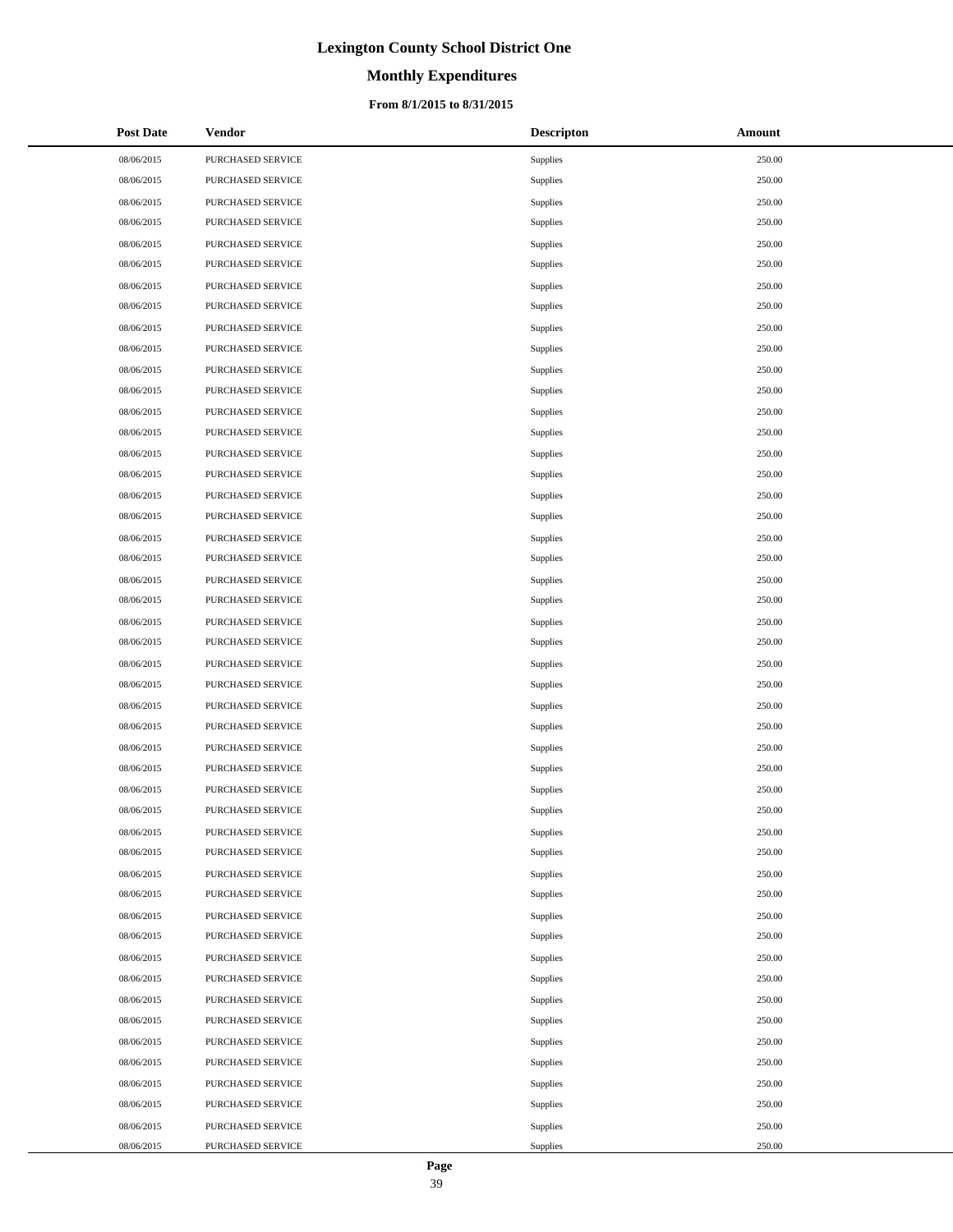# Lexington County School District One

## Monthly Expenditures

### From 8/1/2015 to 8/31/2015

| Post Date | Vendor | Descripton | Amount |
| --- | --- | --- | --- |
| 08/06/2015 | PURCHASED SERVICE | Supplies | 250.00 |
| 08/06/2015 | PURCHASED SERVICE | Supplies | 250.00 |
| 08/06/2015 | PURCHASED SERVICE | Supplies | 250.00 |
| 08/06/2015 | PURCHASED SERVICE | Supplies | 250.00 |
| 08/06/2015 | PURCHASED SERVICE | Supplies | 250.00 |
| 08/06/2015 | PURCHASED SERVICE | Supplies | 250.00 |
| 08/06/2015 | PURCHASED SERVICE | Supplies | 250.00 |
| 08/06/2015 | PURCHASED SERVICE | Supplies | 250.00 |
| 08/06/2015 | PURCHASED SERVICE | Supplies | 250.00 |
| 08/06/2015 | PURCHASED SERVICE | Supplies | 250.00 |
| 08/06/2015 | PURCHASED SERVICE | Supplies | 250.00 |
| 08/06/2015 | PURCHASED SERVICE | Supplies | 250.00 |
| 08/06/2015 | PURCHASED SERVICE | Supplies | 250.00 |
| 08/06/2015 | PURCHASED SERVICE | Supplies | 250.00 |
| 08/06/2015 | PURCHASED SERVICE | Supplies | 250.00 |
| 08/06/2015 | PURCHASED SERVICE | Supplies | 250.00 |
| 08/06/2015 | PURCHASED SERVICE | Supplies | 250.00 |
| 08/06/2015 | PURCHASED SERVICE | Supplies | 250.00 |
| 08/06/2015 | PURCHASED SERVICE | Supplies | 250.00 |
| 08/06/2015 | PURCHASED SERVICE | Supplies | 250.00 |
| 08/06/2015 | PURCHASED SERVICE | Supplies | 250.00 |
| 08/06/2015 | PURCHASED SERVICE | Supplies | 250.00 |
| 08/06/2015 | PURCHASED SERVICE | Supplies | 250.00 |
| 08/06/2015 | PURCHASED SERVICE | Supplies | 250.00 |
| 08/06/2015 | PURCHASED SERVICE | Supplies | 250.00 |
| 08/06/2015 | PURCHASED SERVICE | Supplies | 250.00 |
| 08/06/2015 | PURCHASED SERVICE | Supplies | 250.00 |
| 08/06/2015 | PURCHASED SERVICE | Supplies | 250.00 |
| 08/06/2015 | PURCHASED SERVICE | Supplies | 250.00 |
| 08/06/2015 | PURCHASED SERVICE | Supplies | 250.00 |
| 08/06/2015 | PURCHASED SERVICE | Supplies | 250.00 |
| 08/06/2015 | PURCHASED SERVICE | Supplies | 250.00 |
| 08/06/2015 | PURCHASED SERVICE | Supplies | 250.00 |
| 08/06/2015 | PURCHASED SERVICE | Supplies | 250.00 |
| 08/06/2015 | PURCHASED SERVICE | Supplies | 250.00 |
| 08/06/2015 | PURCHASED SERVICE | Supplies | 250.00 |
| 08/06/2015 | PURCHASED SERVICE | Supplies | 250.00 |
| 08/06/2015 | PURCHASED SERVICE | Supplies | 250.00 |
| 08/06/2015 | PURCHASED SERVICE | Supplies | 250.00 |
| 08/06/2015 | PURCHASED SERVICE | Supplies | 250.00 |
| 08/06/2015 | PURCHASED SERVICE | Supplies | 250.00 |
| 08/06/2015 | PURCHASED SERVICE | Supplies | 250.00 |
| 08/06/2015 | PURCHASED SERVICE | Supplies | 250.00 |
| 08/06/2015 | PURCHASED SERVICE | Supplies | 250.00 |
| 08/06/2015 | PURCHASED SERVICE | Supplies | 250.00 |
| 08/06/2015 | PURCHASED SERVICE | Supplies | 250.00 |
| 08/06/2015 | PURCHASED SERVICE | Supplies | 250.00 |
| 08/06/2015 | PURCHASED SERVICE | Supplies | 250.00 |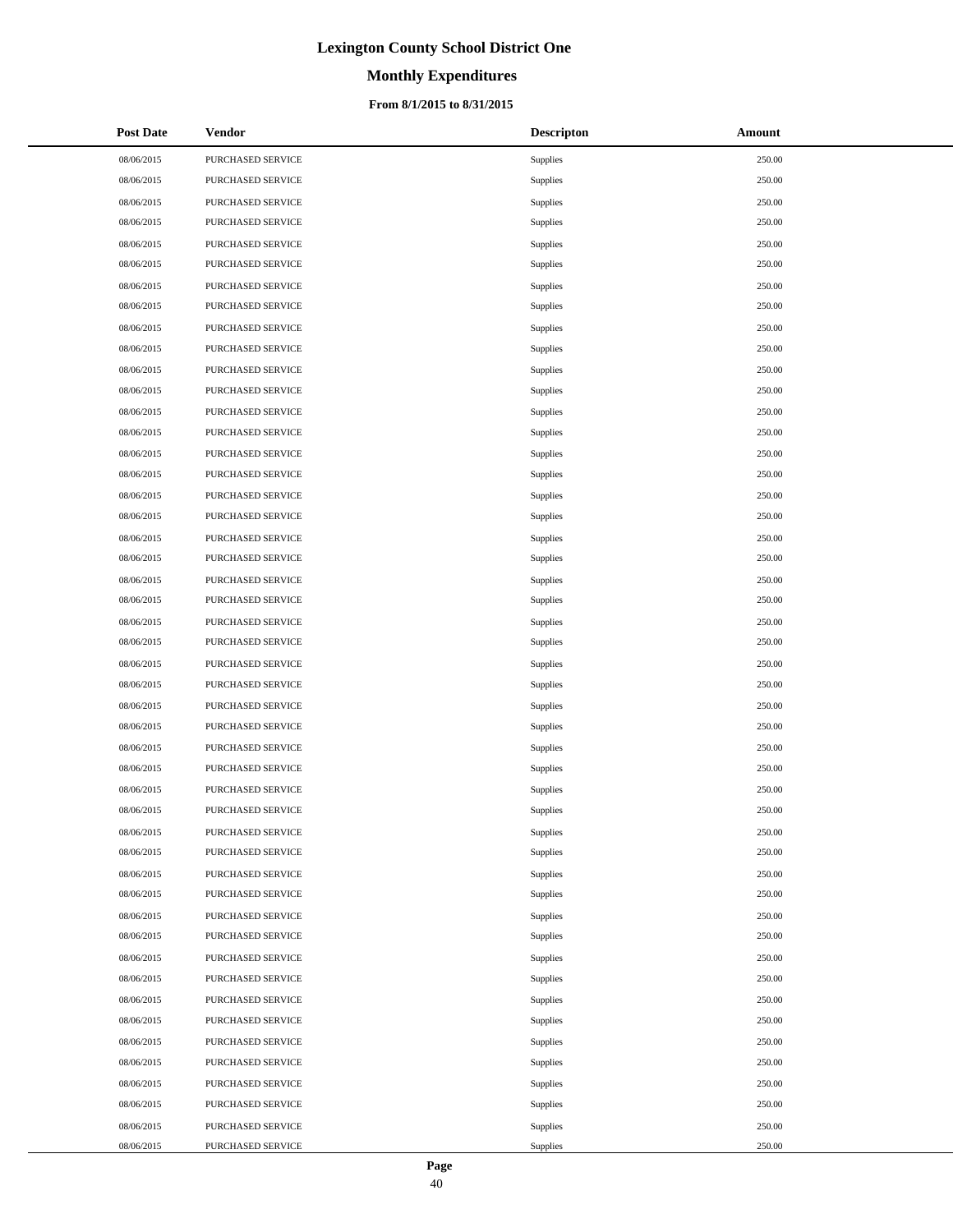# Lexington County School District One

## Monthly Expenditures

### From 8/1/2015 to 8/31/2015

| Post Date | Vendor | Descripton | Amount |
|---|---|---|---|
| 08/06/2015 | PURCHASED SERVICE | Supplies | 250.00 |
| 08/06/2015 | PURCHASED SERVICE | Supplies | 250.00 |
| 08/06/2015 | PURCHASED SERVICE | Supplies | 250.00 |
| 08/06/2015 | PURCHASED SERVICE | Supplies | 250.00 |
| 08/06/2015 | PURCHASED SERVICE | Supplies | 250.00 |
| 08/06/2015 | PURCHASED SERVICE | Supplies | 250.00 |
| 08/06/2015 | PURCHASED SERVICE | Supplies | 250.00 |
| 08/06/2015 | PURCHASED SERVICE | Supplies | 250.00 |
| 08/06/2015 | PURCHASED SERVICE | Supplies | 250.00 |
| 08/06/2015 | PURCHASED SERVICE | Supplies | 250.00 |
| 08/06/2015 | PURCHASED SERVICE | Supplies | 250.00 |
| 08/06/2015 | PURCHASED SERVICE | Supplies | 250.00 |
| 08/06/2015 | PURCHASED SERVICE | Supplies | 250.00 |
| 08/06/2015 | PURCHASED SERVICE | Supplies | 250.00 |
| 08/06/2015 | PURCHASED SERVICE | Supplies | 250.00 |
| 08/06/2015 | PURCHASED SERVICE | Supplies | 250.00 |
| 08/06/2015 | PURCHASED SERVICE | Supplies | 250.00 |
| 08/06/2015 | PURCHASED SERVICE | Supplies | 250.00 |
| 08/06/2015 | PURCHASED SERVICE | Supplies | 250.00 |
| 08/06/2015 | PURCHASED SERVICE | Supplies | 250.00 |
| 08/06/2015 | PURCHASED SERVICE | Supplies | 250.00 |
| 08/06/2015 | PURCHASED SERVICE | Supplies | 250.00 |
| 08/06/2015 | PURCHASED SERVICE | Supplies | 250.00 |
| 08/06/2015 | PURCHASED SERVICE | Supplies | 250.00 |
| 08/06/2015 | PURCHASED SERVICE | Supplies | 250.00 |
| 08/06/2015 | PURCHASED SERVICE | Supplies | 250.00 |
| 08/06/2015 | PURCHASED SERVICE | Supplies | 250.00 |
| 08/06/2015 | PURCHASED SERVICE | Supplies | 250.00 |
| 08/06/2015 | PURCHASED SERVICE | Supplies | 250.00 |
| 08/06/2015 | PURCHASED SERVICE | Supplies | 250.00 |
| 08/06/2015 | PURCHASED SERVICE | Supplies | 250.00 |
| 08/06/2015 | PURCHASED SERVICE | Supplies | 250.00 |
| 08/06/2015 | PURCHASED SERVICE | Supplies | 250.00 |
| 08/06/2015 | PURCHASED SERVICE | Supplies | 250.00 |
| 08/06/2015 | PURCHASED SERVICE | Supplies | 250.00 |
| 08/06/2015 | PURCHASED SERVICE | Supplies | 250.00 |
| 08/06/2015 | PURCHASED SERVICE | Supplies | 250.00 |
| 08/06/2015 | PURCHASED SERVICE | Supplies | 250.00 |
| 08/06/2015 | PURCHASED SERVICE | Supplies | 250.00 |
| 08/06/2015 | PURCHASED SERVICE | Supplies | 250.00 |
| 08/06/2015 | PURCHASED SERVICE | Supplies | 250.00 |
| 08/06/2015 | PURCHASED SERVICE | Supplies | 250.00 |
| 08/06/2015 | PURCHASED SERVICE | Supplies | 250.00 |
| 08/06/2015 | PURCHASED SERVICE | Supplies | 250.00 |
| 08/06/2015 | PURCHASED SERVICE | Supplies | 250.00 |
| 08/06/2015 | PURCHASED SERVICE | Supplies | 250.00 |
| 08/06/2015 | PURCHASED SERVICE | Supplies | 250.00 |
| 08/06/2015 | PURCHASED SERVICE | Supplies | 250.00 |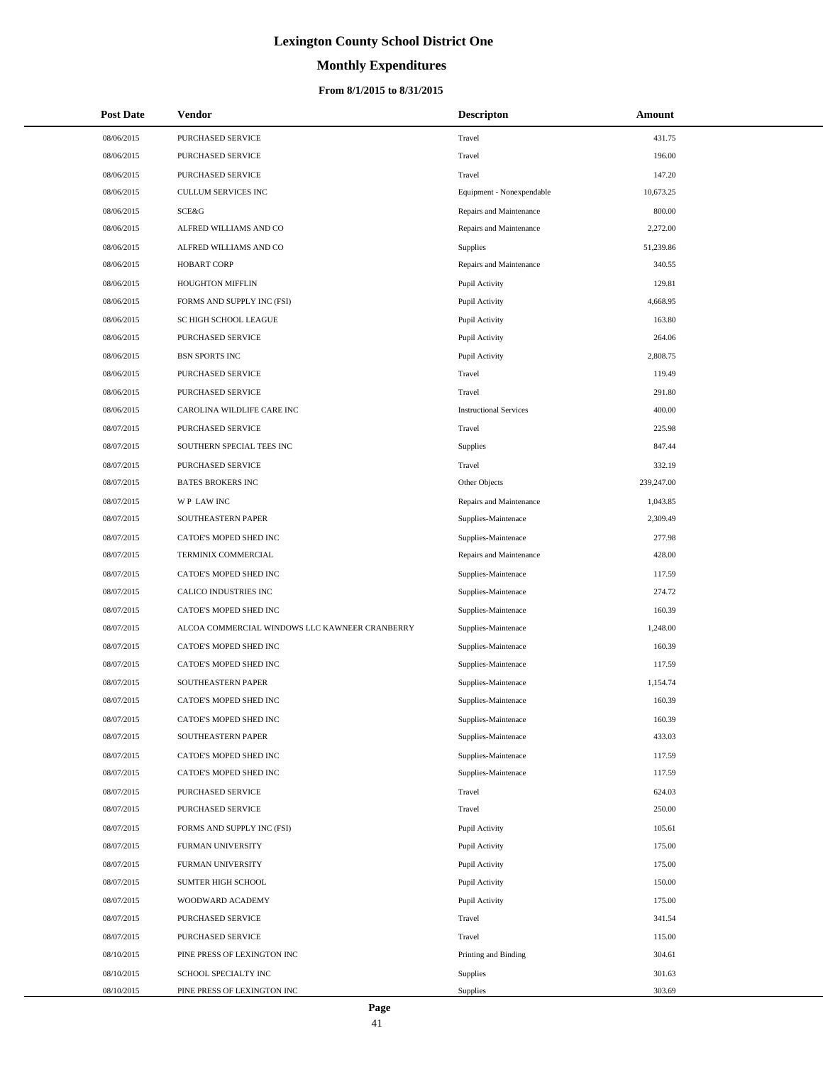# Lexington County School District One

## Monthly Expenditures

### From 8/1/2015 to 8/31/2015

| Post Date | Vendor | Descripton | Amount |
|---|---|---|---|
| 08/06/2015 | PURCHASED SERVICE | Travel | 431.75 |
| 08/06/2015 | PURCHASED SERVICE | Travel | 196.00 |
| 08/06/2015 | PURCHASED SERVICE | Travel | 147.20 |
| 08/06/2015 | CULLUM SERVICES INC | Equipment - Nonexpendable | 10,673.25 |
| 08/06/2015 | SCE&G | Repairs and Maintenance | 800.00 |
| 08/06/2015 | ALFRED WILLIAMS AND CO | Repairs and Maintenance | 2,272.00 |
| 08/06/2015 | ALFRED WILLIAMS AND CO | Supplies | 51,239.86 |
| 08/06/2015 | HOBART CORP | Repairs and Maintenance | 340.55 |
| 08/06/2015 | HOUGHTON MIFFLIN | Pupil Activity | 129.81 |
| 08/06/2015 | FORMS AND SUPPLY INC (FSI) | Pupil Activity | 4,668.95 |
| 08/06/2015 | SC HIGH SCHOOL LEAGUE | Pupil Activity | 163.80 |
| 08/06/2015 | PURCHASED SERVICE | Pupil Activity | 264.06 |
| 08/06/2015 | BSN SPORTS INC | Pupil Activity | 2,808.75 |
| 08/06/2015 | PURCHASED SERVICE | Travel | 119.49 |
| 08/06/2015 | PURCHASED SERVICE | Travel | 291.80 |
| 08/06/2015 | CAROLINA WILDLIFE CARE INC | Instructional Services | 400.00 |
| 08/07/2015 | PURCHASED SERVICE | Travel | 225.98 |
| 08/07/2015 | SOUTHERN SPECIAL TEES INC | Supplies | 847.44 |
| 08/07/2015 | PURCHASED SERVICE | Travel | 332.19 |
| 08/07/2015 | BATES BROKERS INC | Other Objects | 239,247.00 |
| 08/07/2015 | W P LAW INC | Repairs and Maintenance | 1,043.85 |
| 08/07/2015 | SOUTHEASTERN PAPER | Supplies-Maintenace | 2,309.49 |
| 08/07/2015 | CATOE'S MOPED SHED INC | Supplies-Maintenace | 277.98 |
| 08/07/2015 | TERMINIX COMMERCIAL | Repairs and Maintenance | 428.00 |
| 08/07/2015 | CATOE'S MOPED SHED INC | Supplies-Maintenace | 117.59 |
| 08/07/2015 | CALICO INDUSTRIES INC | Supplies-Maintenace | 274.72 |
| 08/07/2015 | CATOE'S MOPED SHED INC | Supplies-Maintenace | 160.39 |
| 08/07/2015 | ALCOA COMMERCIAL WINDOWS LLC KAWNEER CRANBERRY | Supplies-Maintenace | 1,248.00 |
| 08/07/2015 | CATOE'S MOPED SHED INC | Supplies-Maintenace | 160.39 |
| 08/07/2015 | CATOE'S MOPED SHED INC | Supplies-Maintenace | 117.59 |
| 08/07/2015 | SOUTHEASTERN PAPER | Supplies-Maintenace | 1,154.74 |
| 08/07/2015 | CATOE'S MOPED SHED INC | Supplies-Maintenace | 160.39 |
| 08/07/2015 | CATOE'S MOPED SHED INC | Supplies-Maintenace | 160.39 |
| 08/07/2015 | SOUTHEASTERN PAPER | Supplies-Maintenace | 433.03 |
| 08/07/2015 | CATOE'S MOPED SHED INC | Supplies-Maintenace | 117.59 |
| 08/07/2015 | CATOE'S MOPED SHED INC | Supplies-Maintenace | 117.59 |
| 08/07/2015 | PURCHASED SERVICE | Travel | 624.03 |
| 08/07/2015 | PURCHASED SERVICE | Travel | 250.00 |
| 08/07/2015 | FORMS AND SUPPLY INC (FSI) | Pupil Activity | 105.61 |
| 08/07/2015 | FURMAN UNIVERSITY | Pupil Activity | 175.00 |
| 08/07/2015 | FURMAN UNIVERSITY | Pupil Activity | 175.00 |
| 08/07/2015 | SUMTER HIGH SCHOOL | Pupil Activity | 150.00 |
| 08/07/2015 | WOODWARD ACADEMY | Pupil Activity | 175.00 |
| 08/07/2015 | PURCHASED SERVICE | Travel | 341.54 |
| 08/07/2015 | PURCHASED SERVICE | Travel | 115.00 |
| 08/10/2015 | PINE PRESS OF LEXINGTON INC | Printing and Binding | 304.61 |
| 08/10/2015 | SCHOOL SPECIALTY INC | Supplies | 301.63 |
| 08/10/2015 | PINE PRESS OF LEXINGTON INC | Supplies | 303.69 |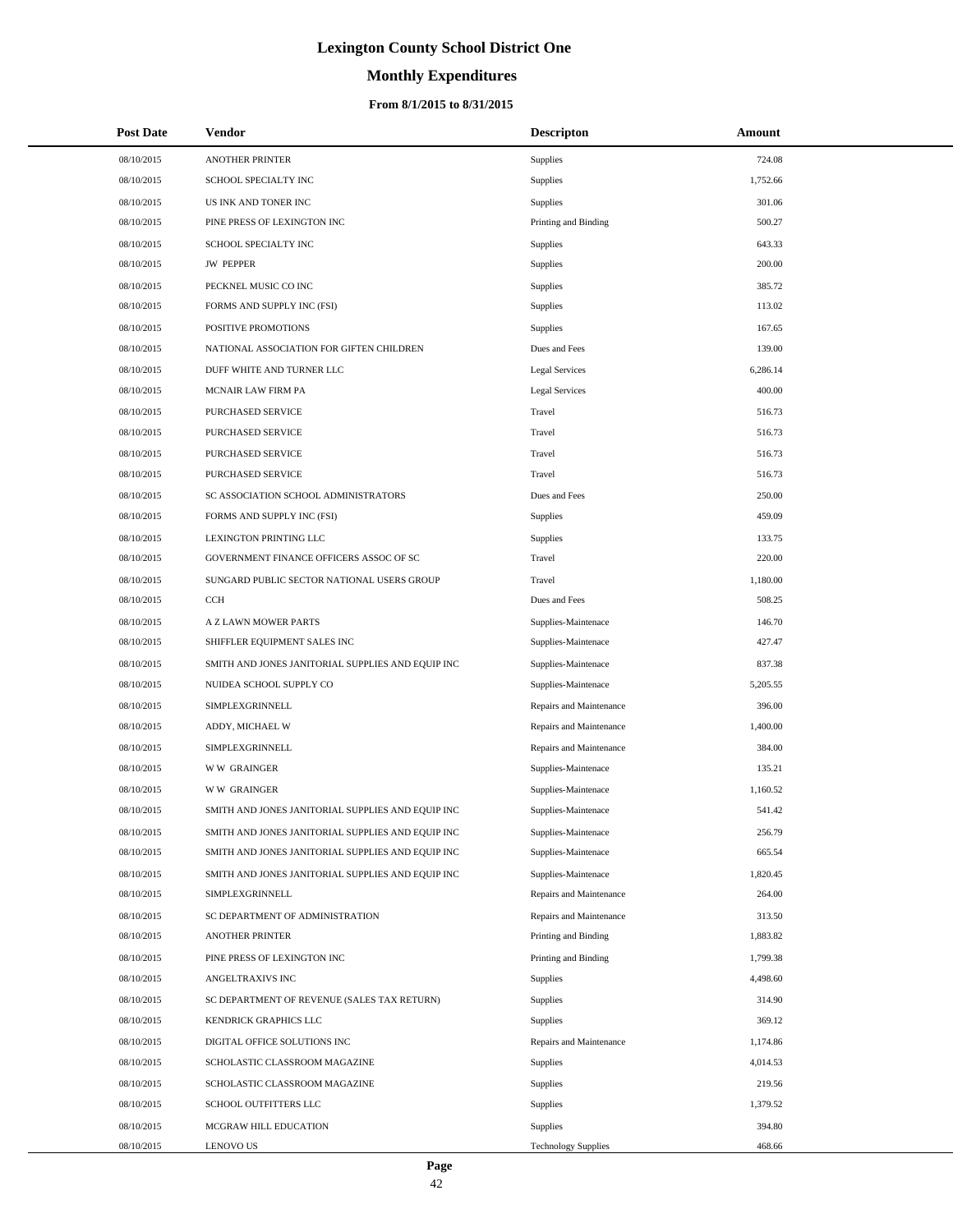# Lexington County School District One

## Monthly Expenditures

### From 8/1/2015 to 8/31/2015

| Post Date | Vendor | Descripton | Amount |
|---|---|---|---|
| 08/10/2015 | ANOTHER PRINTER | Supplies | 724.08 |
| 08/10/2015 | SCHOOL SPECIALTY INC | Supplies | 1,752.66 |
| 08/10/2015 | US INK AND TONER INC | Supplies | 301.06 |
| 08/10/2015 | PINE PRESS OF LEXINGTON INC | Printing and Binding | 500.27 |
| 08/10/2015 | SCHOOL SPECIALTY INC | Supplies | 643.33 |
| 08/10/2015 | JW PEPPER | Supplies | 200.00 |
| 08/10/2015 | PECKNEL MUSIC CO INC | Supplies | 385.72 |
| 08/10/2015 | FORMS AND SUPPLY INC (FSI) | Supplies | 113.02 |
| 08/10/2015 | POSITIVE PROMOTIONS | Supplies | 167.65 |
| 08/10/2015 | NATIONAL ASSOCIATION FOR GIFTEN CHILDREN | Dues and Fees | 139.00 |
| 08/10/2015 | DUFF WHITE AND TURNER LLC | Legal Services | 6,286.14 |
| 08/10/2015 | MCNAIR LAW FIRM PA | Legal Services | 400.00 |
| 08/10/2015 | PURCHASED SERVICE | Travel | 516.73 |
| 08/10/2015 | PURCHASED SERVICE | Travel | 516.73 |
| 08/10/2015 | PURCHASED SERVICE | Travel | 516.73 |
| 08/10/2015 | PURCHASED SERVICE | Travel | 516.73 |
| 08/10/2015 | SC ASSOCIATION SCHOOL ADMINISTRATORS | Dues and Fees | 250.00 |
| 08/10/2015 | FORMS AND SUPPLY INC (FSI) | Supplies | 459.09 |
| 08/10/2015 | LEXINGTON PRINTING LLC | Supplies | 133.75 |
| 08/10/2015 | GOVERNMENT FINANCE OFFICERS ASSOC OF SC | Travel | 220.00 |
| 08/10/2015 | SUNGARD PUBLIC SECTOR NATIONAL USERS GROUP | Travel | 1,180.00 |
| 08/10/2015 | CCH | Dues and Fees | 508.25 |
| 08/10/2015 | A Z LAWN MOWER PARTS | Supplies-Maintenace | 146.70 |
| 08/10/2015 | SHIFFLER EQUIPMENT SALES INC | Supplies-Maintenace | 427.47 |
| 08/10/2015 | SMITH AND JONES JANITORIAL SUPPLIES AND EQUIP INC | Supplies-Maintenace | 837.38 |
| 08/10/2015 | NUIDEA SCHOOL SUPPLY CO | Supplies-Maintenace | 5,205.55 |
| 08/10/2015 | SIMPLEXGRINNELL | Repairs and Maintenance | 396.00 |
| 08/10/2015 | ADDY, MICHAEL W | Repairs and Maintenance | 1,400.00 |
| 08/10/2015 | SIMPLEXGRINNELL | Repairs and Maintenance | 384.00 |
| 08/10/2015 | W W GRAINGER | Supplies-Maintenace | 135.21 |
| 08/10/2015 | W W GRAINGER | Supplies-Maintenace | 1,160.52 |
| 08/10/2015 | SMITH AND JONES JANITORIAL SUPPLIES AND EQUIP INC | Supplies-Maintenace | 541.42 |
| 08/10/2015 | SMITH AND JONES JANITORIAL SUPPLIES AND EQUIP INC | Supplies-Maintenace | 256.79 |
| 08/10/2015 | SMITH AND JONES JANITORIAL SUPPLIES AND EQUIP INC | Supplies-Maintenace | 665.54 |
| 08/10/2015 | SMITH AND JONES JANITORIAL SUPPLIES AND EQUIP INC | Supplies-Maintenace | 1,820.45 |
| 08/10/2015 | SIMPLEXGRINNELL | Repairs and Maintenance | 264.00 |
| 08/10/2015 | SC DEPARTMENT OF ADMINISTRATION | Repairs and Maintenance | 313.50 |
| 08/10/2015 | ANOTHER PRINTER | Printing and Binding | 1,883.82 |
| 08/10/2015 | PINE PRESS OF LEXINGTON INC | Printing and Binding | 1,799.38 |
| 08/10/2015 | ANGELTRAXIVS INC | Supplies | 4,498.60 |
| 08/10/2015 | SC DEPARTMENT OF REVENUE (SALES TAX RETURN) | Supplies | 314.90 |
| 08/10/2015 | KENDRICK GRAPHICS LLC | Supplies | 369.12 |
| 08/10/2015 | DIGITAL OFFICE SOLUTIONS INC | Repairs and Maintenance | 1,174.86 |
| 08/10/2015 | SCHOLASTIC CLASSROOM MAGAZINE | Supplies | 4,014.53 |
| 08/10/2015 | SCHOLASTIC CLASSROOM MAGAZINE | Supplies | 219.56 |
| 08/10/2015 | SCHOOL OUTFITTERS LLC | Supplies | 1,379.52 |
| 08/10/2015 | MCGRAW HILL EDUCATION | Supplies | 394.80 |
| 08/10/2015 | LENOVO US | Technology Supplies | 468.66 |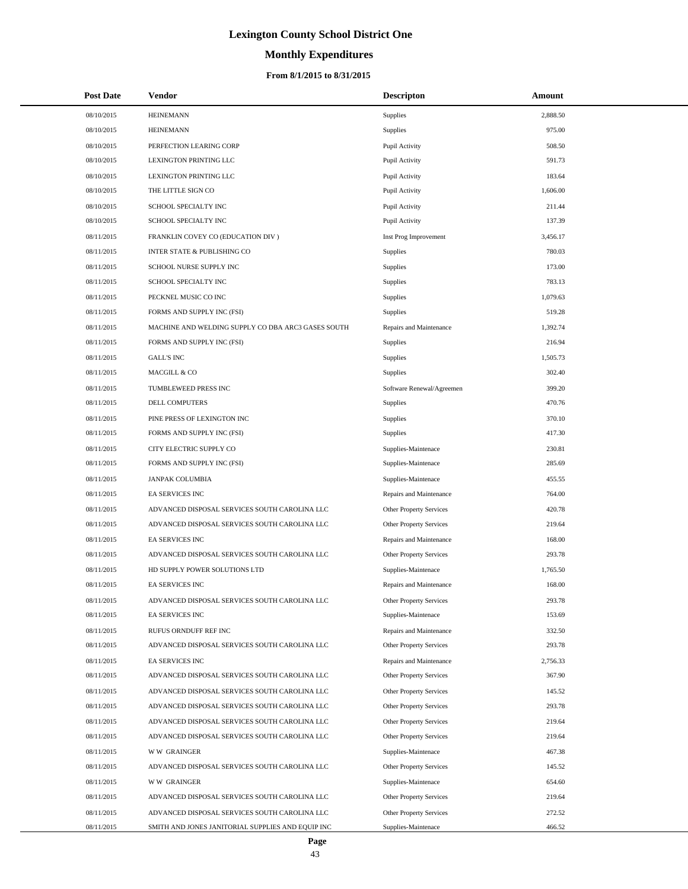# Lexington County School District One

## Monthly Expenditures

### From 8/1/2015 to 8/31/2015

| Post Date | Vendor | Descripton | Amount |
|---|---|---|---|
| 08/10/2015 | HEINEMANN | Supplies | 2,888.50 |
| 08/10/2015 | HEINEMANN | Supplies | 975.00 |
| 08/10/2015 | PERFECTION LEARING CORP | Pupil Activity | 508.50 |
| 08/10/2015 | LEXINGTON PRINTING LLC | Pupil Activity | 591.73 |
| 08/10/2015 | LEXINGTON PRINTING LLC | Pupil Activity | 183.64 |
| 08/10/2015 | THE LITTLE SIGN CO | Pupil Activity | 1,606.00 |
| 08/10/2015 | SCHOOL SPECIALTY INC | Pupil Activity | 211.44 |
| 08/10/2015 | SCHOOL SPECIALTY INC | Pupil Activity | 137.39 |
| 08/11/2015 | FRANKLIN COVEY CO (EDUCATION DIV ) | Inst Prog Improvement | 3,456.17 |
| 08/11/2015 | INTER STATE & PUBLISHING CO | Supplies | 780.03 |
| 08/11/2015 | SCHOOL NURSE SUPPLY INC | Supplies | 173.00 |
| 08/11/2015 | SCHOOL SPECIALTY INC | Supplies | 783.13 |
| 08/11/2015 | PECKNEL MUSIC CO INC | Supplies | 1,079.63 |
| 08/11/2015 | FORMS AND SUPPLY INC (FSI) | Supplies | 519.28 |
| 08/11/2015 | MACHINE AND WELDING SUPPLY CO DBA ARC3 GASES SOUTH | Repairs and Maintenance | 1,392.74 |
| 08/11/2015 | FORMS AND SUPPLY INC (FSI) | Supplies | 216.94 |
| 08/11/2015 | GALL'S INC | Supplies | 1,505.73 |
| 08/11/2015 | MACGILL & CO | Supplies | 302.40 |
| 08/11/2015 | TUMBLEWEED PRESS INC | Software Renewal/Agreemen | 399.20 |
| 08/11/2015 | DELL COMPUTERS | Supplies | 470.76 |
| 08/11/2015 | PINE PRESS OF LEXINGTON INC | Supplies | 370.10 |
| 08/11/2015 | FORMS AND SUPPLY INC (FSI) | Supplies | 417.30 |
| 08/11/2015 | CITY ELECTRIC SUPPLY CO | Supplies-Maintenace | 230.81 |
| 08/11/2015 | FORMS AND SUPPLY INC (FSI) | Supplies-Maintenace | 285.69 |
| 08/11/2015 | JANPAK COLUMBIA | Supplies-Maintenace | 455.55 |
| 08/11/2015 | EA SERVICES INC | Repairs and Maintenance | 764.00 |
| 08/11/2015 | ADVANCED DISPOSAL SERVICES SOUTH CAROLINA LLC | Other Property Services | 420.78 |
| 08/11/2015 | ADVANCED DISPOSAL SERVICES SOUTH CAROLINA LLC | Other Property Services | 219.64 |
| 08/11/2015 | EA SERVICES INC | Repairs and Maintenance | 168.00 |
| 08/11/2015 | ADVANCED DISPOSAL SERVICES SOUTH CAROLINA LLC | Other Property Services | 293.78 |
| 08/11/2015 | HD SUPPLY POWER SOLUTIONS LTD | Supplies-Maintenace | 1,765.50 |
| 08/11/2015 | EA SERVICES INC | Repairs and Maintenance | 168.00 |
| 08/11/2015 | ADVANCED DISPOSAL SERVICES SOUTH CAROLINA LLC | Other Property Services | 293.78 |
| 08/11/2015 | EA SERVICES INC | Supplies-Maintenace | 153.69 |
| 08/11/2015 | RUFUS ORNDUFF REF INC | Repairs and Maintenance | 332.50 |
| 08/11/2015 | ADVANCED DISPOSAL SERVICES SOUTH CAROLINA LLC | Other Property Services | 293.78 |
| 08/11/2015 | EA SERVICES INC | Repairs and Maintenance | 2,756.33 |
| 08/11/2015 | ADVANCED DISPOSAL SERVICES SOUTH CAROLINA LLC | Other Property Services | 367.90 |
| 08/11/2015 | ADVANCED DISPOSAL SERVICES SOUTH CAROLINA LLC | Other Property Services | 145.52 |
| 08/11/2015 | ADVANCED DISPOSAL SERVICES SOUTH CAROLINA LLC | Other Property Services | 293.78 |
| 08/11/2015 | ADVANCED DISPOSAL SERVICES SOUTH CAROLINA LLC | Other Property Services | 219.64 |
| 08/11/2015 | ADVANCED DISPOSAL SERVICES SOUTH CAROLINA LLC | Other Property Services | 219.64 |
| 08/11/2015 | W W GRAINGER | Supplies-Maintenace | 467.38 |
| 08/11/2015 | ADVANCED DISPOSAL SERVICES SOUTH CAROLINA LLC | Other Property Services | 145.52 |
| 08/11/2015 | W W GRAINGER | Supplies-Maintenace | 654.60 |
| 08/11/2015 | ADVANCED DISPOSAL SERVICES SOUTH CAROLINA LLC | Other Property Services | 219.64 |
| 08/11/2015 | ADVANCED DISPOSAL SERVICES SOUTH CAROLINA LLC | Other Property Services | 272.52 |
| 08/11/2015 | SMITH AND JONES JANITORIAL SUPPLIES AND EQUIP INC | Supplies-Maintenace | 466.52 |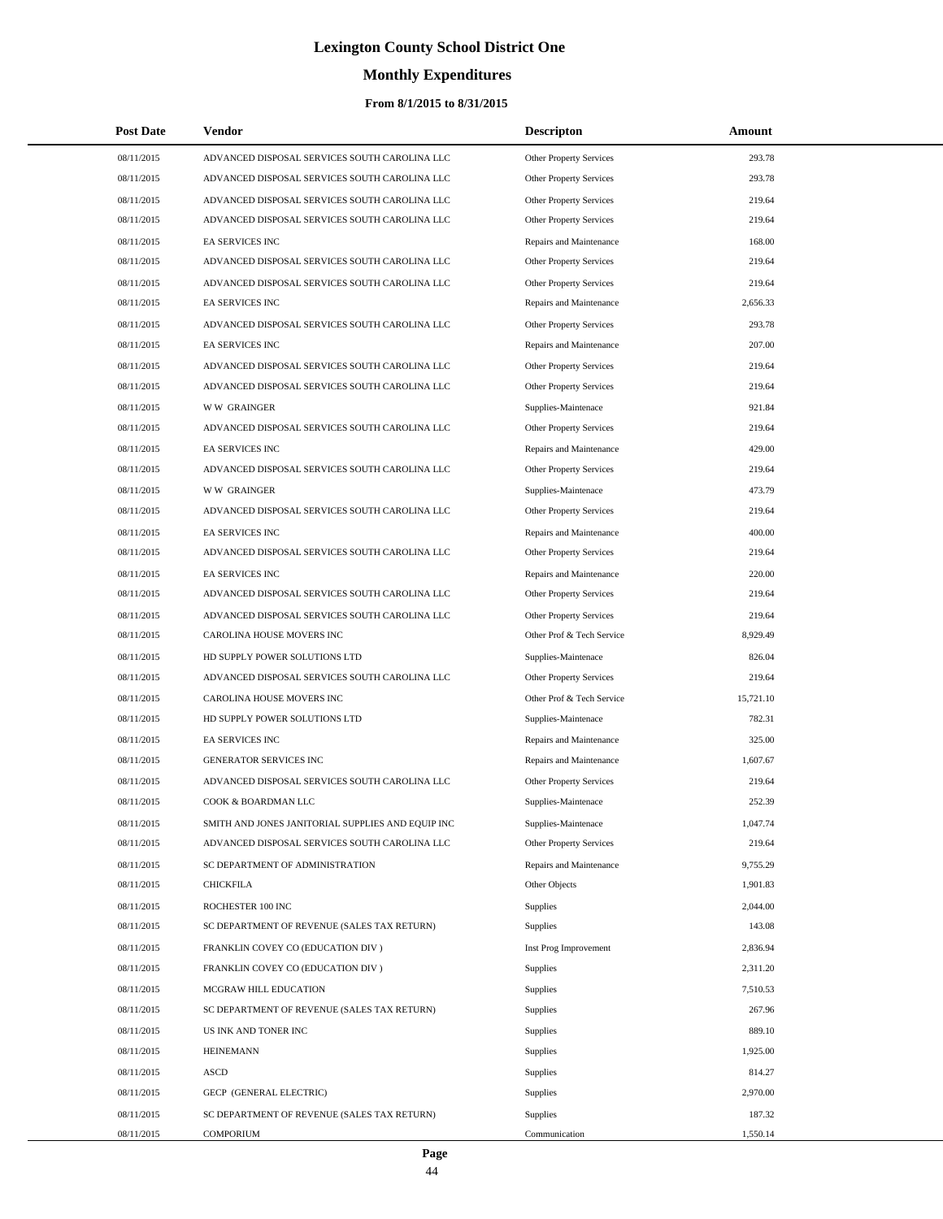# Lexington County School District One

## Monthly Expenditures

### From 8/1/2015 to 8/31/2015

| Post Date | Vendor | Descripton | Amount |
|---|---|---|---|
| 08/11/2015 | ADVANCED DISPOSAL SERVICES SOUTH CAROLINA LLC | Other Property Services | 293.78 |
| 08/11/2015 | ADVANCED DISPOSAL SERVICES SOUTH CAROLINA LLC | Other Property Services | 293.78 |
| 08/11/2015 | ADVANCED DISPOSAL SERVICES SOUTH CAROLINA LLC | Other Property Services | 219.64 |
| 08/11/2015 | ADVANCED DISPOSAL SERVICES SOUTH CAROLINA LLC | Other Property Services | 219.64 |
| 08/11/2015 | EA SERVICES INC | Repairs and Maintenance | 168.00 |
| 08/11/2015 | ADVANCED DISPOSAL SERVICES SOUTH CAROLINA LLC | Other Property Services | 219.64 |
| 08/11/2015 | ADVANCED DISPOSAL SERVICES SOUTH CAROLINA LLC | Other Property Services | 219.64 |
| 08/11/2015 | EA SERVICES INC | Repairs and Maintenance | 2,656.33 |
| 08/11/2015 | ADVANCED DISPOSAL SERVICES SOUTH CAROLINA LLC | Other Property Services | 293.78 |
| 08/11/2015 | EA SERVICES INC | Repairs and Maintenance | 207.00 |
| 08/11/2015 | ADVANCED DISPOSAL SERVICES SOUTH CAROLINA LLC | Other Property Services | 219.64 |
| 08/11/2015 | ADVANCED DISPOSAL SERVICES SOUTH CAROLINA LLC | Other Property Services | 219.64 |
| 08/11/2015 | W W GRAINGER | Supplies-Maintenace | 921.84 |
| 08/11/2015 | ADVANCED DISPOSAL SERVICES SOUTH CAROLINA LLC | Other Property Services | 219.64 |
| 08/11/2015 | EA SERVICES INC | Repairs and Maintenance | 429.00 |
| 08/11/2015 | ADVANCED DISPOSAL SERVICES SOUTH CAROLINA LLC | Other Property Services | 219.64 |
| 08/11/2015 | W W GRAINGER | Supplies-Maintenace | 473.79 |
| 08/11/2015 | ADVANCED DISPOSAL SERVICES SOUTH CAROLINA LLC | Other Property Services | 219.64 |
| 08/11/2015 | EA SERVICES INC | Repairs and Maintenance | 400.00 |
| 08/11/2015 | ADVANCED DISPOSAL SERVICES SOUTH CAROLINA LLC | Other Property Services | 219.64 |
| 08/11/2015 | EA SERVICES INC | Repairs and Maintenance | 220.00 |
| 08/11/2015 | ADVANCED DISPOSAL SERVICES SOUTH CAROLINA LLC | Other Property Services | 219.64 |
| 08/11/2015 | ADVANCED DISPOSAL SERVICES SOUTH CAROLINA LLC | Other Property Services | 219.64 |
| 08/11/2015 | CAROLINA HOUSE MOVERS INC | Other Prof & Tech Service | 8,929.49 |
| 08/11/2015 | HD SUPPLY POWER SOLUTIONS LTD | Supplies-Maintenace | 826.04 |
| 08/11/2015 | ADVANCED DISPOSAL SERVICES SOUTH CAROLINA LLC | Other Property Services | 219.64 |
| 08/11/2015 | CAROLINA HOUSE MOVERS INC | Other Prof & Tech Service | 15,721.10 |
| 08/11/2015 | HD SUPPLY POWER SOLUTIONS LTD | Supplies-Maintenace | 782.31 |
| 08/11/2015 | EA SERVICES INC | Repairs and Maintenance | 325.00 |
| 08/11/2015 | GENERATOR SERVICES INC | Repairs and Maintenance | 1,607.67 |
| 08/11/2015 | ADVANCED DISPOSAL SERVICES SOUTH CAROLINA LLC | Other Property Services | 219.64 |
| 08/11/2015 | COOK & BOARDMAN LLC | Supplies-Maintenace | 252.39 |
| 08/11/2015 | SMITH AND JONES JANITORIAL SUPPLIES AND EQUIP INC | Supplies-Maintenace | 1,047.74 |
| 08/11/2015 | ADVANCED DISPOSAL SERVICES SOUTH CAROLINA LLC | Other Property Services | 219.64 |
| 08/11/2015 | SC DEPARTMENT OF ADMINISTRATION | Repairs and Maintenance | 9,755.29 |
| 08/11/2015 | CHICKFILA | Other Objects | 1,901.83 |
| 08/11/2015 | ROCHESTER 100 INC | Supplies | 2,044.00 |
| 08/11/2015 | SC DEPARTMENT OF REVENUE (SALES TAX RETURN) | Supplies | 143.08 |
| 08/11/2015 | FRANKLIN COVEY CO (EDUCATION DIV ) | Inst Prog Improvement | 2,836.94 |
| 08/11/2015 | FRANKLIN COVEY CO (EDUCATION DIV ) | Supplies | 2,311.20 |
| 08/11/2015 | MCGRAW HILL EDUCATION | Supplies | 7,510.53 |
| 08/11/2015 | SC DEPARTMENT OF REVENUE (SALES TAX RETURN) | Supplies | 267.96 |
| 08/11/2015 | US INK AND TONER INC | Supplies | 889.10 |
| 08/11/2015 | HEINEMANN | Supplies | 1,925.00 |
| 08/11/2015 | ASCD | Supplies | 814.27 |
| 08/11/2015 | GECP (GENERAL ELECTRIC) | Supplies | 2,970.00 |
| 08/11/2015 | SC DEPARTMENT OF REVENUE (SALES TAX RETURN) | Supplies | 187.32 |
| 08/11/2015 | COMPORIUM | Communication | 1,550.14 |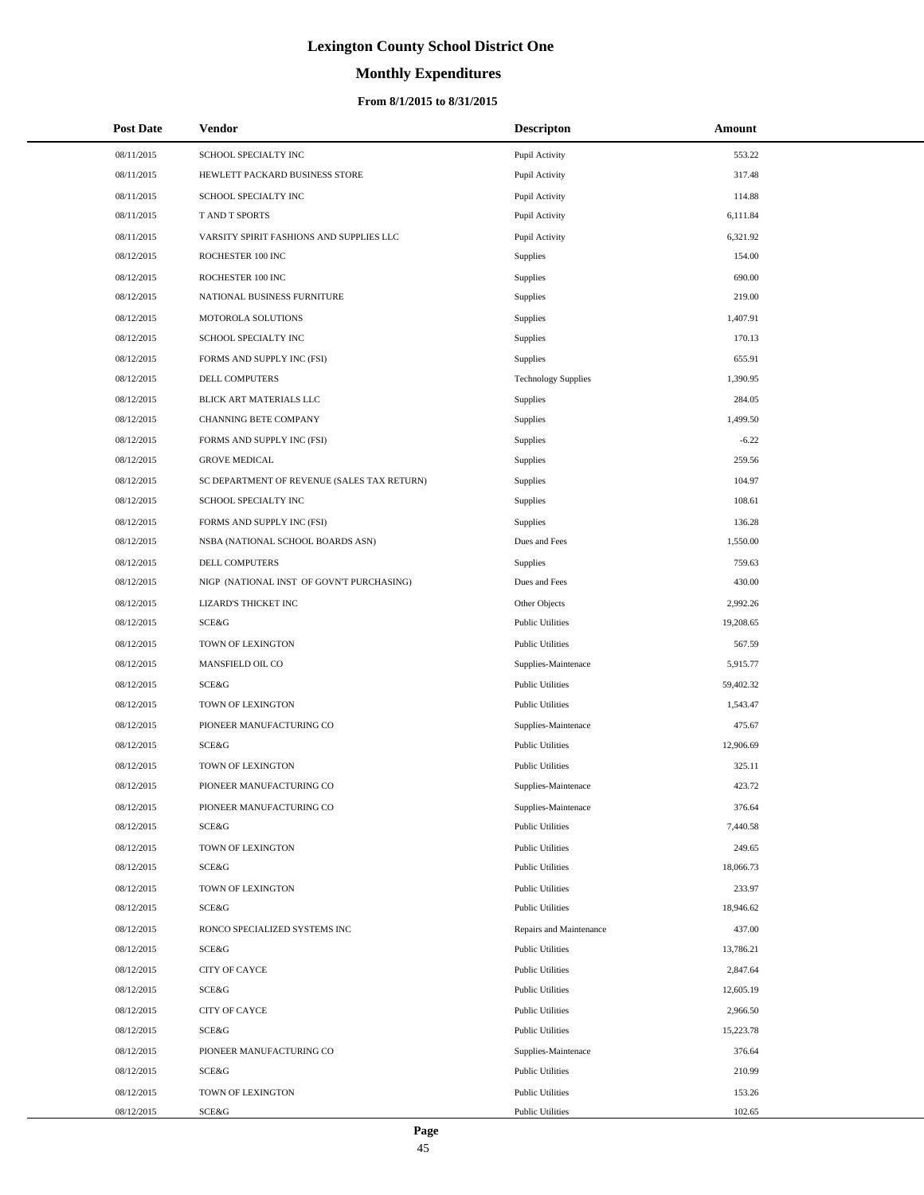# Lexington County School District One

## Monthly Expenditures

### From 8/1/2015 to 8/31/2015

| Post Date | Vendor | Descripton | Amount |
|---|---|---|---|
| 08/11/2015 | SCHOOL SPECIALTY INC | Pupil Activity | 553.22 |
| 08/11/2015 | HEWLETT PACKARD BUSINESS STORE | Pupil Activity | 317.48 |
| 08/11/2015 | SCHOOL SPECIALTY INC | Pupil Activity | 114.88 |
| 08/11/2015 | T AND T SPORTS | Pupil Activity | 6,111.84 |
| 08/11/2015 | VARSITY SPIRIT FASHIONS AND SUPPLIES LLC | Pupil Activity | 6,321.92 |
| 08/12/2015 | ROCHESTER 100 INC | Supplies | 154.00 |
| 08/12/2015 | ROCHESTER 100 INC | Supplies | 690.00 |
| 08/12/2015 | NATIONAL BUSINESS FURNITURE | Supplies | 219.00 |
| 08/12/2015 | MOTOROLA SOLUTIONS | Supplies | 1,407.91 |
| 08/12/2015 | SCHOOL SPECIALTY INC | Supplies | 170.13 |
| 08/12/2015 | FORMS AND SUPPLY INC (FSI) | Supplies | 655.91 |
| 08/12/2015 | DELL COMPUTERS | Technology Supplies | 1,390.95 |
| 08/12/2015 | BLICK ART MATERIALS LLC | Supplies | 284.05 |
| 08/12/2015 | CHANNING BETE COMPANY | Supplies | 1,499.50 |
| 08/12/2015 | FORMS AND SUPPLY INC (FSI) | Supplies | -6.22 |
| 08/12/2015 | GROVE MEDICAL | Supplies | 259.56 |
| 08/12/2015 | SC DEPARTMENT OF REVENUE (SALES TAX RETURN) | Supplies | 104.97 |
| 08/12/2015 | SCHOOL SPECIALTY INC | Supplies | 108.61 |
| 08/12/2015 | FORMS AND SUPPLY INC (FSI) | Supplies | 136.28 |
| 08/12/2015 | NSBA (NATIONAL SCHOOL BOARDS ASN) | Dues and Fees | 1,550.00 |
| 08/12/2015 | DELL COMPUTERS | Supplies | 759.63 |
| 08/12/2015 | NIGP (NATIONAL INST OF GOVN'T PURCHASING) | Dues and Fees | 430.00 |
| 08/12/2015 | LIZARD'S THICKET INC | Other Objects | 2,992.26 |
| 08/12/2015 | SCE&G | Public Utilities | 19,208.65 |
| 08/12/2015 | TOWN OF LEXINGTON | Public Utilities | 567.59 |
| 08/12/2015 | MANSFIELD OIL CO | Supplies-Maintenace | 5,915.77 |
| 08/12/2015 | SCE&G | Public Utilities | 59,402.32 |
| 08/12/2015 | TOWN OF LEXINGTON | Public Utilities | 1,543.47 |
| 08/12/2015 | PIONEER MANUFACTURING CO | Supplies-Maintenace | 475.67 |
| 08/12/2015 | SCE&G | Public Utilities | 12,906.69 |
| 08/12/2015 | TOWN OF LEXINGTON | Public Utilities | 325.11 |
| 08/12/2015 | PIONEER MANUFACTURING CO | Supplies-Maintenace | 423.72 |
| 08/12/2015 | PIONEER MANUFACTURING CO | Supplies-Maintenace | 376.64 |
| 08/12/2015 | SCE&G | Public Utilities | 7,440.58 |
| 08/12/2015 | TOWN OF LEXINGTON | Public Utilities | 249.65 |
| 08/12/2015 | SCE&G | Public Utilities | 18,066.73 |
| 08/12/2015 | TOWN OF LEXINGTON | Public Utilities | 233.97 |
| 08/12/2015 | SCE&G | Public Utilities | 18,946.62 |
| 08/12/2015 | RONCO SPECIALIZED SYSTEMS INC | Repairs and Maintenance | 437.00 |
| 08/12/2015 | SCE&G | Public Utilities | 13,786.21 |
| 08/12/2015 | CITY OF CAYCE | Public Utilities | 2,847.64 |
| 08/12/2015 | SCE&G | Public Utilities | 12,605.19 |
| 08/12/2015 | CITY OF CAYCE | Public Utilities | 2,966.50 |
| 08/12/2015 | SCE&G | Public Utilities | 15,223.78 |
| 08/12/2015 | PIONEER MANUFACTURING CO | Supplies-Maintenace | 376.64 |
| 08/12/2015 | SCE&G | Public Utilities | 210.99 |
| 08/12/2015 | TOWN OF LEXINGTON | Public Utilities | 153.26 |
| 08/12/2015 | SCE&G | Public Utilities | 102.65 |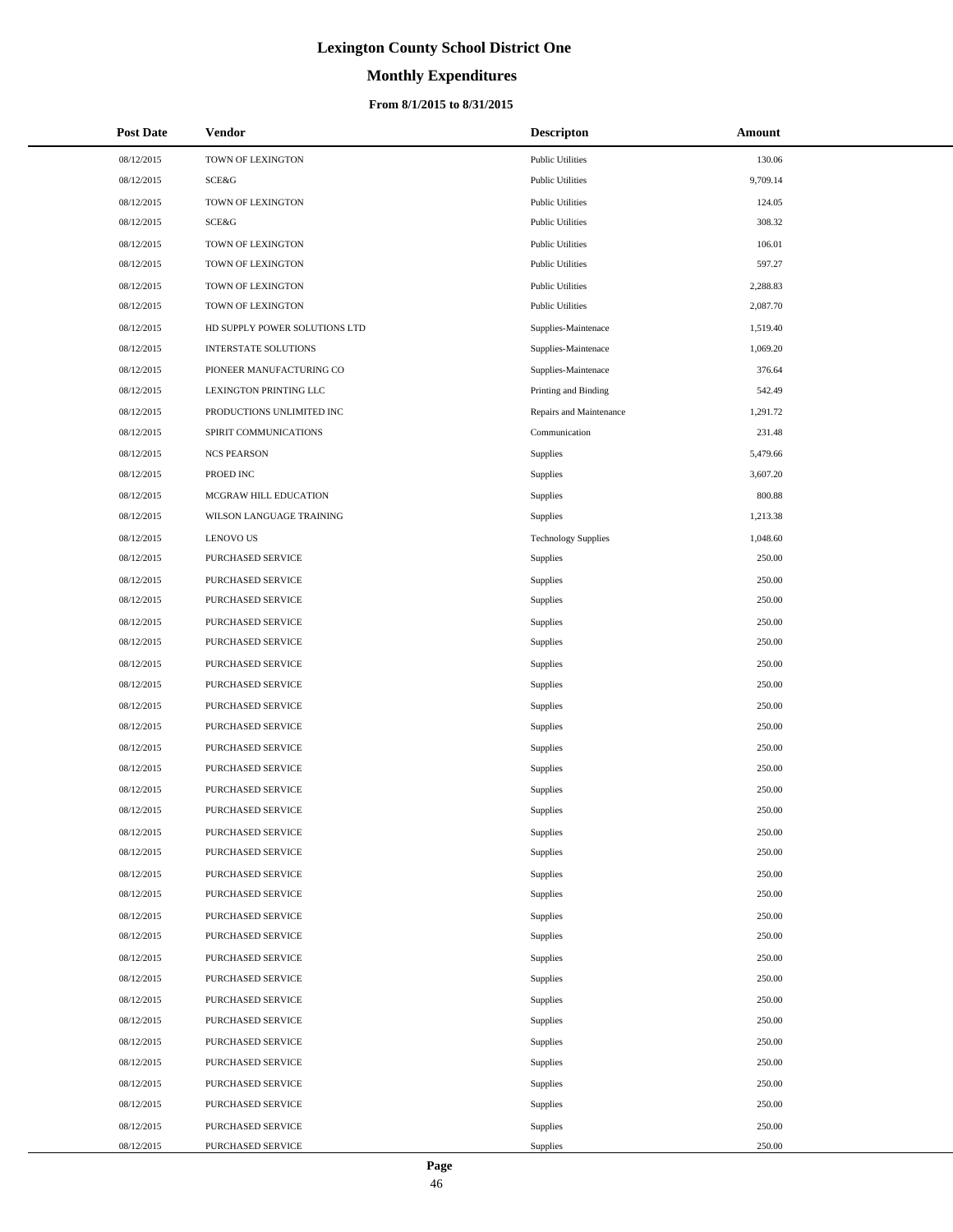# Lexington County School District One

## Monthly Expenditures

### From 8/1/2015 to 8/31/2015

| Post Date | Vendor | Descripton | Amount |
|---|---|---|---|
| 08/12/2015 | TOWN OF LEXINGTON | Public Utilities | 130.06 |
| 08/12/2015 | SCE&G | Public Utilities | 9,709.14 |
| 08/12/2015 | TOWN OF LEXINGTON | Public Utilities | 124.05 |
| 08/12/2015 | SCE&G | Public Utilities | 308.32 |
| 08/12/2015 | TOWN OF LEXINGTON | Public Utilities | 106.01 |
| 08/12/2015 | TOWN OF LEXINGTON | Public Utilities | 597.27 |
| 08/12/2015 | TOWN OF LEXINGTON | Public Utilities | 2,288.83 |
| 08/12/2015 | TOWN OF LEXINGTON | Public Utilities | 2,087.70 |
| 08/12/2015 | HD SUPPLY POWER SOLUTIONS LTD | Supplies-Maintenace | 1,519.40 |
| 08/12/2015 | INTERSTATE SOLUTIONS | Supplies-Maintenace | 1,069.20 |
| 08/12/2015 | PIONEER MANUFACTURING CO | Supplies-Maintenace | 376.64 |
| 08/12/2015 | LEXINGTON PRINTING LLC | Printing and Binding | 542.49 |
| 08/12/2015 | PRODUCTIONS UNLIMITED INC | Repairs and Maintenance | 1,291.72 |
| 08/12/2015 | SPIRIT COMMUNICATIONS | Communication | 231.48 |
| 08/12/2015 | NCS PEARSON | Supplies | 5,479.66 |
| 08/12/2015 | PROED INC | Supplies | 3,607.20 |
| 08/12/2015 | MCGRAW HILL EDUCATION | Supplies | 800.88 |
| 08/12/2015 | WILSON LANGUAGE TRAINING | Supplies | 1,213.38 |
| 08/12/2015 | LENOVO US | Technology Supplies | 1,048.60 |
| 08/12/2015 | PURCHASED SERVICE | Supplies | 250.00 |
| 08/12/2015 | PURCHASED SERVICE | Supplies | 250.00 |
| 08/12/2015 | PURCHASED SERVICE | Supplies | 250.00 |
| 08/12/2015 | PURCHASED SERVICE | Supplies | 250.00 |
| 08/12/2015 | PURCHASED SERVICE | Supplies | 250.00 |
| 08/12/2015 | PURCHASED SERVICE | Supplies | 250.00 |
| 08/12/2015 | PURCHASED SERVICE | Supplies | 250.00 |
| 08/12/2015 | PURCHASED SERVICE | Supplies | 250.00 |
| 08/12/2015 | PURCHASED SERVICE | Supplies | 250.00 |
| 08/12/2015 | PURCHASED SERVICE | Supplies | 250.00 |
| 08/12/2015 | PURCHASED SERVICE | Supplies | 250.00 |
| 08/12/2015 | PURCHASED SERVICE | Supplies | 250.00 |
| 08/12/2015 | PURCHASED SERVICE | Supplies | 250.00 |
| 08/12/2015 | PURCHASED SERVICE | Supplies | 250.00 |
| 08/12/2015 | PURCHASED SERVICE | Supplies | 250.00 |
| 08/12/2015 | PURCHASED SERVICE | Supplies | 250.00 |
| 08/12/2015 | PURCHASED SERVICE | Supplies | 250.00 |
| 08/12/2015 | PURCHASED SERVICE | Supplies | 250.00 |
| 08/12/2015 | PURCHASED SERVICE | Supplies | 250.00 |
| 08/12/2015 | PURCHASED SERVICE | Supplies | 250.00 |
| 08/12/2015 | PURCHASED SERVICE | Supplies | 250.00 |
| 08/12/2015 | PURCHASED SERVICE | Supplies | 250.00 |
| 08/12/2015 | PURCHASED SERVICE | Supplies | 250.00 |
| 08/12/2015 | PURCHASED SERVICE | Supplies | 250.00 |
| 08/12/2015 | PURCHASED SERVICE | Supplies | 250.00 |
| 08/12/2015 | PURCHASED SERVICE | Supplies | 250.00 |
| 08/12/2015 | PURCHASED SERVICE | Supplies | 250.00 |
| 08/12/2015 | PURCHASED SERVICE | Supplies | 250.00 |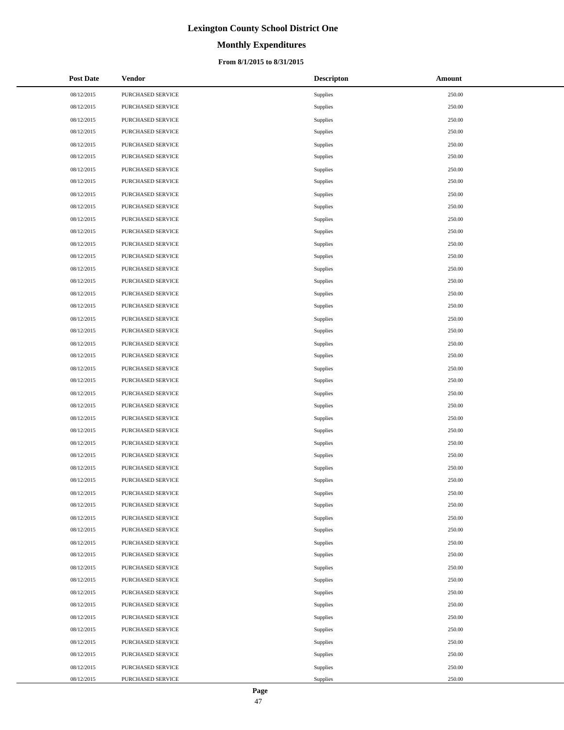# Lexington County School District One

## Monthly Expenditures

### From 8/1/2015 to 8/31/2015

| Post Date | Vendor | Descripton | Amount |
|---|---|---|---|
| 08/12/2015 | PURCHASED SERVICE | Supplies | 250.00 |
| 08/12/2015 | PURCHASED SERVICE | Supplies | 250.00 |
| 08/12/2015 | PURCHASED SERVICE | Supplies | 250.00 |
| 08/12/2015 | PURCHASED SERVICE | Supplies | 250.00 |
| 08/12/2015 | PURCHASED SERVICE | Supplies | 250.00 |
| 08/12/2015 | PURCHASED SERVICE | Supplies | 250.00 |
| 08/12/2015 | PURCHASED SERVICE | Supplies | 250.00 |
| 08/12/2015 | PURCHASED SERVICE | Supplies | 250.00 |
| 08/12/2015 | PURCHASED SERVICE | Supplies | 250.00 |
| 08/12/2015 | PURCHASED SERVICE | Supplies | 250.00 |
| 08/12/2015 | PURCHASED SERVICE | Supplies | 250.00 |
| 08/12/2015 | PURCHASED SERVICE | Supplies | 250.00 |
| 08/12/2015 | PURCHASED SERVICE | Supplies | 250.00 |
| 08/12/2015 | PURCHASED SERVICE | Supplies | 250.00 |
| 08/12/2015 | PURCHASED SERVICE | Supplies | 250.00 |
| 08/12/2015 | PURCHASED SERVICE | Supplies | 250.00 |
| 08/12/2015 | PURCHASED SERVICE | Supplies | 250.00 |
| 08/12/2015 | PURCHASED SERVICE | Supplies | 250.00 |
| 08/12/2015 | PURCHASED SERVICE | Supplies | 250.00 |
| 08/12/2015 | PURCHASED SERVICE | Supplies | 250.00 |
| 08/12/2015 | PURCHASED SERVICE | Supplies | 250.00 |
| 08/12/2015 | PURCHASED SERVICE | Supplies | 250.00 |
| 08/12/2015 | PURCHASED SERVICE | Supplies | 250.00 |
| 08/12/2015 | PURCHASED SERVICE | Supplies | 250.00 |
| 08/12/2015 | PURCHASED SERVICE | Supplies | 250.00 |
| 08/12/2015 | PURCHASED SERVICE | Supplies | 250.00 |
| 08/12/2015 | PURCHASED SERVICE | Supplies | 250.00 |
| 08/12/2015 | PURCHASED SERVICE | Supplies | 250.00 |
| 08/12/2015 | PURCHASED SERVICE | Supplies | 250.00 |
| 08/12/2015 | PURCHASED SERVICE | Supplies | 250.00 |
| 08/12/2015 | PURCHASED SERVICE | Supplies | 250.00 |
| 08/12/2015 | PURCHASED SERVICE | Supplies | 250.00 |
| 08/12/2015 | PURCHASED SERVICE | Supplies | 250.00 |
| 08/12/2015 | PURCHASED SERVICE | Supplies | 250.00 |
| 08/12/2015 | PURCHASED SERVICE | Supplies | 250.00 |
| 08/12/2015 | PURCHASED SERVICE | Supplies | 250.00 |
| 08/12/2015 | PURCHASED SERVICE | Supplies | 250.00 |
| 08/12/2015 | PURCHASED SERVICE | Supplies | 250.00 |
| 08/12/2015 | PURCHASED SERVICE | Supplies | 250.00 |
| 08/12/2015 | PURCHASED SERVICE | Supplies | 250.00 |
| 08/12/2015 | PURCHASED SERVICE | Supplies | 250.00 |
| 08/12/2015 | PURCHASED SERVICE | Supplies | 250.00 |
| 08/12/2015 | PURCHASED SERVICE | Supplies | 250.00 |
| 08/12/2015 | PURCHASED SERVICE | Supplies | 250.00 |
| 08/12/2015 | PURCHASED SERVICE | Supplies | 250.00 |
| 08/12/2015 | PURCHASED SERVICE | Supplies | 250.00 |
| 08/12/2015 | PURCHASED SERVICE | Supplies | 250.00 |
| 08/12/2015 | PURCHASED SERVICE | Supplies | 250.00 |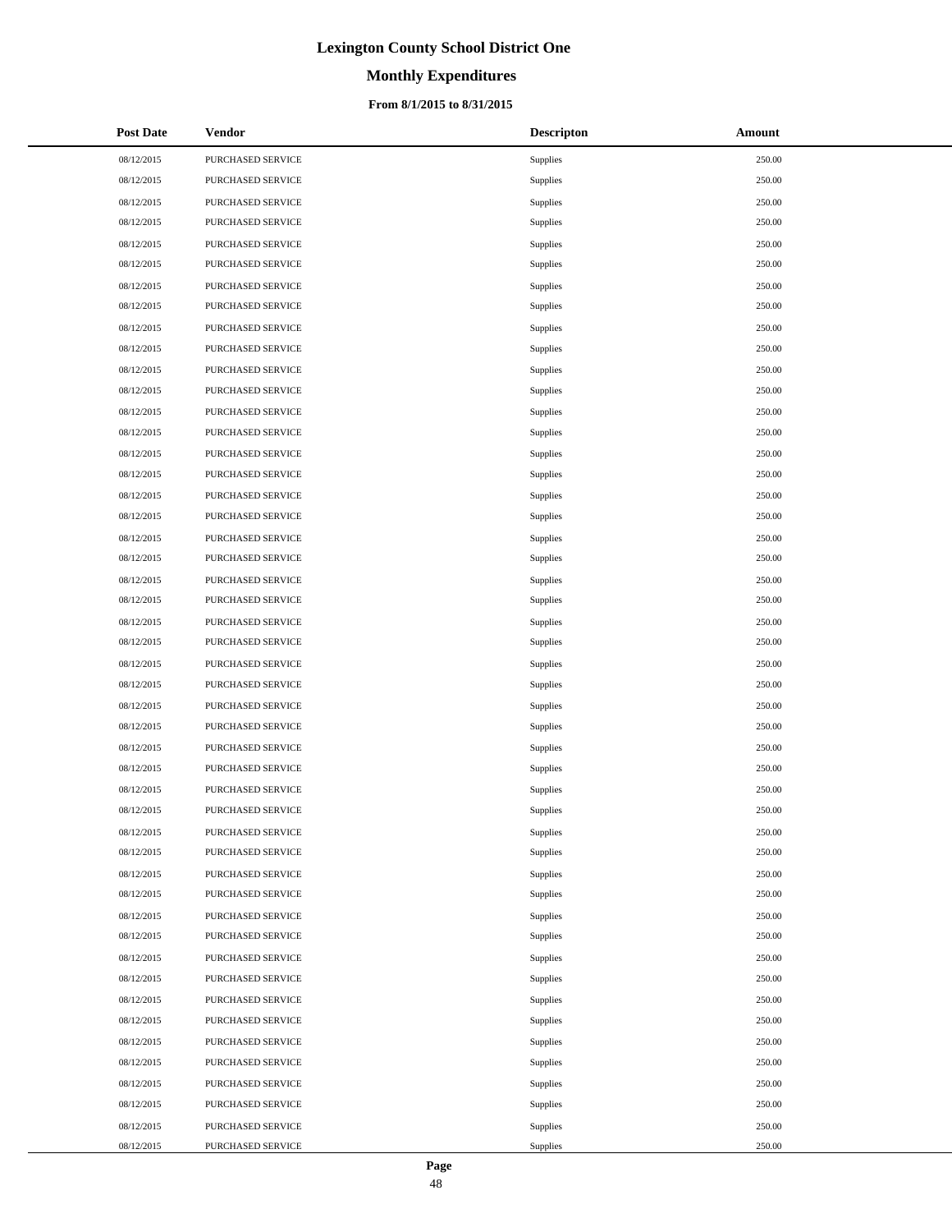# Lexington County School District One

## Monthly Expenditures

### From 8/1/2015 to 8/31/2015

| Post Date | Vendor | Descripton | Amount |
|---|---|---|---|
| 08/12/2015 | PURCHASED SERVICE | Supplies | 250.00 |
| 08/12/2015 | PURCHASED SERVICE | Supplies | 250.00 |
| 08/12/2015 | PURCHASED SERVICE | Supplies | 250.00 |
| 08/12/2015 | PURCHASED SERVICE | Supplies | 250.00 |
| 08/12/2015 | PURCHASED SERVICE | Supplies | 250.00 |
| 08/12/2015 | PURCHASED SERVICE | Supplies | 250.00 |
| 08/12/2015 | PURCHASED SERVICE | Supplies | 250.00 |
| 08/12/2015 | PURCHASED SERVICE | Supplies | 250.00 |
| 08/12/2015 | PURCHASED SERVICE | Supplies | 250.00 |
| 08/12/2015 | PURCHASED SERVICE | Supplies | 250.00 |
| 08/12/2015 | PURCHASED SERVICE | Supplies | 250.00 |
| 08/12/2015 | PURCHASED SERVICE | Supplies | 250.00 |
| 08/12/2015 | PURCHASED SERVICE | Supplies | 250.00 |
| 08/12/2015 | PURCHASED SERVICE | Supplies | 250.00 |
| 08/12/2015 | PURCHASED SERVICE | Supplies | 250.00 |
| 08/12/2015 | PURCHASED SERVICE | Supplies | 250.00 |
| 08/12/2015 | PURCHASED SERVICE | Supplies | 250.00 |
| 08/12/2015 | PURCHASED SERVICE | Supplies | 250.00 |
| 08/12/2015 | PURCHASED SERVICE | Supplies | 250.00 |
| 08/12/2015 | PURCHASED SERVICE | Supplies | 250.00 |
| 08/12/2015 | PURCHASED SERVICE | Supplies | 250.00 |
| 08/12/2015 | PURCHASED SERVICE | Supplies | 250.00 |
| 08/12/2015 | PURCHASED SERVICE | Supplies | 250.00 |
| 08/12/2015 | PURCHASED SERVICE | Supplies | 250.00 |
| 08/12/2015 | PURCHASED SERVICE | Supplies | 250.00 |
| 08/12/2015 | PURCHASED SERVICE | Supplies | 250.00 |
| 08/12/2015 | PURCHASED SERVICE | Supplies | 250.00 |
| 08/12/2015 | PURCHASED SERVICE | Supplies | 250.00 |
| 08/12/2015 | PURCHASED SERVICE | Supplies | 250.00 |
| 08/12/2015 | PURCHASED SERVICE | Supplies | 250.00 |
| 08/12/2015 | PURCHASED SERVICE | Supplies | 250.00 |
| 08/12/2015 | PURCHASED SERVICE | Supplies | 250.00 |
| 08/12/2015 | PURCHASED SERVICE | Supplies | 250.00 |
| 08/12/2015 | PURCHASED SERVICE | Supplies | 250.00 |
| 08/12/2015 | PURCHASED SERVICE | Supplies | 250.00 |
| 08/12/2015 | PURCHASED SERVICE | Supplies | 250.00 |
| 08/12/2015 | PURCHASED SERVICE | Supplies | 250.00 |
| 08/12/2015 | PURCHASED SERVICE | Supplies | 250.00 |
| 08/12/2015 | PURCHASED SERVICE | Supplies | 250.00 |
| 08/12/2015 | PURCHASED SERVICE | Supplies | 250.00 |
| 08/12/2015 | PURCHASED SERVICE | Supplies | 250.00 |
| 08/12/2015 | PURCHASED SERVICE | Supplies | 250.00 |
| 08/12/2015 | PURCHASED SERVICE | Supplies | 250.00 |
| 08/12/2015 | PURCHASED SERVICE | Supplies | 250.00 |
| 08/12/2015 | PURCHASED SERVICE | Supplies | 250.00 |
| 08/12/2015 | PURCHASED SERVICE | Supplies | 250.00 |
| 08/12/2015 | PURCHASED SERVICE | Supplies | 250.00 |
| 08/12/2015 | PURCHASED SERVICE | Supplies | 250.00 |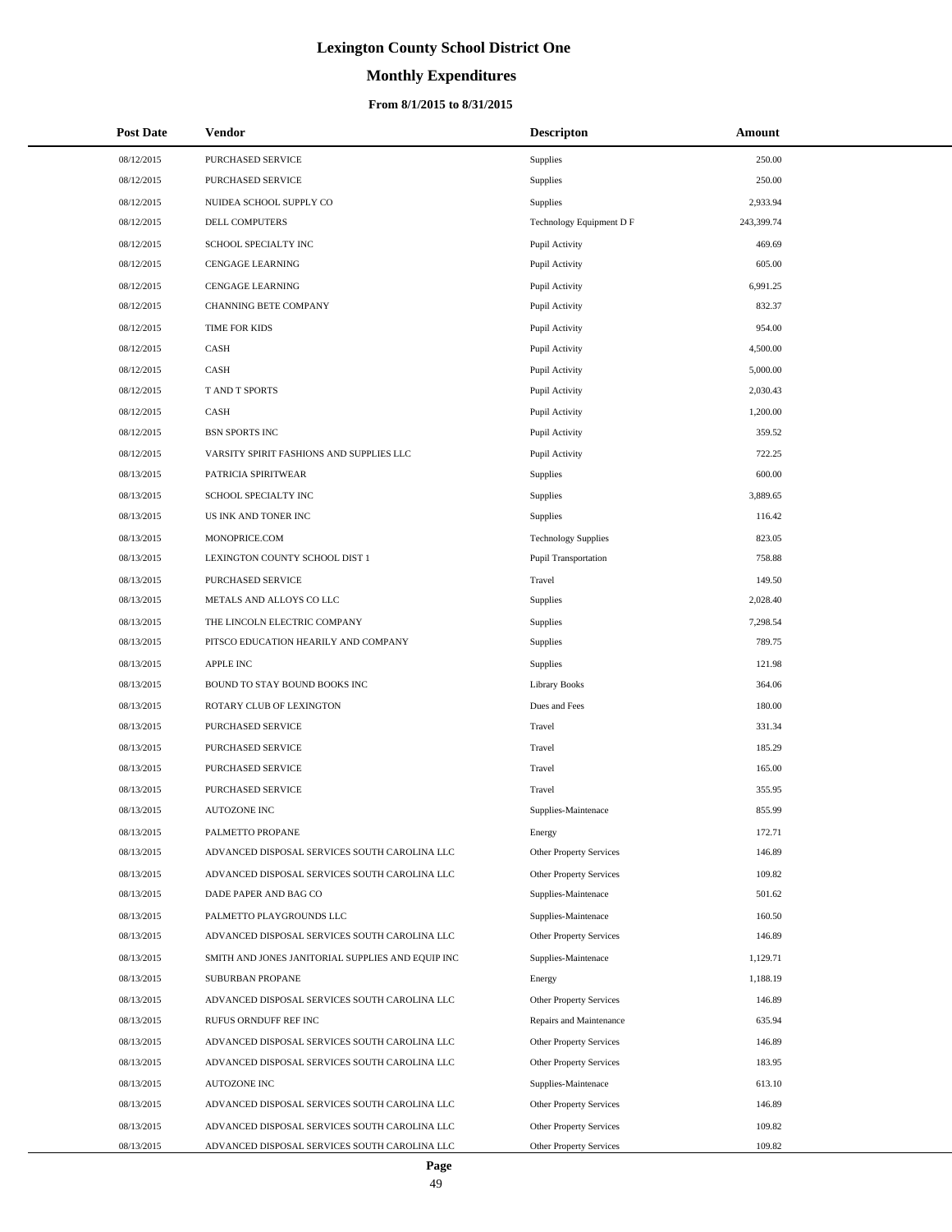# Lexington County School District One

## Monthly Expenditures

### From 8/1/2015 to 8/31/2015

| Post Date | Vendor | Descripton | Amount |
|---|---|---|---|
| 08/12/2015 | PURCHASED SERVICE | Supplies | 250.00 |
| 08/12/2015 | PURCHASED SERVICE | Supplies | 250.00 |
| 08/12/2015 | NUIDEA SCHOOL SUPPLY CO | Supplies | 2,933.94 |
| 08/12/2015 | DELL COMPUTERS | Technology Equipment D F | 243,399.74 |
| 08/12/2015 | SCHOOL SPECIALTY INC | Pupil Activity | 469.69 |
| 08/12/2015 | CENGAGE LEARNING | Pupil Activity | 605.00 |
| 08/12/2015 | CENGAGE LEARNING | Pupil Activity | 6,991.25 |
| 08/12/2015 | CHANNING BETE COMPANY | Pupil Activity | 832.37 |
| 08/12/2015 | TIME FOR KIDS | Pupil Activity | 954.00 |
| 08/12/2015 | CASH | Pupil Activity | 4,500.00 |
| 08/12/2015 | CASH | Pupil Activity | 5,000.00 |
| 08/12/2015 | T AND T SPORTS | Pupil Activity | 2,030.43 |
| 08/12/2015 | CASH | Pupil Activity | 1,200.00 |
| 08/12/2015 | BSN SPORTS INC | Pupil Activity | 359.52 |
| 08/12/2015 | VARSITY SPIRIT FASHIONS AND SUPPLIES LLC | Pupil Activity | 722.25 |
| 08/13/2015 | PATRICIA SPIRITWEAR | Supplies | 600.00 |
| 08/13/2015 | SCHOOL SPECIALTY INC | Supplies | 3,889.65 |
| 08/13/2015 | US INK AND TONER INC | Supplies | 116.42 |
| 08/13/2015 | MONOPRICE.COM | Technology Supplies | 823.05 |
| 08/13/2015 | LEXINGTON COUNTY SCHOOL DIST 1 | Pupil Transportation | 758.88 |
| 08/13/2015 | PURCHASED SERVICE | Travel | 149.50 |
| 08/13/2015 | METALS AND ALLOYS CO LLC | Supplies | 2,028.40 |
| 08/13/2015 | THE LINCOLN ELECTRIC COMPANY | Supplies | 7,298.54 |
| 08/13/2015 | PITSCO EDUCATION HEARILY AND COMPANY | Supplies | 789.75 |
| 08/13/2015 | APPLE INC | Supplies | 121.98 |
| 08/13/2015 | BOUND TO STAY BOUND BOOKS INC | Library Books | 364.06 |
| 08/13/2015 | ROTARY CLUB OF LEXINGTON | Dues and Fees | 180.00 |
| 08/13/2015 | PURCHASED SERVICE | Travel | 331.34 |
| 08/13/2015 | PURCHASED SERVICE | Travel | 185.29 |
| 08/13/2015 | PURCHASED SERVICE | Travel | 165.00 |
| 08/13/2015 | PURCHASED SERVICE | Travel | 355.95 |
| 08/13/2015 | AUTOZONE INC | Supplies-Maintenace | 855.99 |
| 08/13/2015 | PALMETTO PROPANE | Energy | 172.71 |
| 08/13/2015 | ADVANCED DISPOSAL SERVICES SOUTH CAROLINA LLC | Other Property Services | 146.89 |
| 08/13/2015 | ADVANCED DISPOSAL SERVICES SOUTH CAROLINA LLC | Other Property Services | 109.82 |
| 08/13/2015 | DADE PAPER AND BAG CO | Supplies-Maintenace | 501.62 |
| 08/13/2015 | PALMETTO PLAYGROUNDS LLC | Supplies-Maintenace | 160.50 |
| 08/13/2015 | ADVANCED DISPOSAL SERVICES SOUTH CAROLINA LLC | Other Property Services | 146.89 |
| 08/13/2015 | SMITH AND JONES JANITORIAL SUPPLIES AND EQUIP INC | Supplies-Maintenace | 1,129.71 |
| 08/13/2015 | SUBURBAN PROPANE | Energy | 1,188.19 |
| 08/13/2015 | ADVANCED DISPOSAL SERVICES SOUTH CAROLINA LLC | Other Property Services | 146.89 |
| 08/13/2015 | RUFUS ORNDUFF REF INC | Repairs and Maintenance | 635.94 |
| 08/13/2015 | ADVANCED DISPOSAL SERVICES SOUTH CAROLINA LLC | Other Property Services | 146.89 |
| 08/13/2015 | ADVANCED DISPOSAL SERVICES SOUTH CAROLINA LLC | Other Property Services | 183.95 |
| 08/13/2015 | AUTOZONE INC | Supplies-Maintenace | 613.10 |
| 08/13/2015 | ADVANCED DISPOSAL SERVICES SOUTH CAROLINA LLC | Other Property Services | 146.89 |
| 08/13/2015 | ADVANCED DISPOSAL SERVICES SOUTH CAROLINA LLC | Other Property Services | 109.82 |
| 08/13/2015 | ADVANCED DISPOSAL SERVICES SOUTH CAROLINA LLC | Other Property Services | 109.82 |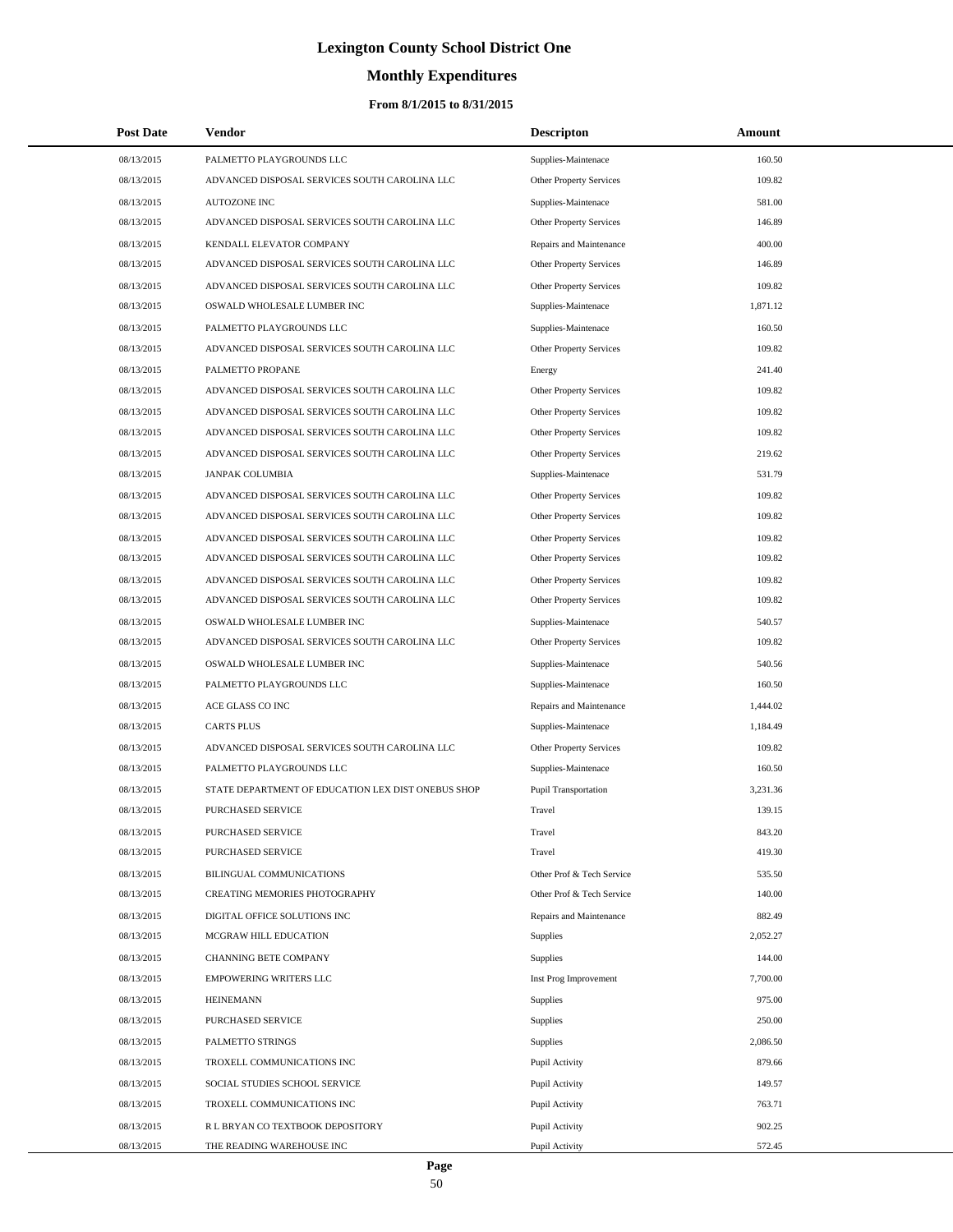# Lexington County School District One

## Monthly Expenditures

### From 8/1/2015 to 8/31/2015

| Post Date | Vendor | Descripton | Amount |
|---|---|---|---|
| 08/13/2015 | PALMETTO PLAYGROUNDS LLC | Supplies-Maintenace | 160.50 |
| 08/13/2015 | ADVANCED DISPOSAL SERVICES SOUTH CAROLINA LLC | Other Property Services | 109.82 |
| 08/13/2015 | AUTOZONE INC | Supplies-Maintenace | 581.00 |
| 08/13/2015 | ADVANCED DISPOSAL SERVICES SOUTH CAROLINA LLC | Other Property Services | 146.89 |
| 08/13/2015 | KENDALL ELEVATOR COMPANY | Repairs and Maintenance | 400.00 |
| 08/13/2015 | ADVANCED DISPOSAL SERVICES SOUTH CAROLINA LLC | Other Property Services | 146.89 |
| 08/13/2015 | ADVANCED DISPOSAL SERVICES SOUTH CAROLINA LLC | Other Property Services | 109.82 |
| 08/13/2015 | OSWALD WHOLESALE LUMBER INC | Supplies-Maintenace | 1,871.12 |
| 08/13/2015 | PALMETTO PLAYGROUNDS LLC | Supplies-Maintenace | 160.50 |
| 08/13/2015 | ADVANCED DISPOSAL SERVICES SOUTH CAROLINA LLC | Other Property Services | 109.82 |
| 08/13/2015 | PALMETTO PROPANE | Energy | 241.40 |
| 08/13/2015 | ADVANCED DISPOSAL SERVICES SOUTH CAROLINA LLC | Other Property Services | 109.82 |
| 08/13/2015 | ADVANCED DISPOSAL SERVICES SOUTH CAROLINA LLC | Other Property Services | 109.82 |
| 08/13/2015 | ADVANCED DISPOSAL SERVICES SOUTH CAROLINA LLC | Other Property Services | 109.82 |
| 08/13/2015 | ADVANCED DISPOSAL SERVICES SOUTH CAROLINA LLC | Other Property Services | 219.62 |
| 08/13/2015 | JANPAK COLUMBIA | Supplies-Maintenace | 531.79 |
| 08/13/2015 | ADVANCED DISPOSAL SERVICES SOUTH CAROLINA LLC | Other Property Services | 109.82 |
| 08/13/2015 | ADVANCED DISPOSAL SERVICES SOUTH CAROLINA LLC | Other Property Services | 109.82 |
| 08/13/2015 | ADVANCED DISPOSAL SERVICES SOUTH CAROLINA LLC | Other Property Services | 109.82 |
| 08/13/2015 | ADVANCED DISPOSAL SERVICES SOUTH CAROLINA LLC | Other Property Services | 109.82 |
| 08/13/2015 | ADVANCED DISPOSAL SERVICES SOUTH CAROLINA LLC | Other Property Services | 109.82 |
| 08/13/2015 | ADVANCED DISPOSAL SERVICES SOUTH CAROLINA LLC | Other Property Services | 109.82 |
| 08/13/2015 | OSWALD WHOLESALE LUMBER INC | Supplies-Maintenace | 540.57 |
| 08/13/2015 | ADVANCED DISPOSAL SERVICES SOUTH CAROLINA LLC | Other Property Services | 109.82 |
| 08/13/2015 | OSWALD WHOLESALE LUMBER INC | Supplies-Maintenace | 540.56 |
| 08/13/2015 | PALMETTO PLAYGROUNDS LLC | Supplies-Maintenace | 160.50 |
| 08/13/2015 | ACE GLASS CO INC | Repairs and Maintenance | 1,444.02 |
| 08/13/2015 | CARTS PLUS | Supplies-Maintenace | 1,184.49 |
| 08/13/2015 | ADVANCED DISPOSAL SERVICES SOUTH CAROLINA LLC | Other Property Services | 109.82 |
| 08/13/2015 | PALMETTO PLAYGROUNDS LLC | Supplies-Maintenace | 160.50 |
| 08/13/2015 | STATE DEPARTMENT OF EDUCATION LEX DIST ONEBUS SHOP | Pupil Transportation | 3,231.36 |
| 08/13/2015 | PURCHASED SERVICE | Travel | 139.15 |
| 08/13/2015 | PURCHASED SERVICE | Travel | 843.20 |
| 08/13/2015 | PURCHASED SERVICE | Travel | 419.30 |
| 08/13/2015 | BILINGUAL COMMUNICATIONS | Other Prof & Tech Service | 535.50 |
| 08/13/2015 | CREATING MEMORIES PHOTOGRAPHY | Other Prof & Tech Service | 140.00 |
| 08/13/2015 | DIGITAL OFFICE SOLUTIONS INC | Repairs and Maintenance | 882.49 |
| 08/13/2015 | MCGRAW HILL EDUCATION | Supplies | 2,052.27 |
| 08/13/2015 | CHANNING BETE COMPANY | Supplies | 144.00 |
| 08/13/2015 | EMPOWERING WRITERS LLC | Inst Prog Improvement | 7,700.00 |
| 08/13/2015 | HEINEMANN | Supplies | 975.00 |
| 08/13/2015 | PURCHASED SERVICE | Supplies | 250.00 |
| 08/13/2015 | PALMETTO STRINGS | Supplies | 2,086.50 |
| 08/13/2015 | TROXELL COMMUNICATIONS INC | Pupil Activity | 879.66 |
| 08/13/2015 | SOCIAL STUDIES SCHOOL SERVICE | Pupil Activity | 149.57 |
| 08/13/2015 | TROXELL COMMUNICATIONS INC | Pupil Activity | 763.71 |
| 08/13/2015 | R L BRYAN CO TEXTBOOK DEPOSITORY | Pupil Activity | 902.25 |
| 08/13/2015 | THE READING WAREHOUSE INC | Pupil Activity | 572.45 |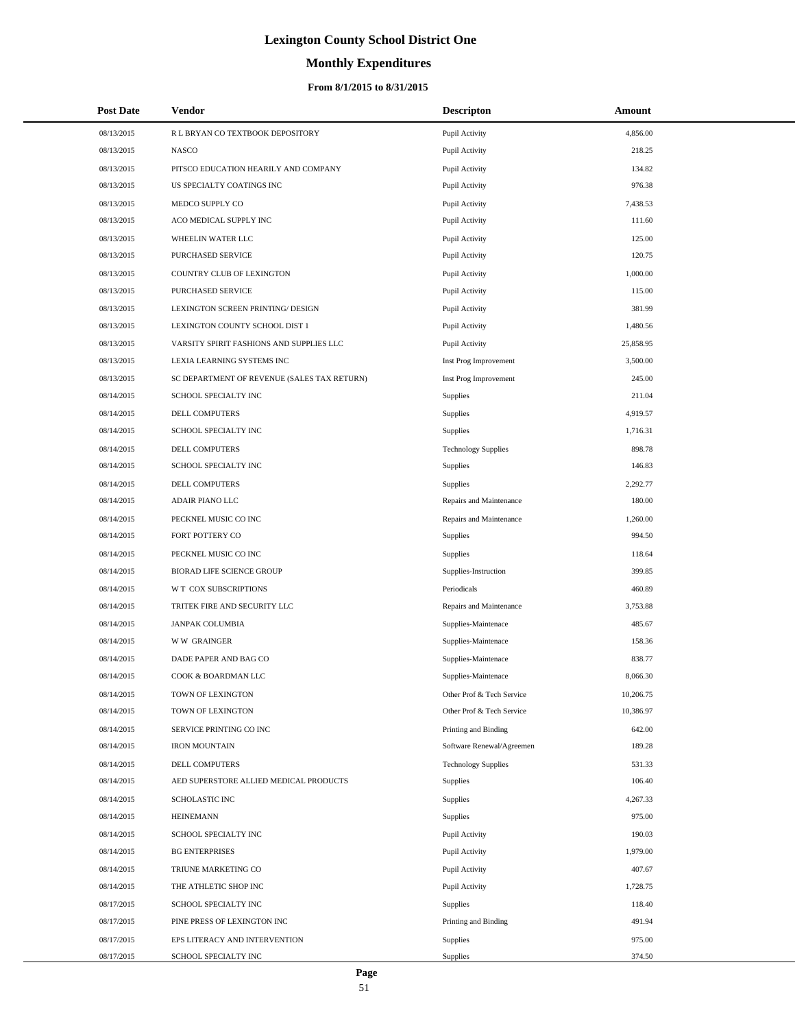# Lexington County School District One

## Monthly Expenditures

### From 8/1/2015 to 8/31/2015

| Post Date | Vendor | Descripton | Amount |
|---|---|---|---|
| 08/13/2015 | R L BRYAN CO TEXTBOOK DEPOSITORY | Pupil Activity | 4,856.00 |
| 08/13/2015 | NASCO | Pupil Activity | 218.25 |
| 08/13/2015 | PITSCO EDUCATION HEARILY AND COMPANY | Pupil Activity | 134.82 |
| 08/13/2015 | US SPECIALTY COATINGS INC | Pupil Activity | 976.38 |
| 08/13/2015 | MEDCO SUPPLY CO | Pupil Activity | 7,438.53 |
| 08/13/2015 | ACO MEDICAL SUPPLY INC | Pupil Activity | 111.60 |
| 08/13/2015 | WHEELIN WATER LLC | Pupil Activity | 125.00 |
| 08/13/2015 | PURCHASED SERVICE | Pupil Activity | 120.75 |
| 08/13/2015 | COUNTRY CLUB OF LEXINGTON | Pupil Activity | 1,000.00 |
| 08/13/2015 | PURCHASED SERVICE | Pupil Activity | 115.00 |
| 08/13/2015 | LEXINGTON SCREEN PRINTING/ DESIGN | Pupil Activity | 381.99 |
| 08/13/2015 | LEXINGTON COUNTY SCHOOL DIST 1 | Pupil Activity | 1,480.56 |
| 08/13/2015 | VARSITY SPIRIT FASHIONS AND SUPPLIES LLC | Pupil Activity | 25,858.95 |
| 08/13/2015 | LEXIA LEARNING SYSTEMS INC | Inst Prog Improvement | 3,500.00 |
| 08/13/2015 | SC DEPARTMENT OF REVENUE (SALES TAX RETURN) | Inst Prog Improvement | 245.00 |
| 08/14/2015 | SCHOOL SPECIALTY INC | Supplies | 211.04 |
| 08/14/2015 | DELL COMPUTERS | Supplies | 4,919.57 |
| 08/14/2015 | SCHOOL SPECIALTY INC | Supplies | 1,716.31 |
| 08/14/2015 | DELL COMPUTERS | Technology Supplies | 898.78 |
| 08/14/2015 | SCHOOL SPECIALTY INC | Supplies | 146.83 |
| 08/14/2015 | DELL COMPUTERS | Supplies | 2,292.77 |
| 08/14/2015 | ADAIR PIANO LLC | Repairs and Maintenance | 180.00 |
| 08/14/2015 | PECKNEL MUSIC CO INC | Repairs and Maintenance | 1,260.00 |
| 08/14/2015 | FORT POTTERY CO | Supplies | 994.50 |
| 08/14/2015 | PECKNEL MUSIC CO INC | Supplies | 118.64 |
| 08/14/2015 | BIORAD LIFE SCIENCE GROUP | Supplies-Instruction | 399.85 |
| 08/14/2015 | W T COX SUBSCRIPTIONS | Periodicals | 460.89 |
| 08/14/2015 | TRITEK FIRE AND SECURITY LLC | Repairs and Maintenance | 3,753.88 |
| 08/14/2015 | JANPAK COLUMBIA | Supplies-Maintenace | 485.67 |
| 08/14/2015 | W W GRAINGER | Supplies-Maintenace | 158.36 |
| 08/14/2015 | DADE PAPER AND BAG CO | Supplies-Maintenace | 838.77 |
| 08/14/2015 | COOK & BOARDMAN LLC | Supplies-Maintenace | 8,066.30 |
| 08/14/2015 | TOWN OF LEXINGTON | Other Prof & Tech Service | 10,206.75 |
| 08/14/2015 | TOWN OF LEXINGTON | Other Prof & Tech Service | 10,386.97 |
| 08/14/2015 | SERVICE PRINTING CO INC | Printing and Binding | 642.00 |
| 08/14/2015 | IRON MOUNTAIN | Software Renewal/Agreemen | 189.28 |
| 08/14/2015 | DELL COMPUTERS | Technology Supplies | 531.33 |
| 08/14/2015 | AED SUPERSTORE ALLIED MEDICAL PRODUCTS | Supplies | 106.40 |
| 08/14/2015 | SCHOLASTIC INC | Supplies | 4,267.33 |
| 08/14/2015 | HEINEMANN | Supplies | 975.00 |
| 08/14/2015 | SCHOOL SPECIALTY INC | Pupil Activity | 190.03 |
| 08/14/2015 | BG ENTERPRISES | Pupil Activity | 1,979.00 |
| 08/14/2015 | TRIUNE MARKETING CO | Pupil Activity | 407.67 |
| 08/14/2015 | THE ATHLETIC SHOP INC | Pupil Activity | 1,728.75 |
| 08/17/2015 | SCHOOL SPECIALTY INC | Supplies | 118.40 |
| 08/17/2015 | PINE PRESS OF LEXINGTON INC | Printing and Binding | 491.94 |
| 08/17/2015 | EPS LITERACY AND INTERVENTION | Supplies | 975.00 |
| 08/17/2015 | SCHOOL SPECIALTY INC | Supplies | 374.50 |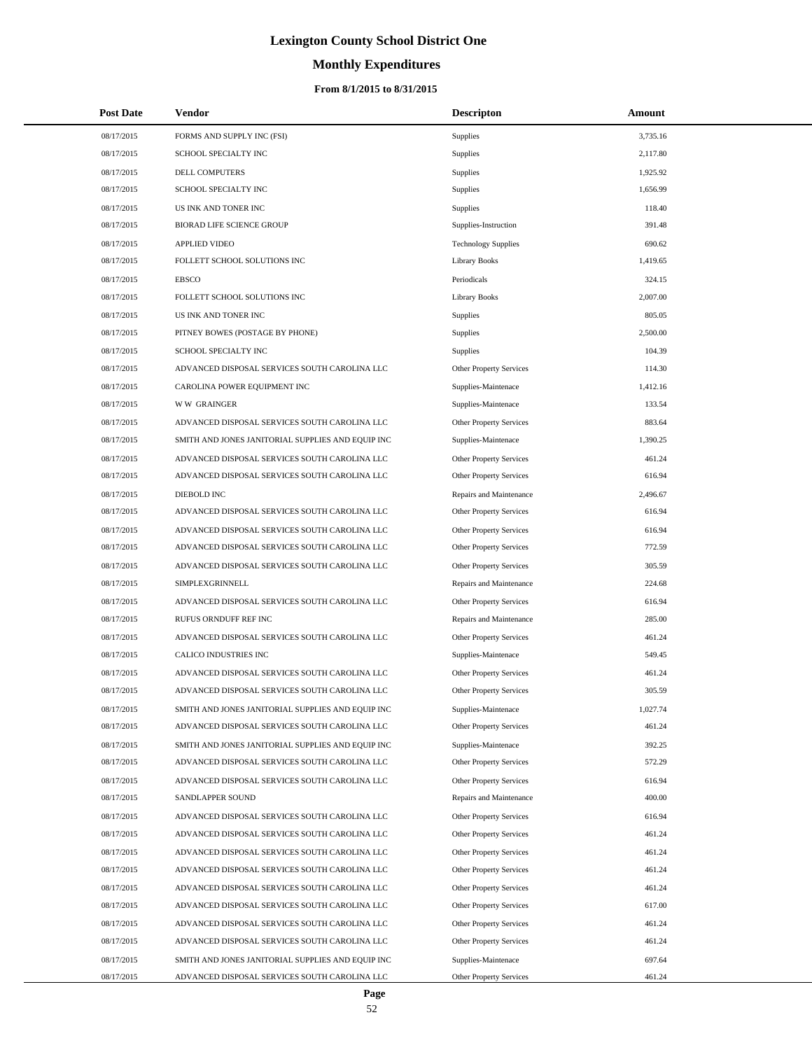# Lexington County School District One

## Monthly Expenditures

### From 8/1/2015 to 8/31/2015

| Post Date | Vendor | Descripton | Amount |
|---|---|---|---|
| 08/17/2015 | FORMS AND SUPPLY INC (FSI) | Supplies | 3,735.16 |
| 08/17/2015 | SCHOOL SPECIALTY INC | Supplies | 2,117.80 |
| 08/17/2015 | DELL COMPUTERS | Supplies | 1,925.92 |
| 08/17/2015 | SCHOOL SPECIALTY INC | Supplies | 1,656.99 |
| 08/17/2015 | US INK AND TONER INC | Supplies | 118.40 |
| 08/17/2015 | BIORAD LIFE SCIENCE GROUP | Supplies-Instruction | 391.48 |
| 08/17/2015 | APPLIED VIDEO | Technology Supplies | 690.62 |
| 08/17/2015 | FOLLETT SCHOOL SOLUTIONS INC | Library Books | 1,419.65 |
| 08/17/2015 | EBSCO | Periodicals | 324.15 |
| 08/17/2015 | FOLLETT SCHOOL SOLUTIONS INC | Library Books | 2,007.00 |
| 08/17/2015 | US INK AND TONER INC | Supplies | 805.05 |
| 08/17/2015 | PITNEY BOWES (POSTAGE BY PHONE) | Supplies | 2,500.00 |
| 08/17/2015 | SCHOOL SPECIALTY INC | Supplies | 104.39 |
| 08/17/2015 | ADVANCED DISPOSAL SERVICES SOUTH CAROLINA LLC | Other Property Services | 114.30 |
| 08/17/2015 | CAROLINA POWER EQUIPMENT INC | Supplies-Maintenace | 1,412.16 |
| 08/17/2015 | W W GRAINGER | Supplies-Maintenace | 133.54 |
| 08/17/2015 | ADVANCED DISPOSAL SERVICES SOUTH CAROLINA LLC | Other Property Services | 883.64 |
| 08/17/2015 | SMITH AND JONES JANITORIAL SUPPLIES AND EQUIP INC | Supplies-Maintenace | 1,390.25 |
| 08/17/2015 | ADVANCED DISPOSAL SERVICES SOUTH CAROLINA LLC | Other Property Services | 461.24 |
| 08/17/2015 | ADVANCED DISPOSAL SERVICES SOUTH CAROLINA LLC | Other Property Services | 616.94 |
| 08/17/2015 | DIEBOLD INC | Repairs and Maintenance | 2,496.67 |
| 08/17/2015 | ADVANCED DISPOSAL SERVICES SOUTH CAROLINA LLC | Other Property Services | 616.94 |
| 08/17/2015 | ADVANCED DISPOSAL SERVICES SOUTH CAROLINA LLC | Other Property Services | 616.94 |
| 08/17/2015 | ADVANCED DISPOSAL SERVICES SOUTH CAROLINA LLC | Other Property Services | 772.59 |
| 08/17/2015 | ADVANCED DISPOSAL SERVICES SOUTH CAROLINA LLC | Other Property Services | 305.59 |
| 08/17/2015 | SIMPLEXGRINNELL | Repairs and Maintenance | 224.68 |
| 08/17/2015 | ADVANCED DISPOSAL SERVICES SOUTH CAROLINA LLC | Other Property Services | 616.94 |
| 08/17/2015 | RUFUS ORNDUFF REF INC | Repairs and Maintenance | 285.00 |
| 08/17/2015 | ADVANCED DISPOSAL SERVICES SOUTH CAROLINA LLC | Other Property Services | 461.24 |
| 08/17/2015 | CALICO INDUSTRIES INC | Supplies-Maintenace | 549.45 |
| 08/17/2015 | ADVANCED DISPOSAL SERVICES SOUTH CAROLINA LLC | Other Property Services | 461.24 |
| 08/17/2015 | ADVANCED DISPOSAL SERVICES SOUTH CAROLINA LLC | Other Property Services | 305.59 |
| 08/17/2015 | SMITH AND JONES JANITORIAL SUPPLIES AND EQUIP INC | Supplies-Maintenace | 1,027.74 |
| 08/17/2015 | ADVANCED DISPOSAL SERVICES SOUTH CAROLINA LLC | Other Property Services | 461.24 |
| 08/17/2015 | SMITH AND JONES JANITORIAL SUPPLIES AND EQUIP INC | Supplies-Maintenace | 392.25 |
| 08/17/2015 | ADVANCED DISPOSAL SERVICES SOUTH CAROLINA LLC | Other Property Services | 572.29 |
| 08/17/2015 | ADVANCED DISPOSAL SERVICES SOUTH CAROLINA LLC | Other Property Services | 616.94 |
| 08/17/2015 | SANDLAPPER SOUND | Repairs and Maintenance | 400.00 |
| 08/17/2015 | ADVANCED DISPOSAL SERVICES SOUTH CAROLINA LLC | Other Property Services | 616.94 |
| 08/17/2015 | ADVANCED DISPOSAL SERVICES SOUTH CAROLINA LLC | Other Property Services | 461.24 |
| 08/17/2015 | ADVANCED DISPOSAL SERVICES SOUTH CAROLINA LLC | Other Property Services | 461.24 |
| 08/17/2015 | ADVANCED DISPOSAL SERVICES SOUTH CAROLINA LLC | Other Property Services | 461.24 |
| 08/17/2015 | ADVANCED DISPOSAL SERVICES SOUTH CAROLINA LLC | Other Property Services | 461.24 |
| 08/17/2015 | ADVANCED DISPOSAL SERVICES SOUTH CAROLINA LLC | Other Property Services | 617.00 |
| 08/17/2015 | ADVANCED DISPOSAL SERVICES SOUTH CAROLINA LLC | Other Property Services | 461.24 |
| 08/17/2015 | ADVANCED DISPOSAL SERVICES SOUTH CAROLINA LLC | Other Property Services | 461.24 |
| 08/17/2015 | SMITH AND JONES JANITORIAL SUPPLIES AND EQUIP INC | Supplies-Maintenace | 697.64 |
| 08/17/2015 | ADVANCED DISPOSAL SERVICES SOUTH CAROLINA LLC | Other Property Services | 461.24 |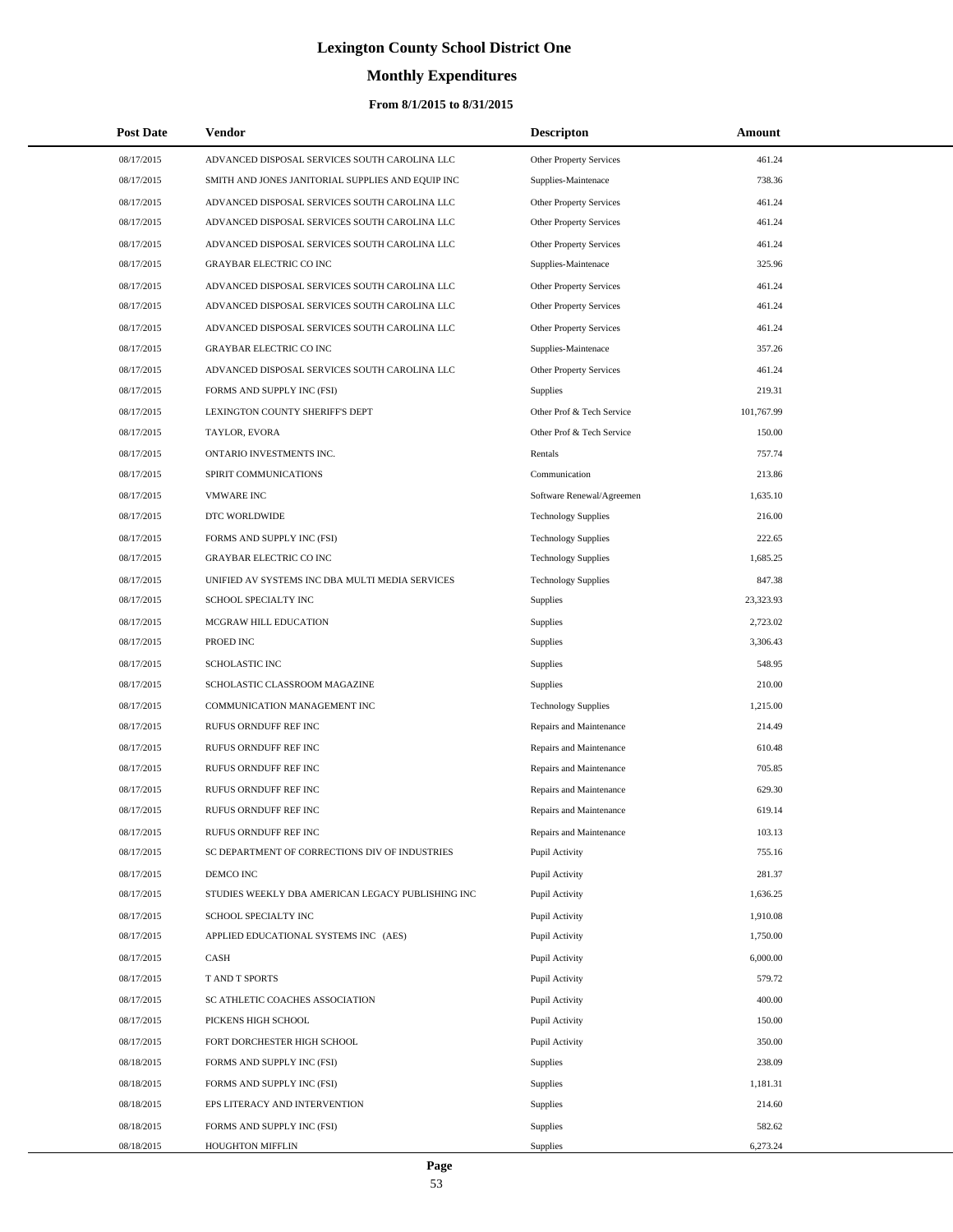# Lexington County School District One

## Monthly Expenditures

### From 8/1/2015 to 8/31/2015

| Post Date | Vendor | Descripton | Amount |
|---|---|---|---|
| 08/17/2015 | ADVANCED DISPOSAL SERVICES SOUTH CAROLINA LLC | Other Property Services | 461.24 |
| 08/17/2015 | SMITH AND JONES JANITORIAL SUPPLIES AND EQUIP INC | Supplies-Maintenace | 738.36 |
| 08/17/2015 | ADVANCED DISPOSAL SERVICES SOUTH CAROLINA LLC | Other Property Services | 461.24 |
| 08/17/2015 | ADVANCED DISPOSAL SERVICES SOUTH CAROLINA LLC | Other Property Services | 461.24 |
| 08/17/2015 | ADVANCED DISPOSAL SERVICES SOUTH CAROLINA LLC | Other Property Services | 461.24 |
| 08/17/2015 | GRAYBAR ELECTRIC CO INC | Supplies-Maintenace | 325.96 |
| 08/17/2015 | ADVANCED DISPOSAL SERVICES SOUTH CAROLINA LLC | Other Property Services | 461.24 |
| 08/17/2015 | ADVANCED DISPOSAL SERVICES SOUTH CAROLINA LLC | Other Property Services | 461.24 |
| 08/17/2015 | ADVANCED DISPOSAL SERVICES SOUTH CAROLINA LLC | Other Property Services | 461.24 |
| 08/17/2015 | GRAYBAR ELECTRIC CO INC | Supplies-Maintenace | 357.26 |
| 08/17/2015 | ADVANCED DISPOSAL SERVICES SOUTH CAROLINA LLC | Other Property Services | 461.24 |
| 08/17/2015 | FORMS AND SUPPLY INC (FSI) | Supplies | 219.31 |
| 08/17/2015 | LEXINGTON COUNTY SHERIFF'S DEPT | Other Prof & Tech Service | 101,767.99 |
| 08/17/2015 | TAYLOR, EVORA | Other Prof & Tech Service | 150.00 |
| 08/17/2015 | ONTARIO INVESTMENTS INC. | Rentals | 757.74 |
| 08/17/2015 | SPIRIT COMMUNICATIONS | Communication | 213.86 |
| 08/17/2015 | VMWARE INC | Software Renewal/Agreemen | 1,635.10 |
| 08/17/2015 | DTC WORLDWIDE | Technology Supplies | 216.00 |
| 08/17/2015 | FORMS AND SUPPLY INC (FSI) | Technology Supplies | 222.65 |
| 08/17/2015 | GRAYBAR ELECTRIC CO INC | Technology Supplies | 1,685.25 |
| 08/17/2015 | UNIFIED AV SYSTEMS INC DBA MULTI MEDIA SERVICES | Technology Supplies | 847.38 |
| 08/17/2015 | SCHOOL SPECIALTY INC | Supplies | 23,323.93 |
| 08/17/2015 | MCGRAW HILL EDUCATION | Supplies | 2,723.02 |
| 08/17/2015 | PROED INC | Supplies | 3,306.43 |
| 08/17/2015 | SCHOLASTIC INC | Supplies | 548.95 |
| 08/17/2015 | SCHOLASTIC CLASSROOM MAGAZINE | Supplies | 210.00 |
| 08/17/2015 | COMMUNICATION MANAGEMENT INC | Technology Supplies | 1,215.00 |
| 08/17/2015 | RUFUS ORNDUFF REF INC | Repairs and Maintenance | 214.49 |
| 08/17/2015 | RUFUS ORNDUFF REF INC | Repairs and Maintenance | 610.48 |
| 08/17/2015 | RUFUS ORNDUFF REF INC | Repairs and Maintenance | 705.85 |
| 08/17/2015 | RUFUS ORNDUFF REF INC | Repairs and Maintenance | 629.30 |
| 08/17/2015 | RUFUS ORNDUFF REF INC | Repairs and Maintenance | 619.14 |
| 08/17/2015 | RUFUS ORNDUFF REF INC | Repairs and Maintenance | 103.13 |
| 08/17/2015 | SC DEPARTMENT OF CORRECTIONS DIV OF INDUSTRIES | Pupil Activity | 755.16 |
| 08/17/2015 | DEMCO INC | Pupil Activity | 281.37 |
| 08/17/2015 | STUDIES WEEKLY DBA AMERICAN LEGACY PUBLISHING INC | Pupil Activity | 1,636.25 |
| 08/17/2015 | SCHOOL SPECIALTY INC | Pupil Activity | 1,910.08 |
| 08/17/2015 | APPLIED EDUCATIONAL SYSTEMS INC (AES) | Pupil Activity | 1,750.00 |
| 08/17/2015 | CASH | Pupil Activity | 6,000.00 |
| 08/17/2015 | T AND T SPORTS | Pupil Activity | 579.72 |
| 08/17/2015 | SC ATHLETIC COACHES ASSOCIATION | Pupil Activity | 400.00 |
| 08/17/2015 | PICKENS HIGH SCHOOL | Pupil Activity | 150.00 |
| 08/17/2015 | FORT DORCHESTER HIGH SCHOOL | Pupil Activity | 350.00 |
| 08/18/2015 | FORMS AND SUPPLY INC (FSI) | Supplies | 238.09 |
| 08/18/2015 | FORMS AND SUPPLY INC (FSI) | Supplies | 1,181.31 |
| 08/18/2015 | EPS LITERACY AND INTERVENTION | Supplies | 214.60 |
| 08/18/2015 | FORMS AND SUPPLY INC (FSI) | Supplies | 582.62 |
| 08/18/2015 | HOUGHTON MIFFLIN | Supplies | 6,273.24 |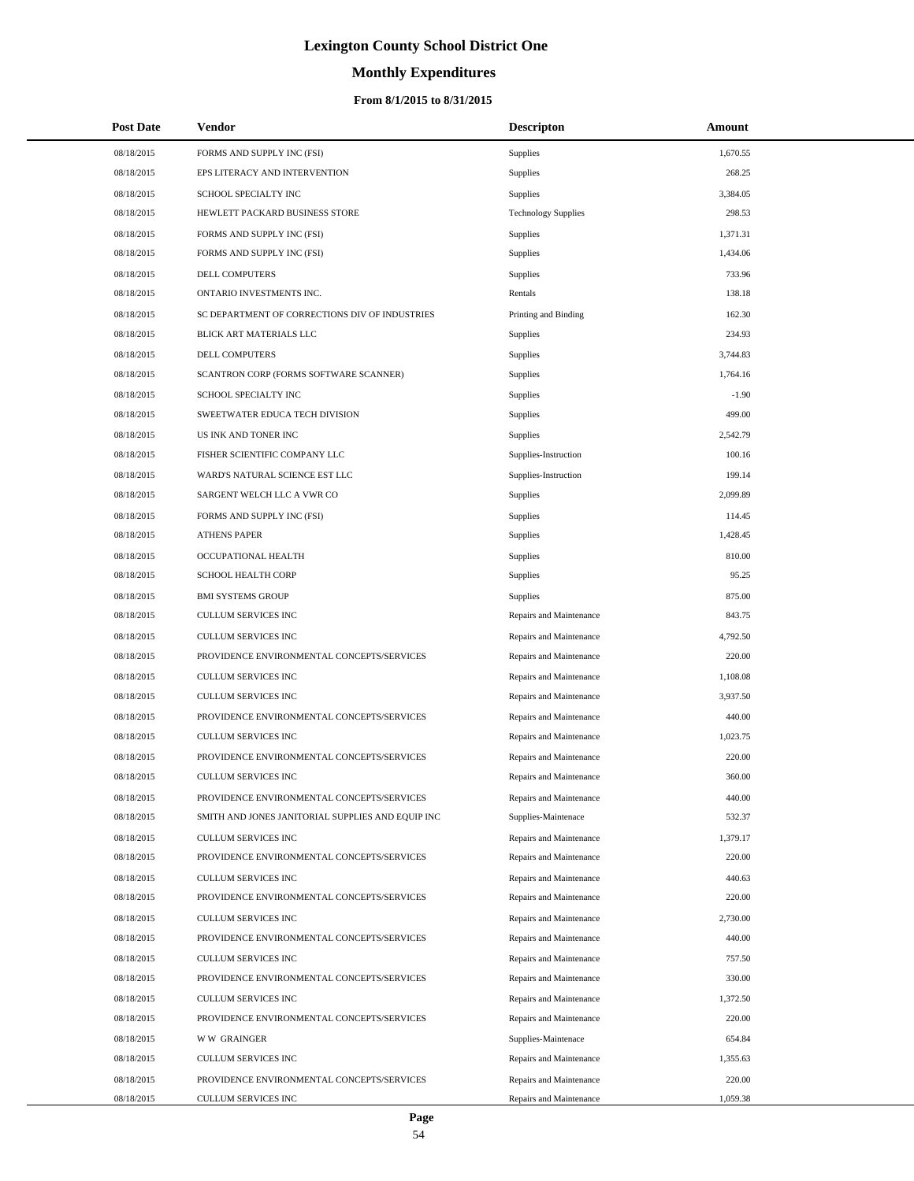# Lexington County School District One

## Monthly Expenditures

### From 8/1/2015 to 8/31/2015

| Post Date | Vendor | Descripton | Amount |
|---|---|---|---|
| 08/18/2015 | FORMS AND SUPPLY INC (FSI) | Supplies | 1,670.55 |
| 08/18/2015 | EPS LITERACY AND INTERVENTION | Supplies | 268.25 |
| 08/18/2015 | SCHOOL SPECIALTY INC | Supplies | 3,384.05 |
| 08/18/2015 | HEWLETT PACKARD BUSINESS STORE | Technology Supplies | 298.53 |
| 08/18/2015 | FORMS AND SUPPLY INC (FSI) | Supplies | 1,371.31 |
| 08/18/2015 | FORMS AND SUPPLY INC (FSI) | Supplies | 1,434.06 |
| 08/18/2015 | DELL COMPUTERS | Supplies | 733.96 |
| 08/18/2015 | ONTARIO INVESTMENTS INC. | Rentals | 138.18 |
| 08/18/2015 | SC DEPARTMENT OF CORRECTIONS DIV OF INDUSTRIES | Printing and Binding | 162.30 |
| 08/18/2015 | BLICK ART MATERIALS LLC | Supplies | 234.93 |
| 08/18/2015 | DELL COMPUTERS | Supplies | 3,744.83 |
| 08/18/2015 | SCANTRON CORP (FORMS SOFTWARE SCANNER) | Supplies | 1,764.16 |
| 08/18/2015 | SCHOOL SPECIALTY INC | Supplies | -1.90 |
| 08/18/2015 | SWEETWATER EDUCA TECH DIVISION | Supplies | 499.00 |
| 08/18/2015 | US INK AND TONER INC | Supplies | 2,542.79 |
| 08/18/2015 | FISHER SCIENTIFIC COMPANY LLC | Supplies-Instruction | 100.16 |
| 08/18/2015 | WARD'S NATURAL SCIENCE EST LLC | Supplies-Instruction | 199.14 |
| 08/18/2015 | SARGENT WELCH LLC A VWR CO | Supplies | 2,099.89 |
| 08/18/2015 | FORMS AND SUPPLY INC (FSI) | Supplies | 114.45 |
| 08/18/2015 | ATHENS PAPER | Supplies | 1,428.45 |
| 08/18/2015 | OCCUPATIONAL HEALTH | Supplies | 810.00 |
| 08/18/2015 | SCHOOL HEALTH CORP | Supplies | 95.25 |
| 08/18/2015 | BMI SYSTEMS GROUP | Supplies | 875.00 |
| 08/18/2015 | CULLUM SERVICES INC | Repairs and Maintenance | 843.75 |
| 08/18/2015 | CULLUM SERVICES INC | Repairs and Maintenance | 4,792.50 |
| 08/18/2015 | PROVIDENCE ENVIRONMENTAL CONCEPTS/SERVICES | Repairs and Maintenance | 220.00 |
| 08/18/2015 | CULLUM SERVICES INC | Repairs and Maintenance | 1,108.08 |
| 08/18/2015 | CULLUM SERVICES INC | Repairs and Maintenance | 3,937.50 |
| 08/18/2015 | PROVIDENCE ENVIRONMENTAL CONCEPTS/SERVICES | Repairs and Maintenance | 440.00 |
| 08/18/2015 | CULLUM SERVICES INC | Repairs and Maintenance | 1,023.75 |
| 08/18/2015 | PROVIDENCE ENVIRONMENTAL CONCEPTS/SERVICES | Repairs and Maintenance | 220.00 |
| 08/18/2015 | CULLUM SERVICES INC | Repairs and Maintenance | 360.00 |
| 08/18/2015 | PROVIDENCE ENVIRONMENTAL CONCEPTS/SERVICES | Repairs and Maintenance | 440.00 |
| 08/18/2015 | SMITH AND JONES JANITORIAL SUPPLIES AND EQUIP INC | Supplies-Maintenace | 532.37 |
| 08/18/2015 | CULLUM SERVICES INC | Repairs and Maintenance | 1,379.17 |
| 08/18/2015 | PROVIDENCE ENVIRONMENTAL CONCEPTS/SERVICES | Repairs and Maintenance | 220.00 |
| 08/18/2015 | CULLUM SERVICES INC | Repairs and Maintenance | 440.63 |
| 08/18/2015 | PROVIDENCE ENVIRONMENTAL CONCEPTS/SERVICES | Repairs and Maintenance | 220.00 |
| 08/18/2015 | CULLUM SERVICES INC | Repairs and Maintenance | 2,730.00 |
| 08/18/2015 | PROVIDENCE ENVIRONMENTAL CONCEPTS/SERVICES | Repairs and Maintenance | 440.00 |
| 08/18/2015 | CULLUM SERVICES INC | Repairs and Maintenance | 757.50 |
| 08/18/2015 | PROVIDENCE ENVIRONMENTAL CONCEPTS/SERVICES | Repairs and Maintenance | 330.00 |
| 08/18/2015 | CULLUM SERVICES INC | Repairs and Maintenance | 1,372.50 |
| 08/18/2015 | PROVIDENCE ENVIRONMENTAL CONCEPTS/SERVICES | Repairs and Maintenance | 220.00 |
| 08/18/2015 | W W GRAINGER | Supplies-Maintenace | 654.84 |
| 08/18/2015 | CULLUM SERVICES INC | Repairs and Maintenance | 1,355.63 |
| 08/18/2015 | PROVIDENCE ENVIRONMENTAL CONCEPTS/SERVICES | Repairs and Maintenance | 220.00 |
| 08/18/2015 | CULLUM SERVICES INC | Repairs and Maintenance | 1,059.38 |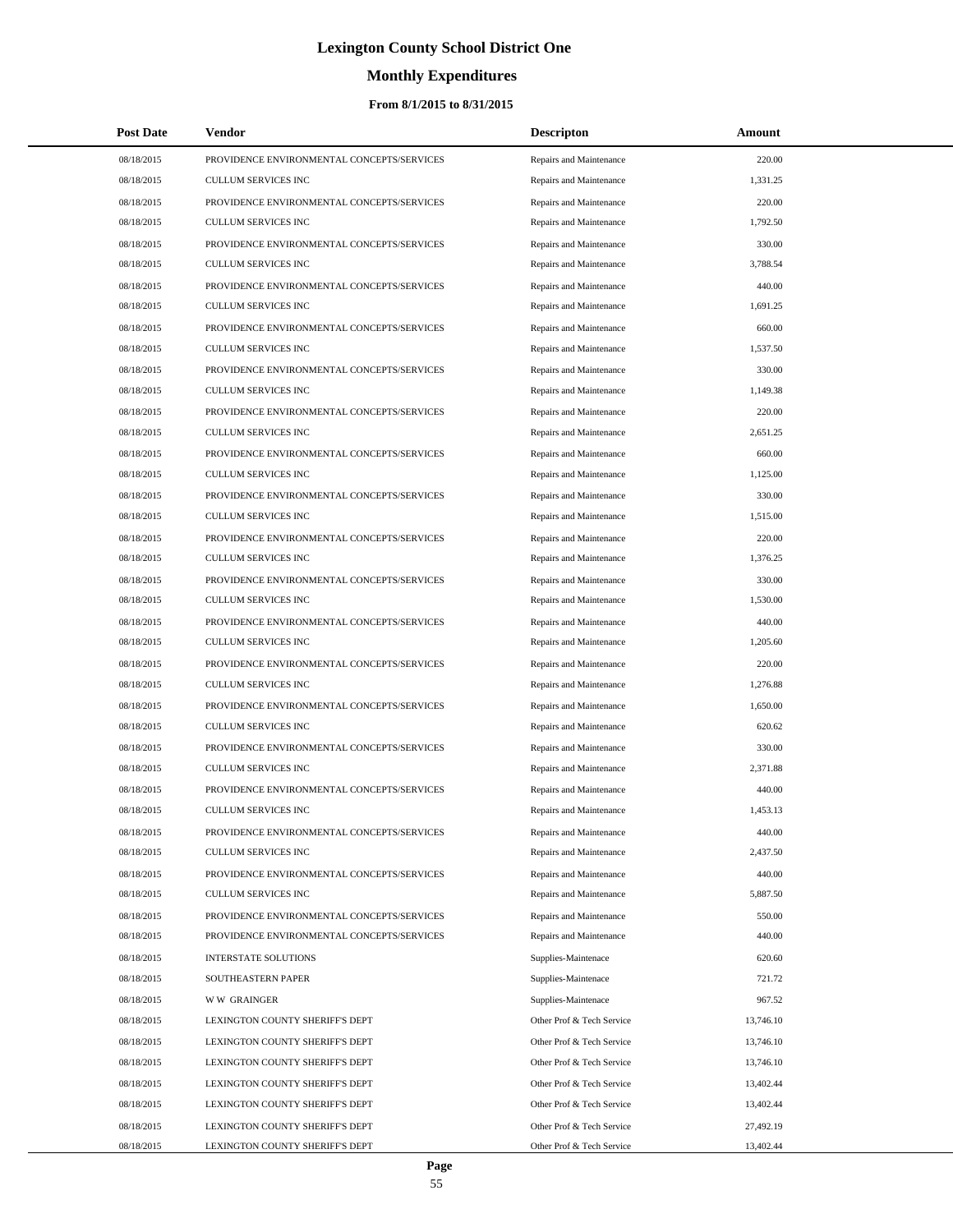# Lexington County School District One

## Monthly Expenditures

### From 8/1/2015 to 8/31/2015

| Post Date | Vendor | Descripton | Amount |
|---|---|---|---|
| 08/18/2015 | PROVIDENCE ENVIRONMENTAL CONCEPTS/SERVICES | Repairs and Maintenance | 220.00 |
| 08/18/2015 | CULLUM SERVICES INC | Repairs and Maintenance | 1,331.25 |
| 08/18/2015 | PROVIDENCE ENVIRONMENTAL CONCEPTS/SERVICES | Repairs and Maintenance | 220.00 |
| 08/18/2015 | CULLUM SERVICES INC | Repairs and Maintenance | 1,792.50 |
| 08/18/2015 | PROVIDENCE ENVIRONMENTAL CONCEPTS/SERVICES | Repairs and Maintenance | 330.00 |
| 08/18/2015 | CULLUM SERVICES INC | Repairs and Maintenance | 3,788.54 |
| 08/18/2015 | PROVIDENCE ENVIRONMENTAL CONCEPTS/SERVICES | Repairs and Maintenance | 440.00 |
| 08/18/2015 | CULLUM SERVICES INC | Repairs and Maintenance | 1,691.25 |
| 08/18/2015 | PROVIDENCE ENVIRONMENTAL CONCEPTS/SERVICES | Repairs and Maintenance | 660.00 |
| 08/18/2015 | CULLUM SERVICES INC | Repairs and Maintenance | 1,537.50 |
| 08/18/2015 | PROVIDENCE ENVIRONMENTAL CONCEPTS/SERVICES | Repairs and Maintenance | 330.00 |
| 08/18/2015 | CULLUM SERVICES INC | Repairs and Maintenance | 1,149.38 |
| 08/18/2015 | PROVIDENCE ENVIRONMENTAL CONCEPTS/SERVICES | Repairs and Maintenance | 220.00 |
| 08/18/2015 | CULLUM SERVICES INC | Repairs and Maintenance | 2,651.25 |
| 08/18/2015 | PROVIDENCE ENVIRONMENTAL CONCEPTS/SERVICES | Repairs and Maintenance | 660.00 |
| 08/18/2015 | CULLUM SERVICES INC | Repairs and Maintenance | 1,125.00 |
| 08/18/2015 | PROVIDENCE ENVIRONMENTAL CONCEPTS/SERVICES | Repairs and Maintenance | 330.00 |
| 08/18/2015 | CULLUM SERVICES INC | Repairs and Maintenance | 1,515.00 |
| 08/18/2015 | PROVIDENCE ENVIRONMENTAL CONCEPTS/SERVICES | Repairs and Maintenance | 220.00 |
| 08/18/2015 | CULLUM SERVICES INC | Repairs and Maintenance | 1,376.25 |
| 08/18/2015 | PROVIDENCE ENVIRONMENTAL CONCEPTS/SERVICES | Repairs and Maintenance | 330.00 |
| 08/18/2015 | CULLUM SERVICES INC | Repairs and Maintenance | 1,530.00 |
| 08/18/2015 | PROVIDENCE ENVIRONMENTAL CONCEPTS/SERVICES | Repairs and Maintenance | 440.00 |
| 08/18/2015 | CULLUM SERVICES INC | Repairs and Maintenance | 1,205.60 |
| 08/18/2015 | PROVIDENCE ENVIRONMENTAL CONCEPTS/SERVICES | Repairs and Maintenance | 220.00 |
| 08/18/2015 | CULLUM SERVICES INC | Repairs and Maintenance | 1,276.88 |
| 08/18/2015 | PROVIDENCE ENVIRONMENTAL CONCEPTS/SERVICES | Repairs and Maintenance | 1,650.00 |
| 08/18/2015 | CULLUM SERVICES INC | Repairs and Maintenance | 620.62 |
| 08/18/2015 | PROVIDENCE ENVIRONMENTAL CONCEPTS/SERVICES | Repairs and Maintenance | 330.00 |
| 08/18/2015 | CULLUM SERVICES INC | Repairs and Maintenance | 2,371.88 |
| 08/18/2015 | PROVIDENCE ENVIRONMENTAL CONCEPTS/SERVICES | Repairs and Maintenance | 440.00 |
| 08/18/2015 | CULLUM SERVICES INC | Repairs and Maintenance | 1,453.13 |
| 08/18/2015 | PROVIDENCE ENVIRONMENTAL CONCEPTS/SERVICES | Repairs and Maintenance | 440.00 |
| 08/18/2015 | CULLUM SERVICES INC | Repairs and Maintenance | 2,437.50 |
| 08/18/2015 | PROVIDENCE ENVIRONMENTAL CONCEPTS/SERVICES | Repairs and Maintenance | 440.00 |
| 08/18/2015 | CULLUM SERVICES INC | Repairs and Maintenance | 5,887.50 |
| 08/18/2015 | PROVIDENCE ENVIRONMENTAL CONCEPTS/SERVICES | Repairs and Maintenance | 550.00 |
| 08/18/2015 | PROVIDENCE ENVIRONMENTAL CONCEPTS/SERVICES | Repairs and Maintenance | 440.00 |
| 08/18/2015 | INTERSTATE SOLUTIONS | Supplies-Maintenace | 620.60 |
| 08/18/2015 | SOUTHEASTERN PAPER | Supplies-Maintenace | 721.72 |
| 08/18/2015 | W W GRAINGER | Supplies-Maintenace | 967.52 |
| 08/18/2015 | LEXINGTON COUNTY SHERIFF'S DEPT | Other Prof & Tech Service | 13,746.10 |
| 08/18/2015 | LEXINGTON COUNTY SHERIFF'S DEPT | Other Prof & Tech Service | 13,746.10 |
| 08/18/2015 | LEXINGTON COUNTY SHERIFF'S DEPT | Other Prof & Tech Service | 13,746.10 |
| 08/18/2015 | LEXINGTON COUNTY SHERIFF'S DEPT | Other Prof & Tech Service | 13,402.44 |
| 08/18/2015 | LEXINGTON COUNTY SHERIFF'S DEPT | Other Prof & Tech Service | 13,402.44 |
| 08/18/2015 | LEXINGTON COUNTY SHERIFF'S DEPT | Other Prof & Tech Service | 27,492.19 |
| 08/18/2015 | LEXINGTON COUNTY SHERIFF'S DEPT | Other Prof & Tech Service | 13,402.44 |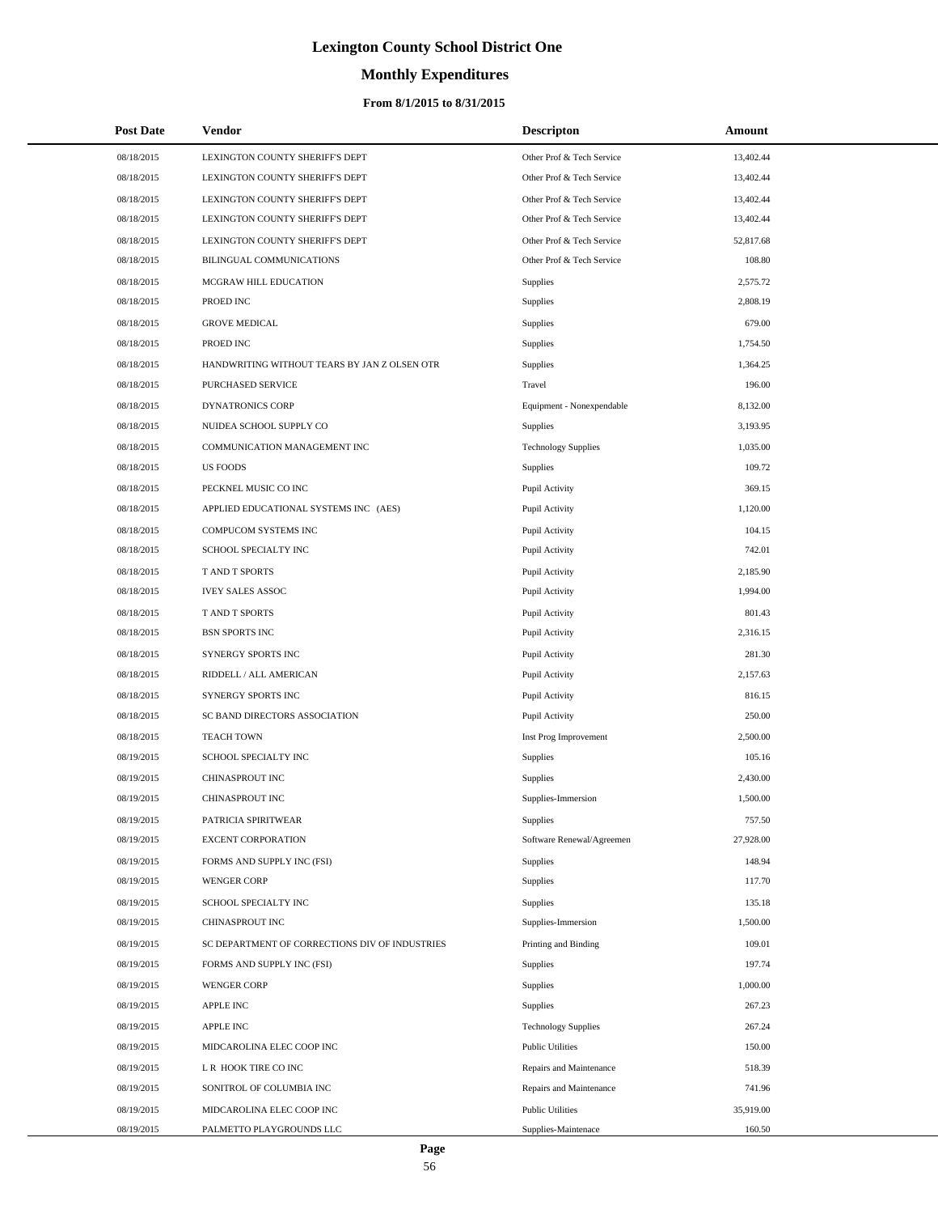# Lexington County School District One

## Monthly Expenditures

### From 8/1/2015 to 8/31/2015

| Post Date | Vendor | Descripton | Amount |
|---|---|---|---|
| 08/18/2015 | LEXINGTON COUNTY SHERIFF'S DEPT | Other Prof & Tech Service | 13,402.44 |
| 08/18/2015 | LEXINGTON COUNTY SHERIFF'S DEPT | Other Prof & Tech Service | 13,402.44 |
| 08/18/2015 | LEXINGTON COUNTY SHERIFF'S DEPT | Other Prof & Tech Service | 13,402.44 |
| 08/18/2015 | LEXINGTON COUNTY SHERIFF'S DEPT | Other Prof & Tech Service | 13,402.44 |
| 08/18/2015 | LEXINGTON COUNTY SHERIFF'S DEPT | Other Prof & Tech Service | 52,817.68 |
| 08/18/2015 | BILINGUAL COMMUNICATIONS | Other Prof & Tech Service | 108.80 |
| 08/18/2015 | MCGRAW HILL EDUCATION | Supplies | 2,575.72 |
| 08/18/2015 | PROED INC | Supplies | 2,808.19 |
| 08/18/2015 | GROVE MEDICAL | Supplies | 679.00 |
| 08/18/2015 | PROED INC | Supplies | 1,754.50 |
| 08/18/2015 | HANDWRITING WITHOUT TEARS BY JAN Z OLSEN OTR | Supplies | 1,364.25 |
| 08/18/2015 | PURCHASED SERVICE | Travel | 196.00 |
| 08/18/2015 | DYNATRONICS CORP | Equipment - Nonexpendable | 8,132.00 |
| 08/18/2015 | NUIDEA SCHOOL SUPPLY CO | Supplies | 3,193.95 |
| 08/18/2015 | COMMUNICATION MANAGEMENT INC | Technology Supplies | 1,035.00 |
| 08/18/2015 | US FOODS | Supplies | 109.72 |
| 08/18/2015 | PECKNEL MUSIC CO INC | Pupil Activity | 369.15 |
| 08/18/2015 | APPLIED EDUCATIONAL SYSTEMS INC (AES) | Pupil Activity | 1,120.00 |
| 08/18/2015 | COMPUCOM SYSTEMS INC | Pupil Activity | 104.15 |
| 08/18/2015 | SCHOOL SPECIALTY INC | Pupil Activity | 742.01 |
| 08/18/2015 | T AND T SPORTS | Pupil Activity | 2,185.90 |
| 08/18/2015 | IVEY SALES ASSOC | Pupil Activity | 1,994.00 |
| 08/18/2015 | T AND T SPORTS | Pupil Activity | 801.43 |
| 08/18/2015 | BSN SPORTS INC | Pupil Activity | 2,316.15 |
| 08/18/2015 | SYNERGY SPORTS INC | Pupil Activity | 281.30 |
| 08/18/2015 | RIDDELL / ALL AMERICAN | Pupil Activity | 2,157.63 |
| 08/18/2015 | SYNERGY SPORTS INC | Pupil Activity | 816.15 |
| 08/18/2015 | SC BAND DIRECTORS ASSOCIATION | Pupil Activity | 250.00 |
| 08/18/2015 | TEACH TOWN | Inst Prog Improvement | 2,500.00 |
| 08/19/2015 | SCHOOL SPECIALTY INC | Supplies | 105.16 |
| 08/19/2015 | CHINASPROUT INC | Supplies | 2,430.00 |
| 08/19/2015 | CHINASPROUT INC | Supplies-Immersion | 1,500.00 |
| 08/19/2015 | PATRICIA SPIRITWEAR | Supplies | 757.50 |
| 08/19/2015 | EXCENT CORPORATION | Software Renewal/Agreemen | 27,928.00 |
| 08/19/2015 | FORMS AND SUPPLY INC (FSI) | Supplies | 148.94 |
| 08/19/2015 | WENGER CORP | Supplies | 117.70 |
| 08/19/2015 | SCHOOL SPECIALTY INC | Supplies | 135.18 |
| 08/19/2015 | CHINASPROUT INC | Supplies-Immersion | 1,500.00 |
| 08/19/2015 | SC DEPARTMENT OF CORRECTIONS DIV OF INDUSTRIES | Printing and Binding | 109.01 |
| 08/19/2015 | FORMS AND SUPPLY INC (FSI) | Supplies | 197.74 |
| 08/19/2015 | WENGER CORP | Supplies | 1,000.00 |
| 08/19/2015 | APPLE INC | Supplies | 267.23 |
| 08/19/2015 | APPLE INC | Technology Supplies | 267.24 |
| 08/19/2015 | MIDCAROLINA ELEC COOP INC | Public Utilities | 150.00 |
| 08/19/2015 | L R HOOK TIRE CO INC | Repairs and Maintenance | 518.39 |
| 08/19/2015 | SONITROL OF COLUMBIA INC | Repairs and Maintenance | 741.96 |
| 08/19/2015 | MIDCAROLINA ELEC COOP INC | Public Utilities | 35,919.00 |
| 08/19/2015 | PALMETTO PLAYGROUNDS LLC | Supplies-Maintenace | 160.50 |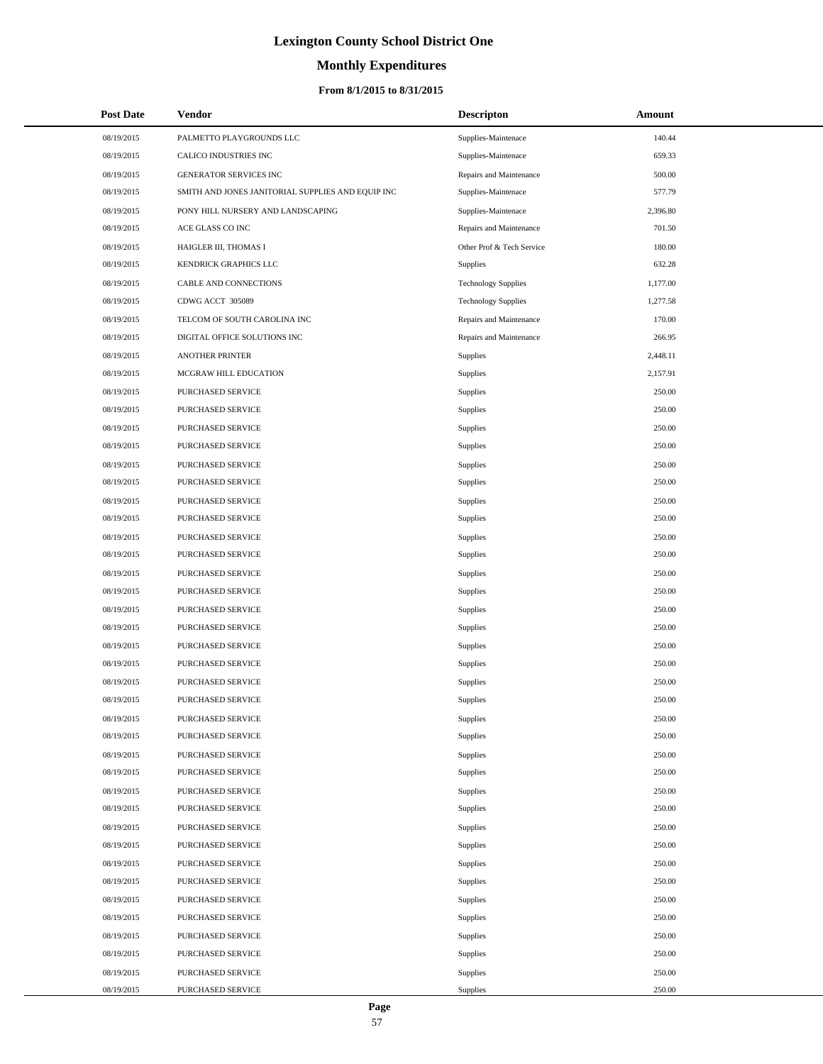# Lexington County School District One

## Monthly Expenditures

### From 8/1/2015 to 8/31/2015

| Post Date | Vendor | Descripton | Amount |
|---|---|---|---|
| 08/19/2015 | PALMETTO PLAYGROUNDS LLC | Supplies-Maintenace | 140.44 |
| 08/19/2015 | CALICO INDUSTRIES INC | Supplies-Maintenace | 659.33 |
| 08/19/2015 | GENERATOR SERVICES INC | Repairs and Maintenance | 500.00 |
| 08/19/2015 | SMITH AND JONES JANITORIAL SUPPLIES AND EQUIP INC | Supplies-Maintenace | 577.79 |
| 08/19/2015 | PONY HILL NURSERY AND LANDSCAPING | Supplies-Maintenace | 2,396.80 |
| 08/19/2015 | ACE GLASS CO INC | Repairs and Maintenance | 701.50 |
| 08/19/2015 | HAIGLER III, THOMAS I | Other Prof & Tech Service | 180.00 |
| 08/19/2015 | KENDRICK GRAPHICS LLC | Supplies | 632.28 |
| 08/19/2015 | CABLE AND CONNECTIONS | Technology Supplies | 1,177.00 |
| 08/19/2015 | CDWG ACCT 305089 | Technology Supplies | 1,277.58 |
| 08/19/2015 | TELCOM OF SOUTH CAROLINA INC | Repairs and Maintenance | 170.00 |
| 08/19/2015 | DIGITAL OFFICE SOLUTIONS INC | Repairs and Maintenance | 266.95 |
| 08/19/2015 | ANOTHER PRINTER | Supplies | 2,448.11 |
| 08/19/2015 | MCGRAW HILL EDUCATION | Supplies | 2,157.91 |
| 08/19/2015 | PURCHASED SERVICE | Supplies | 250.00 |
| 08/19/2015 | PURCHASED SERVICE | Supplies | 250.00 |
| 08/19/2015 | PURCHASED SERVICE | Supplies | 250.00 |
| 08/19/2015 | PURCHASED SERVICE | Supplies | 250.00 |
| 08/19/2015 | PURCHASED SERVICE | Supplies | 250.00 |
| 08/19/2015 | PURCHASED SERVICE | Supplies | 250.00 |
| 08/19/2015 | PURCHASED SERVICE | Supplies | 250.00 |
| 08/19/2015 | PURCHASED SERVICE | Supplies | 250.00 |
| 08/19/2015 | PURCHASED SERVICE | Supplies | 250.00 |
| 08/19/2015 | PURCHASED SERVICE | Supplies | 250.00 |
| 08/19/2015 | PURCHASED SERVICE | Supplies | 250.00 |
| 08/19/2015 | PURCHASED SERVICE | Supplies | 250.00 |
| 08/19/2015 | PURCHASED SERVICE | Supplies | 250.00 |
| 08/19/2015 | PURCHASED SERVICE | Supplies | 250.00 |
| 08/19/2015 | PURCHASED SERVICE | Supplies | 250.00 |
| 08/19/2015 | PURCHASED SERVICE | Supplies | 250.00 |
| 08/19/2015 | PURCHASED SERVICE | Supplies | 250.00 |
| 08/19/2015 | PURCHASED SERVICE | Supplies | 250.00 |
| 08/19/2015 | PURCHASED SERVICE | Supplies | 250.00 |
| 08/19/2015 | PURCHASED SERVICE | Supplies | 250.00 |
| 08/19/2015 | PURCHASED SERVICE | Supplies | 250.00 |
| 08/19/2015 | PURCHASED SERVICE | Supplies | 250.00 |
| 08/19/2015 | PURCHASED SERVICE | Supplies | 250.00 |
| 08/19/2015 | PURCHASED SERVICE | Supplies | 250.00 |
| 08/19/2015 | PURCHASED SERVICE | Supplies | 250.00 |
| 08/19/2015 | PURCHASED SERVICE | Supplies | 250.00 |
| 08/19/2015 | PURCHASED SERVICE | Supplies | 250.00 |
| 08/19/2015 | PURCHASED SERVICE | Supplies | 250.00 |
| 08/19/2015 | PURCHASED SERVICE | Supplies | 250.00 |
| 08/19/2015 | PURCHASED SERVICE | Supplies | 250.00 |
| 08/19/2015 | PURCHASED SERVICE | Supplies | 250.00 |
| 08/19/2015 | PURCHASED SERVICE | Supplies | 250.00 |
| 08/19/2015 | PURCHASED SERVICE | Supplies | 250.00 |
| 08/19/2015 | PURCHASED SERVICE | Supplies | 250.00 |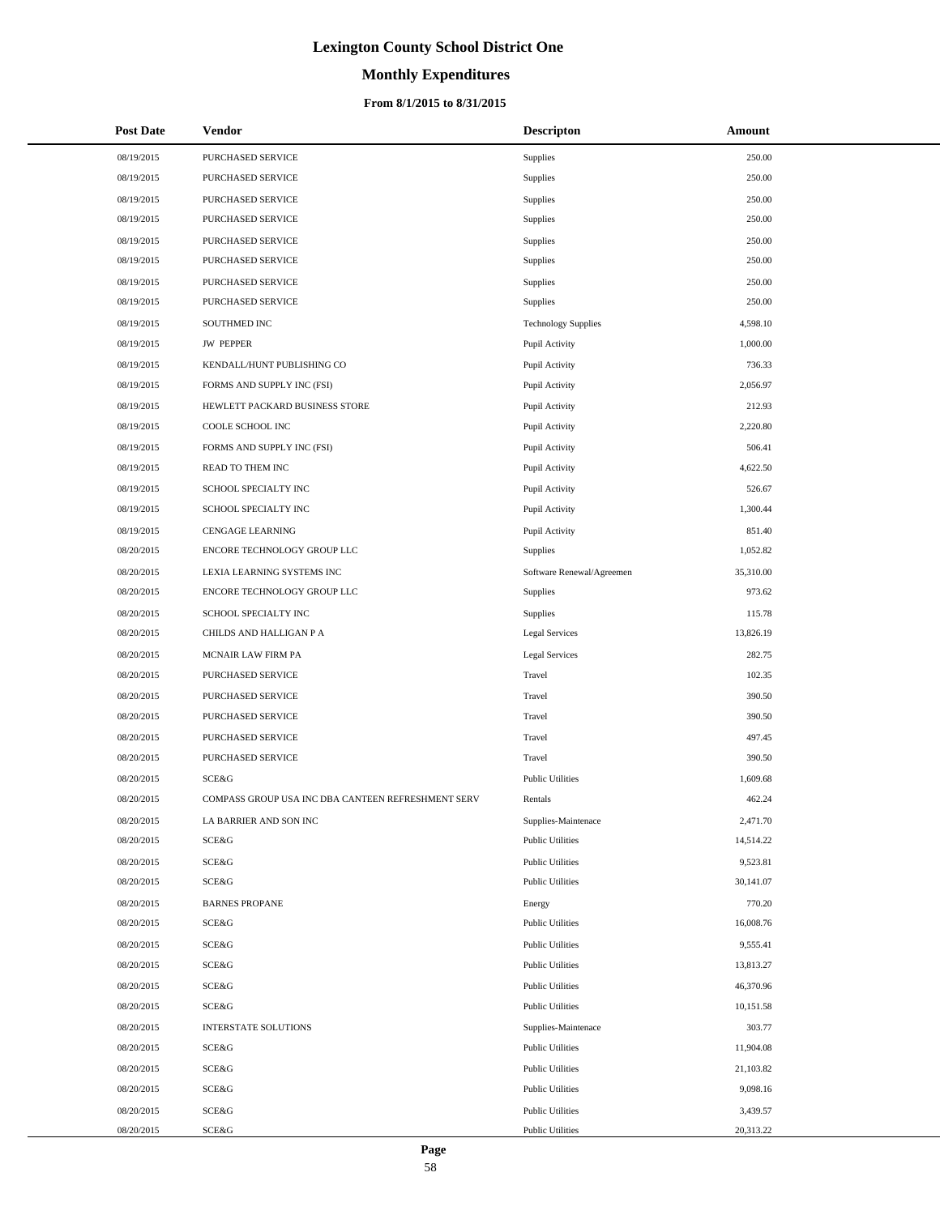# Lexington County School District One

## Monthly Expenditures

### From 8/1/2015 to 8/31/2015

| Post Date | Vendor | Descripton | Amount |
|---|---|---|---|
| 08/19/2015 | PURCHASED SERVICE | Supplies | 250.00 |
| 08/19/2015 | PURCHASED SERVICE | Supplies | 250.00 |
| 08/19/2015 | PURCHASED SERVICE | Supplies | 250.00 |
| 08/19/2015 | PURCHASED SERVICE | Supplies | 250.00 |
| 08/19/2015 | PURCHASED SERVICE | Supplies | 250.00 |
| 08/19/2015 | PURCHASED SERVICE | Supplies | 250.00 |
| 08/19/2015 | PURCHASED SERVICE | Supplies | 250.00 |
| 08/19/2015 | PURCHASED SERVICE | Supplies | 250.00 |
| 08/19/2015 | SOUTHMED INC | Technology Supplies | 4,598.10 |
| 08/19/2015 | JW PEPPER | Pupil Activity | 1,000.00 |
| 08/19/2015 | KENDALL/HUNT PUBLISHING CO | Pupil Activity | 736.33 |
| 08/19/2015 | FORMS AND SUPPLY INC (FSI) | Pupil Activity | 2,056.97 |
| 08/19/2015 | HEWLETT PACKARD BUSINESS STORE | Pupil Activity | 212.93 |
| 08/19/2015 | COOLE SCHOOL INC | Pupil Activity | 2,220.80 |
| 08/19/2015 | FORMS AND SUPPLY INC (FSI) | Pupil Activity | 506.41 |
| 08/19/2015 | READ TO THEM INC | Pupil Activity | 4,622.50 |
| 08/19/2015 | SCHOOL SPECIALTY INC | Pupil Activity | 526.67 |
| 08/19/2015 | SCHOOL SPECIALTY INC | Pupil Activity | 1,300.44 |
| 08/19/2015 | CENGAGE LEARNING | Pupil Activity | 851.40 |
| 08/20/2015 | ENCORE TECHNOLOGY GROUP LLC | Supplies | 1,052.82 |
| 08/20/2015 | LEXIA LEARNING SYSTEMS INC | Software Renewal/Agreemen | 35,310.00 |
| 08/20/2015 | ENCORE TECHNOLOGY GROUP LLC | Supplies | 973.62 |
| 08/20/2015 | SCHOOL SPECIALTY INC | Supplies | 115.78 |
| 08/20/2015 | CHILDS AND HALLIGAN P A | Legal Services | 13,826.19 |
| 08/20/2015 | MCNAIR LAW FIRM PA | Legal Services | 282.75 |
| 08/20/2015 | PURCHASED SERVICE | Travel | 102.35 |
| 08/20/2015 | PURCHASED SERVICE | Travel | 390.50 |
| 08/20/2015 | PURCHASED SERVICE | Travel | 390.50 |
| 08/20/2015 | PURCHASED SERVICE | Travel | 497.45 |
| 08/20/2015 | PURCHASED SERVICE | Travel | 390.50 |
| 08/20/2015 | SCE&G | Public Utilities | 1,609.68 |
| 08/20/2015 | COMPASS GROUP USA INC DBA CANTEEN REFRESHMENT SERV | Rentals | 462.24 |
| 08/20/2015 | LA BARRIER AND SON INC | Supplies-Maintenace | 2,471.70 |
| 08/20/2015 | SCE&G | Public Utilities | 14,514.22 |
| 08/20/2015 | SCE&G | Public Utilities | 9,523.81 |
| 08/20/2015 | SCE&G | Public Utilities | 30,141.07 |
| 08/20/2015 | BARNES PROPANE | Energy | 770.20 |
| 08/20/2015 | SCE&G | Public Utilities | 16,008.76 |
| 08/20/2015 | SCE&G | Public Utilities | 9,555.41 |
| 08/20/2015 | SCE&G | Public Utilities | 13,813.27 |
| 08/20/2015 | SCE&G | Public Utilities | 46,370.96 |
| 08/20/2015 | SCE&G | Public Utilities | 10,151.58 |
| 08/20/2015 | INTERSTATE SOLUTIONS | Supplies-Maintenace | 303.77 |
| 08/20/2015 | SCE&G | Public Utilities | 11,904.08 |
| 08/20/2015 | SCE&G | Public Utilities | 21,103.82 |
| 08/20/2015 | SCE&G | Public Utilities | 9,098.16 |
| 08/20/2015 | SCE&G | Public Utilities | 3,439.57 |
| 08/20/2015 | SCE&G | Public Utilities | 20,313.22 |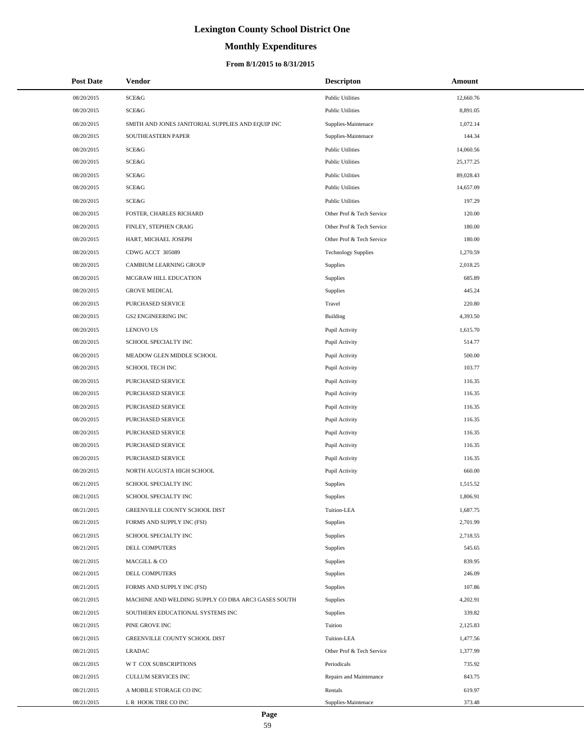# Lexington County School District One

## Monthly Expenditures

### From 8/1/2015 to 8/31/2015

| Post Date | Vendor | Descripton | Amount |
|---|---|---|---|
| 08/20/2015 | SCE&G | Public Utilities | 12,660.76 |
| 08/20/2015 | SCE&G | Public Utilities | 8,891.05 |
| 08/20/2015 | SMITH AND JONES JANITORIAL SUPPLIES AND EQUIP INC | Supplies-Maintenace | 1,072.14 |
| 08/20/2015 | SOUTHEASTERN PAPER | Supplies-Maintenace | 144.34 |
| 08/20/2015 | SCE&G | Public Utilities | 14,060.56 |
| 08/20/2015 | SCE&G | Public Utilities | 25,177.25 |
| 08/20/2015 | SCE&G | Public Utilities | 89,028.43 |
| 08/20/2015 | SCE&G | Public Utilities | 14,657.09 |
| 08/20/2015 | SCE&G | Public Utilities | 197.29 |
| 08/20/2015 | FOSTER, CHARLES RICHARD | Other Prof & Tech Service | 120.00 |
| 08/20/2015 | FINLEY, STEPHEN CRAIG | Other Prof & Tech Service | 180.00 |
| 08/20/2015 | HART, MICHAEL JOSEPH | Other Prof & Tech Service | 180.00 |
| 08/20/2015 | CDWG ACCT 305089 | Technology Supplies | 1,270.59 |
| 08/20/2015 | CAMBIUM LEARNING GROUP | Supplies | 2,018.25 |
| 08/20/2015 | MCGRAW HILL EDUCATION | Supplies | 685.89 |
| 08/20/2015 | GROVE MEDICAL | Supplies | 445.24 |
| 08/20/2015 | PURCHASED SERVICE | Travel | 220.80 |
| 08/20/2015 | GS2 ENGINEERING INC | Building | 4,393.50 |
| 08/20/2015 | LENOVO US | Pupil Activity | 1,615.70 |
| 08/20/2015 | SCHOOL SPECIALTY INC | Pupil Activity | 514.77 |
| 08/20/2015 | MEADOW GLEN MIDDLE SCHOOL | Pupil Activity | 500.00 |
| 08/20/2015 | SCHOOL TECH INC | Pupil Activity | 103.77 |
| 08/20/2015 | PURCHASED SERVICE | Pupil Activity | 116.35 |
| 08/20/2015 | PURCHASED SERVICE | Pupil Activity | 116.35 |
| 08/20/2015 | PURCHASED SERVICE | Pupil Activity | 116.35 |
| 08/20/2015 | PURCHASED SERVICE | Pupil Activity | 116.35 |
| 08/20/2015 | PURCHASED SERVICE | Pupil Activity | 116.35 |
| 08/20/2015 | PURCHASED SERVICE | Pupil Activity | 116.35 |
| 08/20/2015 | PURCHASED SERVICE | Pupil Activity | 116.35 |
| 08/20/2015 | NORTH AUGUSTA HIGH SCHOOL | Pupil Activity | 660.00 |
| 08/21/2015 | SCHOOL SPECIALTY INC | Supplies | 1,515.52 |
| 08/21/2015 | SCHOOL SPECIALTY INC | Supplies | 1,806.91 |
| 08/21/2015 | GREENVILLE COUNTY SCHOOL DIST | Tuition-LEA | 1,687.75 |
| 08/21/2015 | FORMS AND SUPPLY INC (FSI) | Supplies | 2,701.99 |
| 08/21/2015 | SCHOOL SPECIALTY INC | Supplies | 2,718.55 |
| 08/21/2015 | DELL COMPUTERS | Supplies | 545.65 |
| 08/21/2015 | MACGILL & CO | Supplies | 839.95 |
| 08/21/2015 | DELL COMPUTERS | Supplies | 246.09 |
| 08/21/2015 | FORMS AND SUPPLY INC (FSI) | Supplies | 107.86 |
| 08/21/2015 | MACHINE AND WELDING SUPPLY CO DBA ARC3 GASES SOUTH | Supplies | 4,202.91 |
| 08/21/2015 | SOUTHERN EDUCATIONAL SYSTEMS INC | Supplies | 339.82 |
| 08/21/2015 | PINE GROVE INC | Tuition | 2,125.83 |
| 08/21/2015 | GREENVILLE COUNTY SCHOOL DIST | Tuition-LEA | 1,477.56 |
| 08/21/2015 | LRADAC | Other Prof & Tech Service | 1,377.99 |
| 08/21/2015 | W T COX SUBSCRIPTIONS | Periodicals | 735.92 |
| 08/21/2015 | CULLUM SERVICES INC | Repairs and Maintenance | 843.75 |
| 08/21/2015 | A MOBILE STORAGE CO INC | Rentals | 619.97 |
| 08/21/2015 | L R HOOK TIRE CO INC | Supplies-Maintenace | 373.48 |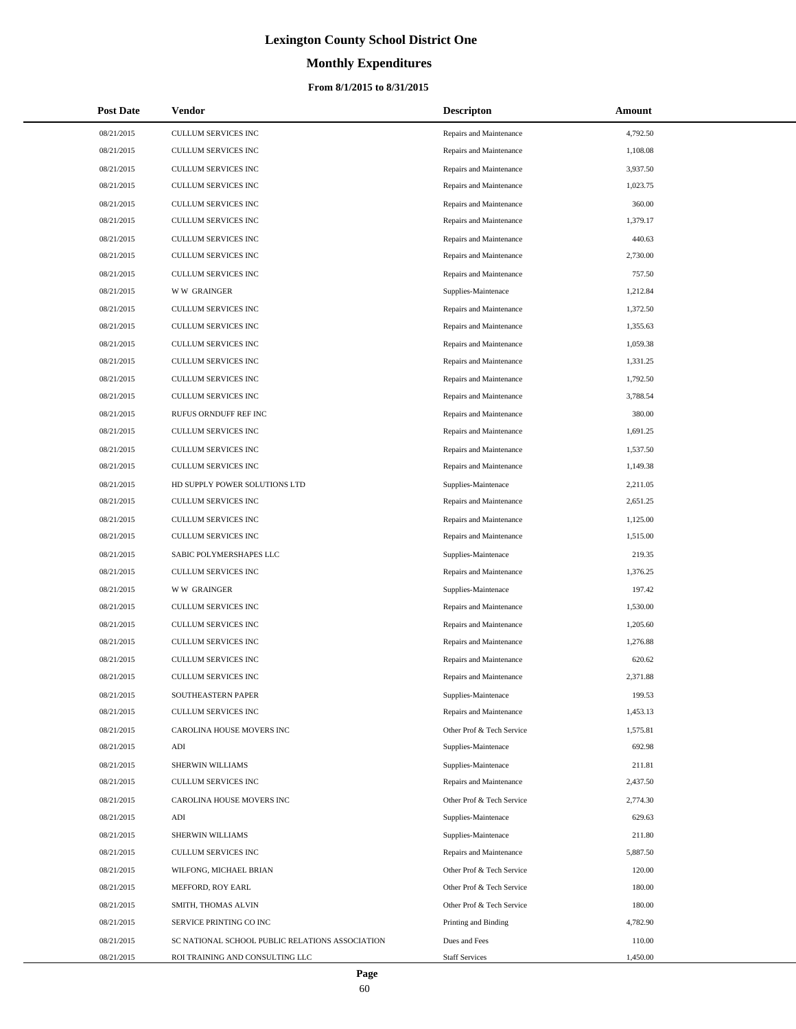# Lexington County School District One

## Monthly Expenditures

### From 8/1/2015 to 8/31/2015

| Post Date | Vendor | Descripton | Amount |
|---|---|---|---|
| 08/21/2015 | CULLUM SERVICES INC | Repairs and Maintenance | 4,792.50 |
| 08/21/2015 | CULLUM SERVICES INC | Repairs and Maintenance | 1,108.08 |
| 08/21/2015 | CULLUM SERVICES INC | Repairs and Maintenance | 3,937.50 |
| 08/21/2015 | CULLUM SERVICES INC | Repairs and Maintenance | 1,023.75 |
| 08/21/2015 | CULLUM SERVICES INC | Repairs and Maintenance | 360.00 |
| 08/21/2015 | CULLUM SERVICES INC | Repairs and Maintenance | 1,379.17 |
| 08/21/2015 | CULLUM SERVICES INC | Repairs and Maintenance | 440.63 |
| 08/21/2015 | CULLUM SERVICES INC | Repairs and Maintenance | 2,730.00 |
| 08/21/2015 | CULLUM SERVICES INC | Repairs and Maintenance | 757.50 |
| 08/21/2015 | W W GRAINGER | Supplies-Maintenace | 1,212.84 |
| 08/21/2015 | CULLUM SERVICES INC | Repairs and Maintenance | 1,372.50 |
| 08/21/2015 | CULLUM SERVICES INC | Repairs and Maintenance | 1,355.63 |
| 08/21/2015 | CULLUM SERVICES INC | Repairs and Maintenance | 1,059.38 |
| 08/21/2015 | CULLUM SERVICES INC | Repairs and Maintenance | 1,331.25 |
| 08/21/2015 | CULLUM SERVICES INC | Repairs and Maintenance | 1,792.50 |
| 08/21/2015 | CULLUM SERVICES INC | Repairs and Maintenance | 3,788.54 |
| 08/21/2015 | RUFUS ORNDUFF REF INC | Repairs and Maintenance | 380.00 |
| 08/21/2015 | CULLUM SERVICES INC | Repairs and Maintenance | 1,691.25 |
| 08/21/2015 | CULLUM SERVICES INC | Repairs and Maintenance | 1,537.50 |
| 08/21/2015 | CULLUM SERVICES INC | Repairs and Maintenance | 1,149.38 |
| 08/21/2015 | HD SUPPLY POWER SOLUTIONS LTD | Supplies-Maintenace | 2,211.05 |
| 08/21/2015 | CULLUM SERVICES INC | Repairs and Maintenance | 2,651.25 |
| 08/21/2015 | CULLUM SERVICES INC | Repairs and Maintenance | 1,125.00 |
| 08/21/2015 | CULLUM SERVICES INC | Repairs and Maintenance | 1,515.00 |
| 08/21/2015 | SABIC POLYMERSHAPES LLC | Supplies-Maintenace | 219.35 |
| 08/21/2015 | CULLUM SERVICES INC | Repairs and Maintenance | 1,376.25 |
| 08/21/2015 | W W GRAINGER | Supplies-Maintenace | 197.42 |
| 08/21/2015 | CULLUM SERVICES INC | Repairs and Maintenance | 1,530.00 |
| 08/21/2015 | CULLUM SERVICES INC | Repairs and Maintenance | 1,205.60 |
| 08/21/2015 | CULLUM SERVICES INC | Repairs and Maintenance | 1,276.88 |
| 08/21/2015 | CULLUM SERVICES INC | Repairs and Maintenance | 620.62 |
| 08/21/2015 | CULLUM SERVICES INC | Repairs and Maintenance | 2,371.88 |
| 08/21/2015 | SOUTHEASTERN PAPER | Supplies-Maintenace | 199.53 |
| 08/21/2015 | CULLUM SERVICES INC | Repairs and Maintenance | 1,453.13 |
| 08/21/2015 | CAROLINA HOUSE MOVERS INC | Other Prof & Tech Service | 1,575.81 |
| 08/21/2015 | ADI | Supplies-Maintenace | 692.98 |
| 08/21/2015 | SHERWIN WILLIAMS | Supplies-Maintenace | 211.81 |
| 08/21/2015 | CULLUM SERVICES INC | Repairs and Maintenance | 2,437.50 |
| 08/21/2015 | CAROLINA HOUSE MOVERS INC | Other Prof & Tech Service | 2,774.30 |
| 08/21/2015 | ADI | Supplies-Maintenace | 629.63 |
| 08/21/2015 | SHERWIN WILLIAMS | Supplies-Maintenace | 211.80 |
| 08/21/2015 | CULLUM SERVICES INC | Repairs and Maintenance | 5,887.50 |
| 08/21/2015 | WILFONG, MICHAEL BRIAN | Other Prof & Tech Service | 120.00 |
| 08/21/2015 | MEFFORD, ROY EARL | Other Prof & Tech Service | 180.00 |
| 08/21/2015 | SMITH, THOMAS ALVIN | Other Prof & Tech Service | 180.00 |
| 08/21/2015 | SERVICE PRINTING CO INC | Printing and Binding | 4,782.90 |
| 08/21/2015 | SC NATIONAL SCHOOL PUBLIC RELATIONS ASSOCIATION | Dues and Fees | 110.00 |
| 08/21/2015 | ROI TRAINING AND CONSULTING LLC | Staff Services | 1,450.00 |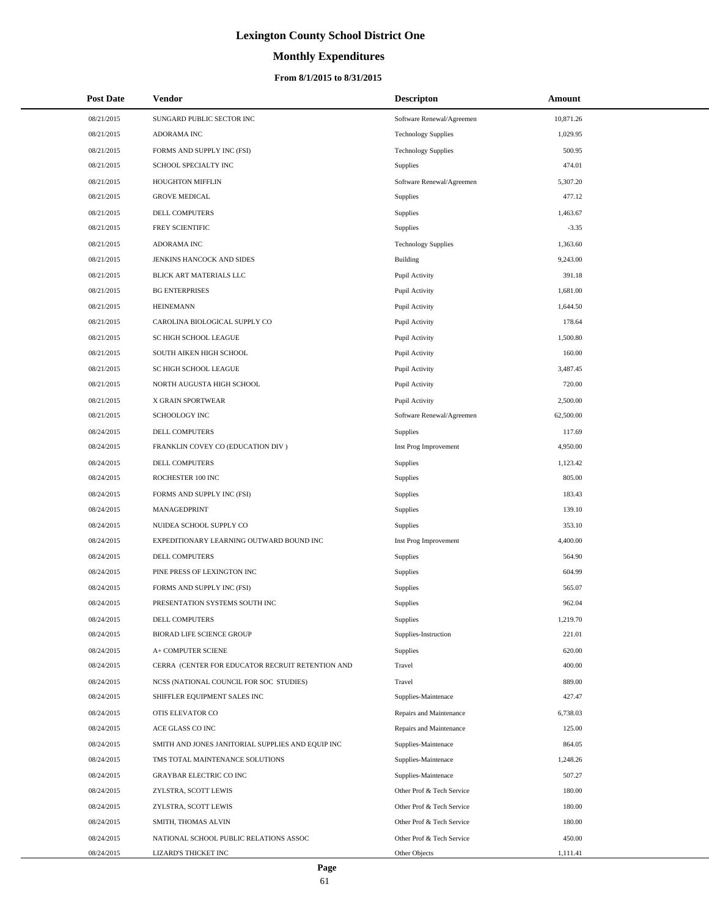# Lexington County School District One

## Monthly Expenditures

### From 8/1/2015 to 8/31/2015

| Post Date | Vendor | Descripton | Amount |
|---|---|---|---|
| 08/21/2015 | SUNGARD PUBLIC SECTOR INC | Software Renewal/Agreemen | 10,871.26 |
| 08/21/2015 | ADORAMA INC | Technology Supplies | 1,029.95 |
| 08/21/2015 | FORMS AND SUPPLY INC (FSI) | Technology Supplies | 500.95 |
| 08/21/2015 | SCHOOL SPECIALTY INC | Supplies | 474.01 |
| 08/21/2015 | HOUGHTON MIFFLIN | Software Renewal/Agreemen | 5,307.20 |
| 08/21/2015 | GROVE MEDICAL | Supplies | 477.12 |
| 08/21/2015 | DELL COMPUTERS | Supplies | 1,463.67 |
| 08/21/2015 | FREY SCIENTIFIC | Supplies | -3.35 |
| 08/21/2015 | ADORAMA INC | Technology Supplies | 1,363.60 |
| 08/21/2015 | JENKINS HANCOCK AND SIDES | Building | 9,243.00 |
| 08/21/2015 | BLICK ART MATERIALS LLC | Pupil Activity | 391.18 |
| 08/21/2015 | BG ENTERPRISES | Pupil Activity | 1,681.00 |
| 08/21/2015 | HEINEMANN | Pupil Activity | 1,644.50 |
| 08/21/2015 | CAROLINA BIOLOGICAL SUPPLY CO | Pupil Activity | 178.64 |
| 08/21/2015 | SC HIGH SCHOOL LEAGUE | Pupil Activity | 1,500.80 |
| 08/21/2015 | SOUTH AIKEN HIGH SCHOOL | Pupil Activity | 160.00 |
| 08/21/2015 | SC HIGH SCHOOL LEAGUE | Pupil Activity | 3,487.45 |
| 08/21/2015 | NORTH AUGUSTA HIGH SCHOOL | Pupil Activity | 720.00 |
| 08/21/2015 | X GRAIN SPORTWEAR | Pupil Activity | 2,500.00 |
| 08/21/2015 | SCHOOLOGY INC | Software Renewal/Agreemen | 62,500.00 |
| 08/24/2015 | DELL COMPUTERS | Supplies | 117.69 |
| 08/24/2015 | FRANKLIN COVEY CO (EDUCATION DIV ) | Inst Prog Improvement | 4,950.00 |
| 08/24/2015 | DELL COMPUTERS | Supplies | 1,123.42 |
| 08/24/2015 | ROCHESTER 100 INC | Supplies | 805.00 |
| 08/24/2015 | FORMS AND SUPPLY INC (FSI) | Supplies | 183.43 |
| 08/24/2015 | MANAGEDPRINT | Supplies | 139.10 |
| 08/24/2015 | NUIDEA SCHOOL SUPPLY CO | Supplies | 353.10 |
| 08/24/2015 | EXPEDITIONARY LEARNING OUTWARD BOUND INC | Inst Prog Improvement | 4,400.00 |
| 08/24/2015 | DELL COMPUTERS | Supplies | 564.90 |
| 08/24/2015 | PINE PRESS OF LEXINGTON INC | Supplies | 604.99 |
| 08/24/2015 | FORMS AND SUPPLY INC (FSI) | Supplies | 565.07 |
| 08/24/2015 | PRESENTATION SYSTEMS SOUTH INC | Supplies | 962.04 |
| 08/24/2015 | DELL COMPUTERS | Supplies | 1,219.70 |
| 08/24/2015 | BIORAD LIFE SCIENCE GROUP | Supplies-Instruction | 221.01 |
| 08/24/2015 | A+ COMPUTER SCIENE | Supplies | 620.00 |
| 08/24/2015 | CERRA (CENTER FOR EDUCATOR RECRUIT RETENTION AND | Travel | 400.00 |
| 08/24/2015 | NCSS (NATIONAL COUNCIL FOR SOC STUDIES) | Travel | 889.00 |
| 08/24/2015 | SHIFFLER EQUIPMENT SALES INC | Supplies-Maintenace | 427.47 |
| 08/24/2015 | OTIS ELEVATOR CO | Repairs and Maintenance | 6,738.03 |
| 08/24/2015 | ACE GLASS CO INC | Repairs and Maintenance | 125.00 |
| 08/24/2015 | SMITH AND JONES JANITORIAL SUPPLIES AND EQUIP INC | Supplies-Maintenace | 864.05 |
| 08/24/2015 | TMS TOTAL MAINTENANCE SOLUTIONS | Supplies-Maintenace | 1,248.26 |
| 08/24/2015 | GRAYBAR ELECTRIC CO INC | Supplies-Maintenace | 507.27 |
| 08/24/2015 | ZYLSTRA, SCOTT LEWIS | Other Prof & Tech Service | 180.00 |
| 08/24/2015 | ZYLSTRA, SCOTT LEWIS | Other Prof & Tech Service | 180.00 |
| 08/24/2015 | SMITH, THOMAS ALVIN | Other Prof & Tech Service | 180.00 |
| 08/24/2015 | NATIONAL SCHOOL PUBLIC RELATIONS ASSOC | Other Prof & Tech Service | 450.00 |
| 08/24/2015 | LIZARD'S THICKET INC | Other Objects | 1,111.41 |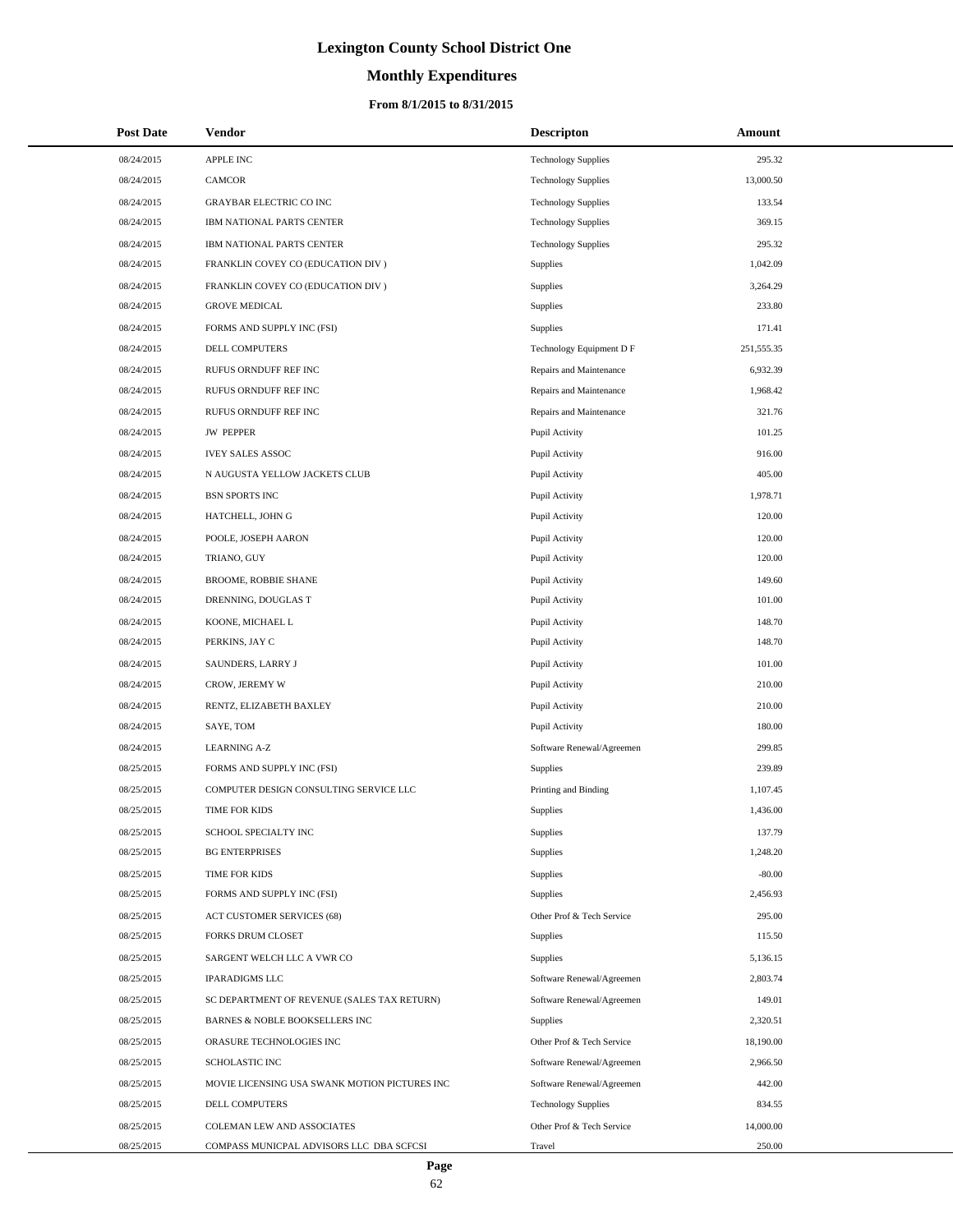# Lexington County School District One

## Monthly Expenditures

### From 8/1/2015 to 8/31/2015

| Post Date | Vendor | Descripton | Amount |
|---|---|---|---|
| 08/24/2015 | APPLE INC | Technology Supplies | 295.32 |
| 08/24/2015 | CAMCOR | Technology Supplies | 13,000.50 |
| 08/24/2015 | GRAYBAR ELECTRIC CO INC | Technology Supplies | 133.54 |
| 08/24/2015 | IBM NATIONAL PARTS CENTER | Technology Supplies | 369.15 |
| 08/24/2015 | IBM NATIONAL PARTS CENTER | Technology Supplies | 295.32 |
| 08/24/2015 | FRANKLIN COVEY CO (EDUCATION DIV ) | Supplies | 1,042.09 |
| 08/24/2015 | FRANKLIN COVEY CO (EDUCATION DIV ) | Supplies | 3,264.29 |
| 08/24/2015 | GROVE MEDICAL | Supplies | 233.80 |
| 08/24/2015 | FORMS AND SUPPLY INC (FSI) | Supplies | 171.41 |
| 08/24/2015 | DELL COMPUTERS | Technology Equipment D F | 251,555.35 |
| 08/24/2015 | RUFUS ORNDUFF REF INC | Repairs and Maintenance | 6,932.39 |
| 08/24/2015 | RUFUS ORNDUFF REF INC | Repairs and Maintenance | 1,968.42 |
| 08/24/2015 | RUFUS ORNDUFF REF INC | Repairs and Maintenance | 321.76 |
| 08/24/2015 | JW PEPPER | Pupil Activity | 101.25 |
| 08/24/2015 | IVEY SALES ASSOC | Pupil Activity | 916.00 |
| 08/24/2015 | N AUGUSTA YELLOW JACKETS CLUB | Pupil Activity | 405.00 |
| 08/24/2015 | BSN SPORTS INC | Pupil Activity | 1,978.71 |
| 08/24/2015 | HATCHELL, JOHN G | Pupil Activity | 120.00 |
| 08/24/2015 | POOLE, JOSEPH AARON | Pupil Activity | 120.00 |
| 08/24/2015 | TRIANO, GUY | Pupil Activity | 120.00 |
| 08/24/2015 | BROOME, ROBBIE SHANE | Pupil Activity | 149.60 |
| 08/24/2015 | DRENNING, DOUGLAS T | Pupil Activity | 101.00 |
| 08/24/2015 | KOONE, MICHAEL L | Pupil Activity | 148.70 |
| 08/24/2015 | PERKINS, JAY C | Pupil Activity | 148.70 |
| 08/24/2015 | SAUNDERS, LARRY J | Pupil Activity | 101.00 |
| 08/24/2015 | CROW, JEREMY W | Pupil Activity | 210.00 |
| 08/24/2015 | RENTZ, ELIZABETH BAXLEY | Pupil Activity | 210.00 |
| 08/24/2015 | SAYE, TOM | Pupil Activity | 180.00 |
| 08/24/2015 | LEARNING A-Z | Software Renewal/Agreemen | 299.85 |
| 08/25/2015 | FORMS AND SUPPLY INC (FSI) | Supplies | 239.89 |
| 08/25/2015 | COMPUTER DESIGN CONSULTING SERVICE LLC | Printing and Binding | 1,107.45 |
| 08/25/2015 | TIME FOR KIDS | Supplies | 1,436.00 |
| 08/25/2015 | SCHOOL SPECIALTY INC | Supplies | 137.79 |
| 08/25/2015 | BG ENTERPRISES | Supplies | 1,248.20 |
| 08/25/2015 | TIME FOR KIDS | Supplies | -80.00 |
| 08/25/2015 | FORMS AND SUPPLY INC (FSI) | Supplies | 2,456.93 |
| 08/25/2015 | ACT CUSTOMER SERVICES (68) | Other Prof & Tech Service | 295.00 |
| 08/25/2015 | FORKS DRUM CLOSET | Supplies | 115.50 |
| 08/25/2015 | SARGENT WELCH LLC A VWR CO | Supplies | 5,136.15 |
| 08/25/2015 | IPARADIGMS LLC | Software Renewal/Agreemen | 2,803.74 |
| 08/25/2015 | SC DEPARTMENT OF REVENUE (SALES TAX RETURN) | Software Renewal/Agreemen | 149.01 |
| 08/25/2015 | BARNES & NOBLE BOOKSELLERS INC | Supplies | 2,320.51 |
| 08/25/2015 | ORASURE TECHNOLOGIES INC | Other Prof & Tech Service | 18,190.00 |
| 08/25/2015 | SCHOLASTIC INC | Software Renewal/Agreemen | 2,966.50 |
| 08/25/2015 | MOVIE LICENSING USA SWANK MOTION PICTURES INC | Software Renewal/Agreemen | 442.00 |
| 08/25/2015 | DELL COMPUTERS | Technology Supplies | 834.55 |
| 08/25/2015 | COLEMAN LEW AND ASSOCIATES | Other Prof & Tech Service | 14,000.00 |
| 08/25/2015 | COMPASS MUNICPAL ADVISORS LLC DBA SCFCSI | Travel | 250.00 |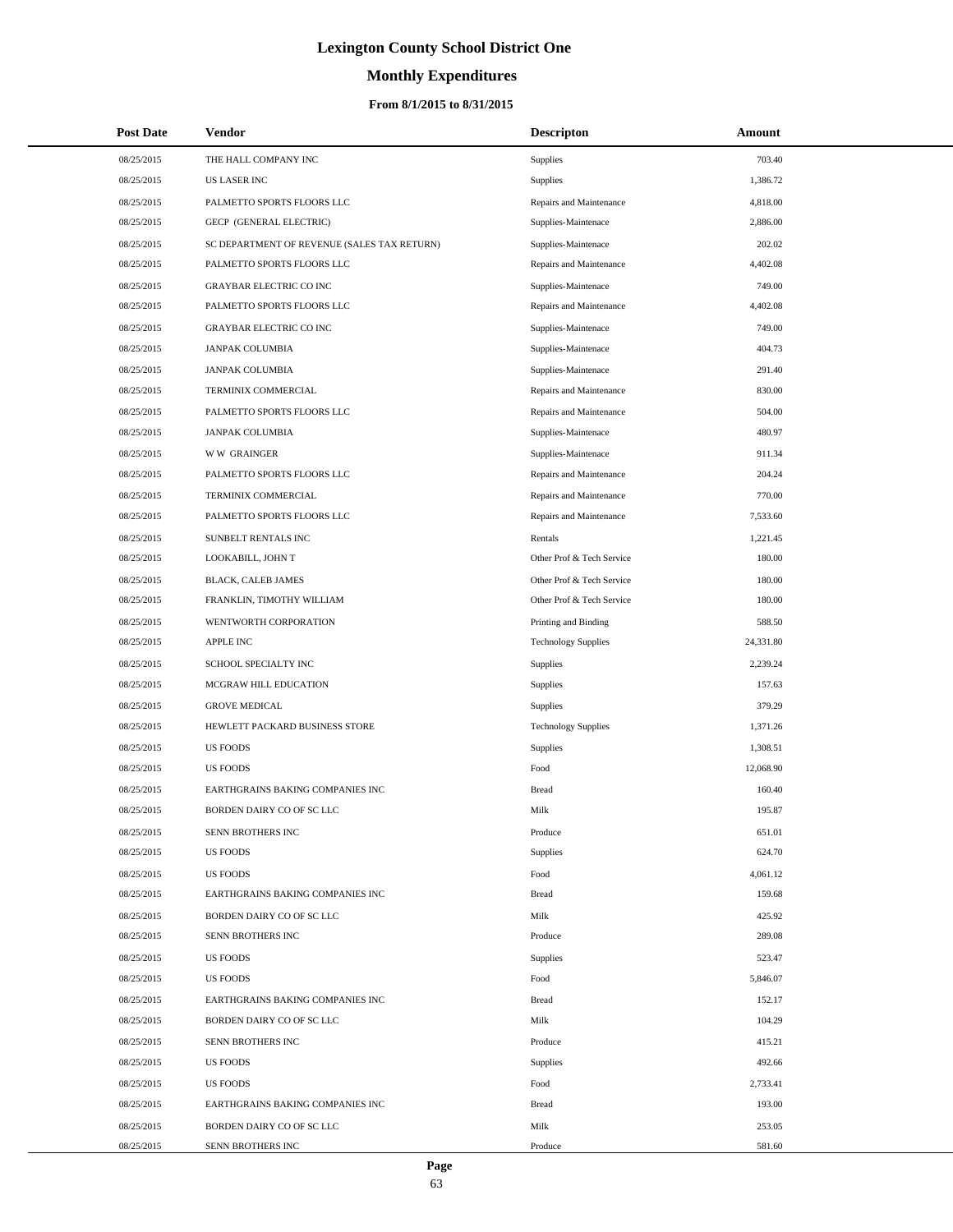# Lexington County School District One

## Monthly Expenditures

### From 8/1/2015 to 8/31/2015

| Post Date | Vendor | Descripton | Amount |
|---|---|---|---|
| 08/25/2015 | THE HALL COMPANY INC | Supplies | 703.40 |
| 08/25/2015 | US LASER INC | Supplies | 1,386.72 |
| 08/25/2015 | PALMETTO SPORTS FLOORS LLC | Repairs and Maintenance | 4,818.00 |
| 08/25/2015 | GECP (GENERAL ELECTRIC) | Supplies-Maintenace | 2,886.00 |
| 08/25/2015 | SC DEPARTMENT OF REVENUE (SALES TAX RETURN) | Supplies-Maintenace | 202.02 |
| 08/25/2015 | PALMETTO SPORTS FLOORS LLC | Repairs and Maintenance | 4,402.08 |
| 08/25/2015 | GRAYBAR ELECTRIC CO INC | Supplies-Maintenace | 749.00 |
| 08/25/2015 | PALMETTO SPORTS FLOORS LLC | Repairs and Maintenance | 4,402.08 |
| 08/25/2015 | GRAYBAR ELECTRIC CO INC | Supplies-Maintenace | 749.00 |
| 08/25/2015 | JANPAK COLUMBIA | Supplies-Maintenace | 404.73 |
| 08/25/2015 | JANPAK COLUMBIA | Supplies-Maintenace | 291.40 |
| 08/25/2015 | TERMINIX COMMERCIAL | Repairs and Maintenance | 830.00 |
| 08/25/2015 | PALMETTO SPORTS FLOORS LLC | Repairs and Maintenance | 504.00 |
| 08/25/2015 | JANPAK COLUMBIA | Supplies-Maintenace | 480.97 |
| 08/25/2015 | W W GRAINGER | Supplies-Maintenace | 911.34 |
| 08/25/2015 | PALMETTO SPORTS FLOORS LLC | Repairs and Maintenance | 204.24 |
| 08/25/2015 | TERMINIX COMMERCIAL | Repairs and Maintenance | 770.00 |
| 08/25/2015 | PALMETTO SPORTS FLOORS LLC | Repairs and Maintenance | 7,533.60 |
| 08/25/2015 | SUNBELT RENTALS INC | Rentals | 1,221.45 |
| 08/25/2015 | LOOKABILL, JOHN T | Other Prof & Tech Service | 180.00 |
| 08/25/2015 | BLACK, CALEB JAMES | Other Prof & Tech Service | 180.00 |
| 08/25/2015 | FRANKLIN, TIMOTHY WILLIAM | Other Prof & Tech Service | 180.00 |
| 08/25/2015 | WENTWORTH CORPORATION | Printing and Binding | 588.50 |
| 08/25/2015 | APPLE INC | Technology Supplies | 24,331.80 |
| 08/25/2015 | SCHOOL SPECIALTY INC | Supplies | 2,239.24 |
| 08/25/2015 | MCGRAW HILL EDUCATION | Supplies | 157.63 |
| 08/25/2015 | GROVE MEDICAL | Supplies | 379.29 |
| 08/25/2015 | HEWLETT PACKARD BUSINESS STORE | Technology Supplies | 1,371.26 |
| 08/25/2015 | US FOODS | Supplies | 1,308.51 |
| 08/25/2015 | US FOODS | Food | 12,068.90 |
| 08/25/2015 | EARTHGRAINS BAKING COMPANIES INC | Bread | 160.40 |
| 08/25/2015 | BORDEN DAIRY CO OF SC LLC | Milk | 195.87 |
| 08/25/2015 | SENN BROTHERS INC | Produce | 651.01 |
| 08/25/2015 | US FOODS | Supplies | 624.70 |
| 08/25/2015 | US FOODS | Food | 4,061.12 |
| 08/25/2015 | EARTHGRAINS BAKING COMPANIES INC | Bread | 159.68 |
| 08/25/2015 | BORDEN DAIRY CO OF SC LLC | Milk | 425.92 |
| 08/25/2015 | SENN BROTHERS INC | Produce | 289.08 |
| 08/25/2015 | US FOODS | Supplies | 523.47 |
| 08/25/2015 | US FOODS | Food | 5,846.07 |
| 08/25/2015 | EARTHGRAINS BAKING COMPANIES INC | Bread | 152.17 |
| 08/25/2015 | BORDEN DAIRY CO OF SC LLC | Milk | 104.29 |
| 08/25/2015 | SENN BROTHERS INC | Produce | 415.21 |
| 08/25/2015 | US FOODS | Supplies | 492.66 |
| 08/25/2015 | US FOODS | Food | 2,733.41 |
| 08/25/2015 | EARTHGRAINS BAKING COMPANIES INC | Bread | 193.00 |
| 08/25/2015 | BORDEN DAIRY CO OF SC LLC | Milk | 253.05 |
| 08/25/2015 | SENN BROTHERS INC | Produce | 581.60 |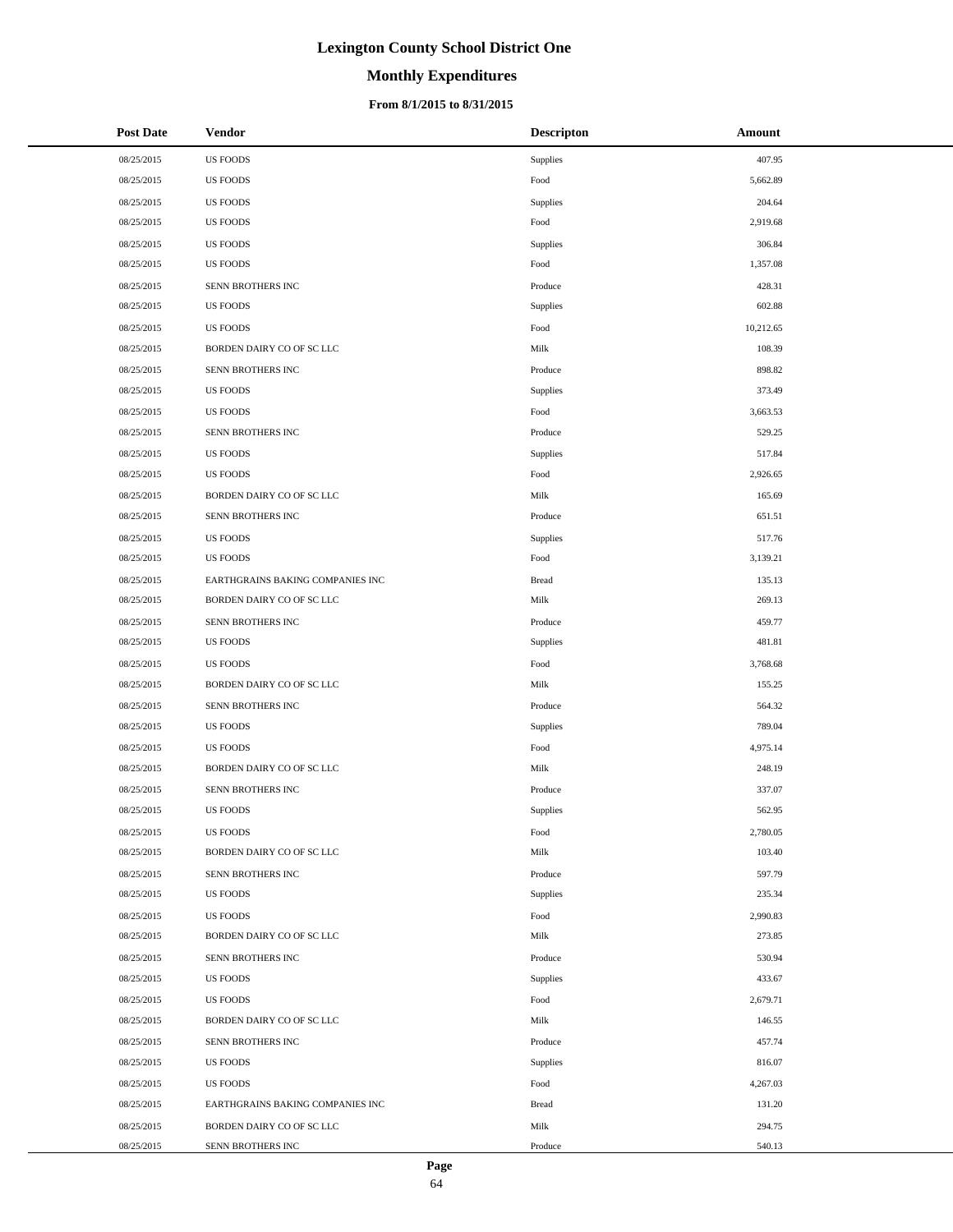# Lexington County School District One

## Monthly Expenditures

### From 8/1/2015 to 8/31/2015

| Post Date | Vendor | Descripton | Amount |
|---|---|---|---|
| 08/25/2015 | US FOODS | Supplies | 407.95 |
| 08/25/2015 | US FOODS | Food | 5,662.89 |
| 08/25/2015 | US FOODS | Supplies | 204.64 |
| 08/25/2015 | US FOODS | Food | 2,919.68 |
| 08/25/2015 | US FOODS | Supplies | 306.84 |
| 08/25/2015 | US FOODS | Food | 1,357.08 |
| 08/25/2015 | SENN BROTHERS INC | Produce | 428.31 |
| 08/25/2015 | US FOODS | Supplies | 602.88 |
| 08/25/2015 | US FOODS | Food | 10,212.65 |
| 08/25/2015 | BORDEN DAIRY CO OF SC LLC | Milk | 108.39 |
| 08/25/2015 | SENN BROTHERS INC | Produce | 898.82 |
| 08/25/2015 | US FOODS | Supplies | 373.49 |
| 08/25/2015 | US FOODS | Food | 3,663.53 |
| 08/25/2015 | SENN BROTHERS INC | Produce | 529.25 |
| 08/25/2015 | US FOODS | Supplies | 517.84 |
| 08/25/2015 | US FOODS | Food | 2,926.65 |
| 08/25/2015 | BORDEN DAIRY CO OF SC LLC | Milk | 165.69 |
| 08/25/2015 | SENN BROTHERS INC | Produce | 651.51 |
| 08/25/2015 | US FOODS | Supplies | 517.76 |
| 08/25/2015 | US FOODS | Food | 3,139.21 |
| 08/25/2015 | EARTHGRAINS BAKING COMPANIES INC | Bread | 135.13 |
| 08/25/2015 | BORDEN DAIRY CO OF SC LLC | Milk | 269.13 |
| 08/25/2015 | SENN BROTHERS INC | Produce | 459.77 |
| 08/25/2015 | US FOODS | Supplies | 481.81 |
| 08/25/2015 | US FOODS | Food | 3,768.68 |
| 08/25/2015 | BORDEN DAIRY CO OF SC LLC | Milk | 155.25 |
| 08/25/2015 | SENN BROTHERS INC | Produce | 564.32 |
| 08/25/2015 | US FOODS | Supplies | 789.04 |
| 08/25/2015 | US FOODS | Food | 4,975.14 |
| 08/25/2015 | BORDEN DAIRY CO OF SC LLC | Milk | 248.19 |
| 08/25/2015 | SENN BROTHERS INC | Produce | 337.07 |
| 08/25/2015 | US FOODS | Supplies | 562.95 |
| 08/25/2015 | US FOODS | Food | 2,780.05 |
| 08/25/2015 | BORDEN DAIRY CO OF SC LLC | Milk | 103.40 |
| 08/25/2015 | SENN BROTHERS INC | Produce | 597.79 |
| 08/25/2015 | US FOODS | Supplies | 235.34 |
| 08/25/2015 | US FOODS | Food | 2,990.83 |
| 08/25/2015 | BORDEN DAIRY CO OF SC LLC | Milk | 273.85 |
| 08/25/2015 | SENN BROTHERS INC | Produce | 530.94 |
| 08/25/2015 | US FOODS | Supplies | 433.67 |
| 08/25/2015 | US FOODS | Food | 2,679.71 |
| 08/25/2015 | BORDEN DAIRY CO OF SC LLC | Milk | 146.55 |
| 08/25/2015 | SENN BROTHERS INC | Produce | 457.74 |
| 08/25/2015 | US FOODS | Supplies | 816.07 |
| 08/25/2015 | US FOODS | Food | 4,267.03 |
| 08/25/2015 | EARTHGRAINS BAKING COMPANIES INC | Bread | 131.20 |
| 08/25/2015 | BORDEN DAIRY CO OF SC LLC | Milk | 294.75 |
| 08/25/2015 | SENN BROTHERS INC | Produce | 540.13 |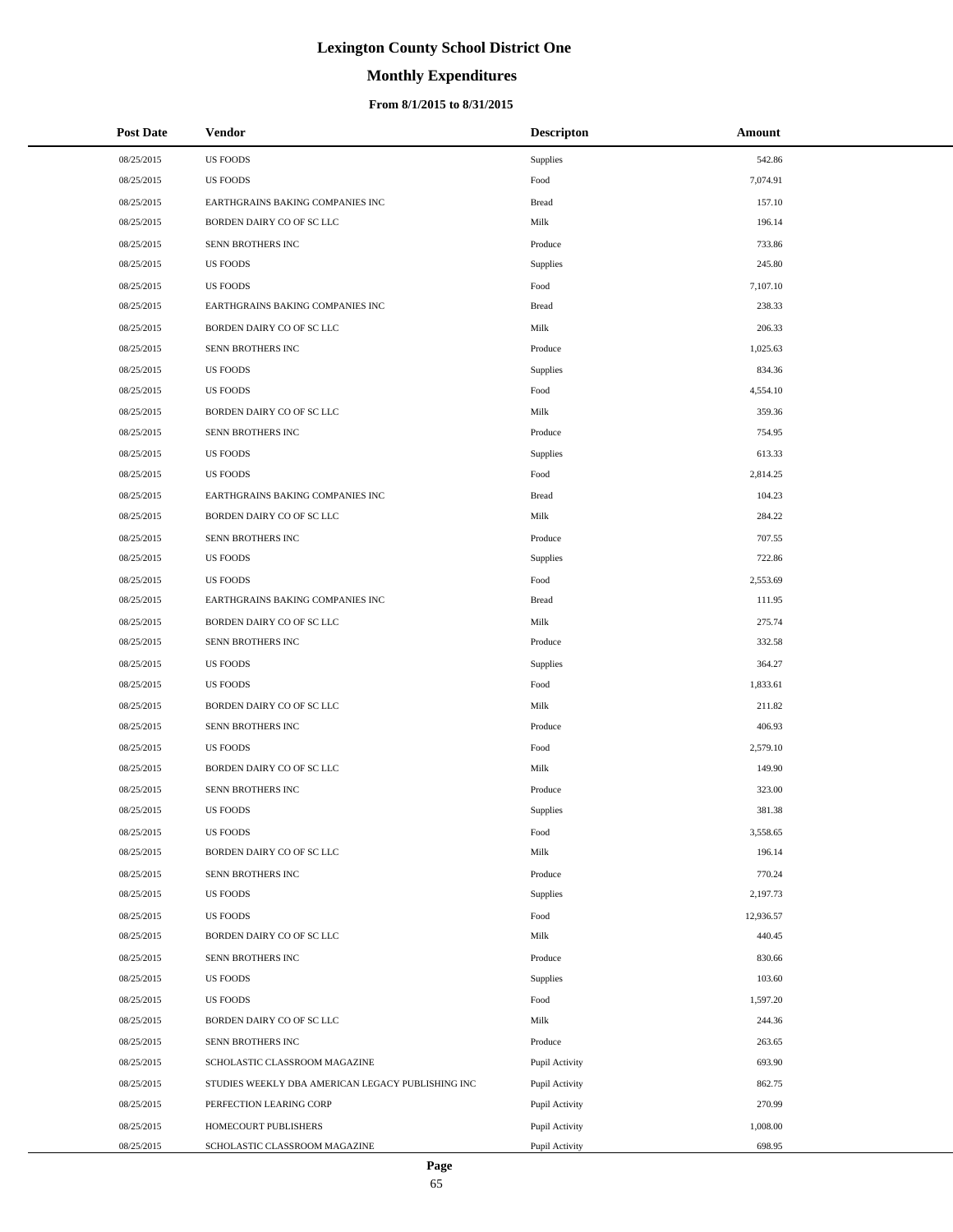# Lexington County School District One

## Monthly Expenditures

### From 8/1/2015 to 8/31/2015

| Post Date | Vendor | Descripton | Amount |
|---|---|---|---|
| 08/25/2015 | US FOODS | Supplies | 542.86 |
| 08/25/2015 | US FOODS | Food | 7,074.91 |
| 08/25/2015 | EARTHGRAINS BAKING COMPANIES INC | Bread | 157.10 |
| 08/25/2015 | BORDEN DAIRY CO OF SC LLC | Milk | 196.14 |
| 08/25/2015 | SENN BROTHERS INC | Produce | 733.86 |
| 08/25/2015 | US FOODS | Supplies | 245.80 |
| 08/25/2015 | US FOODS | Food | 7,107.10 |
| 08/25/2015 | EARTHGRAINS BAKING COMPANIES INC | Bread | 238.33 |
| 08/25/2015 | BORDEN DAIRY CO OF SC LLC | Milk | 206.33 |
| 08/25/2015 | SENN BROTHERS INC | Produce | 1,025.63 |
| 08/25/2015 | US FOODS | Supplies | 834.36 |
| 08/25/2015 | US FOODS | Food | 4,554.10 |
| 08/25/2015 | BORDEN DAIRY CO OF SC LLC | Milk | 359.36 |
| 08/25/2015 | SENN BROTHERS INC | Produce | 754.95 |
| 08/25/2015 | US FOODS | Supplies | 613.33 |
| 08/25/2015 | US FOODS | Food | 2,814.25 |
| 08/25/2015 | EARTHGRAINS BAKING COMPANIES INC | Bread | 104.23 |
| 08/25/2015 | BORDEN DAIRY CO OF SC LLC | Milk | 284.22 |
| 08/25/2015 | SENN BROTHERS INC | Produce | 707.55 |
| 08/25/2015 | US FOODS | Supplies | 722.86 |
| 08/25/2015 | US FOODS | Food | 2,553.69 |
| 08/25/2015 | EARTHGRAINS BAKING COMPANIES INC | Bread | 111.95 |
| 08/25/2015 | BORDEN DAIRY CO OF SC LLC | Milk | 275.74 |
| 08/25/2015 | SENN BROTHERS INC | Produce | 332.58 |
| 08/25/2015 | US FOODS | Supplies | 364.27 |
| 08/25/2015 | US FOODS | Food | 1,833.61 |
| 08/25/2015 | BORDEN DAIRY CO OF SC LLC | Milk | 211.82 |
| 08/25/2015 | SENN BROTHERS INC | Produce | 406.93 |
| 08/25/2015 | US FOODS | Food | 2,579.10 |
| 08/25/2015 | BORDEN DAIRY CO OF SC LLC | Milk | 149.90 |
| 08/25/2015 | SENN BROTHERS INC | Produce | 323.00 |
| 08/25/2015 | US FOODS | Supplies | 381.38 |
| 08/25/2015 | US FOODS | Food | 3,558.65 |
| 08/25/2015 | BORDEN DAIRY CO OF SC LLC | Milk | 196.14 |
| 08/25/2015 | SENN BROTHERS INC | Produce | 770.24 |
| 08/25/2015 | US FOODS | Supplies | 2,197.73 |
| 08/25/2015 | US FOODS | Food | 12,936.57 |
| 08/25/2015 | BORDEN DAIRY CO OF SC LLC | Milk | 440.45 |
| 08/25/2015 | SENN BROTHERS INC | Produce | 830.66 |
| 08/25/2015 | US FOODS | Supplies | 103.60 |
| 08/25/2015 | US FOODS | Food | 1,597.20 |
| 08/25/2015 | BORDEN DAIRY CO OF SC LLC | Milk | 244.36 |
| 08/25/2015 | SENN BROTHERS INC | Produce | 263.65 |
| 08/25/2015 | SCHOLASTIC CLASSROOM MAGAZINE | Pupil Activity | 693.90 |
| 08/25/2015 | STUDIES WEEKLY DBA AMERICAN LEGACY PUBLISHING INC | Pupil Activity | 862.75 |
| 08/25/2015 | PERFECTION LEARING CORP | Pupil Activity | 270.99 |
| 08/25/2015 | HOMECOURT PUBLISHERS | Pupil Activity | 1,008.00 |
| 08/25/2015 | SCHOLASTIC CLASSROOM MAGAZINE | Pupil Activity | 698.95 |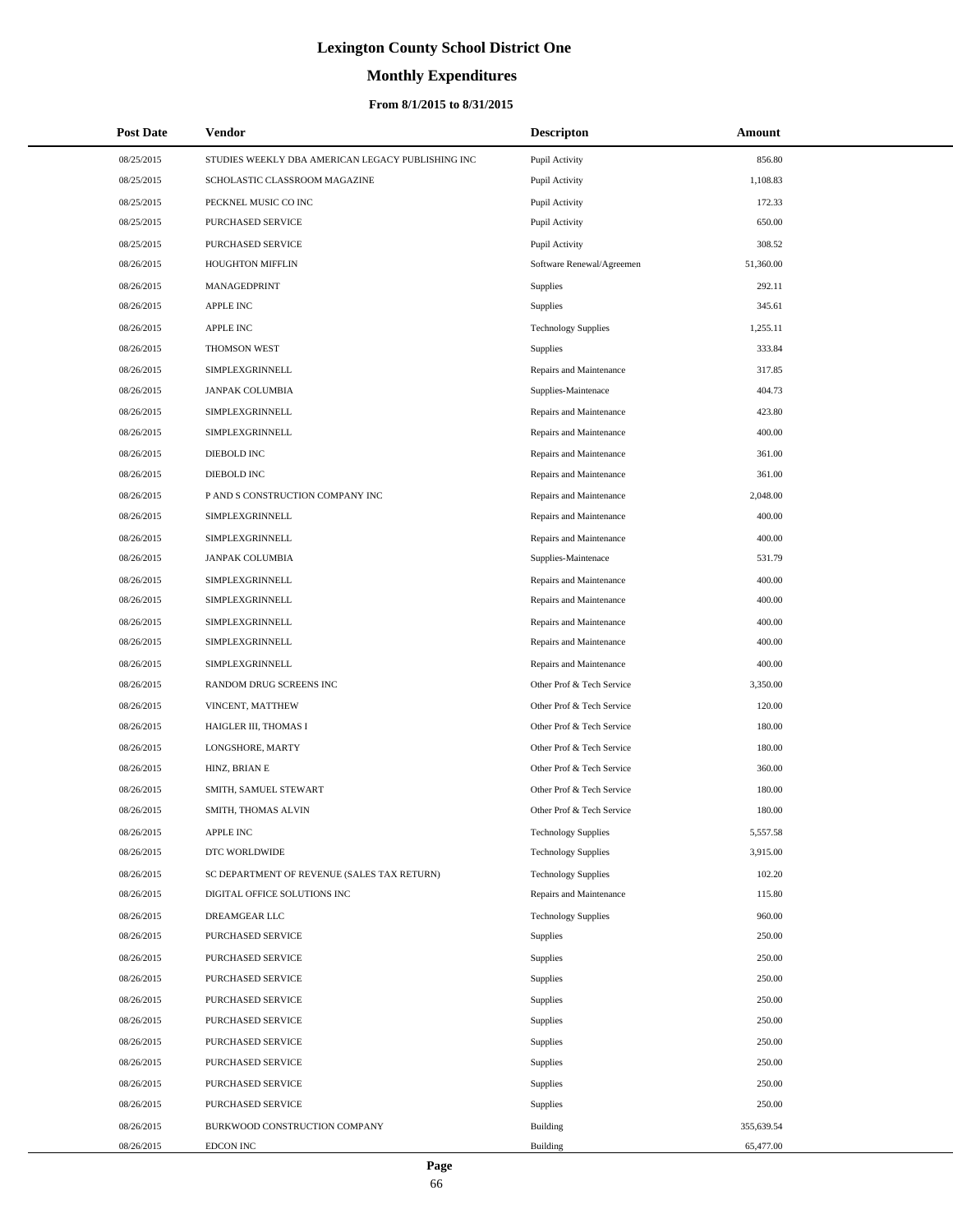# Lexington County School District One

## Monthly Expenditures

### From 8/1/2015 to 8/31/2015

| Post Date | Vendor | Descripton | Amount |
|---|---|---|---|
| 08/25/2015 | STUDIES WEEKLY DBA AMERICAN LEGACY PUBLISHING INC | Pupil Activity | 856.80 |
| 08/25/2015 | SCHOLASTIC CLASSROOM MAGAZINE | Pupil Activity | 1,108.83 |
| 08/25/2015 | PECKNEL MUSIC CO INC | Pupil Activity | 172.33 |
| 08/25/2015 | PURCHASED SERVICE | Pupil Activity | 650.00 |
| 08/25/2015 | PURCHASED SERVICE | Pupil Activity | 308.52 |
| 08/26/2015 | HOUGHTON MIFFLIN | Software Renewal/Agreemen | 51,360.00 |
| 08/26/2015 | MANAGEDPRINT | Supplies | 292.11 |
| 08/26/2015 | APPLE INC | Supplies | 345.61 |
| 08/26/2015 | APPLE INC | Technology Supplies | 1,255.11 |
| 08/26/2015 | THOMSON WEST | Supplies | 333.84 |
| 08/26/2015 | SIMPLEXGRINNELL | Repairs and Maintenance | 317.85 |
| 08/26/2015 | JANPAK COLUMBIA | Supplies-Maintenace | 404.73 |
| 08/26/2015 | SIMPLEXGRINNELL | Repairs and Maintenance | 423.80 |
| 08/26/2015 | SIMPLEXGRINNELL | Repairs and Maintenance | 400.00 |
| 08/26/2015 | DIEBOLD INC | Repairs and Maintenance | 361.00 |
| 08/26/2015 | DIEBOLD INC | Repairs and Maintenance | 361.00 |
| 08/26/2015 | P AND S CONSTRUCTION COMPANY INC | Repairs and Maintenance | 2,048.00 |
| 08/26/2015 | SIMPLEXGRINNELL | Repairs and Maintenance | 400.00 |
| 08/26/2015 | SIMPLEXGRINNELL | Repairs and Maintenance | 400.00 |
| 08/26/2015 | JANPAK COLUMBIA | Supplies-Maintenace | 531.79 |
| 08/26/2015 | SIMPLEXGRINNELL | Repairs and Maintenance | 400.00 |
| 08/26/2015 | SIMPLEXGRINNELL | Repairs and Maintenance | 400.00 |
| 08/26/2015 | SIMPLEXGRINNELL | Repairs and Maintenance | 400.00 |
| 08/26/2015 | SIMPLEXGRINNELL | Repairs and Maintenance | 400.00 |
| 08/26/2015 | SIMPLEXGRINNELL | Repairs and Maintenance | 400.00 |
| 08/26/2015 | RANDOM DRUG SCREENS INC | Other Prof & Tech Service | 3,350.00 |
| 08/26/2015 | VINCENT, MATTHEW | Other Prof & Tech Service | 120.00 |
| 08/26/2015 | HAIGLER III, THOMAS I | Other Prof & Tech Service | 180.00 |
| 08/26/2015 | LONGSHORE, MARTY | Other Prof & Tech Service | 180.00 |
| 08/26/2015 | HINZ, BRIAN E | Other Prof & Tech Service | 360.00 |
| 08/26/2015 | SMITH, SAMUEL STEWART | Other Prof & Tech Service | 180.00 |
| 08/26/2015 | SMITH, THOMAS ALVIN | Other Prof & Tech Service | 180.00 |
| 08/26/2015 | APPLE INC | Technology Supplies | 5,557.58 |
| 08/26/2015 | DTC WORLDWIDE | Technology Supplies | 3,915.00 |
| 08/26/2015 | SC DEPARTMENT OF REVENUE (SALES TAX RETURN) | Technology Supplies | 102.20 |
| 08/26/2015 | DIGITAL OFFICE SOLUTIONS INC | Repairs and Maintenance | 115.80 |
| 08/26/2015 | DREAMGEAR LLC | Technology Supplies | 960.00 |
| 08/26/2015 | PURCHASED SERVICE | Supplies | 250.00 |
| 08/26/2015 | PURCHASED SERVICE | Supplies | 250.00 |
| 08/26/2015 | PURCHASED SERVICE | Supplies | 250.00 |
| 08/26/2015 | PURCHASED SERVICE | Supplies | 250.00 |
| 08/26/2015 | PURCHASED SERVICE | Supplies | 250.00 |
| 08/26/2015 | PURCHASED SERVICE | Supplies | 250.00 |
| 08/26/2015 | PURCHASED SERVICE | Supplies | 250.00 |
| 08/26/2015 | PURCHASED SERVICE | Supplies | 250.00 |
| 08/26/2015 | PURCHASED SERVICE | Supplies | 250.00 |
| 08/26/2015 | BURKWOOD CONSTRUCTION COMPANY | Building | 355,639.54 |
| 08/26/2015 | EDCON INC | Building | 65,477.00 |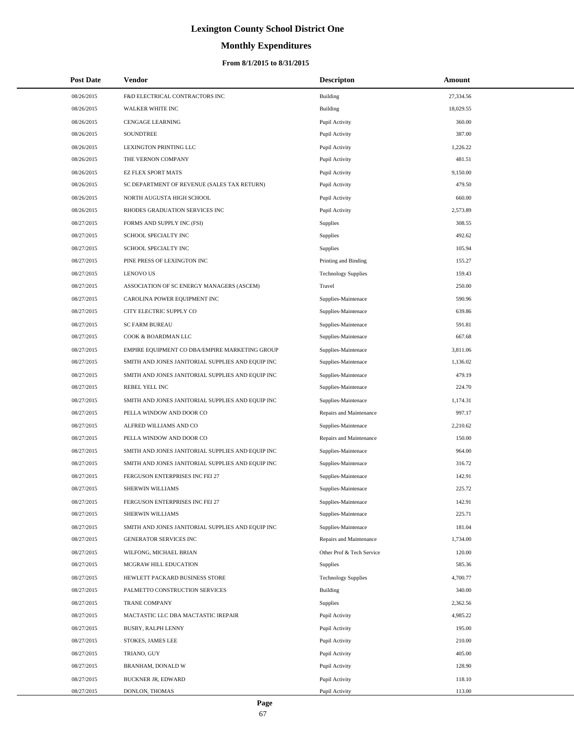# Lexington County School District One

## Monthly Expenditures

### From 8/1/2015 to 8/31/2015

| Post Date | Vendor | Descripton | Amount |
|---|---|---|---|
| 08/26/2015 | F&D ELECTRICAL CONTRACTORS INC | Building | 27,334.56 |
| 08/26/2015 | WALKER WHITE INC | Building | 18,029.55 |
| 08/26/2015 | CENGAGE LEARNING | Pupil Activity | 360.00 |
| 08/26/2015 | SOUNDTREE | Pupil Activity | 387.00 |
| 08/26/2015 | LEXINGTON PRINTING LLC | Pupil Activity | 1,226.22 |
| 08/26/2015 | THE VERNON COMPANY | Pupil Activity | 481.51 |
| 08/26/2015 | EZ FLEX SPORT MATS | Pupil Activity | 9,150.00 |
| 08/26/2015 | SC DEPARTMENT OF REVENUE (SALES TAX RETURN) | Pupil Activity | 479.50 |
| 08/26/2015 | NORTH AUGUSTA HIGH SCHOOL | Pupil Activity | 660.00 |
| 08/26/2015 | RHODES GRADUATION SERVICES INC | Pupil Activity | 2,573.89 |
| 08/27/2015 | FORMS AND SUPPLY INC (FSI) | Supplies | 308.55 |
| 08/27/2015 | SCHOOL SPECIALTY INC | Supplies | 492.62 |
| 08/27/2015 | SCHOOL SPECIALTY INC | Supplies | 105.94 |
| 08/27/2015 | PINE PRESS OF LEXINGTON INC | Printing and Binding | 155.27 |
| 08/27/2015 | LENOVO US | Technology Supplies | 159.43 |
| 08/27/2015 | ASSOCIATION OF SC ENERGY MANAGERS (ASCEM) | Travel | 250.00 |
| 08/27/2015 | CAROLINA POWER EQUIPMENT INC | Supplies-Maintenace | 590.96 |
| 08/27/2015 | CITY ELECTRIC SUPPLY CO | Supplies-Maintenace | 639.86 |
| 08/27/2015 | SC FARM BUREAU | Supplies-Maintenace | 591.81 |
| 08/27/2015 | COOK & BOARDMAN LLC | Supplies-Maintenace | 667.68 |
| 08/27/2015 | EMPIRE EQUIPMENT CO DBA/EMPIRE MARKETING GROUP | Supplies-Maintenace | 3,811.06 |
| 08/27/2015 | SMITH AND JONES JANITORIAL SUPPLIES AND EQUIP INC | Supplies-Maintenace | 1,136.02 |
| 08/27/2015 | SMITH AND JONES JANITORIAL SUPPLIES AND EQUIP INC | Supplies-Maintenace | 479.19 |
| 08/27/2015 | REBEL YELL INC | Supplies-Maintenace | 224.70 |
| 08/27/2015 | SMITH AND JONES JANITORIAL SUPPLIES AND EQUIP INC | Supplies-Maintenace | 1,174.31 |
| 08/27/2015 | PELLA WINDOW AND DOOR CO | Repairs and Maintenance | 997.17 |
| 08/27/2015 | ALFRED WILLIAMS AND CO | Supplies-Maintenace | 2,210.62 |
| 08/27/2015 | PELLA WINDOW AND DOOR CO | Repairs and Maintenance | 150.00 |
| 08/27/2015 | SMITH AND JONES JANITORIAL SUPPLIES AND EQUIP INC | Supplies-Maintenace | 964.00 |
| 08/27/2015 | SMITH AND JONES JANITORIAL SUPPLIES AND EQUIP INC | Supplies-Maintenace | 316.72 |
| 08/27/2015 | FERGUSON ENTERPRISES INC FEI 27 | Supplies-Maintenace | 142.91 |
| 08/27/2015 | SHERWIN WILLIAMS | Supplies-Maintenace | 225.72 |
| 08/27/2015 | FERGUSON ENTERPRISES INC FEI 27 | Supplies-Maintenace | 142.91 |
| 08/27/2015 | SHERWIN WILLIAMS | Supplies-Maintenace | 225.71 |
| 08/27/2015 | SMITH AND JONES JANITORIAL SUPPLIES AND EQUIP INC | Supplies-Maintenace | 181.04 |
| 08/27/2015 | GENERATOR SERVICES INC | Repairs and Maintenance | 1,734.00 |
| 08/27/2015 | WILFONG, MICHAEL BRIAN | Other Prof & Tech Service | 120.00 |
| 08/27/2015 | MCGRAW HILL EDUCATION | Supplies | 585.36 |
| 08/27/2015 | HEWLETT PACKARD BUSINESS STORE | Technology Supplies | 4,700.77 |
| 08/27/2015 | PALMETTO CONSTRUCTION SERVICES | Building | 340.00 |
| 08/27/2015 | TRANE COMPANY | Supplies | 2,362.56 |
| 08/27/2015 | MACTASTIC LLC DBA MACTASTIC IREPAIR | Pupil Activity | 4,985.22 |
| 08/27/2015 | BUSBY, RALPH LENNY | Pupil Activity | 195.00 |
| 08/27/2015 | STOKES, JAMES LEE | Pupil Activity | 210.00 |
| 08/27/2015 | TRIANO, GUY | Pupil Activity | 405.00 |
| 08/27/2015 | BRANHAM, DONALD W | Pupil Activity | 128.90 |
| 08/27/2015 | BUCKNER JR, EDWARD | Pupil Activity | 118.10 |
| 08/27/2015 | DONLON, THOMAS | Pupil Activity | 113.00 |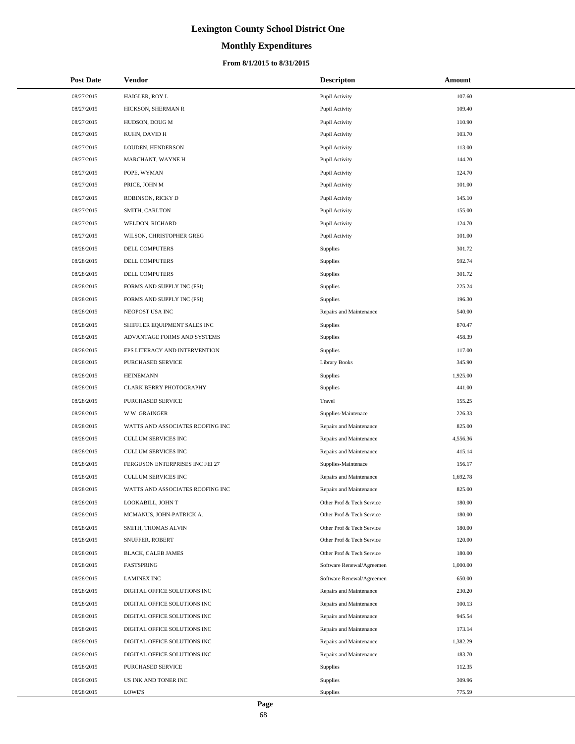# Lexington County School District One

## Monthly Expenditures

### From 8/1/2015 to 8/31/2015

| Post Date | Vendor | Descripton | Amount |
|---|---|---|---|
| 08/27/2015 | HAIGLER, ROY L | Pupil Activity | 107.60 |
| 08/27/2015 | HICKSON, SHERMAN R | Pupil Activity | 109.40 |
| 08/27/2015 | HUDSON, DOUG M | Pupil Activity | 110.90 |
| 08/27/2015 | KUHN, DAVID H | Pupil Activity | 103.70 |
| 08/27/2015 | LOUDEN, HENDERSON | Pupil Activity | 113.00 |
| 08/27/2015 | MARCHANT, WAYNE H | Pupil Activity | 144.20 |
| 08/27/2015 | POPE, WYMAN | Pupil Activity | 124.70 |
| 08/27/2015 | PRICE, JOHN M | Pupil Activity | 101.00 |
| 08/27/2015 | ROBINSON, RICKY D | Pupil Activity | 145.10 |
| 08/27/2015 | SMITH, CARLTON | Pupil Activity | 155.00 |
| 08/27/2015 | WELDON, RICHARD | Pupil Activity | 124.70 |
| 08/27/2015 | WILSON, CHRISTOPHER GREG | Pupil Activity | 101.00 |
| 08/28/2015 | DELL COMPUTERS | Supplies | 301.72 |
| 08/28/2015 | DELL COMPUTERS | Supplies | 592.74 |
| 08/28/2015 | DELL COMPUTERS | Supplies | 301.72 |
| 08/28/2015 | FORMS AND SUPPLY INC (FSI) | Supplies | 225.24 |
| 08/28/2015 | FORMS AND SUPPLY INC (FSI) | Supplies | 196.30 |
| 08/28/2015 | NEOPOST USA INC | Repairs and Maintenance | 540.00 |
| 08/28/2015 | SHIFFLER EQUIPMENT SALES INC | Supplies | 870.47 |
| 08/28/2015 | ADVANTAGE FORMS AND SYSTEMS | Supplies | 458.39 |
| 08/28/2015 | EPS LITERACY AND INTERVENTION | Supplies | 117.00 |
| 08/28/2015 | PURCHASED SERVICE | Library Books | 345.90 |
| 08/28/2015 | HEINEMANN | Supplies | 1,925.00 |
| 08/28/2015 | CLARK BERRY PHOTOGRAPHY | Supplies | 441.00 |
| 08/28/2015 | PURCHASED SERVICE | Travel | 155.25 |
| 08/28/2015 | W W GRAINGER | Supplies-Maintenace | 226.33 |
| 08/28/2015 | WATTS AND ASSOCIATES ROOFING INC | Repairs and Maintenance | 825.00 |
| 08/28/2015 | CULLUM SERVICES INC | Repairs and Maintenance | 4,556.36 |
| 08/28/2015 | CULLUM SERVICES INC | Repairs and Maintenance | 415.14 |
| 08/28/2015 | FERGUSON ENTERPRISES INC FEI 27 | Supplies-Maintenace | 156.17 |
| 08/28/2015 | CULLUM SERVICES INC | Repairs and Maintenance | 1,692.78 |
| 08/28/2015 | WATTS AND ASSOCIATES ROOFING INC | Repairs and Maintenance | 825.00 |
| 08/28/2015 | LOOKABILL, JOHN T | Other Prof & Tech Service | 180.00 |
| 08/28/2015 | MCMANUS, JOHN-PATRICK A. | Other Prof & Tech Service | 180.00 |
| 08/28/2015 | SMITH, THOMAS ALVIN | Other Prof & Tech Service | 180.00 |
| 08/28/2015 | SNUFFER, ROBERT | Other Prof & Tech Service | 120.00 |
| 08/28/2015 | BLACK, CALEB JAMES | Other Prof & Tech Service | 180.00 |
| 08/28/2015 | FASTSPRING | Software Renewal/Agreemen | 1,000.00 |
| 08/28/2015 | LAMINEX INC | Software Renewal/Agreemen | 650.00 |
| 08/28/2015 | DIGITAL OFFICE SOLUTIONS INC | Repairs and Maintenance | 230.20 |
| 08/28/2015 | DIGITAL OFFICE SOLUTIONS INC | Repairs and Maintenance | 100.13 |
| 08/28/2015 | DIGITAL OFFICE SOLUTIONS INC | Repairs and Maintenance | 945.54 |
| 08/28/2015 | DIGITAL OFFICE SOLUTIONS INC | Repairs and Maintenance | 173.14 |
| 08/28/2015 | DIGITAL OFFICE SOLUTIONS INC | Repairs and Maintenance | 1,382.29 |
| 08/28/2015 | DIGITAL OFFICE SOLUTIONS INC | Repairs and Maintenance | 183.70 |
| 08/28/2015 | PURCHASED SERVICE | Supplies | 112.35 |
| 08/28/2015 | US INK AND TONER INC | Supplies | 309.96 |
| 08/28/2015 | LOWE'S | Supplies | 775.59 |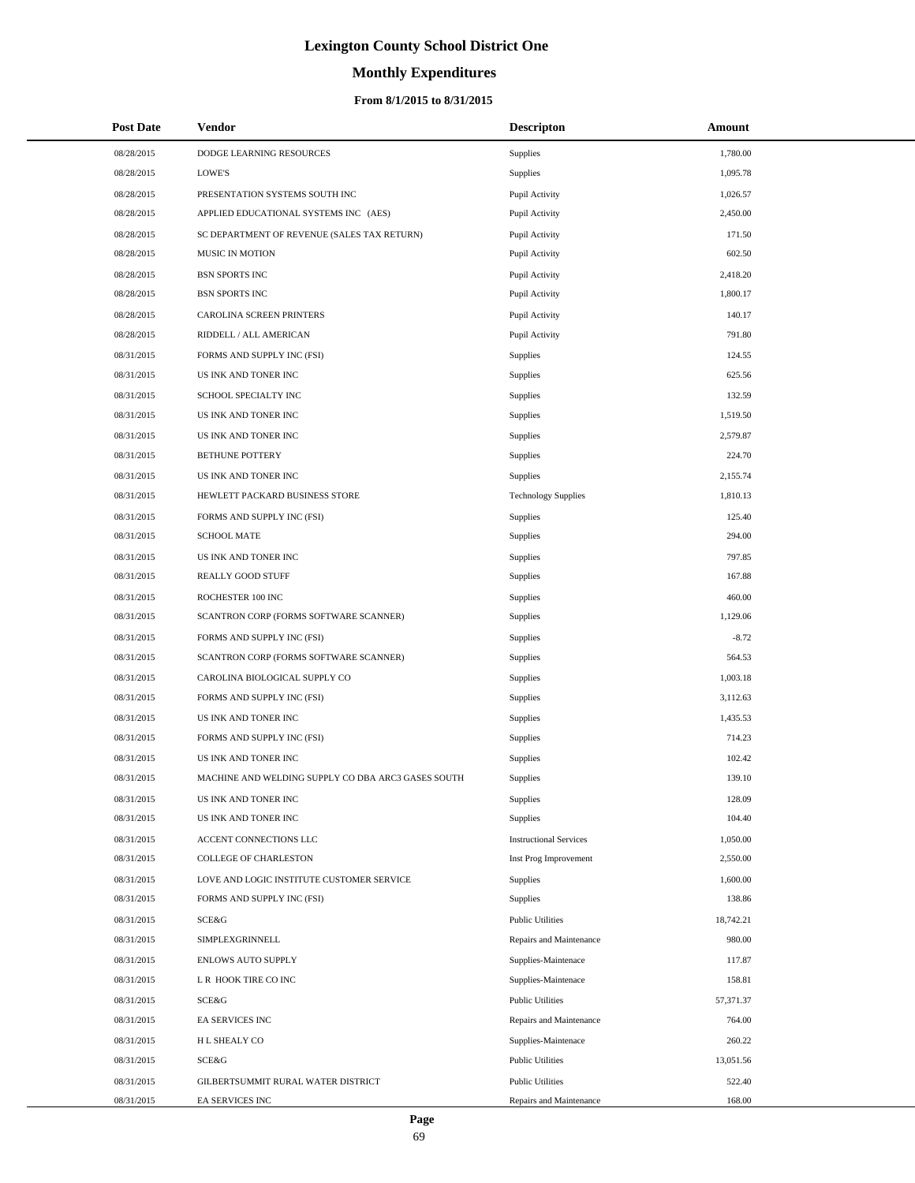# Lexington County School District One

## Monthly Expenditures

### From 8/1/2015 to 8/31/2015

| Post Date | Vendor | Descripton | Amount |
|---|---|---|---|
| 08/28/2015 | DODGE LEARNING RESOURCES | Supplies | 1,780.00 |
| 08/28/2015 | LOWE'S | Supplies | 1,095.78 |
| 08/28/2015 | PRESENTATION SYSTEMS SOUTH INC | Pupil Activity | 1,026.57 |
| 08/28/2015 | APPLIED EDUCATIONAL SYSTEMS INC (AES) | Pupil Activity | 2,450.00 |
| 08/28/2015 | SC DEPARTMENT OF REVENUE (SALES TAX RETURN) | Pupil Activity | 171.50 |
| 08/28/2015 | MUSIC IN MOTION | Pupil Activity | 602.50 |
| 08/28/2015 | BSN SPORTS INC | Pupil Activity | 2,418.20 |
| 08/28/2015 | BSN SPORTS INC | Pupil Activity | 1,800.17 |
| 08/28/2015 | CAROLINA SCREEN PRINTERS | Pupil Activity | 140.17 |
| 08/28/2015 | RIDDELL / ALL AMERICAN | Pupil Activity | 791.80 |
| 08/31/2015 | FORMS AND SUPPLY INC (FSI) | Supplies | 124.55 |
| 08/31/2015 | US INK AND TONER INC | Supplies | 625.56 |
| 08/31/2015 | SCHOOL SPECIALTY INC | Supplies | 132.59 |
| 08/31/2015 | US INK AND TONER INC | Supplies | 1,519.50 |
| 08/31/2015 | US INK AND TONER INC | Supplies | 2,579.87 |
| 08/31/2015 | BETHUNE POTTERY | Supplies | 224.70 |
| 08/31/2015 | US INK AND TONER INC | Supplies | 2,155.74 |
| 08/31/2015 | HEWLETT PACKARD BUSINESS STORE | Technology Supplies | 1,810.13 |
| 08/31/2015 | FORMS AND SUPPLY INC (FSI) | Supplies | 125.40 |
| 08/31/2015 | SCHOOL MATE | Supplies | 294.00 |
| 08/31/2015 | US INK AND TONER INC | Supplies | 797.85 |
| 08/31/2015 | REALLY GOOD STUFF | Supplies | 167.88 |
| 08/31/2015 | ROCHESTER 100 INC | Supplies | 460.00 |
| 08/31/2015 | SCANTRON CORP (FORMS SOFTWARE SCANNER) | Supplies | 1,129.06 |
| 08/31/2015 | FORMS AND SUPPLY INC (FSI) | Supplies | -8.72 |
| 08/31/2015 | SCANTRON CORP (FORMS SOFTWARE SCANNER) | Supplies | 564.53 |
| 08/31/2015 | CAROLINA BIOLOGICAL SUPPLY CO | Supplies | 1,003.18 |
| 08/31/2015 | FORMS AND SUPPLY INC (FSI) | Supplies | 3,112.63 |
| 08/31/2015 | US INK AND TONER INC | Supplies | 1,435.53 |
| 08/31/2015 | FORMS AND SUPPLY INC (FSI) | Supplies | 714.23 |
| 08/31/2015 | US INK AND TONER INC | Supplies | 102.42 |
| 08/31/2015 | MACHINE AND WELDING SUPPLY CO DBA ARC3 GASES SOUTH | Supplies | 139.10 |
| 08/31/2015 | US INK AND TONER INC | Supplies | 128.09 |
| 08/31/2015 | US INK AND TONER INC | Supplies | 104.40 |
| 08/31/2015 | ACCENT CONNECTIONS LLC | Instructional Services | 1,050.00 |
| 08/31/2015 | COLLEGE OF CHARLESTON | Inst Prog Improvement | 2,550.00 |
| 08/31/2015 | LOVE AND LOGIC INSTITUTE CUSTOMER SERVICE | Supplies | 1,600.00 |
| 08/31/2015 | FORMS AND SUPPLY INC (FSI) | Supplies | 138.86 |
| 08/31/2015 | SCE&G | Public Utilities | 18,742.21 |
| 08/31/2015 | SIMPLEXGRINNELL | Repairs and Maintenance | 980.00 |
| 08/31/2015 | ENLOWS AUTO SUPPLY | Supplies-Maintenace | 117.87 |
| 08/31/2015 | L R HOOK TIRE CO INC | Supplies-Maintenace | 158.81 |
| 08/31/2015 | SCE&G | Public Utilities | 57,371.37 |
| 08/31/2015 | EA SERVICES INC | Repairs and Maintenance | 764.00 |
| 08/31/2015 | H L SHEALY CO | Supplies-Maintenace | 260.22 |
| 08/31/2015 | SCE&G | Public Utilities | 13,051.56 |
| 08/31/2015 | GILBERTSUMMIT RURAL WATER DISTRICT | Public Utilities | 522.40 |
| 08/31/2015 | EA SERVICES INC | Repairs and Maintenance | 168.00 |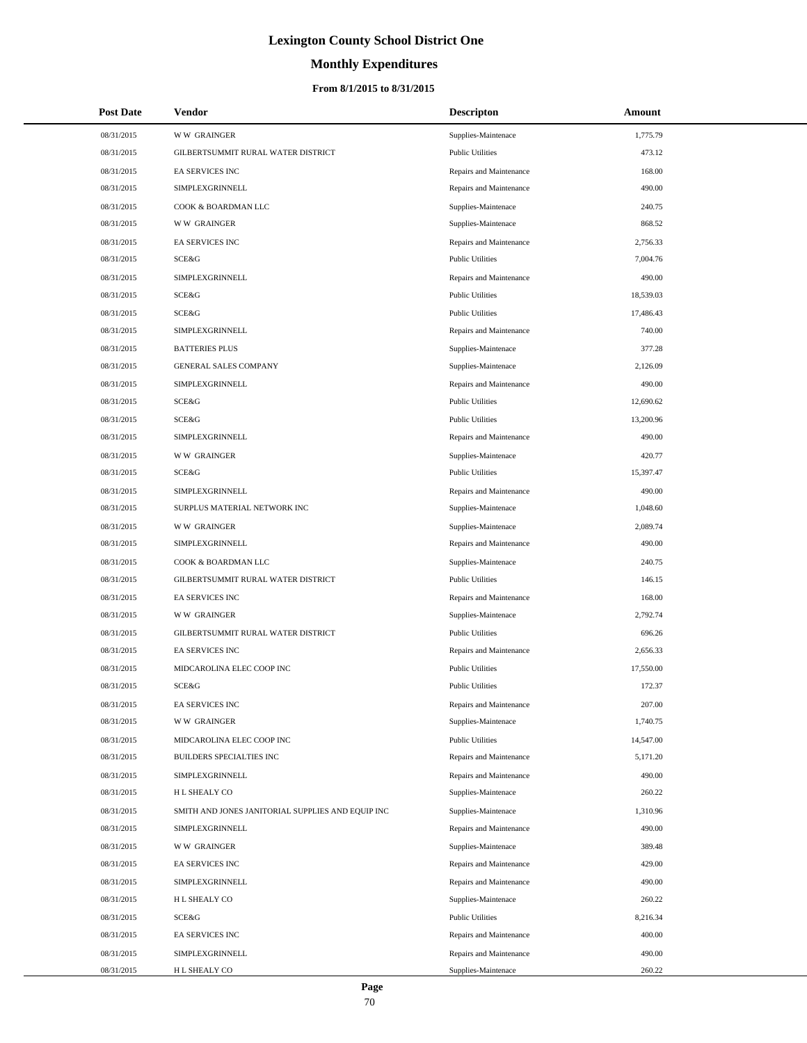# Lexington County School District One

## Monthly Expenditures

### From 8/1/2015 to 8/31/2015

| Post Date | Vendor | Descripton | Amount |
|---|---|---|---|
| 08/31/2015 | W W GRAINGER | Supplies-Maintenace | 1,775.79 |
| 08/31/2015 | GILBERTSUMMIT RURAL WATER DISTRICT | Public Utilities | 473.12 |
| 08/31/2015 | EA SERVICES INC | Repairs and Maintenance | 168.00 |
| 08/31/2015 | SIMPLEXGRINNELL | Repairs and Maintenance | 490.00 |
| 08/31/2015 | COOK & BOARDMAN LLC | Supplies-Maintenace | 240.75 |
| 08/31/2015 | W W GRAINGER | Supplies-Maintenace | 868.52 |
| 08/31/2015 | EA SERVICES INC | Repairs and Maintenance | 2,756.33 |
| 08/31/2015 | SCE&G | Public Utilities | 7,004.76 |
| 08/31/2015 | SIMPLEXGRINNELL | Repairs and Maintenance | 490.00 |
| 08/31/2015 | SCE&G | Public Utilities | 18,539.03 |
| 08/31/2015 | SCE&G | Public Utilities | 17,486.43 |
| 08/31/2015 | SIMPLEXGRINNELL | Repairs and Maintenance | 740.00 |
| 08/31/2015 | BATTERIES PLUS | Supplies-Maintenace | 377.28 |
| 08/31/2015 | GENERAL SALES COMPANY | Supplies-Maintenace | 2,126.09 |
| 08/31/2015 | SIMPLEXGRINNELL | Repairs and Maintenance | 490.00 |
| 08/31/2015 | SCE&G | Public Utilities | 12,690.62 |
| 08/31/2015 | SCE&G | Public Utilities | 13,200.96 |
| 08/31/2015 | SIMPLEXGRINNELL | Repairs and Maintenance | 490.00 |
| 08/31/2015 | W W GRAINGER | Supplies-Maintenace | 420.77 |
| 08/31/2015 | SCE&G | Public Utilities | 15,397.47 |
| 08/31/2015 | SIMPLEXGRINNELL | Repairs and Maintenance | 490.00 |
| 08/31/2015 | SURPLUS MATERIAL NETWORK INC | Supplies-Maintenace | 1,048.60 |
| 08/31/2015 | W W GRAINGER | Supplies-Maintenace | 2,089.74 |
| 08/31/2015 | SIMPLEXGRINNELL | Repairs and Maintenance | 490.00 |
| 08/31/2015 | COOK & BOARDMAN LLC | Supplies-Maintenace | 240.75 |
| 08/31/2015 | GILBERTSUMMIT RURAL WATER DISTRICT | Public Utilities | 146.15 |
| 08/31/2015 | EA SERVICES INC | Repairs and Maintenance | 168.00 |
| 08/31/2015 | W W GRAINGER | Supplies-Maintenace | 2,792.74 |
| 08/31/2015 | GILBERTSUMMIT RURAL WATER DISTRICT | Public Utilities | 696.26 |
| 08/31/2015 | EA SERVICES INC | Repairs and Maintenance | 2,656.33 |
| 08/31/2015 | MIDCAROLINA ELEC COOP INC | Public Utilities | 17,550.00 |
| 08/31/2015 | SCE&G | Public Utilities | 172.37 |
| 08/31/2015 | EA SERVICES INC | Repairs and Maintenance | 207.00 |
| 08/31/2015 | W W GRAINGER | Supplies-Maintenace | 1,740.75 |
| 08/31/2015 | MIDCAROLINA ELEC COOP INC | Public Utilities | 14,547.00 |
| 08/31/2015 | BUILDERS SPECIALTIES INC | Repairs and Maintenance | 5,171.20 |
| 08/31/2015 | SIMPLEXGRINNELL | Repairs and Maintenance | 490.00 |
| 08/31/2015 | H L SHEALY CO | Supplies-Maintenace | 260.22 |
| 08/31/2015 | SMITH AND JONES JANITORIAL SUPPLIES AND EQUIP INC | Supplies-Maintenace | 1,310.96 |
| 08/31/2015 | SIMPLEXGRINNELL | Repairs and Maintenance | 490.00 |
| 08/31/2015 | W W GRAINGER | Supplies-Maintenace | 389.48 |
| 08/31/2015 | EA SERVICES INC | Repairs and Maintenance | 429.00 |
| 08/31/2015 | SIMPLEXGRINNELL | Repairs and Maintenance | 490.00 |
| 08/31/2015 | H L SHEALY CO | Supplies-Maintenace | 260.22 |
| 08/31/2015 | SCE&G | Public Utilities | 8,216.34 |
| 08/31/2015 | EA SERVICES INC | Repairs and Maintenance | 400.00 |
| 08/31/2015 | SIMPLEXGRINNELL | Repairs and Maintenance | 490.00 |
| 08/31/2015 | H L SHEALY CO | Supplies-Maintenace | 260.22 |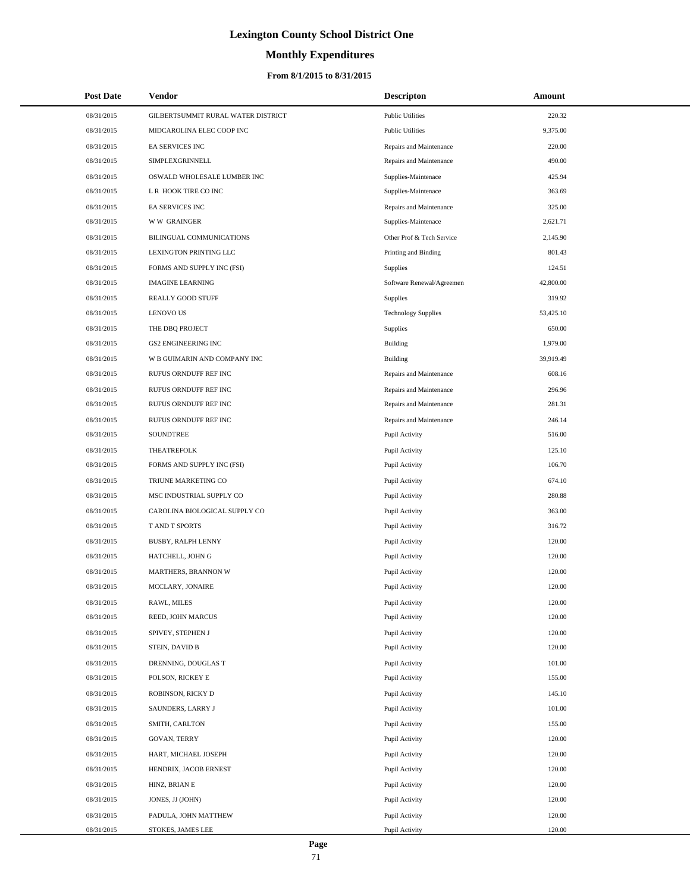# Lexington County School District One

## Monthly Expenditures

### From 8/1/2015 to 8/31/2015

| Post Date | Vendor | Descripton | Amount |
|---|---|---|---|
| 08/31/2015 | GILBERTSUMMIT RURAL WATER DISTRICT | Public Utilities | 220.32 |
| 08/31/2015 | MIDCAROLINA ELEC COOP INC | Public Utilities | 9,375.00 |
| 08/31/2015 | EA SERVICES INC | Repairs and Maintenance | 220.00 |
| 08/31/2015 | SIMPLEXGRINNELL | Repairs and Maintenance | 490.00 |
| 08/31/2015 | OSWALD WHOLESALE LUMBER INC | Supplies-Maintenace | 425.94 |
| 08/31/2015 | L R HOOK TIRE CO INC | Supplies-Maintenace | 363.69 |
| 08/31/2015 | EA SERVICES INC | Repairs and Maintenance | 325.00 |
| 08/31/2015 | W W GRAINGER | Supplies-Maintenace | 2,621.71 |
| 08/31/2015 | BILINGUAL COMMUNICATIONS | Other Prof & Tech Service | 2,145.90 |
| 08/31/2015 | LEXINGTON PRINTING LLC | Printing and Binding | 801.43 |
| 08/31/2015 | FORMS AND SUPPLY INC (FSI) | Supplies | 124.51 |
| 08/31/2015 | IMAGINE LEARNING | Software Renewal/Agreemen | 42,800.00 |
| 08/31/2015 | REALLY GOOD STUFF | Supplies | 319.92 |
| 08/31/2015 | LENOVO US | Technology Supplies | 53,425.10 |
| 08/31/2015 | THE DBQ PROJECT | Supplies | 650.00 |
| 08/31/2015 | GS2 ENGINEERING INC | Building | 1,979.00 |
| 08/31/2015 | W B GUIMARIN AND COMPANY INC | Building | 39,919.49 |
| 08/31/2015 | RUFUS ORNDUFF REF INC | Repairs and Maintenance | 608.16 |
| 08/31/2015 | RUFUS ORNDUFF REF INC | Repairs and Maintenance | 296.96 |
| 08/31/2015 | RUFUS ORNDUFF REF INC | Repairs and Maintenance | 281.31 |
| 08/31/2015 | RUFUS ORNDUFF REF INC | Repairs and Maintenance | 246.14 |
| 08/31/2015 | SOUNDTREE | Pupil Activity | 516.00 |
| 08/31/2015 | THEATREFOLK | Pupil Activity | 125.10 |
| 08/31/2015 | FORMS AND SUPPLY INC (FSI) | Pupil Activity | 106.70 |
| 08/31/2015 | TRIUNE MARKETING CO | Pupil Activity | 674.10 |
| 08/31/2015 | MSC INDUSTRIAL SUPPLY CO | Pupil Activity | 280.88 |
| 08/31/2015 | CAROLINA BIOLOGICAL SUPPLY CO | Pupil Activity | 363.00 |
| 08/31/2015 | T AND T SPORTS | Pupil Activity | 316.72 |
| 08/31/2015 | BUSBY, RALPH LENNY | Pupil Activity | 120.00 |
| 08/31/2015 | HATCHELL, JOHN G | Pupil Activity | 120.00 |
| 08/31/2015 | MARTHERS, BRANNON W | Pupil Activity | 120.00 |
| 08/31/2015 | MCCLARY, JONAIRE | Pupil Activity | 120.00 |
| 08/31/2015 | RAWL, MILES | Pupil Activity | 120.00 |
| 08/31/2015 | REED, JOHN MARCUS | Pupil Activity | 120.00 |
| 08/31/2015 | SPIVEY, STEPHEN J | Pupil Activity | 120.00 |
| 08/31/2015 | STEIN, DAVID B | Pupil Activity | 120.00 |
| 08/31/2015 | DRENNING, DOUGLAS T | Pupil Activity | 101.00 |
| 08/31/2015 | POLSON, RICKEY E | Pupil Activity | 155.00 |
| 08/31/2015 | ROBINSON, RICKY D | Pupil Activity | 145.10 |
| 08/31/2015 | SAUNDERS, LARRY J | Pupil Activity | 101.00 |
| 08/31/2015 | SMITH, CARLTON | Pupil Activity | 155.00 |
| 08/31/2015 | GOVAN, TERRY | Pupil Activity | 120.00 |
| 08/31/2015 | HART, MICHAEL JOSEPH | Pupil Activity | 120.00 |
| 08/31/2015 | HENDRIX, JACOB ERNEST | Pupil Activity | 120.00 |
| 08/31/2015 | HINZ, BRIAN E | Pupil Activity | 120.00 |
| 08/31/2015 | JONES, JJ (JOHN) | Pupil Activity | 120.00 |
| 08/31/2015 | PADULA, JOHN MATTHEW | Pupil Activity | 120.00 |
| 08/31/2015 | STOKES, JAMES LEE | Pupil Activity | 120.00 |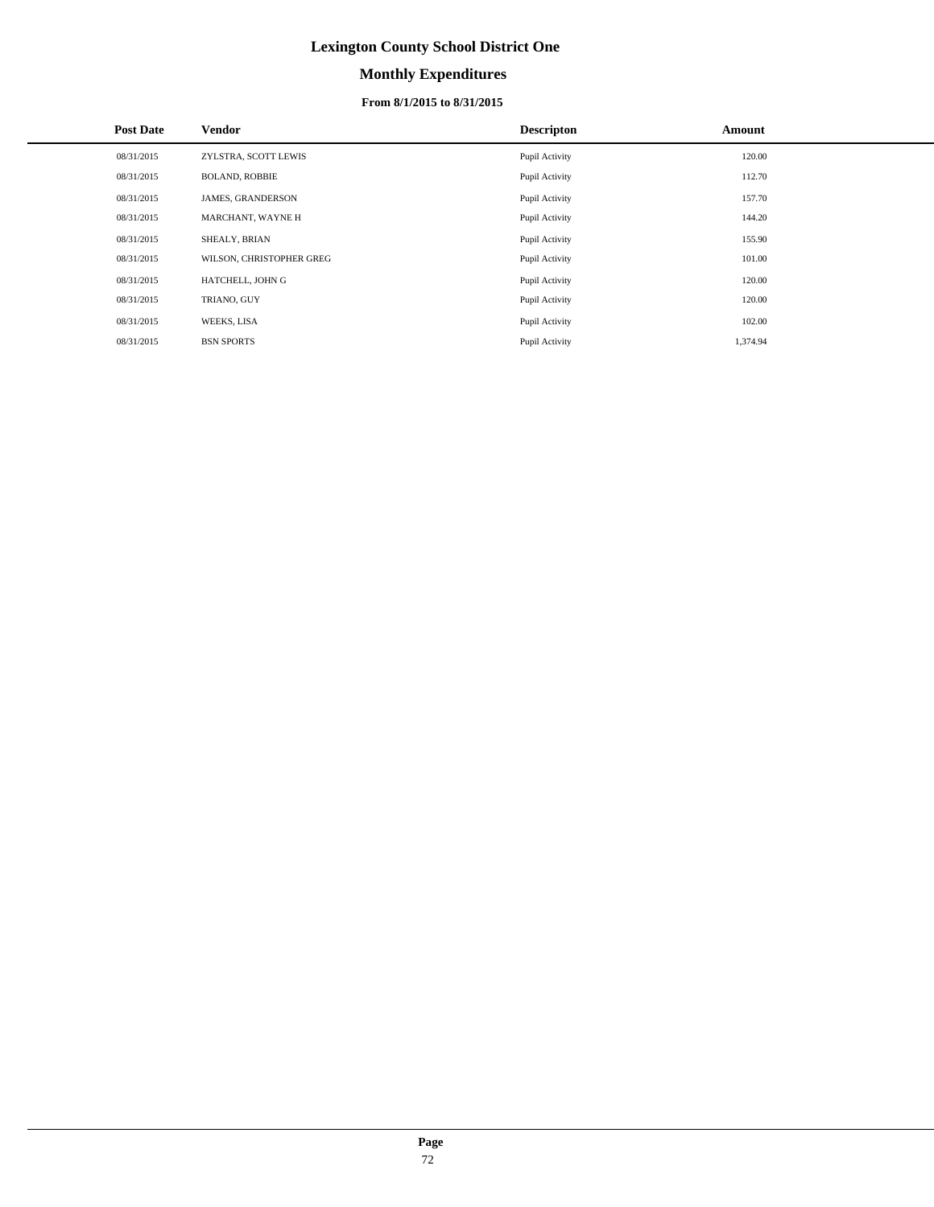# Lexington County School District One

## Monthly Expenditures

### From 8/1/2015 to 8/31/2015

| Post Date | Vendor | Descripton | Amount |
|---|---|---|---|
| 08/31/2015 | ZYLSTRA, SCOTT LEWIS | Pupil Activity | 120.00 |
| 08/31/2015 | BOLAND, ROBBIE | Pupil Activity | 112.70 |
| 08/31/2015 | JAMES, GRANDERSON | Pupil Activity | 157.70 |
| 08/31/2015 | MARCHANT, WAYNE H | Pupil Activity | 144.20 |
| 08/31/2015 | SHEALY, BRIAN | Pupil Activity | 155.90 |
| 08/31/2015 | WILSON, CHRISTOPHER GREG | Pupil Activity | 101.00 |
| 08/31/2015 | HATCHELL, JOHN G | Pupil Activity | 120.00 |
| 08/31/2015 | TRIANO, GUY | Pupil Activity | 120.00 |
| 08/31/2015 | WEEKS, LISA | Pupil Activity | 102.00 |
| 08/31/2015 | BSN SPORTS | Pupil Activity | 1,374.94 |